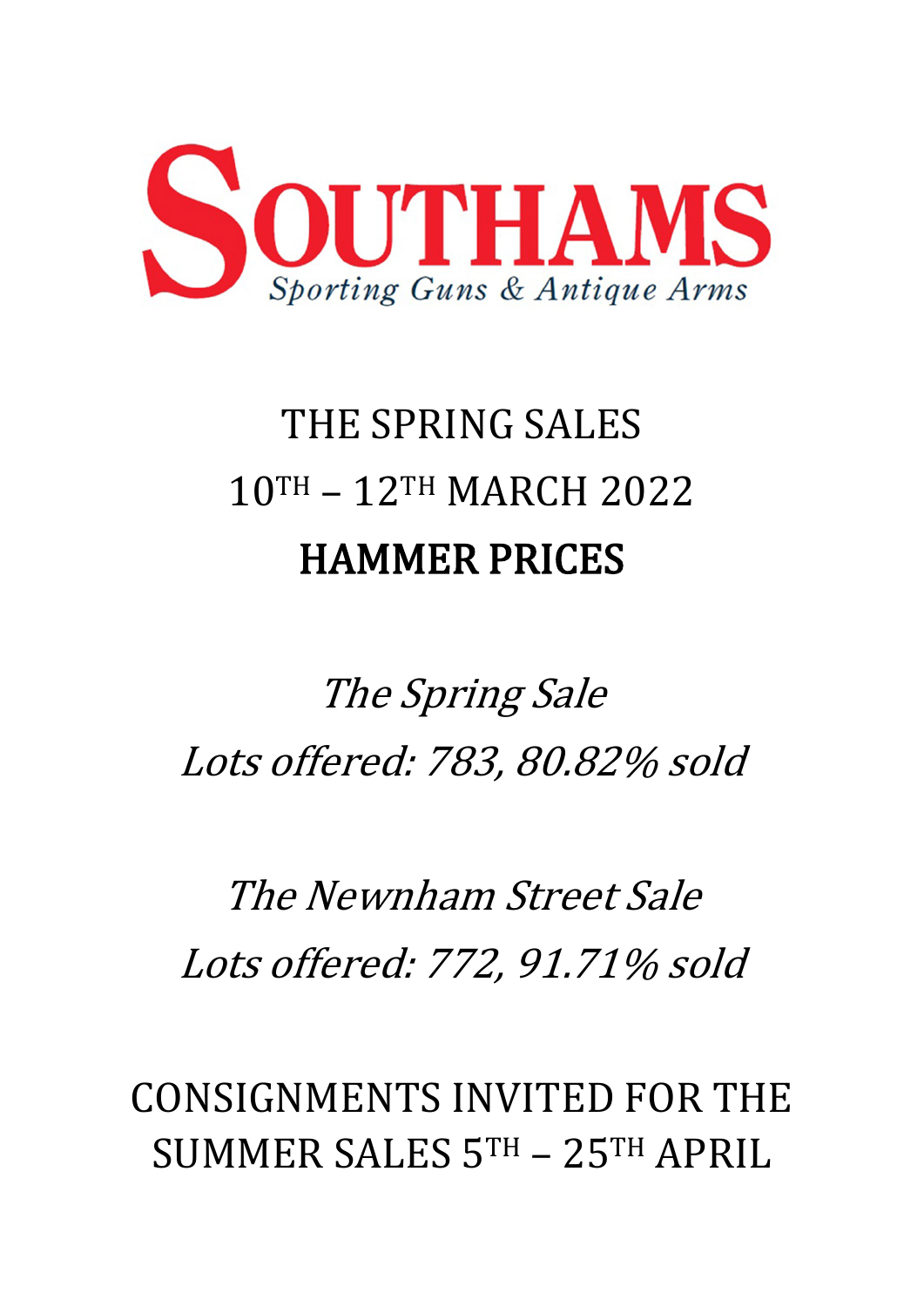# SOUTHAMS

*Sporting Guns & Antique Arms*

## THE SPRING SALES

## 10TH – 12TH MARCH 2022

## HAMMER PRICES

*The Spring Sale*

*Lots offered: 783, 80.82% sold*

*The Newnham Street Sale*

*Lots offered: 772, 91.71% sold*

CONSIGNMENTS INVITED FOR THE SUMMER SALES 5TH – 25TH APRIL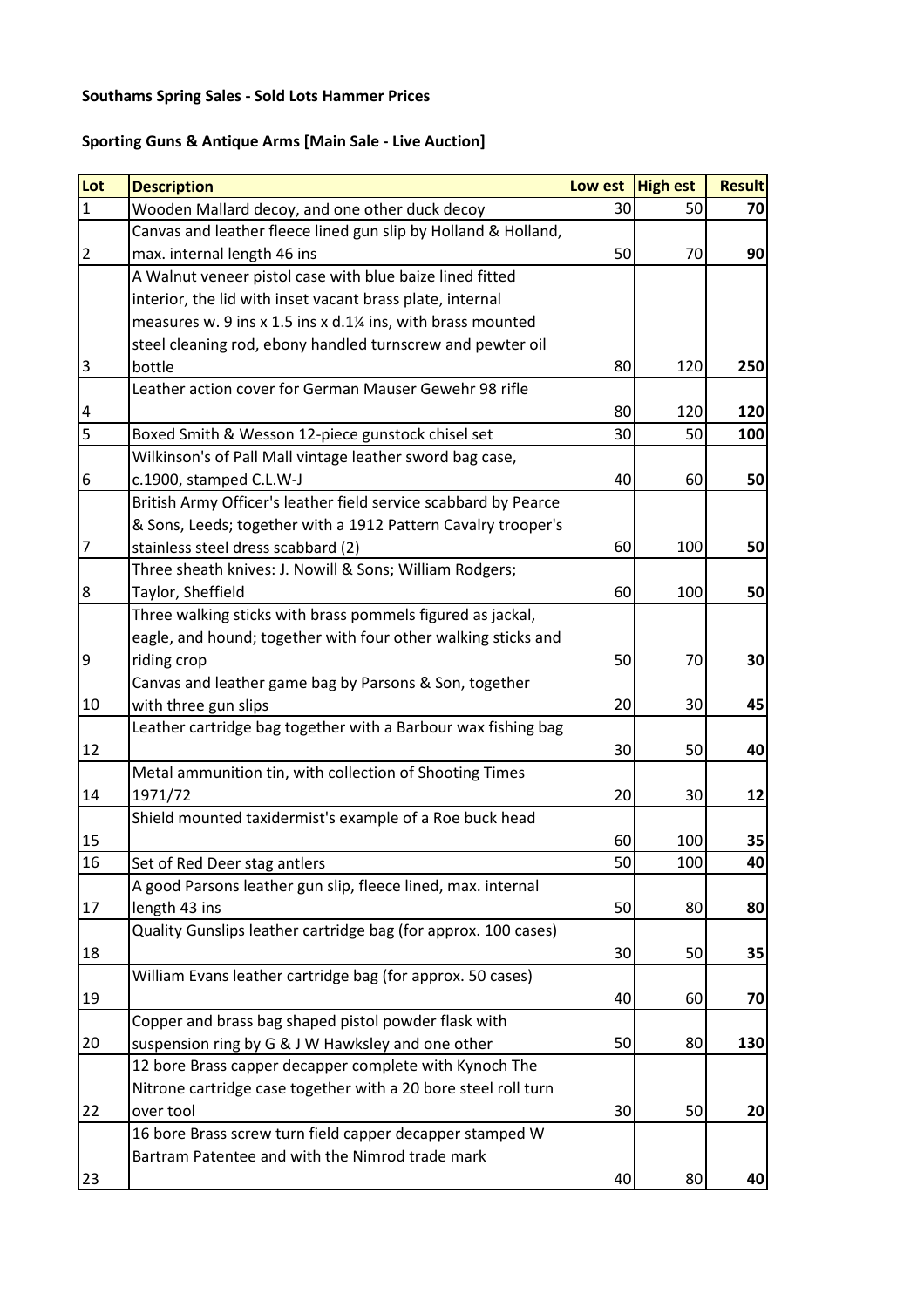**Southams Spring Sales - Sold Lots Hammer Prices**

**Sporting Guns & Antique Arms [Main Sale - Live Auction]**

| Lot | Description | Low est | High est | Result |
|---|---|---|---|---|
| 1 | Wooden Mallard decoy, and one other duck decoy | 30 | 50 | **70** |
| 2 | Canvas and leather fleece lined gun slip by Holland & Holland, max. internal length 46 ins | 50 | 70 | **90** |
| 3 | A Walnut veneer pistol case with blue baize lined fitted interior, the lid with inset vacant brass plate, internal measures w. 9 ins x 1.5 ins x d.1¼ ins, with brass mounted steel cleaning rod, ebony handled turnscrew and pewter oil bottle | 80 | 120 | **250** |
| 4 | Leather action cover for German Mauser Gewehr 98 rifle | 80 | 120 | **120** |
| 5 | Boxed Smith & Wesson 12-piece gunstock chisel set | 30 | 50 | **100** |
| 6 | Wilkinson's of Pall Mall vintage leather sword bag case, c.1900, stamped C.L.W-J | 40 | 60 | **50** |
| 7 | British Army Officer's leather field service scabbard by Pearce & Sons, Leeds; together with a 1912 Pattern Cavalry trooper's stainless steel dress scabbard (2) | 60 | 100 | **50** |
| 8 | Three sheath knives: J. Nowill & Sons; William Rodgers; Taylor, Sheffield | 60 | 100 | **50** |
| 9 | Three walking sticks with brass pommels figured as jackal, eagle, and hound; together with four other walking sticks and riding crop | 50 | 70 | **30** |
| 10 | Canvas and leather game bag by Parsons & Son, together with three gun slips | 20 | 30 | **45** |
| 12 | Leather cartridge bag together with a Barbour wax fishing bag | 30 | 50 | **40** |
| 14 | Metal ammunition tin, with collection of Shooting Times 1971/72 | 20 | 30 | **12** |
| 15 | Shield mounted taxidermist's example of a Roe buck head | 60 | 100 | **35** |
| 16 | Set of Red Deer stag antlers | 50 | 100 | **40** |
| 17 | A good Parsons leather gun slip, fleece lined, max. internal length 43 ins | 50 | 80 | **80** |
| 18 | Quality Gunslips leather cartridge bag (for approx. 100 cases) | 30 | 50 | **35** |
| 19 | William Evans leather cartridge bag (for approx. 50 cases) | 40 | 60 | **70** |
| 20 | Copper and brass bag shaped pistol powder flask with suspension ring by G & J W Hawksley and one other | 50 | 80 | **130** |
| 22 | 12 bore Brass capper decapper complete with Kynoch The Nitrone cartridge case together with a 20 bore steel roll turn over tool | 30 | 50 | **20** |
| 23 | 16 bore Brass screw turn field capper decapper stamped W Bartram Patentee and with the Nimrod trade mark | 40 | 80 | **40** |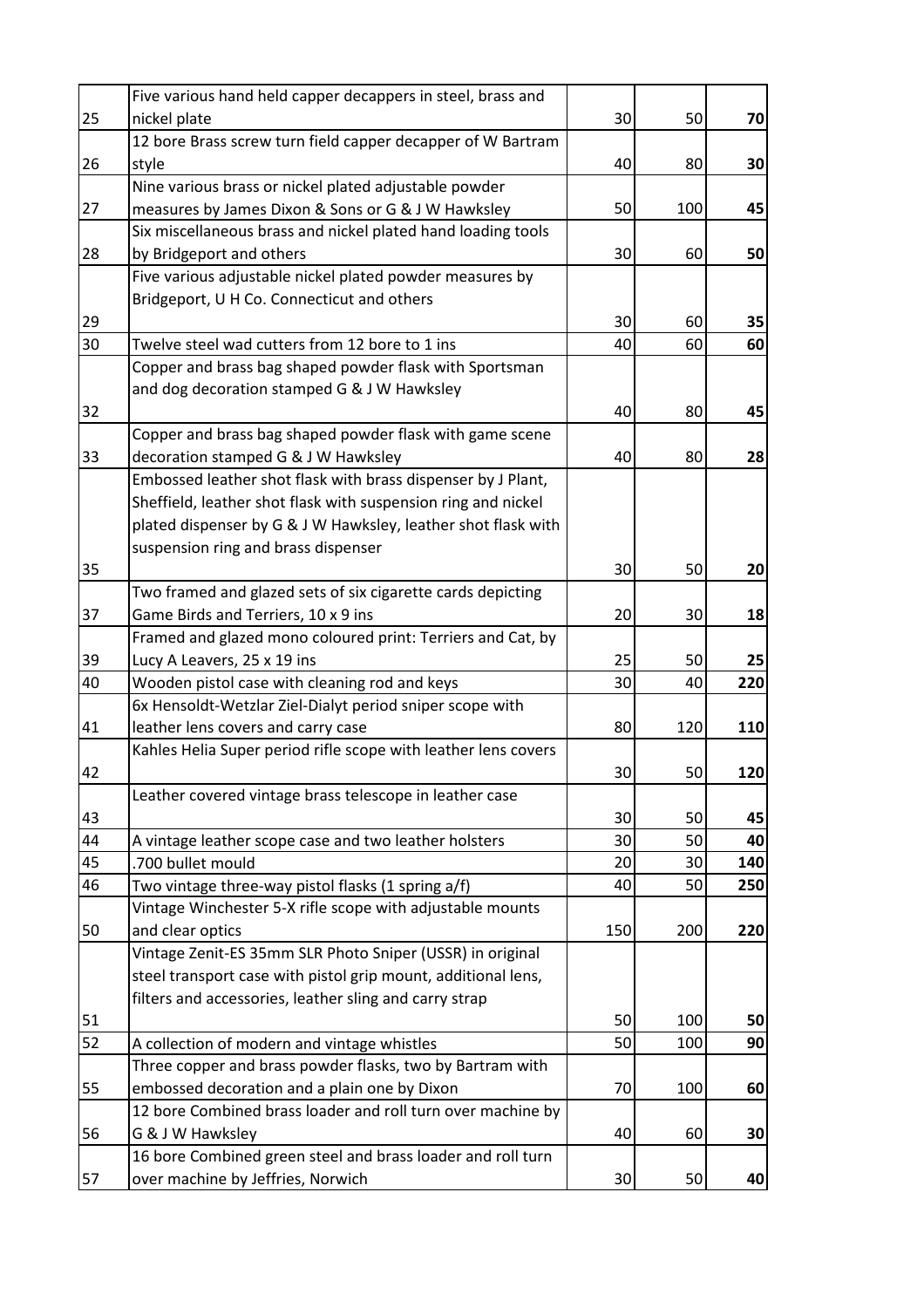| | | | | |
|---|---|---|---|---|
| 25 | Five various hand held capper decappers in steel, brass and nickel plate | 30 | 50 | **70** |
| 26 | 12 bore Brass screw turn field capper decapper of W Bartram style | 40 | 80 | **30** |
| 27 | Nine various brass or nickel plated adjustable powder measures by James Dixon & Sons or G & J W Hawksley | 50 | 100 | **45** |
| 28 | Six miscellaneous brass and nickel plated hand loading tools by Bridgeport and others | 30 | 60 | **50** |
| 29 | Five various adjustable nickel plated powder measures by Bridgeport, U H Co. Connecticut and others | 30 | 60 | **35** |
| 30 | Twelve steel wad cutters from 12 bore to 1 ins | 40 | 60 | **60** |
| 32 | Copper and brass bag shaped powder flask with Sportsman and dog decoration stamped G & J W Hawksley | 40 | 80 | **45** |
| 33 | Copper and brass bag shaped powder flask with game scene decoration stamped G & J W Hawksley | 40 | 80 | **28** |
| 35 | Embossed leather shot flask with brass dispenser by J Plant, Sheffield, leather shot flask with suspension ring and nickel plated dispenser by G & J W Hawksley, leather shot flask with suspension ring and brass dispenser | 30 | 50 | **20** |
| 37 | Two framed and glazed sets of six cigarette cards depicting Game Birds and Terriers, 10 x 9 ins | 20 | 30 | **18** |
| 39 | Framed and glazed mono coloured print: Terriers and Cat, by Lucy A Leavers, 25 x 19 ins | 25 | 50 | **25** |
| 40 | Wooden pistol case with cleaning rod and keys | 30 | 40 | **220** |
| 41 | 6x Hensoldt-Wetzlar Ziel-Dialyt period sniper scope with leather lens covers and carry case | 80 | 120 | **110** |
| 42 | Kahles Helia Super period rifle scope with leather lens covers | 30 | 50 | **120** |
| 43 | Leather covered vintage brass telescope in leather case | 30 | 50 | **45** |
| 44 | A vintage leather scope case and two leather holsters | 30 | 50 | **40** |
| 45 | .700 bullet mould | 20 | 30 | **140** |
| 46 | Two vintage three-way pistol flasks (1 spring a/f) | 40 | 50 | **250** |
| 50 | Vintage Winchester 5-X rifle scope with adjustable mounts and clear optics | 150 | 200 | **220** |
| 51 | Vintage Zenit-ES 35mm SLR Photo Sniper (USSR) in original steel transport case with pistol grip mount, additional lens, filters and accessories, leather sling and carry strap | 50 | 100 | **50** |
| 52 | A collection of modern and vintage whistles | 50 | 100 | **90** |
| 55 | Three copper and brass powder flasks, two by Bartram with embossed decoration and a plain one by Dixon | 70 | 100 | **60** |
| 56 | 12 bore Combined brass loader and roll turn over machine by G & J W Hawksley | 40 | 60 | **30** |
| 57 | 16 bore Combined green steel and brass loader and roll turn over machine by Jeffries, Norwich | 30 | 50 | **40** |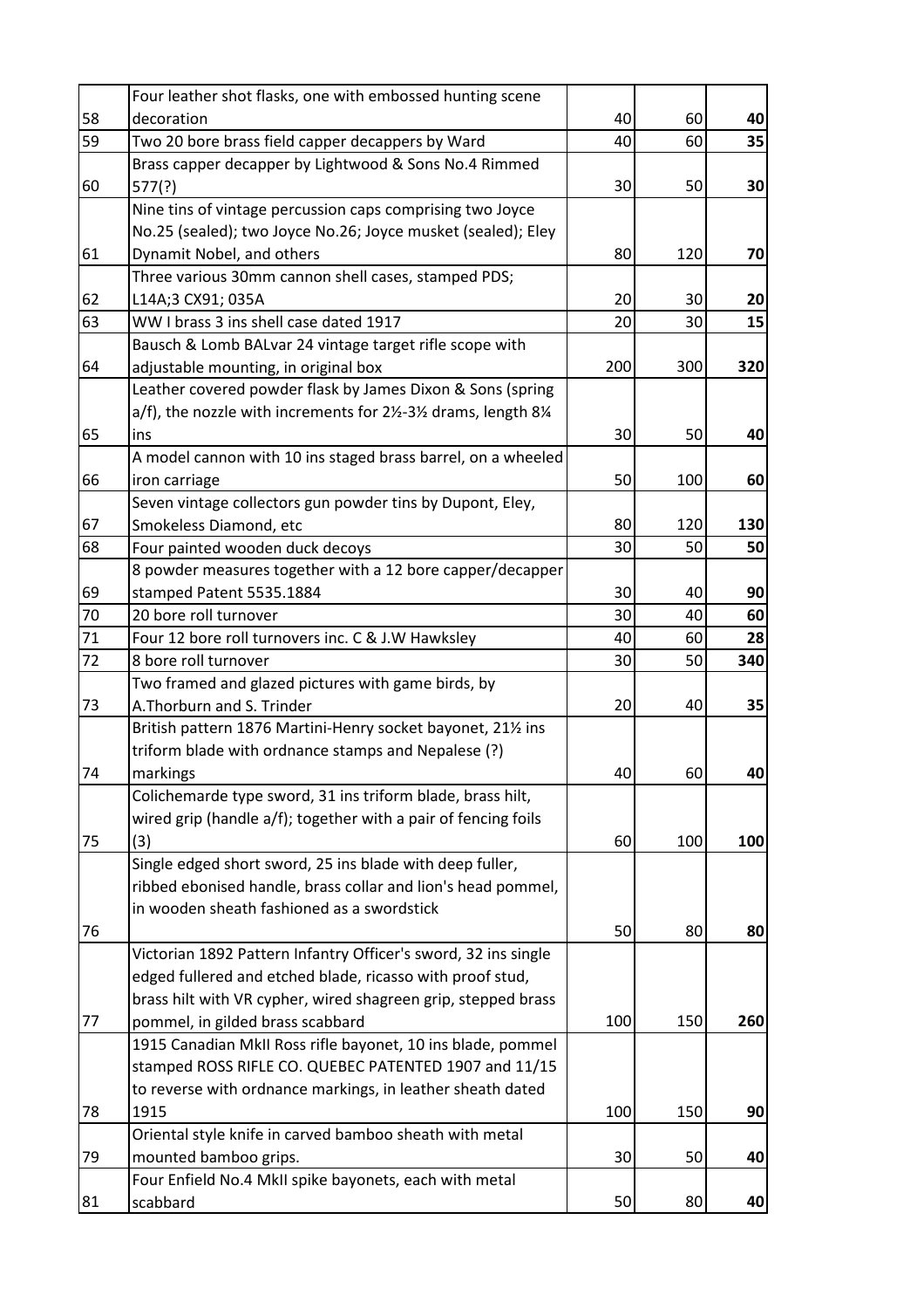| | | | | |
|---|---|---|---|---|
| 58 | Four leather shot flasks, one with embossed hunting scene decoration | 40 | 60 | **40** |
| 59 | Two 20 bore brass field capper decappers by Ward | 40 | 60 | **35** |
| 60 | Brass capper decapper by Lightwood & Sons No.4 Rimmed 577(?) | 30 | 50 | **30** |
| 61 | Nine tins of vintage percussion caps comprising two Joyce No.25 (sealed); two Joyce No.26; Joyce musket (sealed); Eley Dynamit Nobel, and others | 80 | 120 | **70** |
| 62 | Three various 30mm cannon shell cases, stamped PDS; L14A;3 CX91; 035A | 20 | 30 | **20** |
| 63 | WW I brass 3 ins shell case dated 1917 | 20 | 30 | **15** |
| 64 | Bausch & Lomb BALvar 24 vintage target rifle scope with adjustable mounting, in original box | 200 | 300 | **320** |
| 65 | Leather covered powder flask by James Dixon & Sons (spring a/f), the nozzle with increments for 2½-3½ drams, length 8¼ ins | 30 | 50 | **40** |
| 66 | A model cannon with 10 ins staged brass barrel, on a wheeled iron carriage | 50 | 100 | **60** |
| 67 | Seven vintage collectors gun powder tins by Dupont, Eley, Smokeless Diamond, etc | 80 | 120 | **130** |
| 68 | Four painted wooden duck decoys | 30 | 50 | **50** |
| 69 | 8 powder measures together with a 12 bore capper/decapper stamped Patent 5535.1884 | 30 | 40 | **90** |
| 70 | 20 bore roll turnover | 30 | 40 | **60** |
| 71 | Four 12 bore roll turnovers inc. C & J.W Hawksley | 40 | 60 | **28** |
| 72 | 8 bore roll turnover | 30 | 50 | **340** |
| 73 | Two framed and glazed pictures with game birds, by A.Thorburn and S. Trinder | 20 | 40 | **35** |
| 74 | British pattern 1876 Martini-Henry socket bayonet, 21½ ins triform blade with ordnance stamps and Nepalese (?) markings | 40 | 60 | **40** |
| 75 | Colichemarde type sword, 31 ins triform blade, brass hilt, wired grip (handle a/f); together with a pair of fencing foils (3) | 60 | 100 | **100** |
| 76 | Single edged short sword, 25 ins blade with deep fuller, ribbed ebonised handle, brass collar and lion's head pommel, in wooden sheath fashioned as a swordstick | 50 | 80 | **80** |
| 77 | Victorian 1892 Pattern Infantry Officer's sword, 32 ins single edged fullered and etched blade, ricasso with proof stud, brass hilt with VR cypher, wired shagreen grip, stepped brass pommel, in gilded brass scabbard | 100 | 150 | **260** |
| 78 | 1915 Canadian MkII Ross rifle bayonet, 10 ins blade, pommel stamped ROSS RIFLE CO. QUEBEC PATENTED 1907 and 11/15 to reverse with ordnance markings, in leather sheath dated 1915 | 100 | 150 | **90** |
| 79 | Oriental style knife in carved bamboo sheath with metal mounted bamboo grips. | 30 | 50 | **40** |
| 81 | Four Enfield No.4 MkII spike bayonets, each with metal scabbard | 50 | 80 | **40** |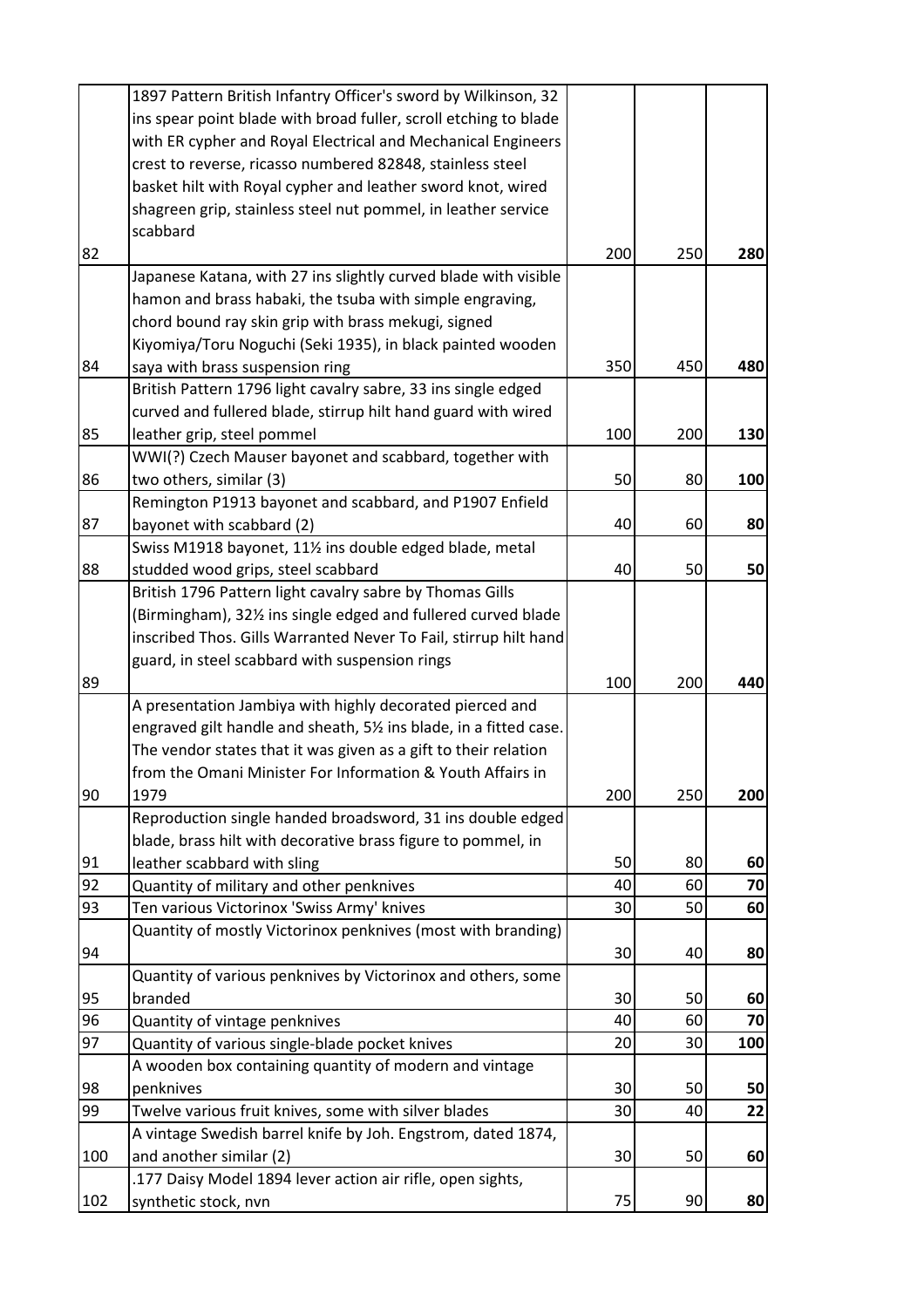| | | | | |
|---|---|---|---|---|
| 82 | 1897 Pattern British Infantry Officer's sword by Wilkinson, 32 ins spear point blade with broad fuller, scroll etching to blade with ER cypher and Royal Electrical and Mechanical Engineers crest to reverse, ricasso numbered 82848, stainless steel basket hilt with Royal cypher and leather sword knot, wired shagreen grip, stainless steel nut pommel, in leather service scabbard | 200 | 250 | **280** |
| 84 | Japanese Katana, with 27 ins slightly curved blade with visible hamon and brass habaki, the tsuba with simple engraving, chord bound ray skin grip with brass mekugi, signed Kiyomiya/Toru Noguchi (Seki 1935), in black painted wooden saya with brass suspension ring | 350 | 450 | **480** |
| 85 | British Pattern 1796 light cavalry sabre, 33 ins single edged curved and fullered blade, stirrup hilt hand guard with wired leather grip, steel pommel | 100 | 200 | **130** |
| 86 | WWI(?) Czech Mauser bayonet and scabbard, together with two others, similar (3) | 50 | 80 | **100** |
| 87 | Remington P1913 bayonet and scabbard, and P1907 Enfield bayonet with scabbard (2) | 40 | 60 | **80** |
| 88 | Swiss M1918 bayonet, 11½ ins double edged blade, metal studded wood grips, steel scabbard | 40 | 50 | **50** |
| 89 | British 1796 Pattern light cavalry sabre by Thomas Gills (Birmingham), 32½ ins single edged and fullered curved blade inscribed Thos. Gills Warranted Never To Fail, stirrup hilt hand guard, in steel scabbard with suspension rings | 100 | 200 | **440** |
| 90 | A presentation Jambiya with highly decorated pierced and engraved gilt handle and sheath, 5½ ins blade, in a fitted case. The vendor states that it was given as a gift to their relation from the Omani Minister For Information & Youth Affairs in 1979 | 200 | 250 | **200** |
| 91 | Reproduction single handed broadsword, 31 ins double edged blade, brass hilt with decorative brass figure to pommel, in leather scabbard with sling | 50 | 80 | **60** |
| 92 | Quantity of military and other penknives | 40 | 60 | **70** |
| 93 | Ten various Victorinox 'Swiss Army' knives | 30 | 50 | **60** |
| 94 | Quantity of mostly Victorinox penknives (most with branding) | 30 | 40 | **80** |
| 95 | Quantity of various penknives by Victorinox and others, some branded | 30 | 50 | **60** |
| 96 | Quantity of vintage penknives | 40 | 60 | **70** |
| 97 | Quantity of various single-blade pocket knives | 20 | 30 | **100** |
| 98 | A wooden box containing quantity of modern and vintage penknives | 30 | 50 | **50** |
| 99 | Twelve various fruit knives, some with silver blades | 30 | 40 | **22** |
| 100 | A vintage Swedish barrel knife by Joh. Engstrom, dated 1874, and another similar (2) | 30 | 50 | **60** |
| 102 | .177 Daisy Model 1894 lever action air rifle, open sights, synthetic stock, nvn | 75 | 90 | **80** |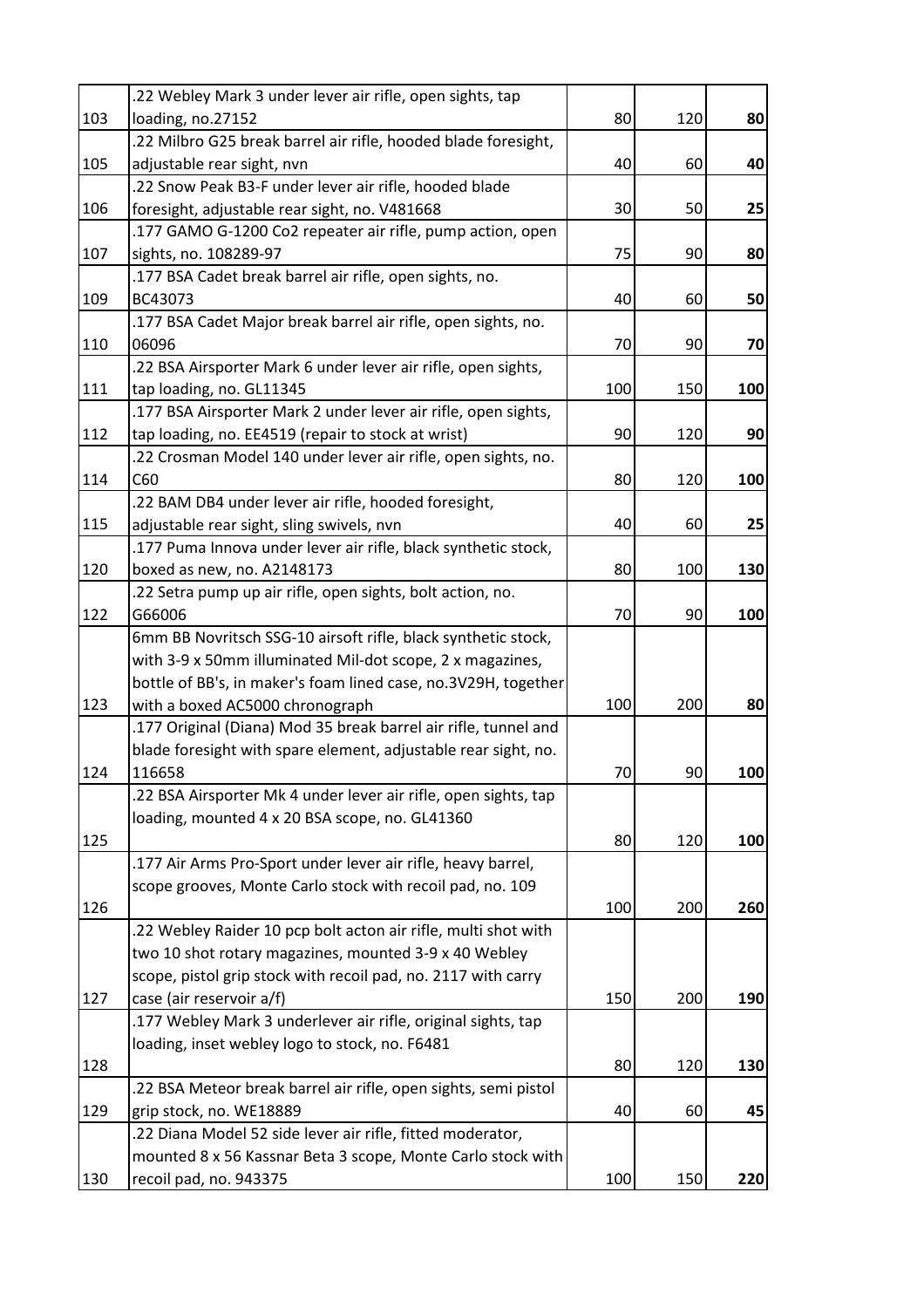| | | | | |
|---|---|---|---|---|
| 103 | .22 Webley Mark 3 under lever air rifle, open sights, tap loading, no.27152 | 80 | 120 | **80** |
| 105 | .22 Milbro G25 break barrel air rifle, hooded blade foresight, adjustable rear sight, nvn | 40 | 60 | **40** |
| 106 | .22 Snow Peak B3-F under lever air rifle, hooded blade foresight, adjustable rear sight, no. V481668 | 30 | 50 | **25** |
| 107 | .177 GAMO G-1200 Co2 repeater air rifle, pump action, open sights, no. 108289-97 | 75 | 90 | **80** |
| 109 | .177 BSA Cadet break barrel air rifle, open sights, no. BC43073 | 40 | 60 | **50** |
| 110 | .177 BSA Cadet Major break barrel air rifle, open sights, no. 06096 | 70 | 90 | **70** |
| 111 | .22 BSA Airsporter Mark 6 under lever air rifle, open sights, tap loading, no. GL11345 | 100 | 150 | **100** |
| 112 | .177 BSA Airsporter Mark 2 under lever air rifle, open sights, tap loading, no. EE4519 (repair to stock at wrist) | 90 | 120 | **90** |
| 114 | .22 Crosman Model 140 under lever air rifle, open sights, no. C60 | 80 | 120 | **100** |
| 115 | .22 BAM DB4 under lever air rifle, hooded foresight, adjustable rear sight, sling swivels, nvn | 40 | 60 | **25** |
| 120 | .177 Puma Innova under lever air rifle, black synthetic stock, boxed as new, no. A2148173 | 80 | 100 | **130** |
| 122 | .22 Setra pump up air rifle, open sights, bolt action, no. G66006 | 70 | 90 | **100** |
| 123 | 6mm BB Novritsch SSG-10 airsoft rifle, black synthetic stock, with 3-9 x 50mm illuminated Mil-dot scope, 2 x magazines, bottle of BB's, in maker's foam lined case, no.3V29H, together with a boxed AC5000 chronograph | 100 | 200 | **80** |
| 124 | .177 Original (Diana) Mod 35 break barrel air rifle, tunnel and blade foresight with spare element, adjustable rear sight, no. 116658 | 70 | 90 | **100** |
| 125 | .22 BSA Airsporter Mk 4 under lever air rifle, open sights, tap loading, mounted 4 x 20 BSA scope, no. GL41360 | 80 | 120 | **100** |
| 126 | .177 Air Arms Pro-Sport under lever air rifle, heavy barrel, scope grooves, Monte Carlo stock with recoil pad, no. 109 | 100 | 200 | **260** |
| 127 | .22 Webley Raider 10 pcp bolt acton air rifle, multi shot with two 10 shot rotary magazines, mounted 3-9 x 40 Webley scope, pistol grip stock with recoil pad, no. 2117 with carry case (air reservoir a/f) | 150 | 200 | **190** |
| 128 | .177 Webley Mark 3 underlever air rifle, original sights, tap loading, inset webley logo to stock, no. F6481 | 80 | 120 | **130** |
| 129 | .22 BSA Meteor break barrel air rifle, open sights, semi pistol grip stock, no. WE18889 | 40 | 60 | **45** |
| 130 | .22 Diana Model 52 side lever air rifle, fitted moderator, mounted 8 x 56 Kassnar Beta 3 scope, Monte Carlo stock with recoil pad, no. 943375 | 100 | 150 | **220** |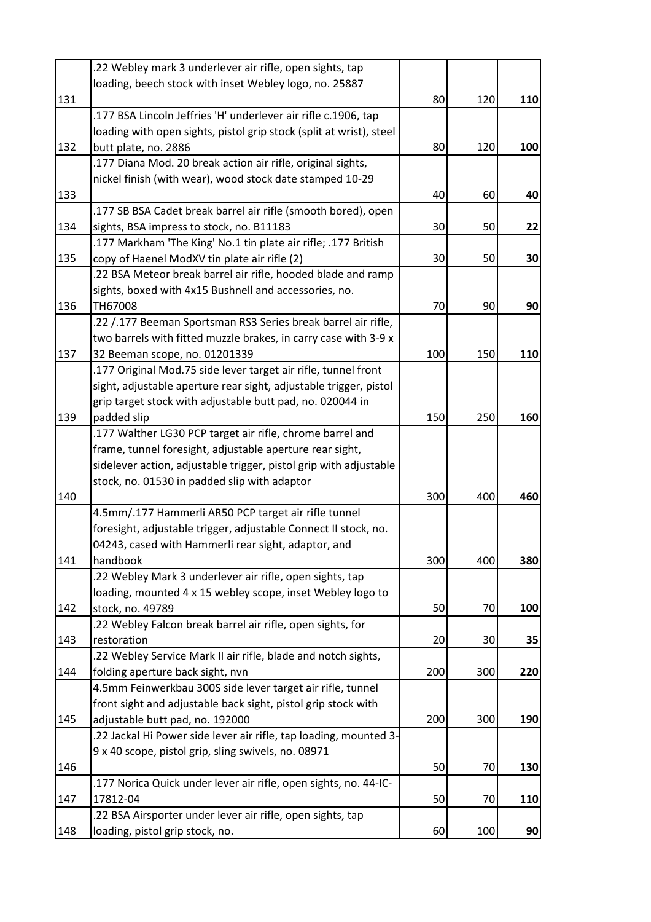| | | | | |
|---|---|---|---|---|
| 131 | .22 Webley mark 3 underlever air rifle, open sights, tap loading, beech stock with inset Webley logo, no. 25887 | 80 | 120 | **110** |
| 132 | .177 BSA Lincoln Jeffries 'H' underlever air rifle c.1906, tap loading with open sights, pistol grip stock (split at wrist), steel butt plate, no. 2886 | 80 | 120 | **100** |
| 133 | .177 Diana Mod. 20 break action air rifle, original sights, nickel finish (with wear), wood stock date stamped 10-29 | 40 | 60 | **40** |
| 134 | .177 SB BSA Cadet break barrel air rifle (smooth bored), open sights, BSA impress to stock, no. B11183 | 30 | 50 | **22** |
| 135 | .177 Markham 'The King' No.1 tin plate air rifle; .177 British copy of Haenel ModXV tin plate air rifle (2) | 30 | 50 | **30** |
| 136 | .22 BSA Meteor break barrel air rifle, hooded blade and ramp sights, boxed with 4x15 Bushnell and accessories, no. TH67008 | 70 | 90 | **90** |
| 137 | .22 /.177 Beeman Sportsman RS3 Series break barrel air rifle, two barrels with fitted muzzle brakes, in carry case with 3-9 x 32 Beeman scope, no. 01201339 | 100 | 150 | **110** |
| 139 | .177 Original Mod.75 side lever target air rifle, tunnel front sight, adjustable aperture rear sight, adjustable trigger, pistol grip target stock with adjustable butt pad, no. 020044 in padded slip | 150 | 250 | **160** |
| 140 | .177 Walther LG30 PCP target air rifle, chrome barrel and frame, tunnel foresight, adjustable aperture rear sight, sidelever action, adjustable trigger, pistol grip with adjustable stock, no. 01530 in padded slip with adaptor | 300 | 400 | **460** |
| 141 | 4.5mm/.177 Hammerli AR50 PCP target air rifle tunnel foresight, adjustable trigger, adjustable Connect II stock, no. 04243, cased with Hammerli rear sight, adaptor, and handbook | 300 | 400 | **380** |
| 142 | .22 Webley Mark 3 underlever air rifle, open sights, tap loading, mounted 4 x 15 webley scope, inset Webley logo to stock, no. 49789 | 50 | 70 | **100** |
| 143 | .22 Webley Falcon break barrel air rifle, open sights, for restoration | 20 | 30 | **35** |
| 144 | .22 Webley Service Mark II air rifle, blade and notch sights, folding aperture back sight, nvn | 200 | 300 | **220** |
| 145 | 4.5mm Feinwerkbau 300S side lever target air rifle, tunnel front sight and adjustable back sight, pistol grip stock with adjustable butt pad, no. 192000 | 200 | 300 | **190** |
| 146 | .22 Jackal Hi Power side lever air rifle, tap loading, mounted 3-9 x 40 scope, pistol grip, sling swivels, no. 08971 | 50 | 70 | **130** |
| 147 | .177 Norica Quick under lever air rifle, open sights, no. 44-IC-17812-04 | 50 | 70 | **110** |
| 148 | .22 BSA Airsporter under lever air rifle, open sights, tap loading, pistol grip stock, no. | 60 | 100 | **90** |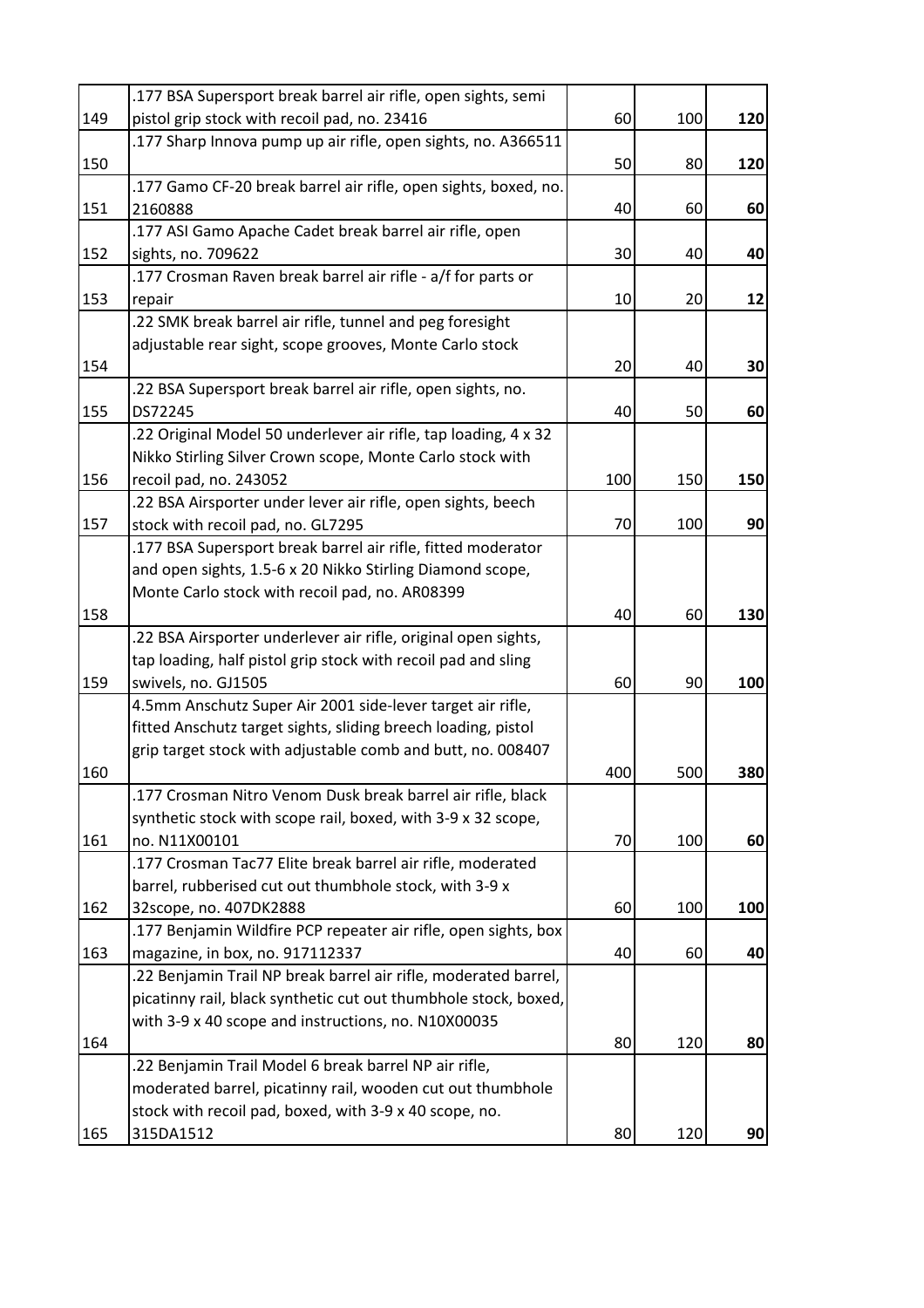| | | | | |
|---|---|---|---|---|
| 149 | .177 BSA Supersport break barrel air rifle, open sights, semi pistol grip stock with recoil pad, no. 23416 | 60 | 100 | **120** |
| 150 | .177 Sharp Innova pump up air rifle, open sights, no. A366511 | 50 | 80 | **120** |
| 151 | .177 Gamo CF-20 break barrel air rifle, open sights, boxed, no. 2160888 | 40 | 60 | **60** |
| 152 | .177 ASI Gamo Apache Cadet break barrel air rifle, open sights, no. 709622 | 30 | 40 | **40** |
| 153 | .177 Crosman Raven break barrel air rifle - a/f for parts or repair | 10 | 20 | **12** |
| 154 | .22 SMK break barrel air rifle, tunnel and peg foresight adjustable rear sight, scope grooves, Monte Carlo stock | 20 | 40 | **30** |
| 155 | .22 BSA Supersport break barrel air rifle, open sights, no. DS72245 | 40 | 50 | **60** |
| 156 | .22 Original Model 50 underlever air rifle, tap loading, 4 x 32 Nikko Stirling Silver Crown scope, Monte Carlo stock with recoil pad, no. 243052 | 100 | 150 | **150** |
| 157 | .22 BSA Airsporter under lever air rifle, open sights, beech stock with recoil pad, no. GL7295 | 70 | 100 | **90** |
| 158 | .177 BSA Supersport break barrel air rifle, fitted moderator and open sights, 1.5-6 x 20 Nikko Stirling Diamond scope, Monte Carlo stock with recoil pad, no. AR08399 | 40 | 60 | **130** |
| 159 | .22 BSA Airsporter underlever air rifle, original open sights, tap loading, half pistol grip stock with recoil pad and sling swivels, no. GJ1505 | 60 | 90 | **100** |
| 160 | 4.5mm Anschutz Super Air 2001 side-lever target air rifle, fitted Anschutz target sights, sliding breech loading, pistol grip target stock with adjustable comb and butt, no. 008407 | 400 | 500 | **380** |
| 161 | .177 Crosman Nitro Venom Dusk break barrel air rifle, black synthetic stock with scope rail, boxed, with 3-9 x 32 scope, no. N11X00101 | 70 | 100 | **60** |
| 162 | .177 Crosman Tac77 Elite break barrel air rifle, moderated barrel, rubberised cut out thumbhole stock, with 3-9 x 32scope, no. 407DK2888 | 60 | 100 | **100** |
| 163 | .177 Benjamin Wildfire PCP repeater air rifle, open sights, box magazine, in box, no. 917112337 | 40 | 60 | **40** |
| 164 | .22 Benjamin Trail NP break barrel air rifle, moderated barrel, picatinny rail, black synthetic cut out thumbhole stock, boxed, with 3-9 x 40 scope and instructions, no. N10X00035 | 80 | 120 | **80** |
| 165 | .22 Benjamin Trail Model 6 break barrel NP air rifle, moderated barrel, picatinny rail, wooden cut out thumbhole stock with recoil pad, boxed, with 3-9 x 40 scope, no. 315DA1512 | 80 | 120 | **90** |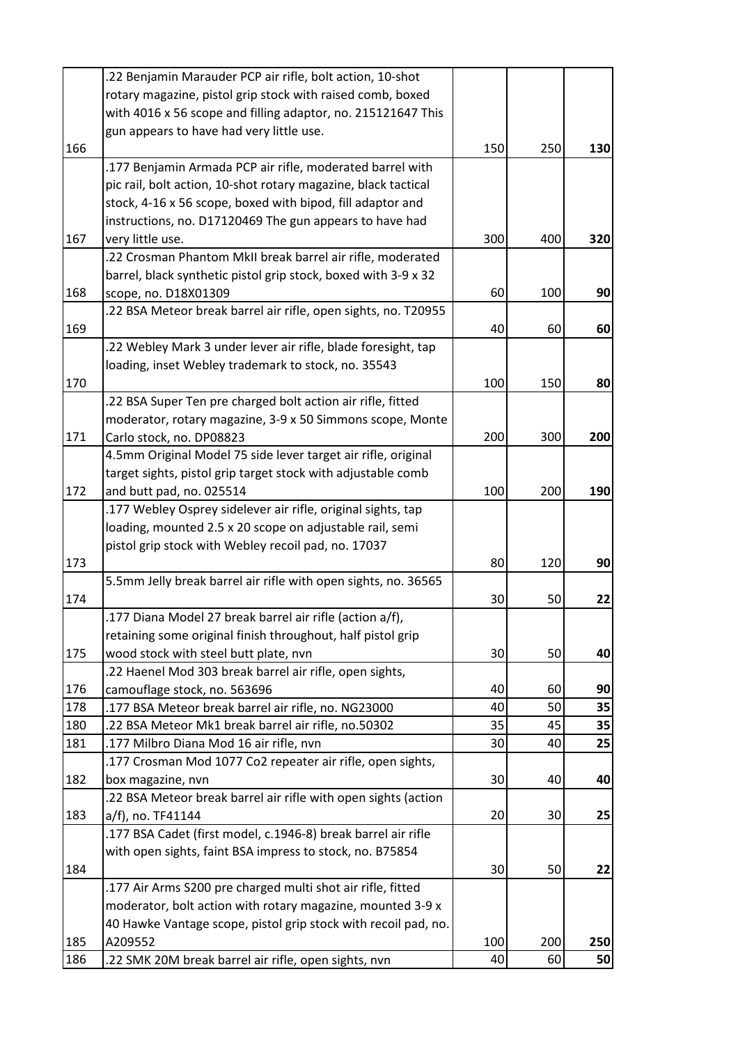| | | | | |
|---|---|---|---|---|
| 166 | .22 Benjamin Marauder PCP air rifle, bolt action, 10-shot rotary magazine, pistol grip stock with raised comb, boxed with 4016 x 56 scope and filling adaptor, no. 215121647 This gun appears to have had very little use. | 150 | 250 | **130** |
| 167 | .177 Benjamin Armada PCP air rifle, moderated barrel with pic rail, bolt action, 10-shot rotary magazine, black tactical stock, 4-16 x 56 scope, boxed with bipod, fill adaptor and instructions, no. D17120469 The gun appears to have had very little use. | 300 | 400 | **320** |
| 168 | .22 Crosman Phantom MkII break barrel air rifle, moderated barrel, black synthetic pistol grip stock, boxed with 3-9 x 32 scope, no. D18X01309 | 60 | 100 | **90** |
| 169 | .22 BSA Meteor break barrel air rifle, open sights, no. T20955 | 40 | 60 | **60** |
| 170 | .22 Webley Mark 3 under lever air rifle, blade foresight, tap loading, inset Webley trademark to stock, no. 35543 | 100 | 150 | **80** |
| 171 | .22 BSA Super Ten pre charged bolt action air rifle, fitted moderator, rotary magazine, 3-9 x 50 Simmons scope, Monte Carlo stock, no. DP08823 | 200 | 300 | **200** |
| 172 | 4.5mm Original Model 75 side lever target air rifle, original target sights, pistol grip target stock with adjustable comb and butt pad, no. 025514 | 100 | 200 | **190** |
| 173 | .177 Webley Osprey sidelever air rifle, original sights, tap loading, mounted 2.5 x 20 scope on adjustable rail, semi pistol grip stock with Webley recoil pad, no. 17037 | 80 | 120 | **90** |
| 174 | 5.5mm Jelly break barrel air rifle with open sights, no. 36565 | 30 | 50 | **22** |
| 175 | .177 Diana Model 27 break barrel air rifle (action a/f), retaining some original finish throughout, half pistol grip wood stock with steel butt plate, nvn | 30 | 50 | **40** |
| 176 | .22 Haenel Mod 303 break barrel air rifle, open sights, camouflage stock, no. 563696 | 40 | 60 | **90** |
| 178 | .177 BSA Meteor break barrel air rifle, no. NG23000 | 40 | 50 | **35** |
| 180 | .22 BSA Meteor Mk1 break barrel air rifle, no.50302 | 35 | 45 | **35** |
| 181 | .177 Milbro Diana Mod 16 air rifle, nvn | 30 | 40 | **25** |
| 182 | .177 Crosman Mod 1077 Co2 repeater air rifle, open sights, box magazine, nvn | 30 | 40 | **40** |
| 183 | .22 BSA Meteor break barrel air rifle with open sights (action a/f), no. TF41144 | 20 | 30 | **25** |
| 184 | .177 BSA Cadet (first model, c.1946-8) break barrel air rifle with open sights, faint BSA impress to stock, no. B75854 | 30 | 50 | **22** |
| 185 | .177 Air Arms S200 pre charged multi shot air rifle, fitted moderator, bolt action with rotary magazine, mounted 3-9 x 40 Hawke Vantage scope, pistol grip stock with recoil pad, no. A209552 | 100 | 200 | **250** |
| 186 | .22 SMK 20M break barrel air rifle, open sights, nvn | 40 | 60 | **50** |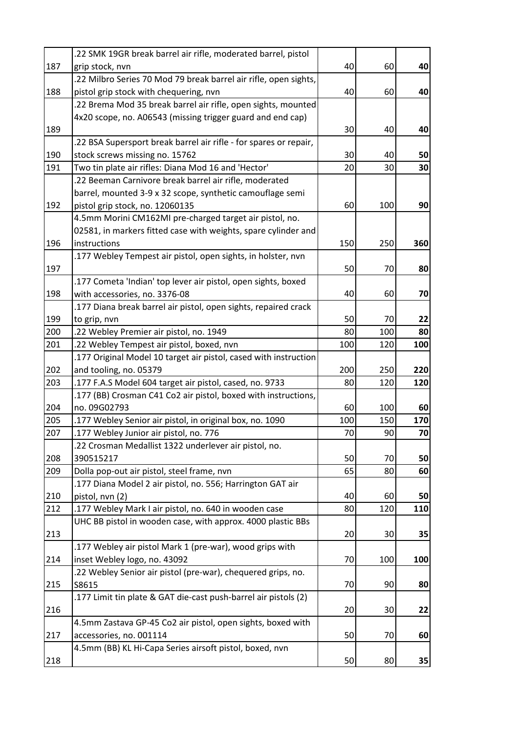| | | | | |
|---|---|---|---|---|
| 187 | .22 SMK 19GR break barrel air rifle, moderated barrel, pistol grip stock, nvn | 40 | 60 | **40** |
| 188 | .22 Milbro Series 70 Mod 79 break barrel air rifle, open sights, pistol grip stock with chequering, nvn | 40 | 60 | **40** |
| 189 | .22 Brema Mod 35 break barrel air rifle, open sights, mounted 4x20 scope, no. A06543 (missing trigger guard and end cap) | 30 | 40 | **40** |
| 190 | .22 BSA Supersport break barrel air rifle - for spares or repair, stock screws missing no. 15762 | 30 | 40 | **50** |
| 191 | Two tin plate air rifles: Diana Mod 16 and 'Hector' | 20 | 30 | **30** |
| 192 | .22 Beeman Carnivore break barrel air rifle, moderated barrel, mounted 3-9 x 32 scope, synthetic camouflage semi pistol grip stock, no. 12060135 | 60 | 100 | **90** |
| 196 | 4.5mm Morini CM162MI pre-charged target air pistol, no. 02581, in markers fitted case with weights, spare cylinder and instructions | 150 | 250 | **360** |
| 197 | .177 Webley Tempest air pistol, open sights, in holster, nvn | 50 | 70 | **80** |
| 198 | .177 Cometa 'Indian' top lever air pistol, open sights, boxed with accessories, no. 3376-08 | 40 | 60 | **70** |
| 199 | .177 Diana break barrel air pistol, open sights, repaired crack to grip, nvn | 50 | 70 | **22** |
| 200 | .22 Webley Premier air pistol, no. 1949 | 80 | 100 | **80** |
| 201 | .22 Webley Tempest air pistol, boxed, nvn | 100 | 120 | **100** |
| 202 | .177 Original Model 10 target air pistol, cased with instruction and tooling, no. 05379 | 200 | 250 | **220** |
| 203 | .177 F.A.S Model 604 target air pistol, cased, no. 9733 | 80 | 120 | **120** |
| 204 | .177 (BB) Crosman C41 Co2 air pistol, boxed with instructions, no. 09G02793 | 60 | 100 | **60** |
| 205 | .177 Webley Senior air pistol, in original box, no. 1090 | 100 | 150 | **170** |
| 207 | .177 Webley Junior air pistol, no. 776 | 70 | 90 | **70** |
| 208 | .22 Crosman Medallist 1322 underlever air pistol, no. 390515217 | 50 | 70 | **50** |
| 209 | Dolla pop-out air pistol, steel frame, nvn | 65 | 80 | **60** |
| 210 | .177 Diana Model 2 air pistol, no. 556; Harrington GAT air pistol, nvn (2) | 40 | 60 | **50** |
| 212 | .177 Webley Mark I air pistol, no. 640 in wooden case | 80 | 120 | **110** |
| 213 | UHC BB pistol in wooden case, with approx. 4000 plastic BBs | 20 | 30 | **35** |
| 214 | .177 Webley air pistol Mark 1 (pre-war), wood grips with inset Webley logo, no. 43092 | 70 | 100 | **100** |
| 215 | .22 Webley Senior air pistol (pre-war), chequered grips, no. S8615 | 70 | 90 | **80** |
| 216 | .177 Limit tin plate & GAT die-cast push-barrel air pistols (2) | 20 | 30 | **22** |
| 217 | 4.5mm Zastava GP-45 Co2 air pistol, open sights, boxed with accessories, no. 001114 | 50 | 70 | **60** |
| 218 | 4.5mm (BB) KL Hi-Capa Series airsoft pistol, boxed, nvn | 50 | 80 | **35** |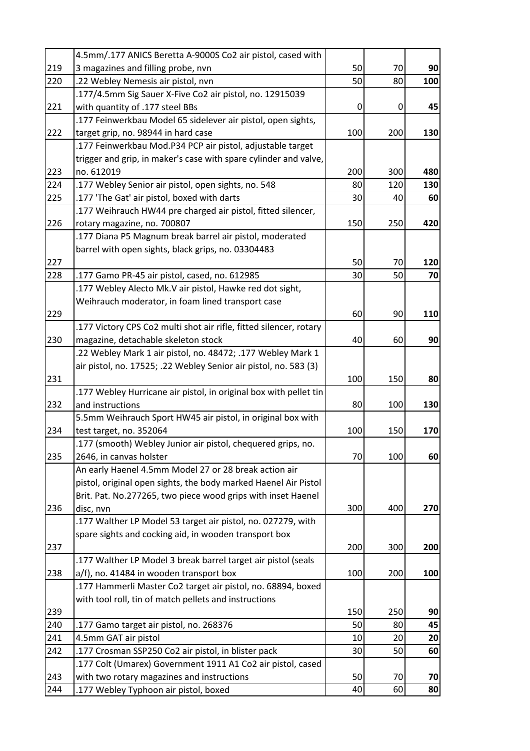| | | | | |
|---|---|---|---|---|
| 219 | 4.5mm/.177 ANICS Beretta A-9000S Co2 air pistol, cased with 3 magazines and filling probe, nvn | 50 | 70 | **90** |
| 220 | .22 Webley Nemesis air pistol, nvn | 50 | 80 | **100** |
| 221 | .177/4.5mm Sig Sauer X-Five Co2 air pistol, no. 12915039 with quantity of .177 steel BBs | 0 | 0 | **45** |
| 222 | .177 Feinwerkbau Model 65 sidelever air pistol, open sights, target grip, no. 98944 in hard case | 100 | 200 | **130** |
| 223 | .177 Feinwerkbau Mod.P34 PCP air pistol, adjustable target trigger and grip, in maker's case with spare cylinder and valve, no. 612019 | 200 | 300 | **480** |
| 224 | .177 Webley Senior air pistol, open sights, no. 548 | 80 | 120 | **130** |
| 225 | .177 'The Gat' air pistol, boxed with darts | 30 | 40 | **60** |
| 226 | .177 Weihrauch HW44 pre charged air pistol, fitted silencer, rotary magazine, no. 700807 | 150 | 250 | **420** |
| 227 | .177 Diana P5 Magnum break barrel air pistol, moderated barrel with open sights, black grips, no. 03304483 | 50 | 70 | **120** |
| 228 | .177 Gamo PR-45 air pistol, cased, no. 612985 | 30 | 50 | **70** |
| 229 | .177 Webley Alecto Mk.V air pistol, Hawke red dot sight, Weihrauch moderator, in foam lined transport case | 60 | 90 | **110** |
| 230 | .177 Victory CPS Co2 multi shot air rifle, fitted silencer, rotary magazine, detachable skeleton stock | 40 | 60 | **90** |
| 231 | .22 Webley Mark 1 air pistol, no. 48472; .177 Webley Mark 1 air pistol, no. 17525; .22 Webley Senior air pistol, no. 583 (3) | 100 | 150 | **80** |
| 232 | .177 Webley Hurricane air pistol, in original box with pellet tin and instructions | 80 | 100 | **130** |
| 234 | 5.5mm Weihrauch Sport HW45 air pistol, in original box with test target, no. 352064 | 100 | 150 | **170** |
| 235 | .177 (smooth) Webley Junior air pistol, chequered grips, no. 2646, in canvas holster | 70 | 100 | **60** |
| 236 | An early Haenel 4.5mm Model 27 or 28 break action air pistol, original open sights, the body marked Haenel Air Pistol Brit. Pat. No.277265, two piece wood grips with inset Haenel disc, nvn | 300 | 400 | **270** |
| 237 | .177 Walther LP Model 53 target air pistol, no. 027279, with spare sights and cocking aid, in wooden transport box | 200 | 300 | **200** |
| 238 | .177 Walther LP Model 3 break barrel target air pistol (seals a/f), no. 41484 in wooden transport box | 100 | 200 | **100** |
| 239 | .177 Hammerli Master Co2 target air pistol, no. 68894, boxed with tool roll, tin of match pellets and instructions | 150 | 250 | **90** |
| 240 | .177 Gamo target air pistol, no. 268376 | 50 | 80 | **45** |
| 241 | 4.5mm GAT air pistol | 10 | 20 | **20** |
| 242 | .177 Crosman SSP250 Co2 air pistol, in blister pack | 30 | 50 | **60** |
| 243 | .177 Colt (Umarex) Government 1911 A1 Co2 air pistol, cased with two rotary magazines and instructions | 50 | 70 | **70** |
| 244 | .177 Webley Typhoon air pistol, boxed | 40 | 60 | **80** |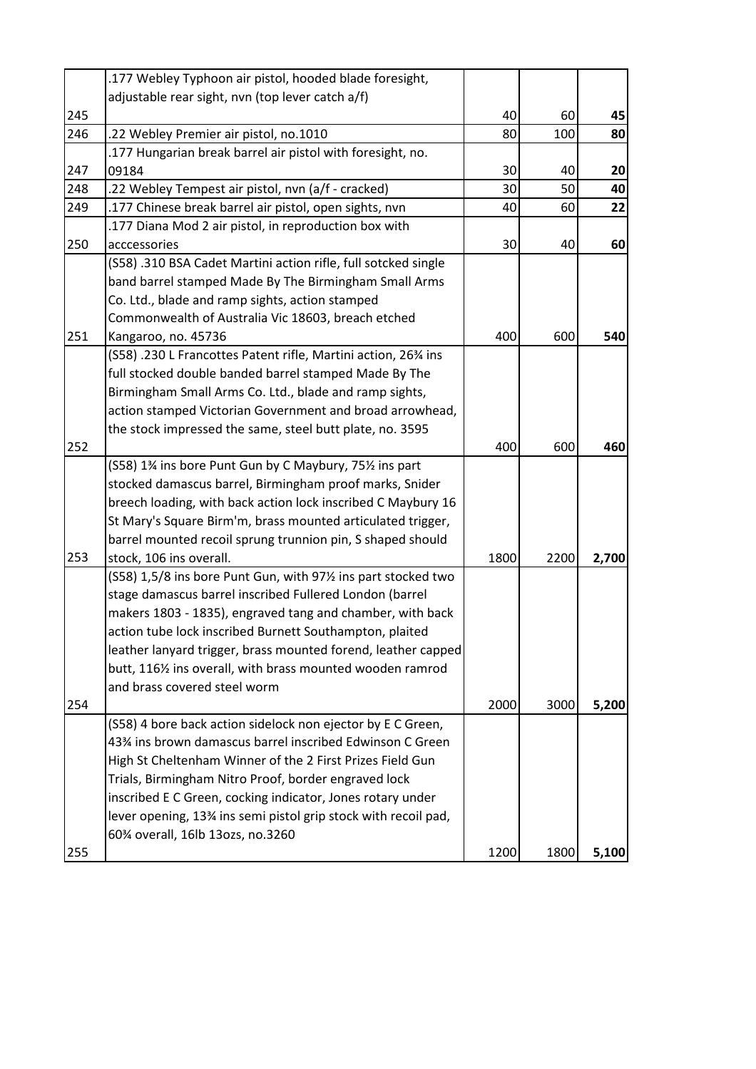| | | | | |
|---|---|---|---|---|
| 245 | .177 Webley Typhoon air pistol, hooded blade foresight, adjustable rear sight, nvn (top lever catch a/f) | 40 | 60 | **45** |
| 246 | .22 Webley Premier air pistol, no.1010 | 80 | 100 | **80** |
| 247 | .177 Hungarian break barrel air pistol with foresight, no. 09184 | 30 | 40 | **20** |
| 248 | .22 Webley Tempest air pistol, nvn (a/f - cracked) | 30 | 50 | **40** |
| 249 | .177 Chinese break barrel air pistol, open sights, nvn | 40 | 60 | **22** |
| 250 | .177 Diana Mod 2 air pistol, in reproduction box with acccessories | 30 | 40 | **60** |
| 251 | (S58) .310 BSA Cadet Martini action rifle, full sotcked single band barrel stamped Made By The Birmingham Small Arms Co. Ltd., blade and ramp sights, action stamped Commonwealth of Australia Vic 18603, breach etched Kangaroo, no. 45736 | 400 | 600 | **540** |
| 252 | (S58) .230 L Francottes Patent rifle, Martini action, 26¾ ins full stocked double banded barrel stamped Made By The Birmingham Small Arms Co. Ltd., blade and ramp sights, action stamped Victorian Government and broad arrowhead, the stock impressed the same, steel butt plate, no. 3595 | 400 | 600 | **460** |
| 253 | (S58) 1¾ ins bore Punt Gun by C Maybury, 75½ ins part stocked damascus barrel, Birmingham proof marks, Snider breech loading, with back action lock inscribed C Maybury 16 St Mary's Square Birm'm, brass mounted articulated trigger, barrel mounted recoil sprung trunnion pin, S shaped should stock, 106 ins overall. | 1800 | 2200 | **2,700** |
| 254 | (S58) 1,5/8 ins bore Punt Gun, with 97½ ins part stocked two stage damascus barrel inscribed Fullered London (barrel makers 1803 - 1835), engraved tang and chamber, with back action tube lock inscribed Burnett Southampton, plaited leather lanyard trigger, brass mounted forend, leather capped butt, 116½ ins overall, with brass mounted wooden ramrod and brass covered steel worm | 2000 | 3000 | **5,200** |
| 255 | (S58) 4 bore back action sidelock non ejector by E C Green, 43¾ ins brown damascus barrel inscribed Edwinson C Green High St Cheltenham Winner of the 2 First Prizes Field Gun Trials, Birmingham Nitro Proof, border engraved lock inscribed E C Green, cocking indicator, Jones rotary under lever opening, 13¾ ins semi pistol grip stock with recoil pad, 60¾ overall, 16lb 13ozs, no.3260 | 1200 | 1800 | **5,100** |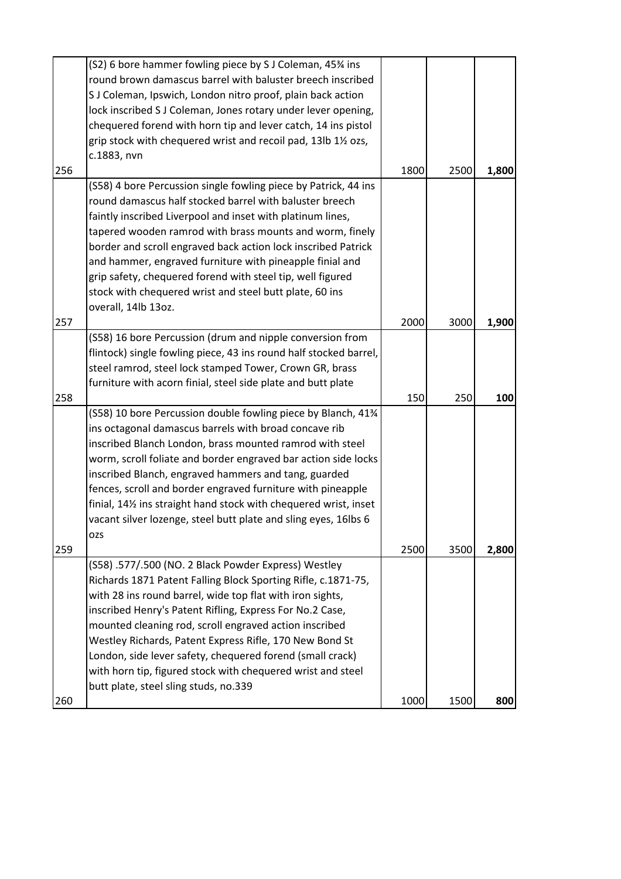| | | | | |
|---|---|---|---|---|
| 256 | (S2) 6 bore hammer fowling piece by S J Coleman, 45¾ ins round brown damascus barrel with baluster breech inscribed S J Coleman, Ipswich, London nitro proof, plain back action lock inscribed S J Coleman, Jones rotary under lever opening, chequered forend with horn tip and lever catch, 14 ins pistol grip stock with chequered wrist and recoil pad, 13lb 1½ ozs, c.1883, nvn | 1800 | 2500 | **1,800** |
| 257 | (S58) 4 bore Percussion single fowling piece by Patrick, 44 ins round damascus half stocked barrel with baluster breech faintly inscribed Liverpool and inset with platinum lines, tapered wooden ramrod with brass mounts and worm, finely border and scroll engraved back action lock inscribed Patrick and hammer, engraved furniture with pineapple finial and grip safety, chequered forend with steel tip, well figured stock with chequered wrist and steel butt plate, 60 ins overall, 14lb 13oz. | 2000 | 3000 | **1,900** |
| 258 | (S58) 16 bore Percussion (drum and nipple conversion from flintock) single fowling piece, 43 ins round half stocked barrel, steel ramrod, steel lock stamped Tower, Crown GR, brass furniture with acorn finial, steel side plate and butt plate | 150 | 250 | **100** |
| 259 | (S58) 10 bore Percussion double fowling piece by Blanch, 41¾ ins octagonal damascus barrels with broad concave rib inscribed Blanch London, brass mounted ramrod with steel worm, scroll foliate and border engraved bar action side locks inscribed Blanch, engraved hammers and tang, guarded fences, scroll and border engraved furniture with pineapple finial, 14½ ins straight hand stock with chequered wrist, inset vacant silver lozenge, steel butt plate and sling eyes, 16lbs 6 ozs | 2500 | 3500 | **2,800** |
| 260 | (S58) .577/.500 (NO. 2 Black Powder Express) Westley Richards 1871 Patent Falling Block Sporting Rifle, c.1871-75, with 28 ins round barrel, wide top flat with iron sights, inscribed Henry's Patent Rifling, Express For No.2 Case, mounted cleaning rod, scroll engraved action inscribed Westley Richards, Patent Express Rifle, 170 New Bond St London, side lever safety, chequered forend (small crack) with horn tip, figured stock with chequered wrist and steel butt plate, steel sling studs, no.339 | 1000 | 1500 | **800** |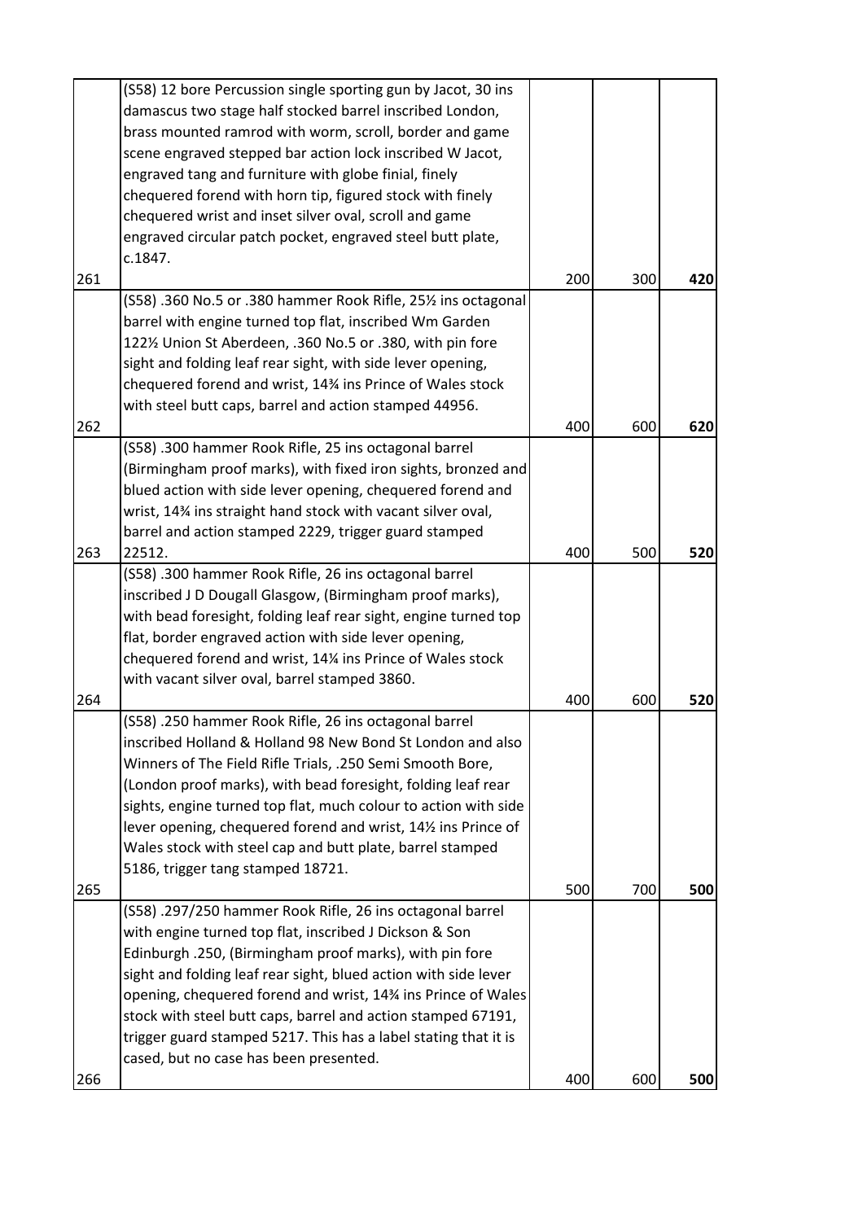| | | | | |
|---|---|---|---|---|
| 261 | (S58) 12 bore Percussion single sporting gun by Jacot, 30 ins damascus two stage half stocked barrel inscribed London, brass mounted ramrod with worm, scroll, border and game scene engraved stepped bar action lock inscribed W Jacot, engraved tang and furniture with globe finial, finely chequered forend with horn tip, figured stock with finely chequered wrist and inset silver oval, scroll and game engraved circular patch pocket, engraved steel butt plate, c.1847. | 200 | 300 | **420** |
| 262 | (S58) .360 No.5 or .380 hammer Rook Rifle, 25½ ins octagonal barrel with engine turned top flat, inscribed Wm Garden 122½ Union St Aberdeen, .360 No.5 or .380, with pin fore sight and folding leaf rear sight, with side lever opening, chequered forend and wrist, 14¾ ins Prince of Wales stock with steel butt caps, barrel and action stamped 44956. | 400 | 600 | **620** |
| 263 | (S58) .300 hammer Rook Rifle, 25 ins octagonal barrel (Birmingham proof marks), with fixed iron sights, bronzed and blued action with side lever opening, chequered forend and wrist, 14¾ ins straight hand stock with vacant silver oval, barrel and action stamped 2229, trigger guard stamped 22512. | 400 | 500 | **520** |
| 264 | (S58) .300 hammer Rook Rifle, 26 ins octagonal barrel inscribed J D Dougall Glasgow, (Birmingham proof marks), with bead foresight, folding leaf rear sight, engine turned top flat, border engraved action with side lever opening, chequered forend and wrist, 14¼ ins Prince of Wales stock with vacant silver oval, barrel stamped 3860. | 400 | 600 | **520** |
| 265 | (S58) .250 hammer Rook Rifle, 26 ins octagonal barrel inscribed Holland & Holland 98 New Bond St London and also Winners of The Field Rifle Trials, .250 Semi Smooth Bore, (London proof marks), with bead foresight, folding leaf rear sights, engine turned top flat, much colour to action with side lever opening, chequered forend and wrist, 14½ ins Prince of Wales stock with steel cap and butt plate, barrel stamped 5186, trigger tang stamped 18721. | 500 | 700 | **500** |
| 266 | (S58) .297/250 hammer Rook Rifle, 26 ins octagonal barrel with engine turned top flat, inscribed J Dickson & Son Edinburgh .250, (Birmingham proof marks), with pin fore sight and folding leaf rear sight, blued action with side lever opening, chequered forend and wrist, 14¾ ins Prince of Wales stock with steel butt caps, barrel and action stamped 67191, trigger guard stamped 5217. This has a label stating that it is cased, but no case has been presented. | 400 | 600 | **500** |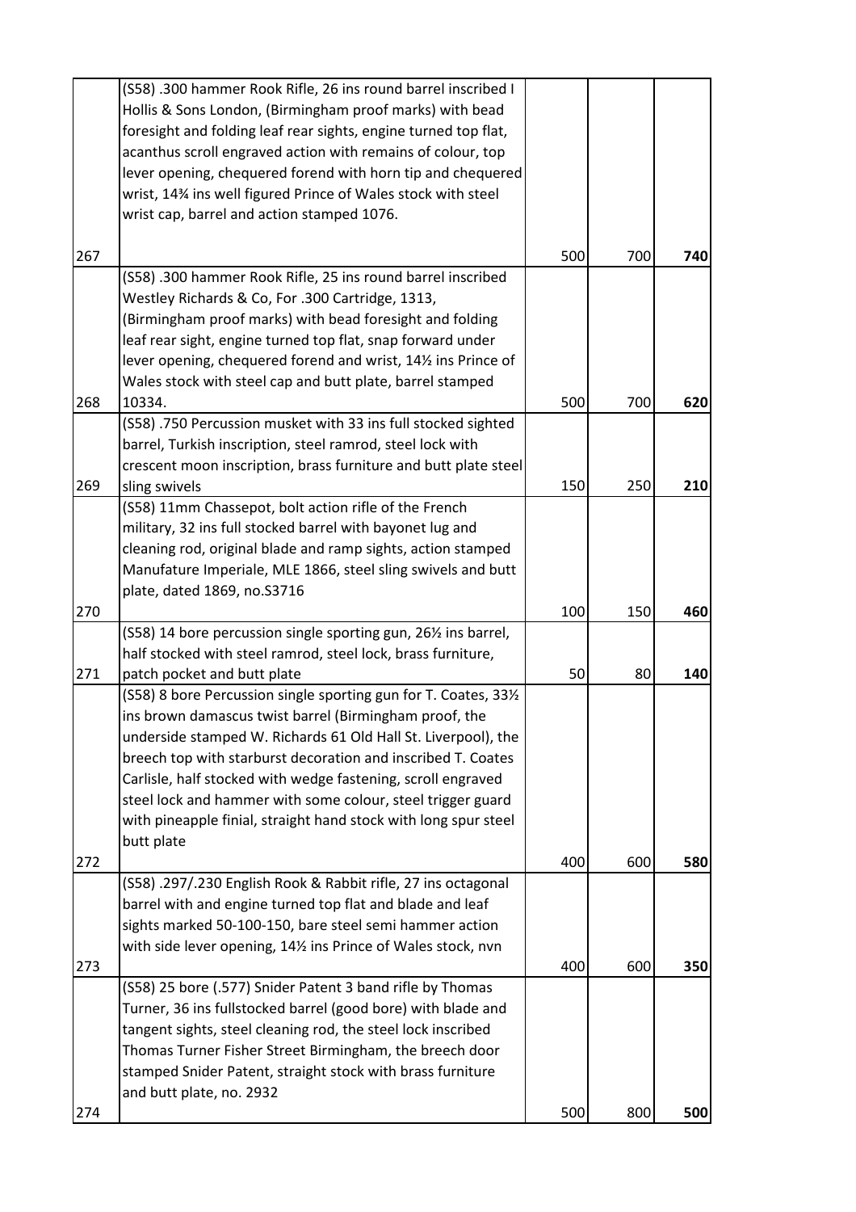| | | | | |
|---|---|---|---|---|
| 267 | (S58) .300 hammer Rook Rifle, 26 ins round barrel inscribed I Hollis & Sons London, (Birmingham proof marks) with bead foresight and folding leaf rear sights, engine turned top flat, acanthus scroll engraved action with remains of colour, top lever opening, chequered forend with horn tip and chequered wrist, 14¾ ins well figured Prince of Wales stock with steel wrist cap, barrel and action stamped 1076. | 500 | 700 | **740** |
| 268 | (S58) .300 hammer Rook Rifle, 25 ins round barrel inscribed Westley Richards & Co, For .300 Cartridge, 1313, (Birmingham proof marks) with bead foresight and folding leaf rear sight, engine turned top flat, snap forward under lever opening, chequered forend and wrist, 14½ ins Prince of Wales stock with steel cap and butt plate, barrel stamped 10334. | 500 | 700 | **620** |
| 269 | (S58) .750 Percussion musket with 33 ins full stocked sighted barrel, Turkish inscription, steel ramrod, steel lock with crescent moon inscription, brass furniture and butt plate steel sling swivels | 150 | 250 | **210** |
| 270 | (S58) 11mm Chassepot, bolt action rifle of the French military, 32 ins full stocked barrel with bayonet lug and cleaning rod, original blade and ramp sights, action stamped Manufature Imperiale, MLE 1866, steel sling swivels and butt plate, dated 1869, no.S3716 | 100 | 150 | **460** |
| 271 | (S58) 14 bore percussion single sporting gun, 26½ ins barrel, half stocked with steel ramrod, steel lock, brass furniture, patch pocket and butt plate | 50 | 80 | **140** |
| 272 | (S58) 8 bore Percussion single sporting gun for T. Coates, 33½ ins brown damascus twist barrel (Birmingham proof, the underside stamped W. Richards 61 Old Hall St. Liverpool), the breech top with starburst decoration and inscribed T. Coates Carlisle, half stocked with wedge fastening, scroll engraved steel lock and hammer with some colour, steel trigger guard with pineapple finial, straight hand stock with long spur steel butt plate | 400 | 600 | **580** |
| 273 | (S58) .297/.230 English Rook & Rabbit rifle, 27 ins octagonal barrel with and engine turned top flat and blade and leaf sights marked 50-100-150, bare steel semi hammer action with side lever opening, 14½ ins Prince of Wales stock, nvn | 400 | 600 | **350** |
| 274 | (S58) 25 bore (.577) Snider Patent 3 band rifle by Thomas Turner, 36 ins fullstocked barrel (good bore) with blade and tangent sights, steel cleaning rod, the steel lock inscribed Thomas Turner Fisher Street Birmingham, the breech door stamped Snider Patent, straight stock with brass furniture and butt plate, no. 2932 | 500 | 800 | **500** |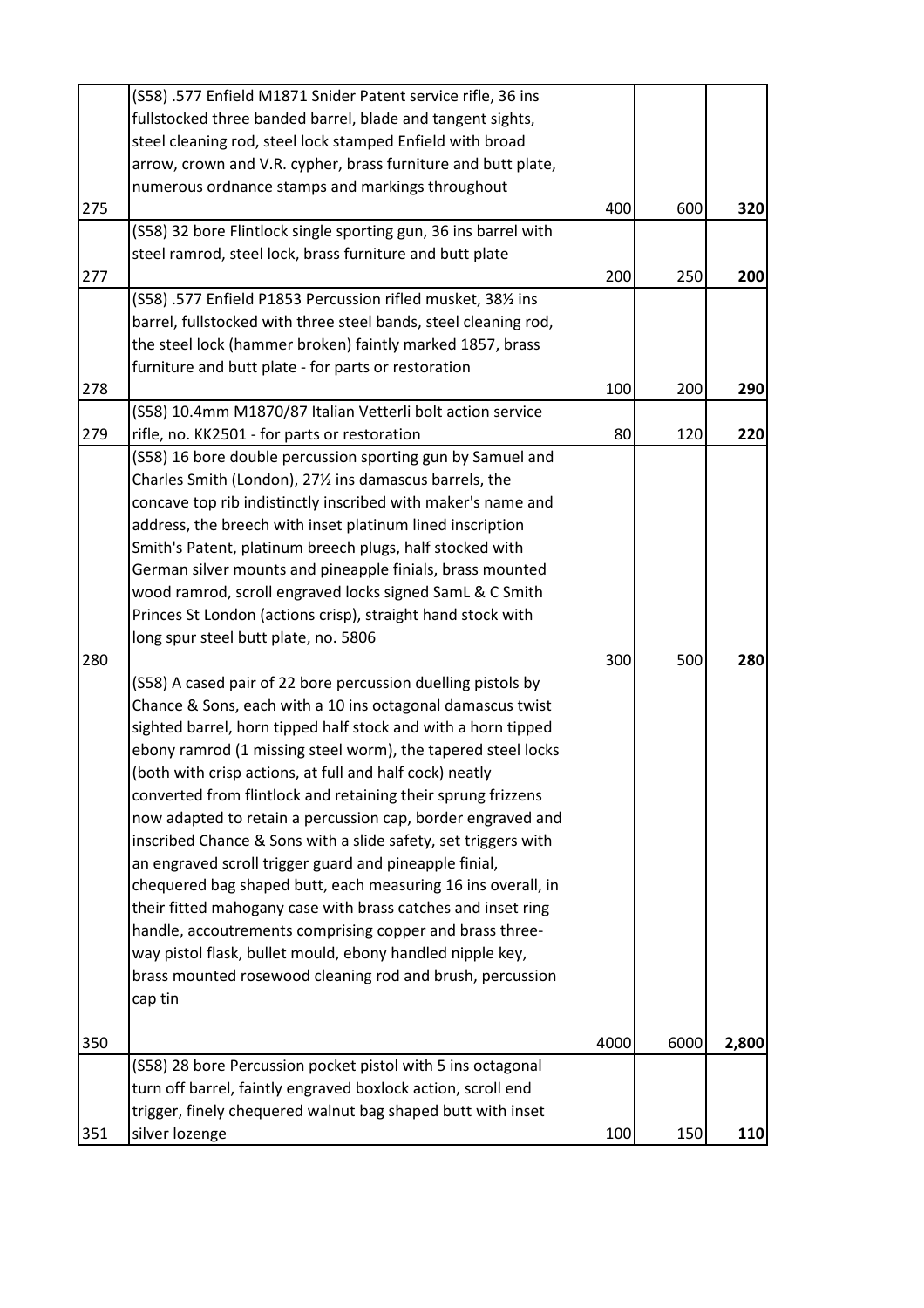| | | | | |
|---|---|---|---|---|
| 275 | (S58) .577 Enfield M1871 Snider Patent service rifle, 36 ins fullstocked three banded barrel, blade and tangent sights, steel cleaning rod, steel lock stamped Enfield with broad arrow, crown and V.R. cypher, brass furniture and butt plate, numerous ordnance stamps and markings throughout | 400 | 600 | **320** |
| 277 | (S58) 32 bore Flintlock single sporting gun, 36 ins barrel with steel ramrod, steel lock, brass furniture and butt plate | 200 | 250 | **200** |
| 278 | (S58) .577 Enfield P1853 Percussion rifled musket, 38½ ins barrel, fullstocked with three steel bands, steel cleaning rod, the steel lock (hammer broken) faintly marked 1857, brass furniture and butt plate - for parts or restoration | 100 | 200 | **290** |
| 279 | (S58) 10.4mm M1870/87 Italian Vetterli bolt action service rifle, no. KK2501 - for parts or restoration | 80 | 120 | **220** |
| 280 | (S58) 16 bore double percussion sporting gun by Samuel and Charles Smith (London), 27½ ins damascus barrels, the concave top rib indistinctly inscribed with maker's name and address, the breech with inset platinum lined inscription Smith's Patent, platinum breech plugs, half stocked with German silver mounts and pineapple finials, brass mounted wood ramrod, scroll engraved locks signed SamL & C Smith Princes St London (actions crisp), straight hand stock with long spur steel butt plate, no. 5806 | 300 | 500 | **280** |
| 350 | (S58) A cased pair of 22 bore percussion duelling pistols by Chance & Sons, each with a 10 ins octagonal damascus twist sighted barrel, horn tipped half stock and with a horn tipped ebony ramrod (1 missing steel worm), the tapered steel locks (both with crisp actions, at full and half cock) neatly converted from flintlock and retaining their sprung frizzens now adapted to retain a percussion cap, border engraved and inscribed Chance & Sons with a slide safety, set triggers with an engraved scroll trigger guard and pineapple finial, chequered bag shaped butt, each measuring 16 ins overall, in their fitted mahogany case with brass catches and inset ring handle, accoutrements comprising copper and brass three-way pistol flask, bullet mould, ebony handled nipple key, brass mounted rosewood cleaning rod and brush, percussion cap tin | 4000 | 6000 | **2,800** |
| 351 | (S58) 28 bore Percussion pocket pistol with 5 ins octagonal turn off barrel, faintly engraved boxlock action, scroll end trigger, finely chequered walnut bag shaped butt with inset silver lozenge | 100 | 150 | **110** |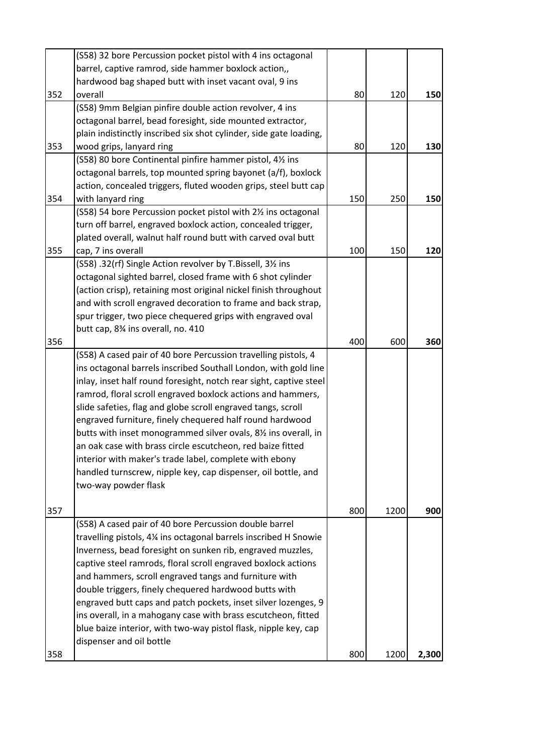| | | | | |
|---|---|---|---|---|
| 352 | (S58) 32 bore Percussion pocket pistol with 4 ins octagonal barrel, captive ramrod, side hammer boxlock action,, hardwood bag shaped butt with inset vacant oval, 9 ins overall | 80 | 120 | **150** |
| 353 | (S58) 9mm Belgian pinfire double action revolver, 4 ins octagonal barrel, bead foresight, side mounted extractor, plain indistinctly inscribed six shot cylinder, side gate loading, wood grips, lanyard ring | 80 | 120 | **130** |
| 354 | (S58) 80 bore Continental pinfire hammer pistol, 4½ ins octagonal barrels, top mounted spring bayonet (a/f), boxlock action, concealed triggers, fluted wooden grips, steel butt cap with lanyard ring | 150 | 250 | **150** |
| 355 | (S58) 54 bore Percussion pocket pistol with 2½ ins octagonal turn off barrel, engraved boxlock action, concealed trigger, plated overall, walnut half round butt with carved oval butt cap, 7 ins overall | 100 | 150 | **120** |
| 356 | (S58) .32(rf) Single Action revolver by T.Bissell, 3½ ins octagonal sighted barrel, closed frame with 6 shot cylinder (action crisp), retaining most original nickel finish throughout and with scroll engraved decoration to frame and back strap, spur trigger, two piece chequered grips with engraved oval butt cap, 8¾ ins overall, no. 410 | 400 | 600 | **360** |
| 357 | (S58) A cased pair of 40 bore Percussion travelling pistols, 4 ins octagonal barrels inscribed Southall London, with gold line inlay, inset half round foresight, notch rear sight, captive steel ramrod, floral scroll engraved boxlock actions and hammers, slide safeties, flag and globe scroll engraved tangs, scroll engraved furniture, finely chequered half round hardwood butts with inset monogrammed silver ovals, 8½ ins overall, in an oak case with brass circle escutcheon, red baize fitted interior with maker's trade label, complete with ebony handled turnscrew, nipple key, cap dispenser, oil bottle, and two-way powder flask | 800 | 1200 | **900** |
| 358 | (S58) A cased pair of 40 bore Percussion double barrel travelling pistols, 4¼ ins octagonal barrels inscribed H Snowie Inverness, bead foresight on sunken rib, engraved muzzles, captive steel ramrods, floral scroll engraved boxlock actions and hammers, scroll engraved tangs and furniture with double triggers, finely chequered hardwood butts with engraved butt caps and patch pockets, inset silver lozenges, 9 ins overall, in a mahogany case with brass escutcheon, fitted blue baize interior, with two-way pistol flask, nipple key, cap dispenser and oil bottle | 800 | 1200 | **2,300** |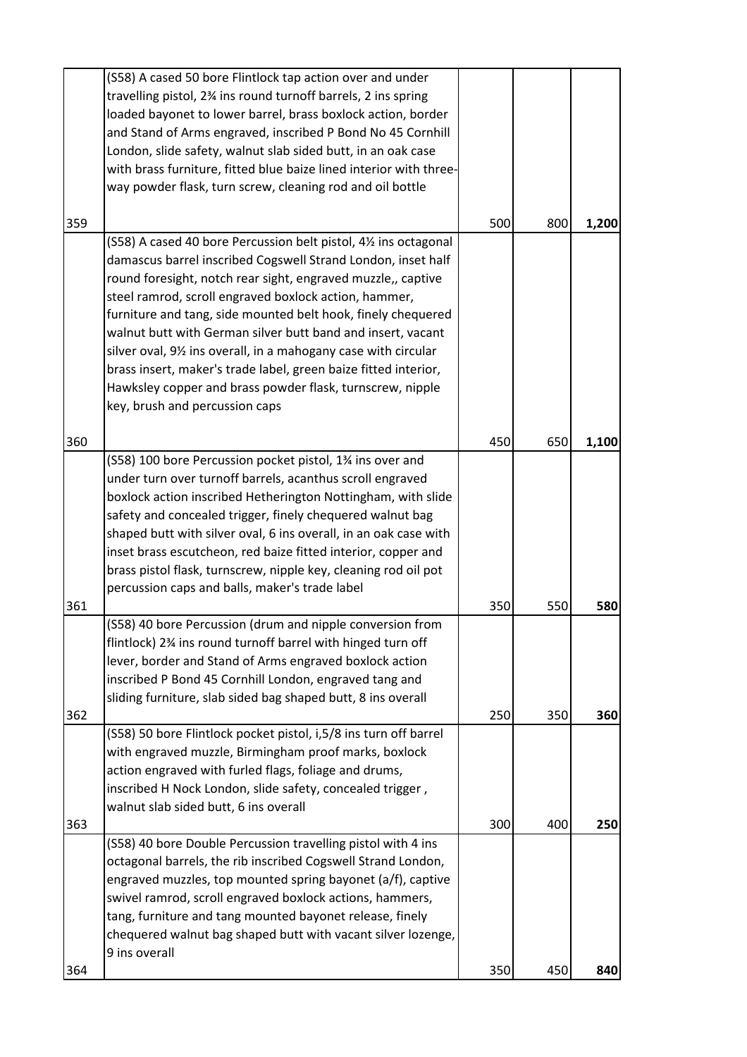| | | | | |
|---|---|---|---|---|
| 359 | (S58) A cased 50 bore Flintlock tap action over and under travelling pistol, 2¾ ins round turnoff barrels, 2 ins spring loaded bayonet to lower barrel, brass boxlock action, border and Stand of Arms engraved, inscribed P Bond No 45 Cornhill London, slide safety, walnut slab sided butt, in an oak case with brass furniture, fitted blue baize lined interior with three-way powder flask, turn screw, cleaning rod and oil bottle | 500 | 800 | **1,200** |
| 360 | (S58) A cased 40 bore Percussion belt pistol, 4½ ins octagonal damascus barrel inscribed Cogswell Strand London, inset half round foresight, notch rear sight, engraved muzzle,, captive steel ramrod, scroll engraved boxlock action, hammer, furniture and tang, side mounted belt hook, finely chequered walnut butt with German silver butt band and insert, vacant silver oval, 9½ ins overall, in a mahogany case with circular brass insert, maker's trade label, green baize fitted interior, Hawksley copper and brass powder flask, turnscrew, nipple key, brush and percussion caps | 450 | 650 | **1,100** |
| 361 | (S58) 100 bore Percussion pocket pistol, 1¾ ins over and under turn over turnoff barrels, acanthus scroll engraved boxlock action inscribed Hetherington Nottingham, with slide safety and concealed trigger, finely chequered walnut bag shaped butt with silver oval, 6 ins overall, in an oak case with inset brass escutcheon, red baize fitted interior, copper and brass pistol flask, turnscrew, nipple key, cleaning rod oil pot percussion caps and balls, maker's trade label | 350 | 550 | **580** |
| 362 | (S58) 40 bore Percussion (drum and nipple conversion from flintlock) 2¾ ins round turnoff barrel with hinged turn off lever, border and Stand of Arms engraved boxlock action inscribed P Bond 45 Cornhill London, engraved tang and sliding furniture, slab sided bag shaped butt, 8 ins overall | 250 | 350 | **360** |
| 363 | (S58) 50 bore Flintlock pocket pistol, i,5/8 ins turn off barrel with engraved muzzle, Birmingham proof marks, boxlock action engraved with furled flags, foliage and drums, inscribed H Nock London, slide safety, concealed trigger , walnut slab sided butt, 6 ins overall | 300 | 400 | **250** |
| 364 | (S58) 40 bore Double Percussion travelling pistol with 4 ins octagonal barrels, the rib inscribed Cogswell Strand London, engraved muzzles, top mounted spring bayonet (a/f), captive swivel ramrod, scroll engraved boxlock actions, hammers, tang, furniture and tang mounted bayonet release, finely chequered walnut bag shaped butt with vacant silver lozenge, 9 ins overall | 350 | 450 | **840** |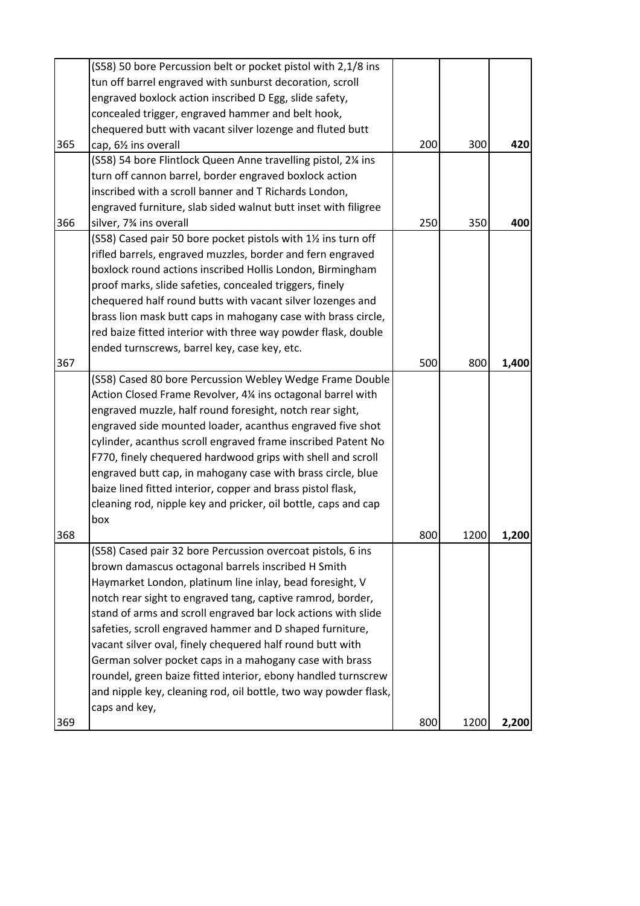| | | | | |
|---|---|---|---|---|
| 365 | (S58) 50 bore Percussion belt or pocket pistol with 2,1/8 ins tun off barrel engraved with sunburst decoration, scroll engraved boxlock action inscribed D Egg, slide safety, concealed trigger, engraved hammer and belt hook, chequered butt with vacant silver lozenge and fluted butt cap, 6½ ins overall | 200 | 300 | **420** |
| 366 | (S58) 54 bore Flintlock Queen Anne travelling pistol, 2¼ ins turn off cannon barrel, border engraved boxlock action inscribed with a scroll banner and T Richards London, engraved furniture, slab sided walnut butt inset with filigree silver, 7¾ ins overall | 250 | 350 | **400** |
| 367 | (S58) Cased pair 50 bore pocket pistols with 1½ ins turn off rifled barrels, engraved muzzles, border and fern engraved boxlock round actions inscribed Hollis London, Birmingham proof marks, slide safeties, concealed triggers, finely chequered half round butts with vacant silver lozenges and brass lion mask butt caps in mahogany case with brass circle, red baize fitted interior with three way powder flask, double ended turnscrews, barrel key, case key, etc. | 500 | 800 | **1,400** |
| 368 | (S58) Cased 80 bore Percussion Webley Wedge Frame Double Action Closed Frame Revolver, 4¼ ins octagonal barrel with engraved muzzle, half round foresight, notch rear sight, engraved side mounted loader, acanthus engraved five shot cylinder, acanthus scroll engraved frame inscribed Patent No F770, finely chequered hardwood grips with shell and scroll engraved butt cap, in mahogany case with brass circle, blue baize lined fitted interior, copper and brass pistol flask, cleaning rod, nipple key and pricker, oil bottle, caps and cap box | 800 | 1200 | **1,200** |
| 369 | (S58) Cased pair 32 bore Percussion overcoat pistols, 6 ins brown damascus octagonal barrels inscribed H Smith Haymarket London, platinum line inlay, bead foresight, V notch rear sight to engraved tang, captive ramrod, border, stand of arms and scroll engraved bar lock actions with slide safeties, scroll engraved hammer and D shaped furniture, vacant silver oval, finely chequered half round butt with German solver pocket caps in a mahogany case with brass roundel, green baize fitted interior, ebony handled turnscrew and nipple key, cleaning rod, oil bottle, two way powder flask, caps and key, | 800 | 1200 | **2,200** |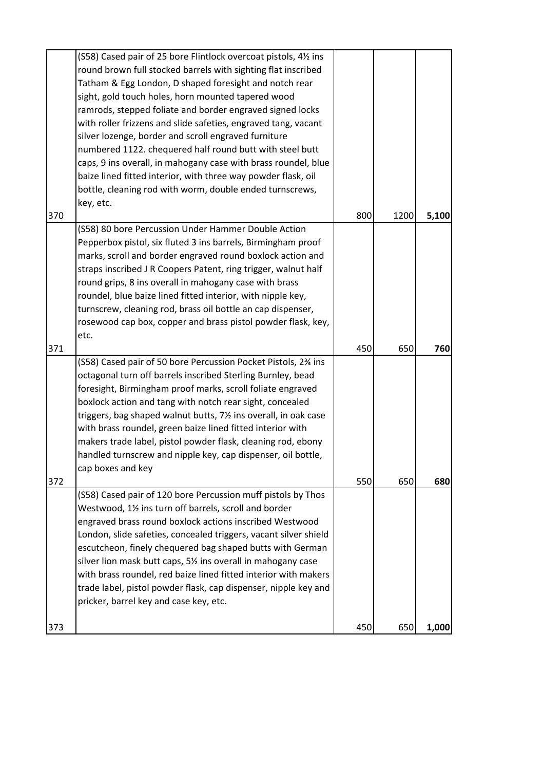| | | | | |
|---|---|---|---|---|
| 370 | (S58) Cased pair of 25 bore Flintlock overcoat pistols, 4½ ins round brown full stocked barrels with sighting flat inscribed Tatham & Egg London, D shaped foresight and notch rear sight, gold touch holes, horn mounted tapered wood ramrods, stepped foliate and border engraved signed locks with roller frizzens and slide safeties, engraved tang, vacant silver lozenge, border and scroll engraved furniture numbered 1122. chequered half round butt with steel butt caps, 9 ins overall, in mahogany case with brass roundel, blue baize lined fitted interior, with three way powder flask, oil bottle, cleaning rod with worm, double ended turnscrews, key, etc. | 800 | 1200 | **5,100** |
| 371 | (S58) 80 bore Percussion Under Hammer Double Action Pepperbox pistol, six fluted 3 ins barrels, Birmingham proof marks, scroll and border engraved round boxlock action and straps inscribed J R Coopers Patent, ring trigger, walnut half round grips, 8 ins overall in mahogany case with brass roundel, blue baize lined fitted interior, with nipple key, turnscrew, cleaning rod, brass oil bottle an cap dispenser, rosewood cap box, copper and brass pistol powder flask, key, etc. | 450 | 650 | **760** |
| 372 | (S58) Cased pair of 50 bore Percussion Pocket Pistols, 2¾ ins octagonal turn off barrels inscribed Sterling Burnley, bead foresight, Birmingham proof marks, scroll foliate engraved boxlock action and tang with notch rear sight, concealed triggers, bag shaped walnut butts, 7½ ins overall, in oak case with brass roundel, green baize lined fitted interior with makers trade label, pistol powder flask, cleaning rod, ebony handled turnscrew and nipple key, cap dispenser, oil bottle, cap boxes and key | 550 | 650 | **680** |
| 373 | (S58) Cased pair of 120 bore Percussion muff pistols by Thos Westwood, 1½ ins turn off barrels, scroll and border engraved brass round boxlock actions inscribed Westwood London, slide safeties, concealed triggers, vacant silver shield escutcheon, finely chequered bag shaped butts with German silver lion mask butt caps, 5½ ins overall in mahogany case with brass roundel, red baize lined fitted interior with makers trade label, pistol powder flask, cap dispenser, nipple key and pricker, barrel key and case key, etc. | 450 | 650 | **1,000** |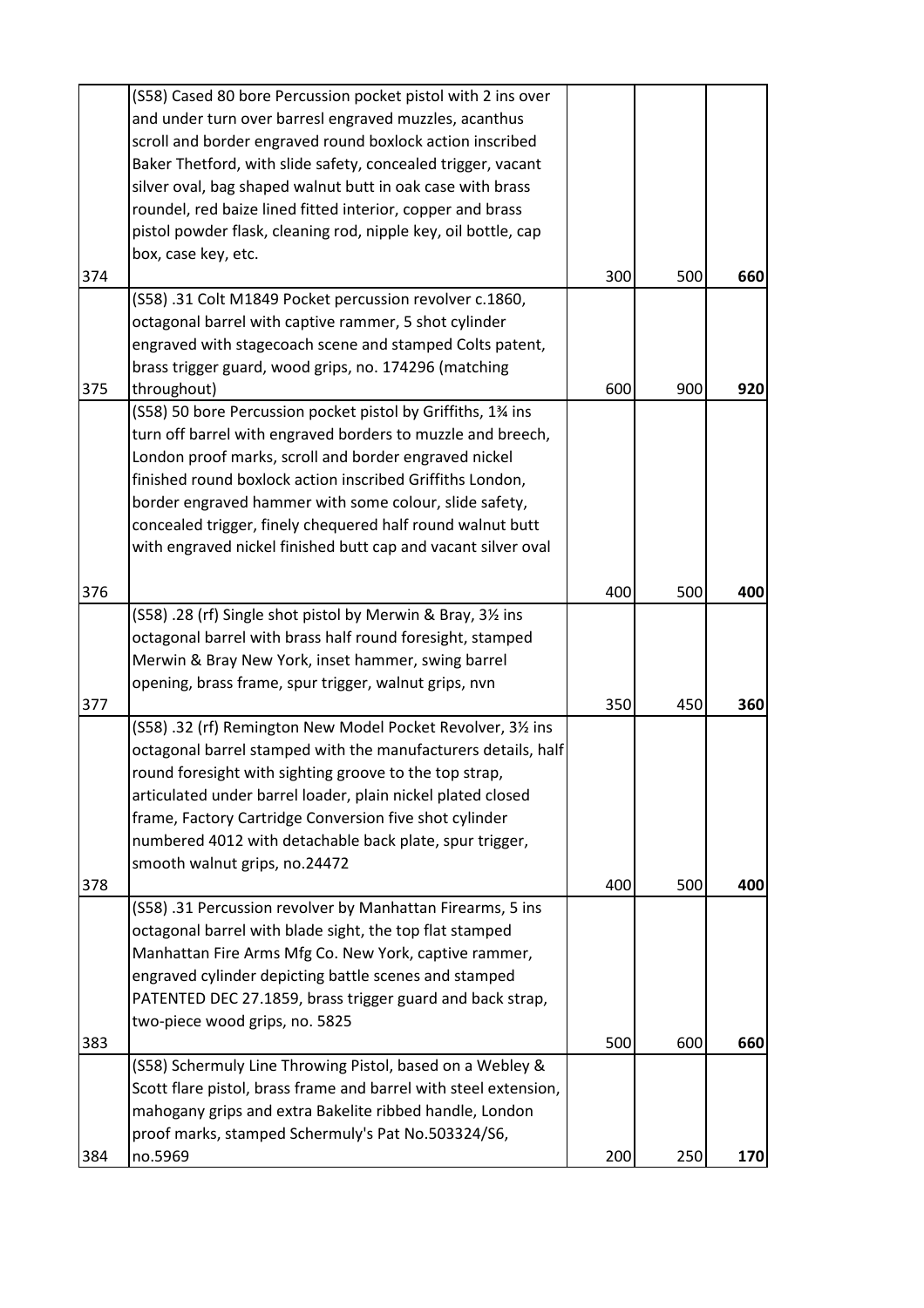| | | | | |
|---|---|---|---|---|
| 374 | (S58) Cased 80 bore Percussion pocket pistol with 2 ins over and under turn over barresl engraved muzzles, acanthus scroll and border engraved round boxlock action inscribed Baker Thetford, with slide safety, concealed trigger, vacant silver oval, bag shaped walnut butt in oak case with brass roundel, red baize lined fitted interior, copper and brass pistol powder flask, cleaning rod, nipple key, oil bottle, cap box, case key, etc. | 300 | 500 | **660** |
| 375 | (S58) .31 Colt M1849 Pocket percussion revolver c.1860, octagonal barrel with captive rammer, 5 shot cylinder engraved with stagecoach scene and stamped Colts patent, brass trigger guard, wood grips, no. 174296 (matching throughout) | 600 | 900 | **920** |
| 376 | (S58) 50 bore Percussion pocket pistol by Griffiths, 1¾ ins turn off barrel with engraved borders to muzzle and breech, London proof marks, scroll and border engraved nickel finished round boxlock action inscribed Griffiths London, border engraved hammer with some colour, slide safety, concealed trigger, finely chequered half round walnut butt with engraved nickel finished butt cap and vacant silver oval | 400 | 500 | **400** |
| 377 | (S58) .28 (rf) Single shot pistol by Merwin & Bray, 3½ ins octagonal barrel with brass half round foresight, stamped Merwin & Bray New York, inset hammer, swing barrel opening, brass frame, spur trigger, walnut grips, nvn | 350 | 450 | **360** |
| 378 | (S58) .32 (rf) Remington New Model Pocket Revolver, 3½ ins octagonal barrel stamped with the manufacturers details, half round foresight with sighting groove to the top strap, articulated under barrel loader, plain nickel plated closed frame, Factory Cartridge Conversion five shot cylinder numbered 4012 with detachable back plate, spur trigger, smooth walnut grips, no.24472 | 400 | 500 | **400** |
| 383 | (S58) .31 Percussion revolver by Manhattan Firearms, 5 ins octagonal barrel with blade sight, the top flat stamped Manhattan Fire Arms Mfg Co. New York, captive rammer, engraved cylinder depicting battle scenes and stamped PATENTED DEC 27.1859, brass trigger guard and back strap, two-piece wood grips, no. 5825 | 500 | 600 | **660** |
| 384 | (S58) Schermuly Line Throwing Pistol, based on a Webley & Scott flare pistol, brass frame and barrel with steel extension, mahogany grips and extra Bakelite ribbed handle, London proof marks, stamped Schermuly's Pat No.503324/S6, no.5969 | 200 | 250 | **170** |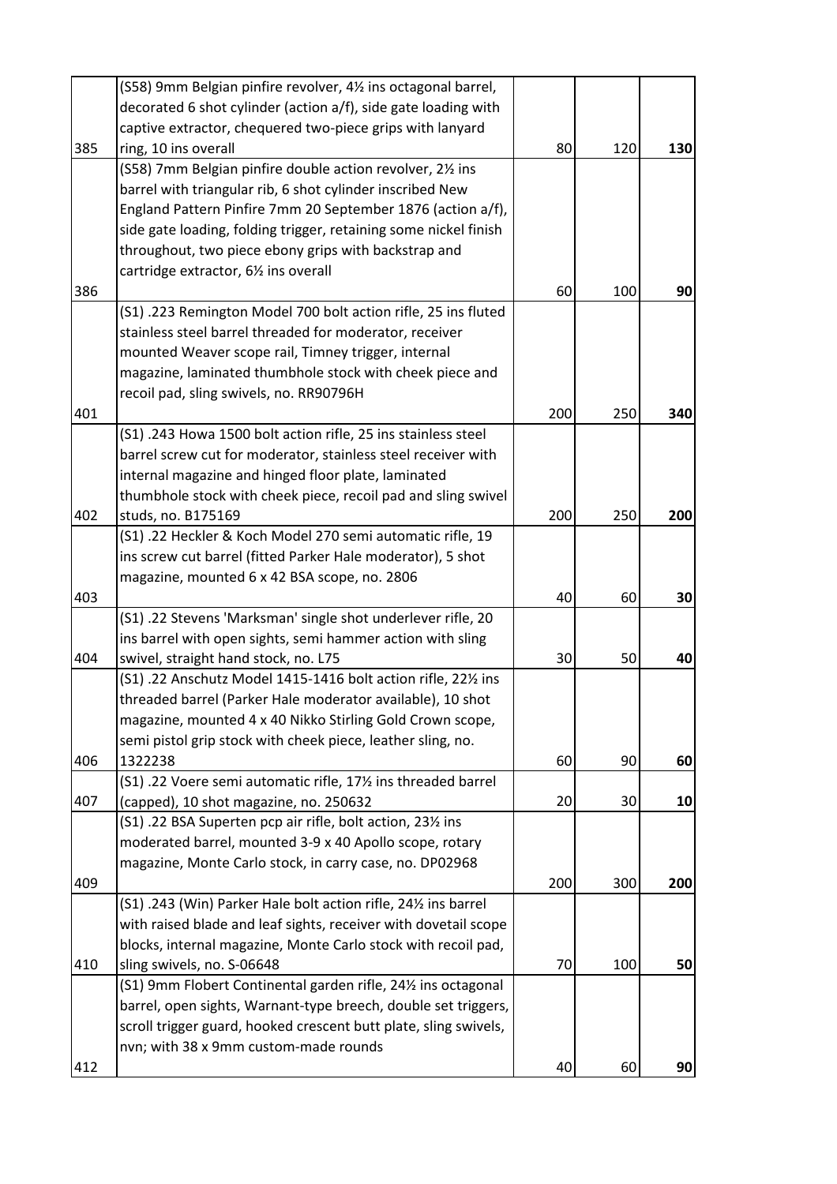| | | | | |
|---|---|---|---|---|
| 385 | (S58) 9mm Belgian pinfire revolver, 4½ ins octagonal barrel, decorated 6 shot cylinder (action a/f), side gate loading with captive extractor, chequered two-piece grips with lanyard ring, 10 ins overall | 80 | 120 | **130** |
| 386 | (S58) 7mm Belgian pinfire double action revolver, 2½ ins barrel with triangular rib, 6 shot cylinder inscribed New England Pattern Pinfire 7mm 20 September 1876 (action a/f), side gate loading, folding trigger, retaining some nickel finish throughout, two piece ebony grips with backstrap and cartridge extractor, 6½ ins overall | 60 | 100 | **90** |
| 401 | (S1) .223 Remington Model 700 bolt action rifle, 25 ins fluted stainless steel barrel threaded for moderator, receiver mounted Weaver scope rail, Timney trigger, internal magazine, laminated thumbhole stock with cheek piece and recoil pad, sling swivels, no. RR90796H | 200 | 250 | **340** |
| 402 | (S1) .243 Howa 1500 bolt action rifle, 25 ins stainless steel barrel screw cut for moderator, stainless steel receiver with internal magazine and hinged floor plate, laminated thumbhole stock with cheek piece, recoil pad and sling swivel studs, no. B175169 | 200 | 250 | **200** |
| 403 | (S1) .22 Heckler & Koch Model 270 semi automatic rifle, 19 ins screw cut barrel (fitted Parker Hale moderator), 5 shot magazine, mounted 6 x 42 BSA scope, no. 2806 | 40 | 60 | **30** |
| 404 | (S1) .22 Stevens 'Marksman' single shot underlever rifle, 20 ins barrel with open sights, semi hammer action with sling swivel, straight hand stock, no. L75 | 30 | 50 | **40** |
| 406 | (S1) .22 Anschutz Model 1415-1416 bolt action rifle, 22½ ins threaded barrel (Parker Hale moderator available), 10 shot magazine, mounted 4 x 40 Nikko Stirling Gold Crown scope, semi pistol grip stock with cheek piece, leather sling, no. 1322238 | 60 | 90 | **60** |
| 407 | (S1) .22 Voere semi automatic rifle, 17½ ins threaded barrel (capped), 10 shot magazine, no. 250632 | 20 | 30 | **10** |
| 409 | (S1) .22 BSA Superten pcp air rifle, bolt action, 23½ ins moderated barrel, mounted 3-9 x 40 Apollo scope, rotary magazine, Monte Carlo stock, in carry case, no. DP02968 | 200 | 300 | **200** |
| 410 | (S1) .243 (Win) Parker Hale bolt action rifle, 24½ ins barrel with raised blade and leaf sights, receiver with dovetail scope blocks, internal magazine, Monte Carlo stock with recoil pad, sling swivels, no. S-06648 | 70 | 100 | **50** |
| 412 | (S1) 9mm Flobert Continental garden rifle, 24½ ins octagonal barrel, open sights, Warnant-type breech, double set triggers, scroll trigger guard, hooked crescent butt plate, sling swivels, nvn; with 38 x 9mm custom-made rounds | 40 | 60 | **90** |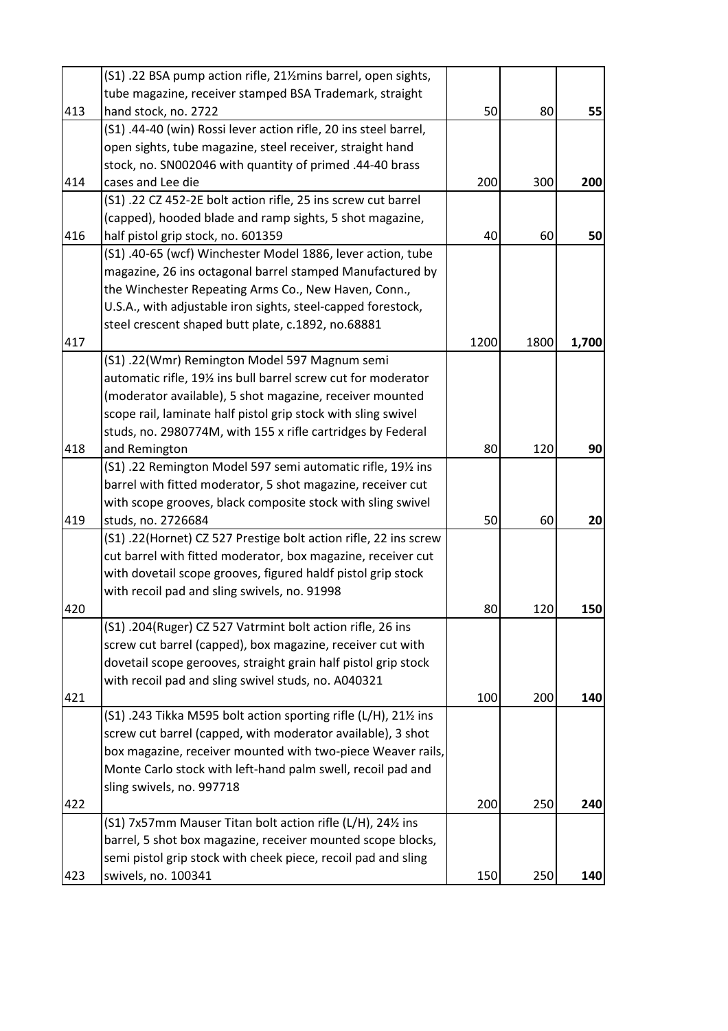| | | | | |
|---|---|---|---|---|
| 413 | (S1) .22 BSA pump action rifle, 21½mins barrel, open sights, tube magazine, receiver stamped BSA Trademark, straight hand stock, no. 2722 | 50 | 80 | **55** |
| 414 | (S1) .44-40 (win) Rossi lever action rifle, 20 ins steel barrel, open sights, tube magazine, steel receiver, straight hand stock, no. SN002046 with quantity of primed .44-40 brass cases and Lee die | 200 | 300 | **200** |
| 416 | (S1) .22 CZ 452-2E bolt action rifle, 25 ins screw cut barrel (capped), hooded blade and ramp sights, 5 shot magazine, half pistol grip stock, no. 601359 | 40 | 60 | **50** |
| 417 | (S1) .40-65 (wcf) Winchester Model 1886, lever action, tube magazine, 26 ins octagonal barrel stamped Manufactured by the Winchester Repeating Arms Co., New Haven, Conn., U.S.A., with adjustable iron sights, steel-capped forestock, steel crescent shaped butt plate, c.1892, no.68881 | 1200 | 1800 | **1,700** |
| 418 | (S1) .22(Wmr) Remington Model 597 Magnum semi automatic rifle, 19½ ins bull barrel screw cut for moderator (moderator available), 5 shot magazine, receiver mounted scope rail, laminate half pistol grip stock with sling swivel studs, no. 2980774M, with 155 x rifle cartridges by Federal and Remington | 80 | 120 | **90** |
| 419 | (S1) .22 Remington Model 597 semi automatic rifle, 19½ ins barrel with fitted moderator, 5 shot magazine, receiver cut with scope grooves, black composite stock with sling swivel studs, no. 2726684 | 50 | 60 | **20** |
| 420 | (S1) .22(Hornet) CZ 527 Prestige bolt action rifle, 22 ins screw cut barrel with fitted moderator, box magazine, receiver cut with dovetail scope grooves, figured haldf pistol grip stock with recoil pad and sling swivels, no. 91998 | 80 | 120 | **150** |
| 421 | (S1) .204(Ruger) CZ 527 Vatrmint bolt action rifle, 26 ins screw cut barrel (capped), box magazine, receiver cut with dovetail scope gerooves, straight grain half pistol grip stock with recoil pad and sling swivel studs, no. A040321 | 100 | 200 | **140** |
| 422 | (S1) .243 Tikka M595 bolt action sporting rifle (L/H), 21½ ins screw cut barrel (capped, with moderator available), 3 shot box magazine, receiver mounted with two-piece Weaver rails, Monte Carlo stock with left-hand palm swell, recoil pad and sling swivels, no. 997718 | 200 | 250 | **240** |
| 423 | (S1) 7x57mm Mauser Titan bolt action rifle (L/H), 24½ ins barrel, 5 shot box magazine, receiver mounted scope blocks, semi pistol grip stock with cheek piece, recoil pad and sling swivels, no. 100341 | 150 | 250 | **140** |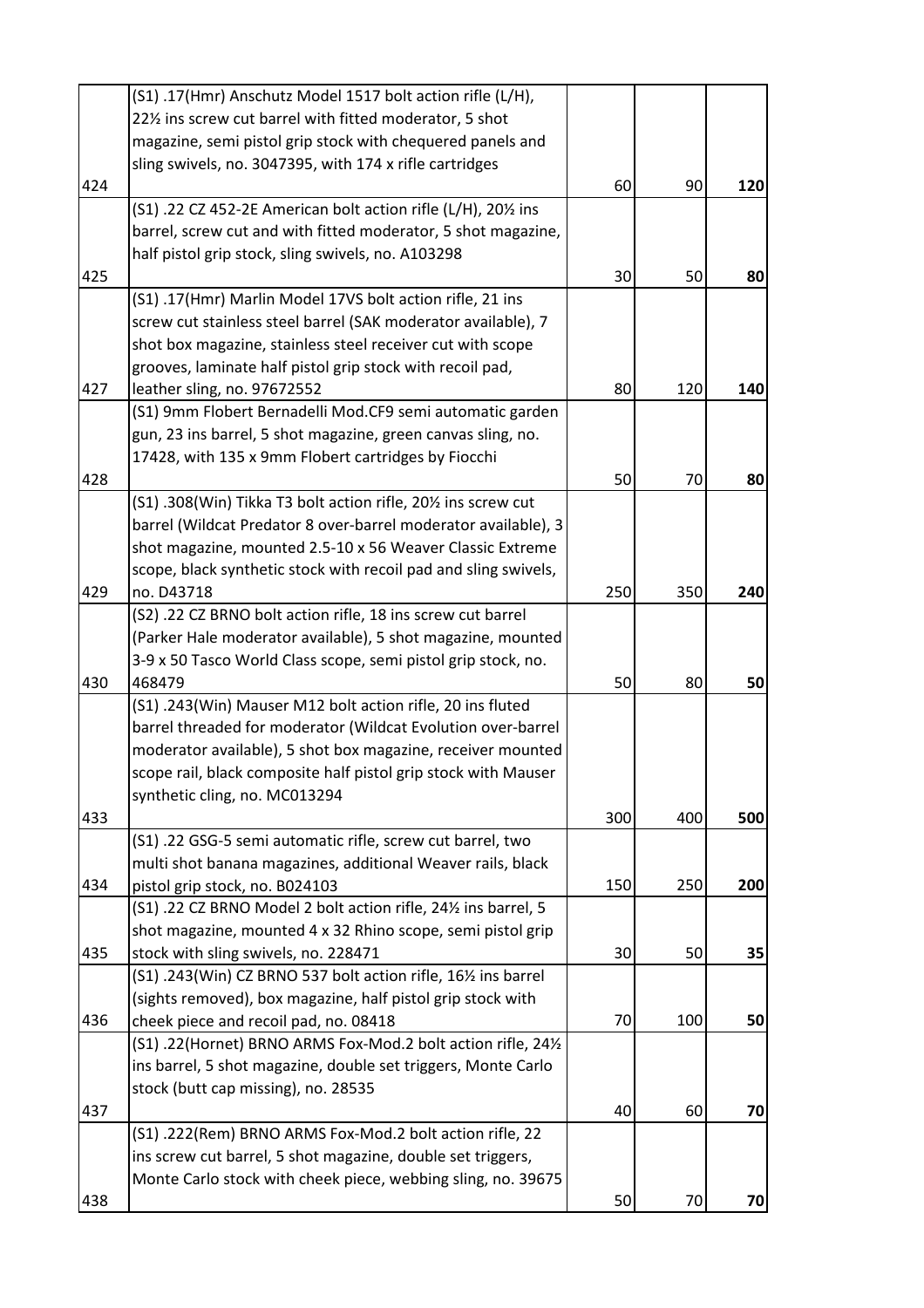| | | | | |
|---|---|---|---|---|
| 424 | (S1) .17(Hmr) Anschutz Model 1517 bolt action rifle (L/H), 22½ ins screw cut barrel with fitted moderator, 5 shot magazine, semi pistol grip stock with chequered panels and sling swivels, no. 3047395, with 174 x rifle cartridges | 60 | 90 | **120** |
| 425 | (S1) .22 CZ 452-2E American bolt action rifle (L/H), 20½ ins barrel, screw cut and with fitted moderator, 5 shot magazine, half pistol grip stock, sling swivels, no. A103298 | 30 | 50 | **80** |
| 427 | (S1) .17(Hmr) Marlin Model 17VS bolt action rifle, 21 ins screw cut stainless steel barrel (SAK moderator available), 7 shot box magazine, stainless steel receiver cut with scope grooves, laminate half pistol grip stock with recoil pad, leather sling, no. 97672552 | 80 | 120 | **140** |
| 428 | (S1) 9mm Flobert Bernadelli Mod.CF9 semi automatic garden gun, 23 ins barrel, 5 shot magazine, green canvas sling, no. 17428, with 135 x 9mm Flobert cartridges by Fiocchi | 50 | 70 | **80** |
| 429 | (S1) .308(Win) Tikka T3 bolt action rifle, 20½ ins screw cut barrel (Wildcat Predator 8 over-barrel moderator available), 3 shot magazine, mounted 2.5-10 x 56 Weaver Classic Extreme scope, black synthetic stock with recoil pad and sling swivels, no. D43718 | 250 | 350 | **240** |
| 430 | (S2) .22 CZ BRNO bolt action rifle, 18 ins screw cut barrel (Parker Hale moderator available), 5 shot magazine, mounted 3-9 x 50 Tasco World Class scope, semi pistol grip stock, no. 468479 | 50 | 80 | **50** |
| 433 | (S1) .243(Win) Mauser M12 bolt action rifle, 20 ins fluted barrel threaded for moderator (Wildcat Evolution over-barrel moderator available), 5 shot box magazine, receiver mounted scope rail, black composite half pistol grip stock with Mauser synthetic cling, no. MC013294 | 300 | 400 | **500** |
| 434 | (S1) .22 GSG-5 semi automatic rifle, screw cut barrel, two multi shot banana magazines, additional Weaver rails, black pistol grip stock, no. B024103 | 150 | 250 | **200** |
| 435 | (S1) .22 CZ BRNO Model 2 bolt action rifle, 24½ ins barrel, 5 shot magazine, mounted 4 x 32 Rhino scope, semi pistol grip stock with sling swivels, no. 228471 | 30 | 50 | **35** |
| 436 | (S1) .243(Win) CZ BRNO 537 bolt action rifle, 16½ ins barrel (sights removed), box magazine, half pistol grip stock with cheek piece and recoil pad, no. 08418 | 70 | 100 | **50** |
| 437 | (S1) .22(Hornet) BRNO ARMS Fox-Mod.2 bolt action rifle, 24½ ins barrel, 5 shot magazine, double set triggers, Monte Carlo stock (butt cap missing), no. 28535 | 40 | 60 | **70** |
| 438 | (S1) .222(Rem) BRNO ARMS Fox-Mod.2 bolt action rifle, 22 ins screw cut barrel, 5 shot magazine, double set triggers, Monte Carlo stock with cheek piece, webbing sling, no. 39675 | 50 | 70 | **70** |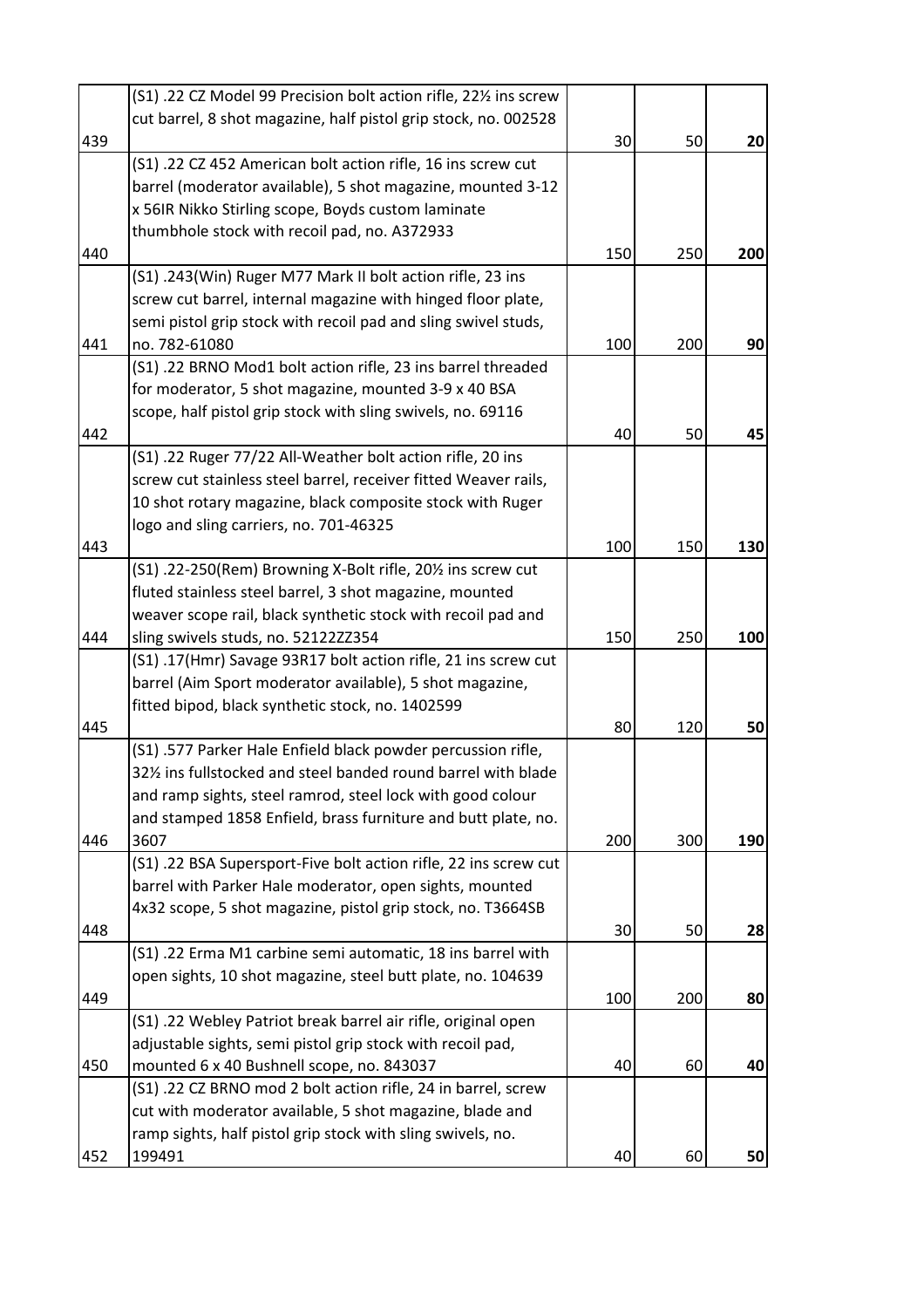| | | | | |
|---|---|---|---|---|
| 439 | (S1) .22 CZ Model 99 Precision bolt action rifle, 22½ ins screw cut barrel, 8 shot magazine, half pistol grip stock, no. 002528 | 30 | 50 | **20** |
| 440 | (S1) .22 CZ 452 American bolt action rifle, 16 ins screw cut barrel (moderator available), 5 shot magazine, mounted 3-12 x 56IR Nikko Stirling scope, Boyds custom laminate thumbhole stock with recoil pad, no. A372933 | 150 | 250 | **200** |
| 441 | (S1) .243(Win) Ruger M77 Mark II bolt action rifle, 23 ins screw cut barrel, internal magazine with hinged floor plate, semi pistol grip stock with recoil pad and sling swivel studs, no. 782-61080 | 100 | 200 | **90** |
| 442 | (S1) .22 BRNO Mod1 bolt action rifle, 23 ins barrel threaded for moderator, 5 shot magazine, mounted 3-9 x 40 BSA scope, half pistol grip stock with sling swivels, no. 69116 | 40 | 50 | **45** |
| 443 | (S1) .22 Ruger 77/22 All-Weather bolt action rifle, 20 ins screw cut stainless steel barrel, receiver fitted Weaver rails, 10 shot rotary magazine, black composite stock with Ruger logo and sling carriers, no. 701-46325 | 100 | 150 | **130** |
| 444 | (S1) .22-250(Rem) Browning X-Bolt rifle, 20½ ins screw cut fluted stainless steel barrel, 3 shot magazine, mounted weaver scope rail, black synthetic stock with recoil pad and sling swivels studs, no. 52122ZZ354 | 150 | 250 | **100** |
| 445 | (S1) .17(Hmr) Savage 93R17 bolt action rifle, 21 ins screw cut barrel (Aim Sport moderator available), 5 shot magazine, fitted bipod, black synthetic stock, no. 1402599 | 80 | 120 | **50** |
| 446 | (S1) .577 Parker Hale Enfield black powder percussion rifle, 32½ ins fullstocked and steel banded round barrel with blade and ramp sights, steel ramrod, steel lock with good colour and stamped 1858 Enfield, brass furniture and butt plate, no. 3607 | 200 | 300 | **190** |
| 448 | (S1) .22 BSA Supersport-Five bolt action rifle, 22 ins screw cut barrel with Parker Hale moderator, open sights, mounted 4x32 scope, 5 shot magazine, pistol grip stock, no. T3664SB | 30 | 50 | **28** |
| 449 | (S1) .22 Erma M1 carbine semi automatic, 18 ins barrel with open sights, 10 shot magazine, steel butt plate, no. 104639 | 100 | 200 | **80** |
| 450 | (S1) .22 Webley Patriot break barrel air rifle, original open adjustable sights, semi pistol grip stock with recoil pad, mounted 6 x 40 Bushnell scope, no. 843037 | 40 | 60 | **40** |
| 452 | (S1) .22 CZ BRNO mod 2 bolt action rifle, 24 in barrel, screw cut with moderator available, 5 shot magazine, blade and ramp sights, half pistol grip stock with sling swivels, no. 199491 | 40 | 60 | **50** |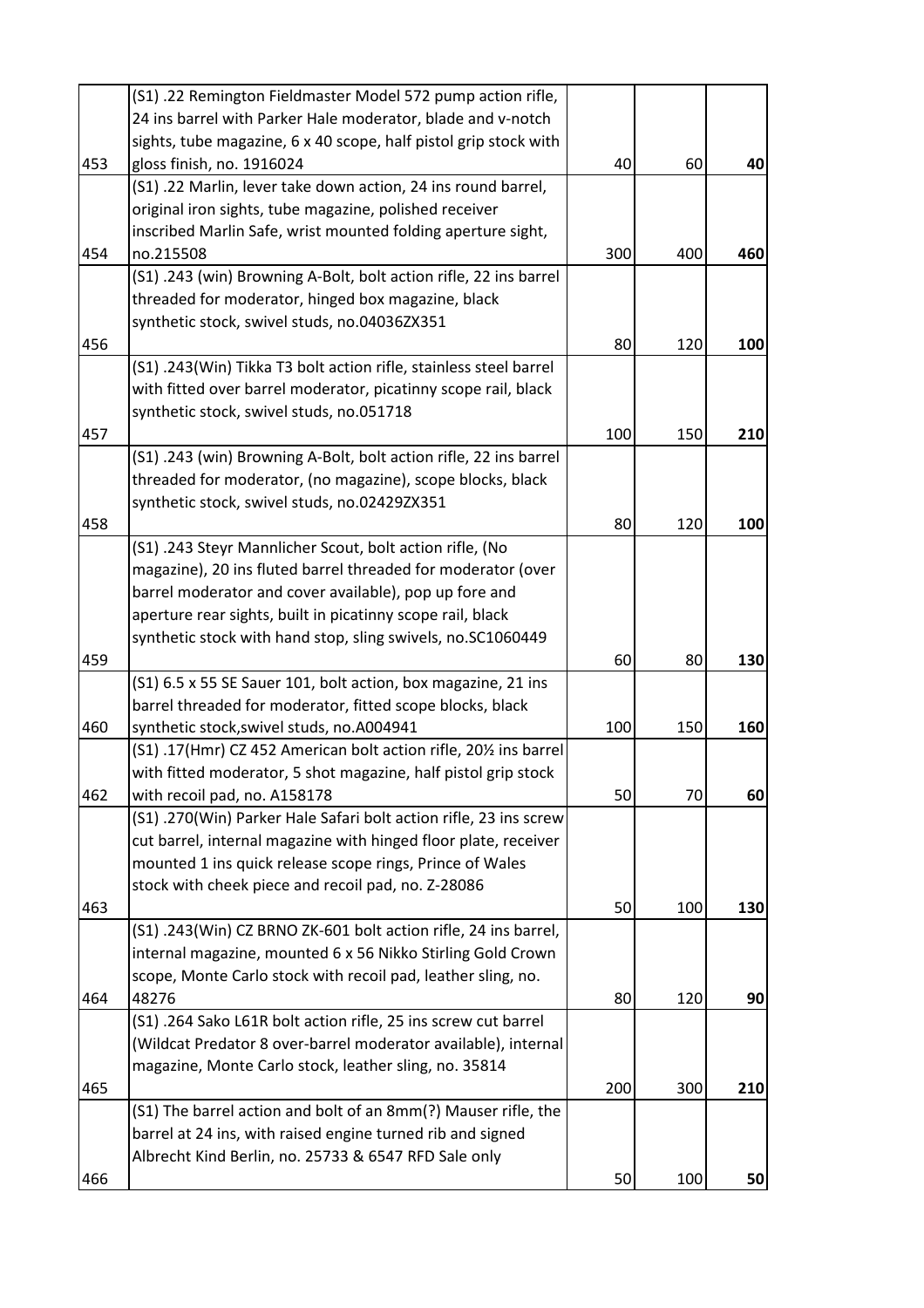| | | | | |
|---|---|---|---|---|
| 453 | (S1) .22 Remington Fieldmaster Model 572 pump action rifle, 24 ins barrel with Parker Hale moderator, blade and v-notch sights, tube magazine, 6 x 40 scope, half pistol grip stock with gloss finish, no. 1916024 | 40 | 60 | **40** |
| 454 | (S1) .22 Marlin, lever take down action, 24 ins round barrel, original iron sights, tube magazine, polished receiver inscribed Marlin Safe, wrist mounted folding aperture sight, no.215508 | 300 | 400 | **460** |
| 456 | (S1) .243 (win) Browning A-Bolt, bolt action rifle, 22 ins barrel threaded for moderator, hinged box magazine, black synthetic stock, swivel studs, no.04036ZX351 | 80 | 120 | **100** |
| 457 | (S1) .243(Win) Tikka T3 bolt action rifle, stainless steel barrel with fitted over barrel moderator, picatinny scope rail, black synthetic stock, swivel studs, no.051718 | 100 | 150 | **210** |
| 458 | (S1) .243 (win) Browning A-Bolt, bolt action rifle, 22 ins barrel threaded for moderator, (no magazine), scope blocks, black synthetic stock, swivel studs, no.02429ZX351 | 80 | 120 | **100** |
| 459 | (S1) .243 Steyr Mannlicher Scout, bolt action rifle, (No magazine), 20 ins fluted barrel threaded for moderator (over barrel moderator and cover available), pop up fore and aperture rear sights, built in picatinny scope rail, black synthetic stock with hand stop, sling swivels, no.SC1060449 | 60 | 80 | **130** |
| 460 | (S1) 6.5 x 55 SE Sauer 101, bolt action, box magazine, 21 ins barrel threaded for moderator, fitted scope blocks, black synthetic stock,swivel studs, no.A004941 | 100 | 150 | **160** |
| 462 | (S1) .17(Hmr) CZ 452 American bolt action rifle, 20½ ins barrel with fitted moderator, 5 shot magazine, half pistol grip stock with recoil pad, no. A158178 | 50 | 70 | **60** |
| 463 | (S1) .270(Win) Parker Hale Safari bolt action rifle, 23 ins screw cut barrel, internal magazine with hinged floor plate, receiver mounted 1 ins quick release scope rings, Prince of Wales stock with cheek piece and recoil pad, no. Z-28086 | 50 | 100 | **130** |
| 464 | (S1) .243(Win) CZ BRNO ZK-601 bolt action rifle, 24 ins barrel, internal magazine, mounted 6 x 56 Nikko Stirling Gold Crown scope, Monte Carlo stock with recoil pad, leather sling, no. 48276 | 80 | 120 | **90** |
| 465 | (S1) .264 Sako L61R bolt action rifle, 25 ins screw cut barrel (Wildcat Predator 8 over-barrel moderator available), internal magazine, Monte Carlo stock, leather sling, no. 35814 | 200 | 300 | **210** |
| 466 | (S1) The barrel action and bolt of an 8mm(?) Mauser rifle, the barrel at 24 ins, with raised engine turned rib and signed Albrecht Kind Berlin, no. 25733 & 6547 RFD Sale only | 50 | 100 | **50** |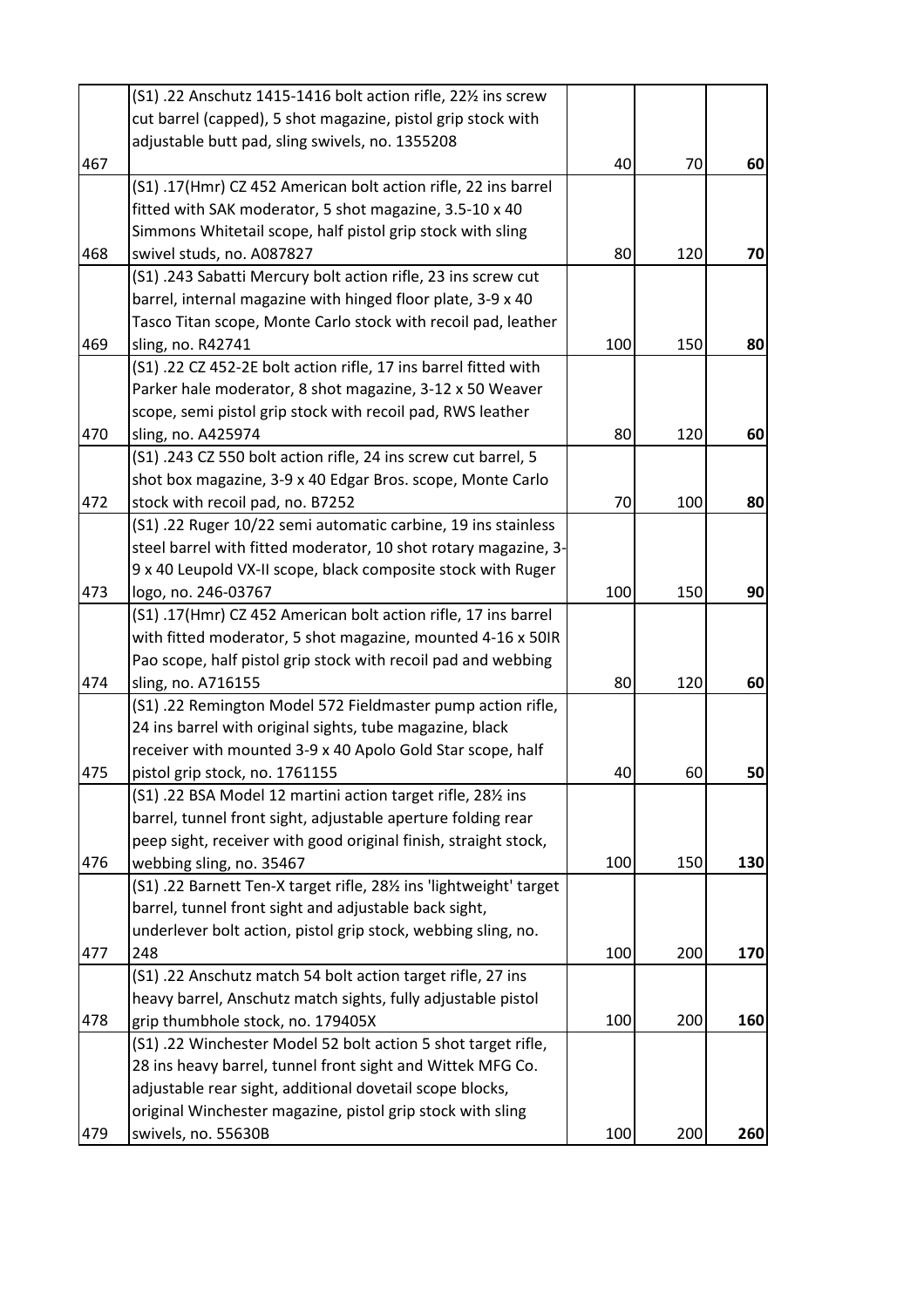| | | | | |
|---|---|---|---|---|
| 467 | (S1) .22 Anschutz 1415-1416 bolt action rifle, 22½ ins screw cut barrel (capped), 5 shot magazine, pistol grip stock with adjustable butt pad, sling swivels, no. 1355208 | 40 | 70 | **60** |
| 468 | (S1) .17(Hmr) CZ 452 American bolt action rifle, 22 ins barrel fitted with SAK moderator, 5 shot magazine, 3.5-10 x 40 Simmons Whitetail scope, half pistol grip stock with sling swivel studs, no. A087827 | 80 | 120 | **70** |
| 469 | (S1) .243 Sabatti Mercury bolt action rifle, 23 ins screw cut barrel, internal magazine with hinged floor plate, 3-9 x 40 Tasco Titan scope, Monte Carlo stock with recoil pad, leather sling, no. R42741 | 100 | 150 | **80** |
| 470 | (S1) .22 CZ 452-2E bolt action rifle, 17 ins barrel fitted with Parker hale moderator, 8 shot magazine, 3-12 x 50 Weaver scope, semi pistol grip stock with recoil pad, RWS leather sling, no. A425974 | 80 | 120 | **60** |
| 472 | (S1) .243 CZ 550 bolt action rifle, 24 ins screw cut barrel, 5 shot box magazine, 3-9 x 40 Edgar Bros. scope, Monte Carlo stock with recoil pad, no. B7252 | 70 | 100 | **80** |
| 473 | (S1) .22 Ruger 10/22 semi automatic carbine, 19 ins stainless steel barrel with fitted moderator, 10 shot rotary magazine, 3-9 x 40 Leupold VX-II scope, black composite stock with Ruger logo, no. 246-03767 | 100 | 150 | **90** |
| 474 | (S1) .17(Hmr) CZ 452 American bolt action rifle, 17 ins barrel with fitted moderator, 5 shot magazine, mounted 4-16 x 50IR Pao scope, half pistol grip stock with recoil pad and webbing sling, no. A716155 | 80 | 120 | **60** |
| 475 | (S1) .22 Remington Model 572 Fieldmaster pump action rifle, 24 ins barrel with original sights, tube magazine, black receiver with mounted 3-9 x 40 Apolo Gold Star scope, half pistol grip stock, no. 1761155 | 40 | 60 | **50** |
| 476 | (S1) .22 BSA Model 12 martini action target rifle, 28½ ins barrel, tunnel front sight, adjustable aperture folding rear peep sight, receiver with good original finish, straight stock, webbing sling, no. 35467 | 100 | 150 | **130** |
| 477 | (S1) .22 Barnett Ten-X target rifle, 28½ ins 'lightweight' target barrel, tunnel front sight and adjustable back sight, underlever bolt action, pistol grip stock, webbing sling, no. 248 | 100 | 200 | **170** |
| 478 | (S1) .22 Anschutz match 54 bolt action target rifle, 27 ins heavy barrel, Anschutz match sights, fully adjustable pistol grip thumbhole stock, no. 179405X | 100 | 200 | **160** |
| 479 | (S1) .22 Winchester Model 52 bolt action 5 shot target rifle, 28 ins heavy barrel, tunnel front sight and Wittek MFG Co. adjustable rear sight, additional dovetail scope blocks, original Winchester magazine, pistol grip stock with sling swivels, no. 55630B | 100 | 200 | **260** |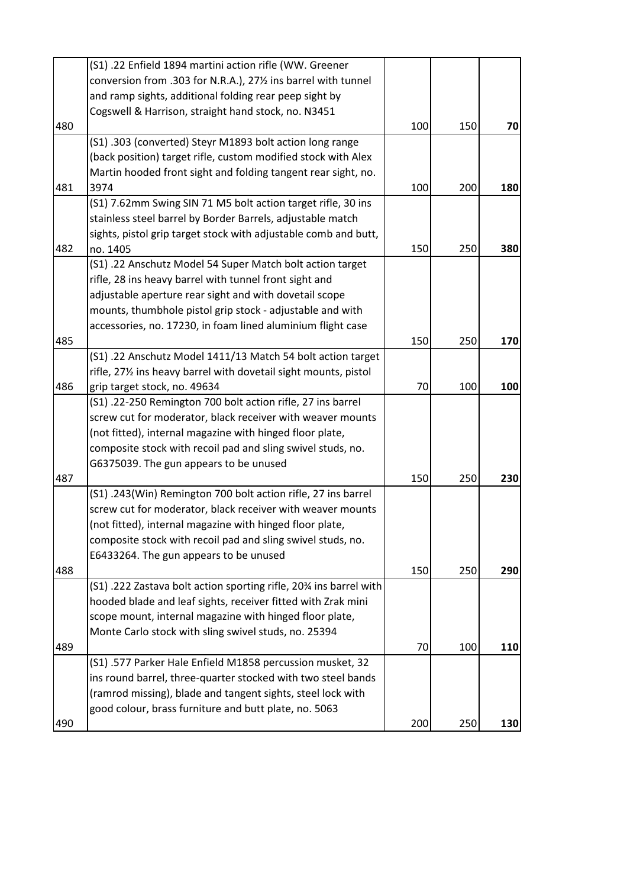| | | | | |
|---|---|---|---|---|
| 480 | (S1) .22 Enfield 1894 martini action rifle (WW. Greener conversion from .303 for N.R.A.), 27½ ins barrel with tunnel and ramp sights, additional folding rear peep sight by Cogswell & Harrison, straight hand stock, no. N3451 | 100 | 150 | **70** |
| 481 | (S1) .303 (converted) Steyr M1893 bolt action long range (back position) target rifle, custom modified stock with Alex Martin hooded front sight and folding tangent rear sight, no. 3974 | 100 | 200 | **180** |
| 482 | (S1) 7.62mm Swing SIN 71 M5 bolt action target rifle, 30 ins stainless steel barrel by Border Barrels, adjustable match sights, pistol grip target stock with adjustable comb and butt, no. 1405 | 150 | 250 | **380** |
| 485 | (S1) .22 Anschutz Model 54 Super Match bolt action target rifle, 28 ins heavy barrel with tunnel front sight and adjustable aperture rear sight and with dovetail scope mounts, thumbhole pistol grip stock - adjustable and with accessories, no. 17230, in foam lined aluminium flight case | 150 | 250 | **170** |
| 486 | (S1) .22 Anschutz Model 1411/13 Match 54 bolt action target rifle, 27½ ins heavy barrel with dovetail sight mounts, pistol grip target stock, no. 49634 | 70 | 100 | **100** |
| 487 | (S1) .22-250 Remington 700 bolt action rifle, 27 ins barrel screw cut for moderator, black receiver with weaver mounts (not fitted), internal magazine with hinged floor plate, composite stock with recoil pad and sling swivel studs, no. G6375039. The gun appears to be unused | 150 | 250 | **230** |
| 488 | (S1) .243(Win) Remington 700 bolt action rifle, 27 ins barrel screw cut for moderator, black receiver with weaver mounts (not fitted), internal magazine with hinged floor plate, composite stock with recoil pad and sling swivel studs, no. E6433264. The gun appears to be unused | 150 | 250 | **290** |
| 489 | (S1) .222 Zastava bolt action sporting rifle, 20¾ ins barrel with hooded blade and leaf sights, receiver fitted with Zrak mini scope mount, internal magazine with hinged floor plate, Monte Carlo stock with sling swivel studs, no. 25394 | 70 | 100 | **110** |
| 490 | (S1) .577 Parker Hale Enfield M1858 percussion musket, 32 ins round barrel, three-quarter stocked with two steel bands (ramrod missing), blade and tangent sights, steel lock with good colour, brass furniture and butt plate, no. 5063 | 200 | 250 | **130** |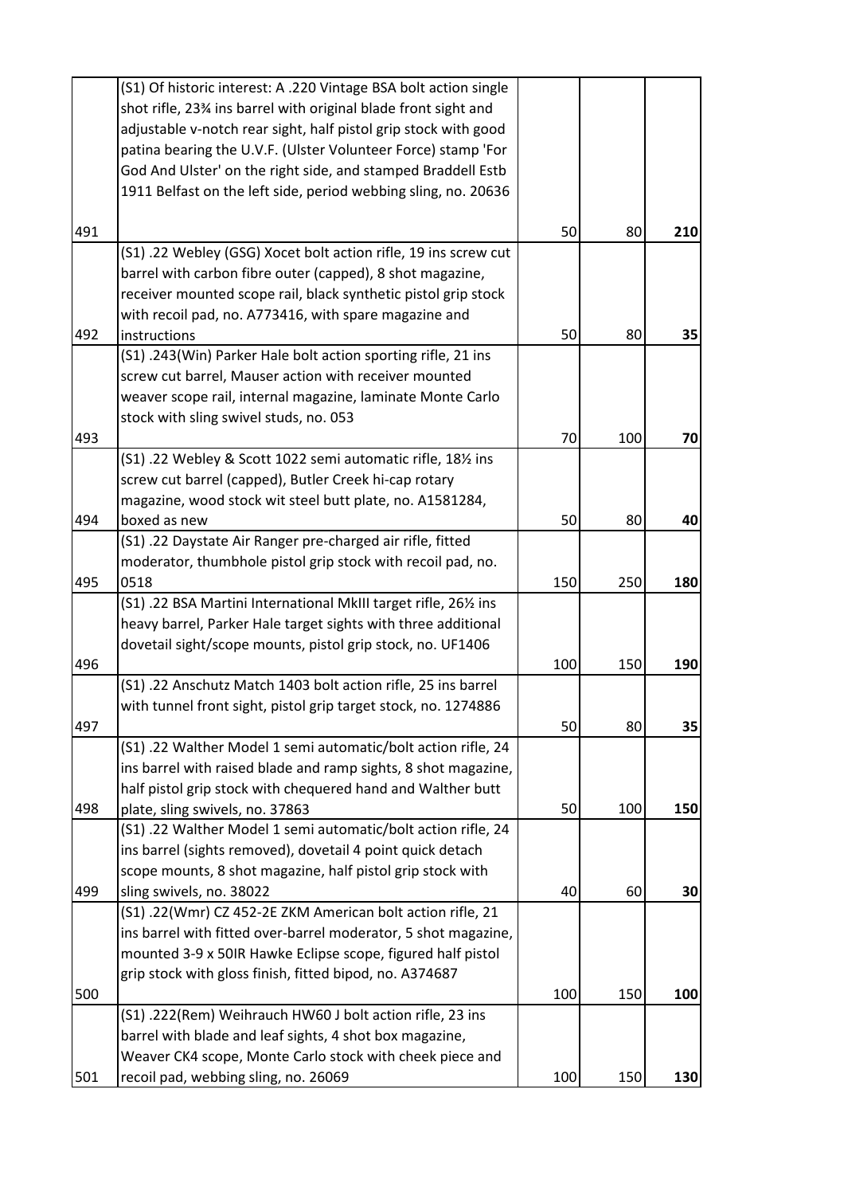| | | | | |
|---|---|---|---|---|
| 491 | (S1) Of historic interest: A .220 Vintage BSA bolt action single shot rifle, 23¾ ins barrel with original blade front sight and adjustable v-notch rear sight, half pistol grip stock with good patina bearing the U.V.F. (Ulster Volunteer Force) stamp 'For God And Ulster' on the right side, and stamped Braddell Estb 1911 Belfast on the left side, period webbing sling, no. 20636 | 50 | 80 | **210** |
| 492 | (S1) .22 Webley (GSG) Xocet bolt action rifle, 19 ins screw cut barrel with carbon fibre outer (capped), 8 shot magazine, receiver mounted scope rail, black synthetic pistol grip stock with recoil pad, no. A773416, with spare magazine and instructions | 50 | 80 | **35** |
| 493 | (S1) .243(Win) Parker Hale bolt action sporting rifle, 21 ins screw cut barrel, Mauser action with receiver mounted weaver scope rail, internal magazine, laminate Monte Carlo stock with sling swivel studs, no. 053 | 70 | 100 | **70** |
| 494 | (S1) .22 Webley & Scott 1022 semi automatic rifle, 18½ ins screw cut barrel (capped), Butler Creek hi-cap rotary magazine, wood stock wit steel butt plate, no. A1581284, boxed as new | 50 | 80 | **40** |
| 495 | (S1) .22 Daystate Air Ranger pre-charged air rifle, fitted moderator, thumbhole pistol grip stock with recoil pad, no. 0518 | 150 | 250 | **180** |
| 496 | (S1) .22 BSA Martini International MkIII target rifle, 26½ ins heavy barrel, Parker Hale target sights with three additional dovetail sight/scope mounts, pistol grip stock, no. UF1406 | 100 | 150 | **190** |
| 497 | (S1) .22 Anschutz Match 1403 bolt action rifle, 25 ins barrel with tunnel front sight, pistol grip target stock, no. 1274886 | 50 | 80 | **35** |
| 498 | (S1) .22 Walther Model 1 semi automatic/bolt action rifle, 24 ins barrel with raised blade and ramp sights, 8 shot magazine, half pistol grip stock with chequered hand and Walther butt plate, sling swivels, no. 37863 | 50 | 100 | **150** |
| 499 | (S1) .22 Walther Model 1 semi automatic/bolt action rifle, 24 ins barrel (sights removed), dovetail 4 point quick detach scope mounts, 8 shot magazine, half pistol grip stock with sling swivels, no. 38022 | 40 | 60 | **30** |
| 500 | (S1) .22(Wmr) CZ 452-2E ZKM American bolt action rifle, 21 ins barrel with fitted over-barrel moderator, 5 shot magazine, mounted 3-9 x 50IR Hawke Eclipse scope, figured half pistol grip stock with gloss finish, fitted bipod, no. A374687 | 100 | 150 | **100** |
| 501 | (S1) .222(Rem) Weihrauch HW60 J bolt action rifle, 23 ins barrel with blade and leaf sights, 4 shot box magazine, Weaver CK4 scope, Monte Carlo stock with cheek piece and recoil pad, webbing sling, no. 26069 | 100 | 150 | **130** |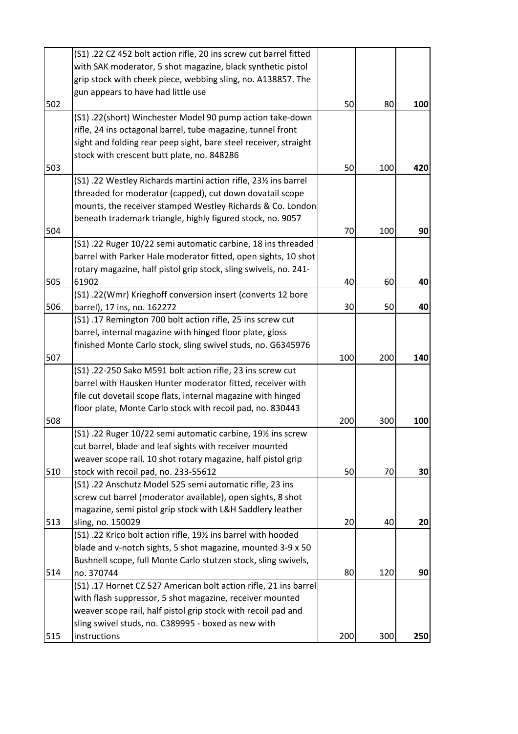| | | | | |
|---|---|---|---|---|
| 502 | (S1) .22 CZ 452 bolt action rifle, 20 ins screw cut barrel fitted with SAK moderator, 5 shot magazine, black synthetic pistol grip stock with cheek piece, webbing sling, no. A138857. The gun appears to have had little use | 50 | 80 | **100** |
| 503 | (S1) .22(short) Winchester Model 90 pump action take-down rifle, 24 ins octagonal barrel, tube magazine, tunnel front sight and folding rear peep sight, bare steel receiver, straight stock with crescent butt plate, no. 848286 | 50 | 100 | **420** |
| 504 | (S1) .22 Westley Richards martini action rifle, 23½ ins barrel threaded for moderator (capped), cut down dovatail scope mounts, the receiver stamped Westley Richards & Co. London beneath trademark triangle, highly figured stock, no. 9057 | 70 | 100 | **90** |
| 505 | (S1) .22 Ruger 10/22 semi automatic carbine, 18 ins threaded barrel with Parker Hale moderator fitted, open sights, 10 shot rotary magazine, half pistol grip stock, sling swivels, no. 241-61902 | 40 | 60 | **40** |
| 506 | (S1) .22(Wmr) Krieghoff conversion insert (converts 12 bore barrel), 17 ins, no. 162272 | 30 | 50 | **40** |
| 507 | (S1) .17 Remington 700 bolt action rifle, 25 ins screw cut barrel, internal magazine with hinged floor plate, gloss finished Monte Carlo stock, sling swivel studs, no. G6345976 | 100 | 200 | **140** |
| 508 | (S1) .22-250 Sako M591 bolt action rifle, 23 ins screw cut barrel with Hausken Hunter moderator fitted, receiver with file cut dovetail scope flats, internal magazine with hinged floor plate, Monte Carlo stock with recoil pad, no. 830443 | 200 | 300 | **100** |
| 510 | (S1) .22 Ruger 10/22 semi automatic carbine, 19½ ins screw cut barrel, blade and leaf sights with receiver mounted weaver scope rail. 10 shot rotary magazine, half pistol grip stock with recoil pad, no. 233-55612 | 50 | 70 | **30** |
| 513 | (S1) .22 Anschutz Model 525 semi automatic rifle, 23 ins screw cut barrel (moderator available), open sights, 8 shot magazine, semi pistol grip stock with L&H Saddlery leather sling, no. 150029 | 20 | 40 | **20** |
| 514 | (S1) .22 Krico bolt action rifle, 19½ ins barrel with hooded blade and v-notch sights, 5 shot magazine, mounted 3-9 x 50 Bushnell scope, full Monte Carlo stutzen stock, sling swivels, no. 370744 | 80 | 120 | **90** |
| 515 | (S1) .17 Hornet CZ 527 American bolt action rifle, 21 ins barrel with flash suppressor, 5 shot magazine, receiver mounted weaver scope rail, half pistol grip stock with recoil pad and sling swivel studs, no. C389995 - boxed as new with instructions | 200 | 300 | **250** |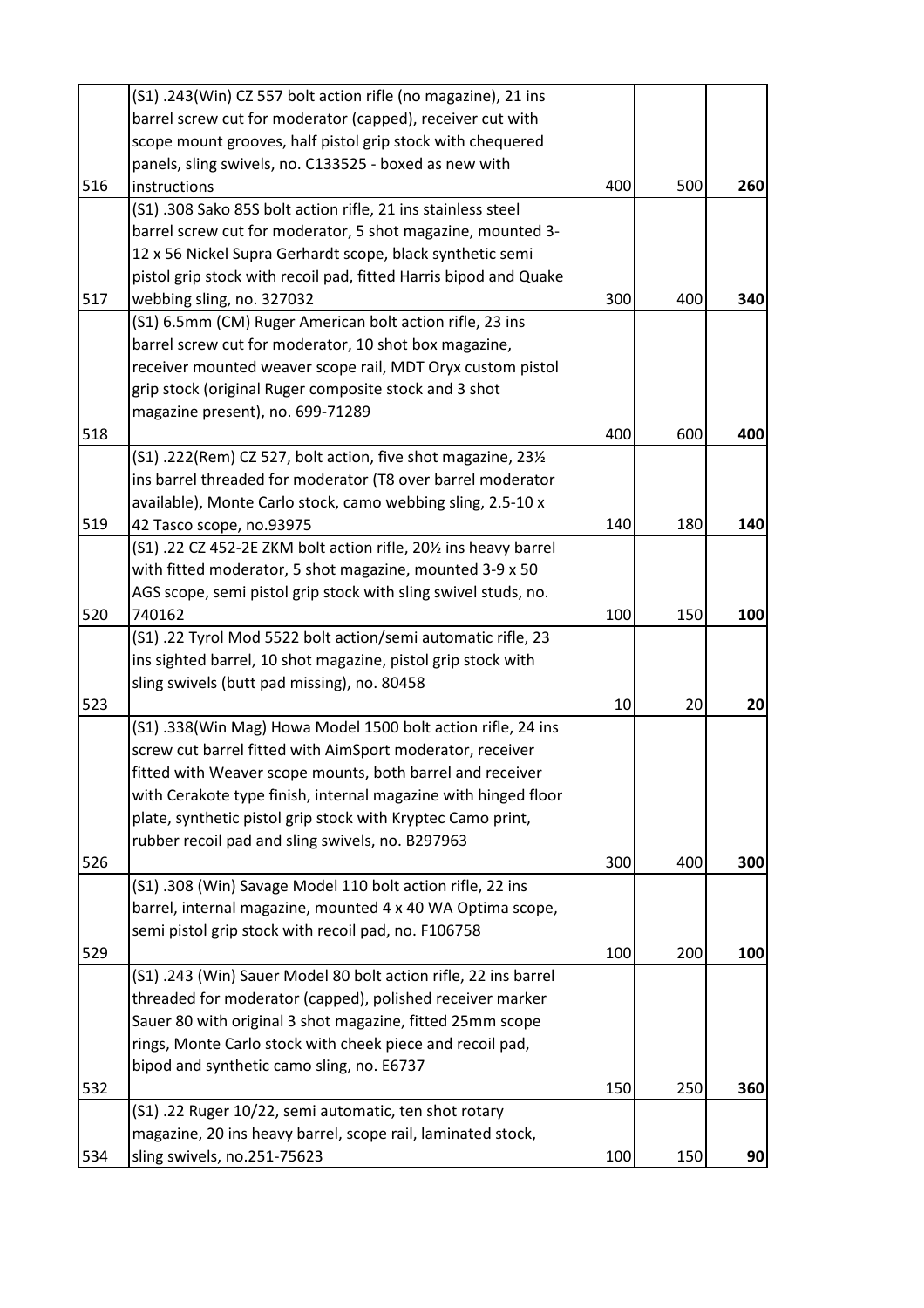| | | | | |
|---|---|---|---|---|
| 516 | (S1) .243(Win) CZ 557 bolt action rifle (no magazine), 21 ins barrel screw cut for moderator (capped), receiver cut with scope mount grooves, half pistol grip stock with chequered panels, sling swivels, no. C133525 - boxed as new with instructions | 400 | 500 | **260** |
| 517 | (S1) .308 Sako 85S bolt action rifle, 21 ins stainless steel barrel screw cut for moderator, 5 shot magazine, mounted 3-12 x 56 Nickel Supra Gerhardt scope, black synthetic semi pistol grip stock with recoil pad, fitted Harris bipod and Quake webbing sling, no. 327032 | 300 | 400 | **340** |
| 518 | (S1) 6.5mm (CM) Ruger American bolt action rifle, 23 ins barrel screw cut for moderator, 10 shot box magazine, receiver mounted weaver scope rail, MDT Oryx custom pistol grip stock (original Ruger composite stock and 3 shot magazine present), no. 699-71289 | 400 | 600 | **400** |
| 519 | (S1) .222(Rem) CZ 527, bolt action, five shot magazine, 23½ ins barrel threaded for moderator (T8 over barrel moderator available), Monte Carlo stock, camo webbing sling, 2.5-10 x 42 Tasco scope, no.93975 | 140 | 180 | **140** |
| 520 | (S1) .22 CZ 452-2E ZKM bolt action rifle, 20½ ins heavy barrel with fitted moderator, 5 shot magazine, mounted 3-9 x 50 AGS scope, semi pistol grip stock with sling swivel studs, no. 740162 | 100 | 150 | **100** |
| 523 | (S1) .22 Tyrol Mod 5522 bolt action/semi automatic rifle, 23 ins sighted barrel, 10 shot magazine, pistol grip stock with sling swivels (butt pad missing), no. 80458 | 10 | 20 | **20** |
| 526 | (S1) .338(Win Mag) Howa Model 1500 bolt action rifle, 24 ins screw cut barrel fitted with AimSport moderator, receiver fitted with Weaver scope mounts, both barrel and receiver with Cerakote type finish, internal magazine with hinged floor plate, synthetic pistol grip stock with Kryptec Camo print, rubber recoil pad and sling swivels, no. B297963 | 300 | 400 | **300** |
| 529 | (S1) .308 (Win) Savage Model 110 bolt action rifle, 22 ins barrel, internal magazine, mounted 4 x 40 WA Optima scope, semi pistol grip stock with recoil pad, no. F106758 | 100 | 200 | **100** |
| 532 | (S1) .243 (Win) Sauer Model 80 bolt action rifle, 22 ins barrel threaded for moderator (capped), polished receiver marker Sauer 80 with original 3 shot magazine, fitted 25mm scope rings, Monte Carlo stock with cheek piece and recoil pad, bipod and synthetic camo sling, no. E6737 | 150 | 250 | **360** |
| 534 | (S1) .22 Ruger 10/22, semi automatic, ten shot rotary magazine, 20 ins heavy barrel, scope rail, laminated stock, sling swivels, no.251-75623 | 100 | 150 | **90** |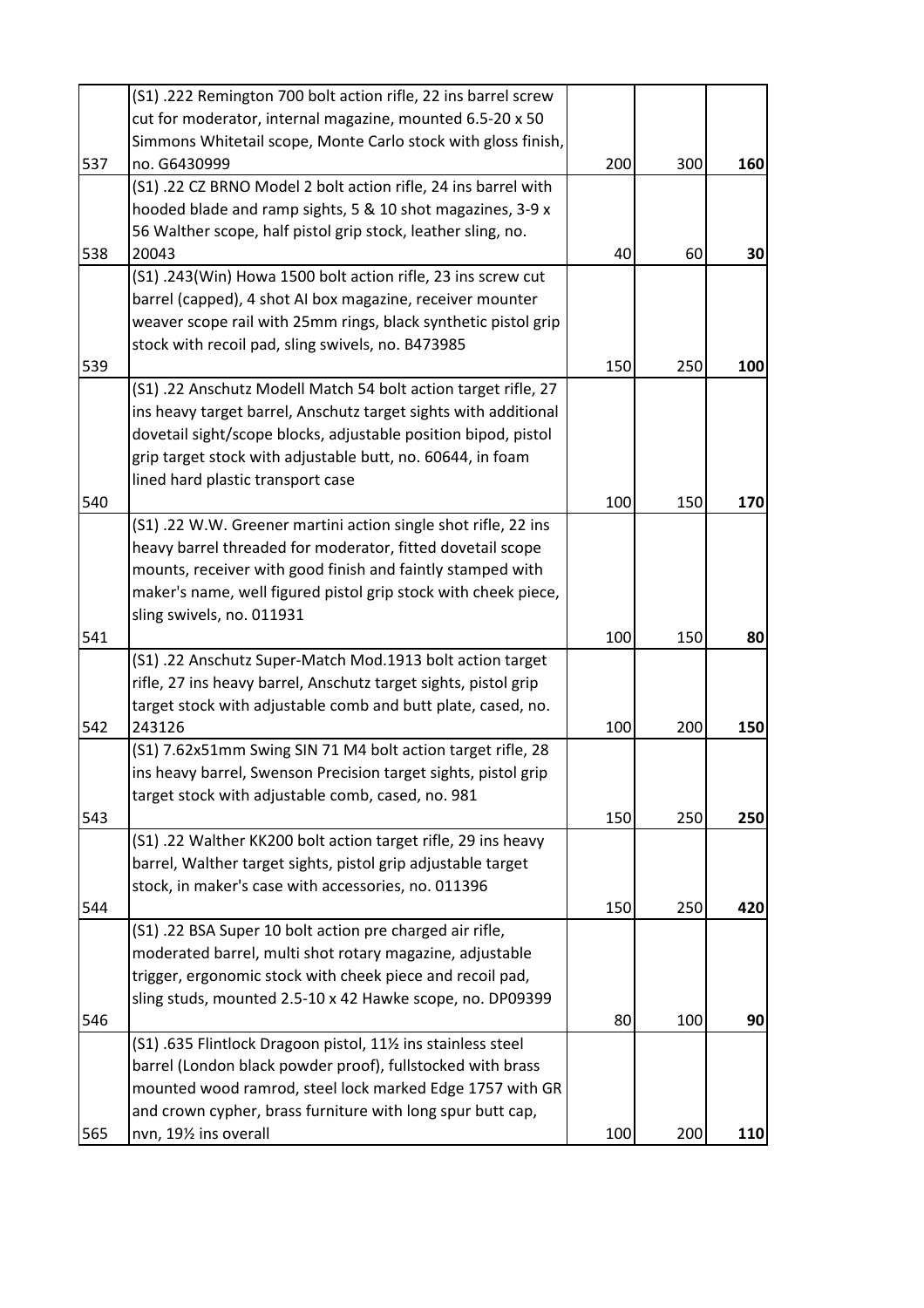| | | | | |
|---|---|---|---|---|
| 537 | (S1) .222 Remington 700 bolt action rifle, 22 ins barrel screw cut for moderator, internal magazine, mounted 6.5-20 x 50 Simmons Whitetail scope, Monte Carlo stock with gloss finish, no. G6430999 | 200 | 300 | **160** |
| 538 | (S1) .22 CZ BRNO Model 2 bolt action rifle, 24 ins barrel with hooded blade and ramp sights, 5 & 10 shot magazines, 3-9 x 56 Walther scope, half pistol grip stock, leather sling, no. 20043 | 40 | 60 | **30** |
| 539 | (S1) .243(Win) Howa 1500 bolt action rifle, 23 ins screw cut barrel (capped), 4 shot AI box magazine, receiver mounter weaver scope rail with 25mm rings, black synthetic pistol grip stock with recoil pad, sling swivels, no. B473985 | 150 | 250 | **100** |
| 540 | (S1) .22 Anschutz Modell Match 54 bolt action target rifle, 27 ins heavy target barrel, Anschutz target sights with additional dovetail sight/scope blocks, adjustable position bipod, pistol grip target stock with adjustable butt, no. 60644, in foam lined hard plastic transport case | 100 | 150 | **170** |
| 541 | (S1) .22 W.W. Greener martini action single shot rifle, 22 ins heavy barrel threaded for moderator, fitted dovetail scope mounts, receiver with good finish and faintly stamped with maker's name, well figured pistol grip stock with cheek piece, sling swivels, no. 011931 | 100 | 150 | **80** |
| 542 | (S1) .22 Anschutz Super-Match Mod.1913 bolt action target rifle, 27 ins heavy barrel, Anschutz target sights, pistol grip target stock with adjustable comb and butt plate, cased, no. 243126 | 100 | 200 | **150** |
| 543 | (S1) 7.62x51mm Swing SIN 71 M4 bolt action target rifle, 28 ins heavy barrel, Swenson Precision target sights, pistol grip target stock with adjustable comb, cased, no. 981 | 150 | 250 | **250** |
| 544 | (S1) .22 Walther KK200 bolt action target rifle, 29 ins heavy barrel, Walther target sights, pistol grip adjustable target stock, in maker's case with accessories, no. 011396 | 150 | 250 | **420** |
| 546 | (S1) .22 BSA Super 10 bolt action pre charged air rifle, moderated barrel, multi shot rotary magazine, adjustable trigger, ergonomic stock with cheek piece and recoil pad, sling studs, mounted 2.5-10 x 42 Hawke scope, no. DP09399 | 80 | 100 | **90** |
| 565 | (S1) .635 Flintlock Dragoon pistol, 11½ ins stainless steel barrel (London black powder proof), fullstocked with brass mounted wood ramrod, steel lock marked Edge 1757 with GR and crown cypher, brass furniture with long spur butt cap, nvn, 19½ ins overall | 100 | 200 | **110** |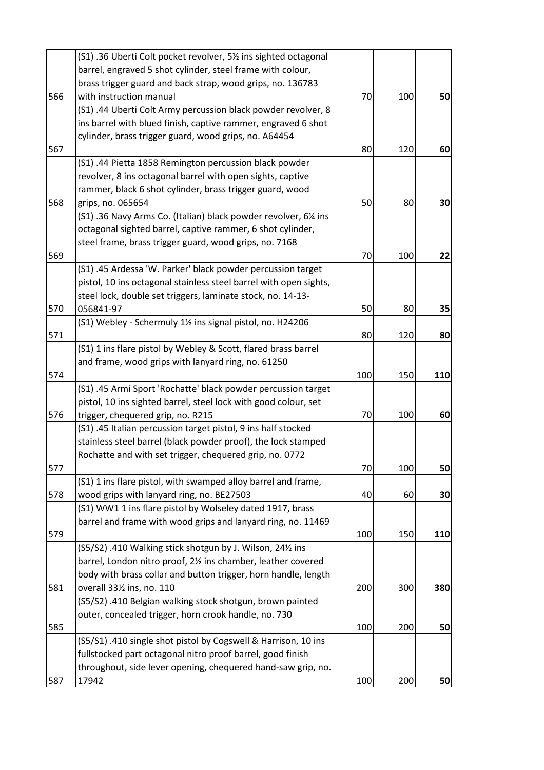| | | | | |
|---|---|---|---|---|
| 566 | (S1) .36 Uberti Colt pocket revolver, 5½ ins sighted octagonal barrel, engraved 5 shot cylinder, steel frame with colour, brass trigger guard and back strap, wood grips, no. 136783 with instruction manual | 70 | 100 | **50** |
| 567 | (S1) .44 Uberti Colt Army percussion black powder revolver, 8 ins barrel with blued finish, captive rammer, engraved 6 shot cylinder, brass trigger guard, wood grips, no. A64454 | 80 | 120 | **60** |
| 568 | (S1) .44 Pietta 1858 Remington percussion black powder revolver, 8 ins octagonal barrel with open sights, captive rammer, black 6 shot cylinder, brass trigger guard, wood grips, no. 065654 | 50 | 80 | **30** |
| 569 | (S1) .36 Navy Arms Co. (Italian) black powder revolver, 6¼ ins octagonal sighted barrel, captive rammer, 6 shot cylinder, steel frame, brass trigger guard, wood grips, no. 7168 | 70 | 100 | **22** |
| 570 | (S1) .45 Ardessa 'W. Parker' black powder percussion target pistol, 10 ins octagonal stainless steel barrel with open sights, steel lock, double set triggers, laminate stock, no. 14-13-056841-97 | 50 | 80 | **35** |
| 571 | (S1) Webley - Schermuly 1½ ins signal pistol, no. H24206 | 80 | 120 | **80** |
| 574 | (S1) 1 ins flare pistol by Webley & Scott, flared brass barrel and frame, wood grips with lanyard ring, no. 61250 | 100 | 150 | **110** |
| 576 | (S1) .45 Armi Sport 'Rochatte' black powder percussion target pistol, 10 ins sighted barrel, steel lock with good colour, set trigger, chequered grip, no. R215 | 70 | 100 | **60** |
| 577 | (S1) .45 Italian percussion target pistol, 9 ins half stocked stainless steel barrel (black powder proof), the lock stamped Rochatte and with set trigger, chequered grip, no. 0772 | 70 | 100 | **50** |
| 578 | (S1) 1 ins flare pistol, with swamped alloy barrel and frame, wood grips with lanyard ring, no. BE27503 | 40 | 60 | **30** |
| 579 | (S1) WW1 1 ins flare pistol by Wolseley dated 1917, brass barrel and frame with wood grips and lanyard ring, no. 11469 | 100 | 150 | **110** |
| 581 | (S5/S2) .410 Walking stick shotgun by J. Wilson, 24½ ins barrel, London nitro proof, 2½ ins chamber, leather covered body with brass collar and button trigger, horn handle, length overall 33½ ins, no. 110 | 200 | 300 | **380** |
| 585 | (S5/S2) .410 Belgian walking stock shotgun, brown painted outer, concealed trigger, horn crook handle, no. 730 | 100 | 200 | **50** |
| 587 | (S5/S1) .410 single shot pistol by Cogswell & Harrison, 10 ins fullstocked part octagonal nitro proof barrel, good finish throughout, side lever opening, chequered hand-saw grip, no. 17942 | 100 | 200 | **50** |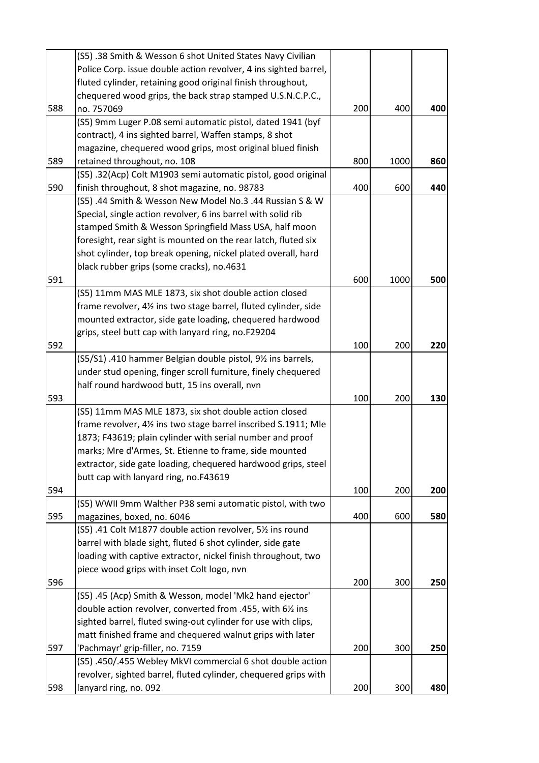| | | | | |
|---|---|---|---|---|
| 588 | (S5) .38 Smith & Wesson 6 shot United States Navy Civilian Police Corp. issue double action revolver, 4 ins sighted barrel, fluted cylinder, retaining good original finish throughout, chequered wood grips, the back strap stamped U.S.N.C.P.C., no. 757069 | 200 | 400 | **400** |
| 589 | (S5) 9mm Luger P.08 semi automatic pistol, dated 1941 (byf contract), 4 ins sighted barrel, Waffen stamps, 8 shot magazine, chequered wood grips, most original blued finish retained throughout, no. 108 | 800 | 1000 | **860** |
| 590 | (S5) .32(Acp) Colt M1903 semi automatic pistol, good original finish throughout, 8 shot magazine, no. 98783 | 400 | 600 | **440** |
| 591 | (S5) .44 Smith & Wesson New Model No.3 .44 Russian S & W Special, single action revolver, 6 ins barrel with solid rib stamped Smith & Wesson Springfield Mass USA, half moon foresight, rear sight is mounted on the rear latch, fluted six shot cylinder, top break opening, nickel plated overall, hard black rubber grips (some cracks), no.4631 | 600 | 1000 | **500** |
| 592 | (S5) 11mm MAS MLE 1873, six shot double action closed frame revolver, 4½ ins two stage barrel, fluted cylinder, side mounted extractor, side gate loading, chequered hardwood grips, steel butt cap with lanyard ring, no.F29204 | 100 | 200 | **220** |
| 593 | (S5/S1) .410 hammer Belgian double pistol, 9½ ins barrels, under stud opening, finger scroll furniture, finely chequered half round hardwood butt, 15 ins overall, nvn | 100 | 200 | **130** |
| 594 | (S5) 11mm MAS MLE 1873, six shot double action closed frame revolver, 4½ ins two stage barrel inscribed S.1911; Mle 1873; F43619; plain cylinder with serial number and proof marks; Mre d'Armes, St. Etienne to frame, side mounted extractor, side gate loading, chequered hardwood grips, steel butt cap with lanyard ring, no.F43619 | 100 | 200 | **200** |
| 595 | (S5) WWII 9mm Walther P38 semi automatic pistol, with two magazines, boxed, no. 6046 | 400 | 600 | **580** |
| 596 | (S5) .41 Colt M1877 double action revolver, 5½ ins round barrel with blade sight, fluted 6 shot cylinder, side gate loading with captive extractor, nickel finish throughout, two piece wood grips with inset Colt logo, nvn | 200 | 300 | **250** |
| 597 | (S5) .45 (Acp) Smith & Wesson, model 'Mk2 hand ejector' double action revolver, converted from .455, with 6½ ins sighted barrel, fluted swing-out cylinder for use with clips, matt finished frame and chequered walnut grips with later 'Pachmayr' grip-filler, no. 7159 | 200 | 300 | **250** |
| 598 | (S5) .450/.455 Webley MkVI commercial 6 shot double action revolver, sighted barrel, fluted cylinder, chequered grips with lanyard ring, no. 092 | 200 | 300 | **480** |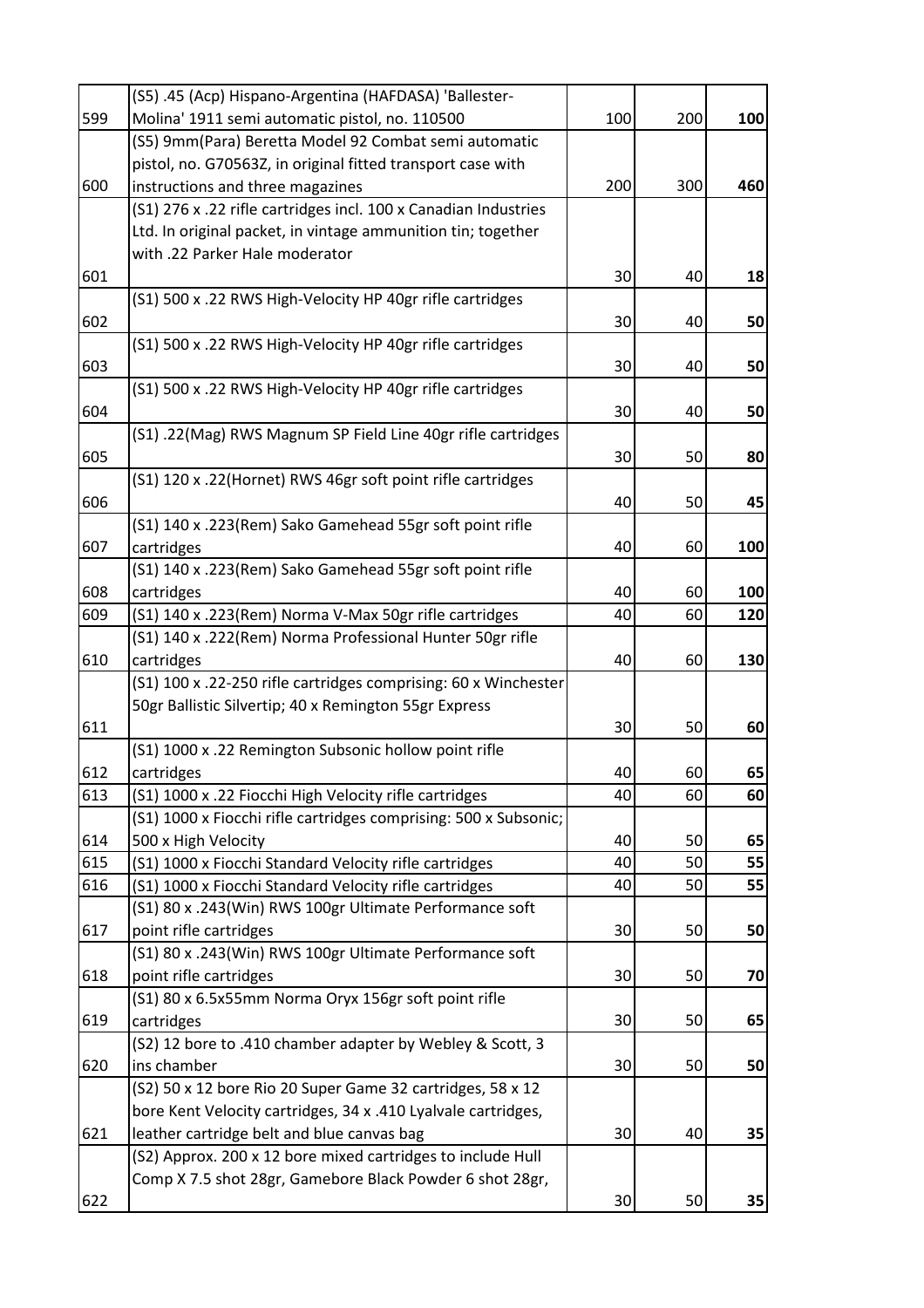| | | | | |
|---|---|---|---|---|
| 599 | (S5) .45 (Acp) Hispano-Argentina (HAFDASA) 'Ballester-Molina' 1911 semi automatic pistol, no. 110500 | 100 | 200 | **100** |
| 600 | (S5) 9mm(Para) Beretta Model 92 Combat semi automatic pistol, no. G70563Z, in original fitted transport case with instructions and three magazines | 200 | 300 | **460** |
| 601 | (S1) 276 x .22 rifle cartridges incl. 100 x Canadian Industries Ltd. In original packet, in vintage ammunition tin; together with .22 Parker Hale moderator | 30 | 40 | **18** |
| 602 | (S1) 500 x .22 RWS High-Velocity HP 40gr rifle cartridges | 30 | 40 | **50** |
| 603 | (S1) 500 x .22 RWS High-Velocity HP 40gr rifle cartridges | 30 | 40 | **50** |
| 604 | (S1) 500 x .22 RWS High-Velocity HP 40gr rifle cartridges | 30 | 40 | **50** |
| 605 | (S1) .22(Mag) RWS Magnum SP Field Line 40gr rifle cartridges | 30 | 50 | **80** |
| 606 | (S1) 120 x .22(Hornet) RWS 46gr soft point rifle cartridges | 40 | 50 | **45** |
| 607 | (S1) 140 x .223(Rem) Sako Gamehead 55gr soft point rifle cartridges | 40 | 60 | **100** |
| 608 | (S1) 140 x .223(Rem) Sako Gamehead 55gr soft point rifle cartridges | 40 | 60 | **100** |
| 609 | (S1) 140 x .223(Rem) Norma V-Max 50gr rifle cartridges | 40 | 60 | **120** |
| 610 | (S1) 140 x .222(Rem) Norma Professional Hunter 50gr rifle cartridges | 40 | 60 | **130** |
| 611 | (S1) 100 x .22-250 rifle cartridges comprising: 60 x Winchester 50gr Ballistic Silvertip; 40 x Remington 55gr Express | 30 | 50 | **60** |
| 612 | (S1) 1000 x .22 Remington Subsonic hollow point rifle cartridges | 40 | 60 | **65** |
| 613 | (S1) 1000 x .22 Fiocchi High Velocity rifle cartridges | 40 | 60 | **60** |
| 614 | (S1) 1000 x Fiocchi rifle cartridges comprising: 500 x Subsonic; 500 x High Velocity | 40 | 50 | **65** |
| 615 | (S1) 1000 x Fiocchi Standard Velocity rifle cartridges | 40 | 50 | **55** |
| 616 | (S1) 1000 x Fiocchi Standard Velocity rifle cartridges | 40 | 50 | **55** |
| 617 | (S1) 80 x .243(Win) RWS 100gr Ultimate Performance soft point rifle cartridges | 30 | 50 | **50** |
| 618 | (S1) 80 x .243(Win) RWS 100gr Ultimate Performance soft point rifle cartridges | 30 | 50 | **70** |
| 619 | (S1) 80 x 6.5x55mm Norma Oryx 156gr soft point rifle cartridges | 30 | 50 | **65** |
| 620 | (S2) 12 bore to .410 chamber adapter by Webley & Scott, 3 ins chamber | 30 | 50 | **50** |
| 621 | (S2) 50 x 12 bore Rio 20 Super Game 32 cartridges, 58 x 12 bore Kent Velocity cartridges, 34 x .410 Lyalvale cartridges, leather cartridge belt and blue canvas bag | 30 | 40 | **35** |
| 622 | (S2) Approx. 200 x 12 bore mixed cartridges to include Hull Comp X 7.5 shot 28gr, Gamebore Black Powder 6 shot 28gr, | 30 | 50 | **35** |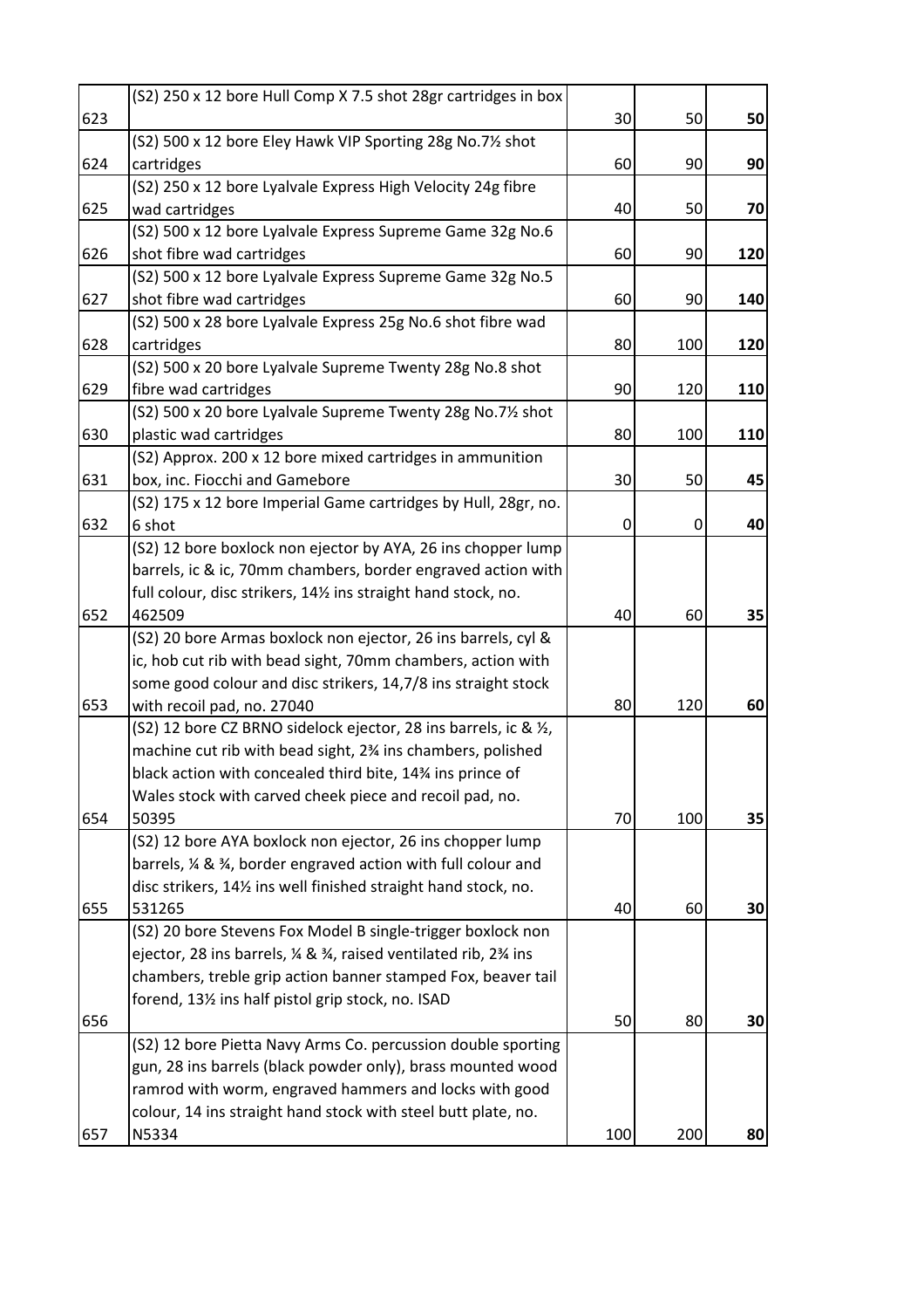| | | | | |
|---|---|---|---|---|
| 623 | (S2) 250 x 12 bore Hull Comp X 7.5 shot 28gr cartridges in box | 30 | 50 | **50** |
| 624 | (S2) 500 x 12 bore Eley Hawk VIP Sporting 28g No.7½ shot cartridges | 60 | 90 | **90** |
| 625 | (S2) 250 x 12 bore Lyalvale Express High Velocity 24g fibre wad cartridges | 40 | 50 | **70** |
| 626 | (S2) 500 x 12 bore Lyalvale Express Supreme Game 32g No.6 shot fibre wad cartridges | 60 | 90 | **120** |
| 627 | (S2) 500 x 12 bore Lyalvale Express Supreme Game 32g No.5 shot fibre wad cartridges | 60 | 90 | **140** |
| 628 | (S2) 500 x 28 bore Lyalvale Express 25g No.6 shot fibre wad cartridges | 80 | 100 | **120** |
| 629 | (S2) 500 x 20 bore Lyalvale Supreme Twenty 28g No.8 shot fibre wad cartridges | 90 | 120 | **110** |
| 630 | (S2) 500 x 20 bore Lyalvale Supreme Twenty 28g No.7½ shot plastic wad cartridges | 80 | 100 | **110** |
| 631 | (S2) Approx. 200 x 12 bore mixed cartridges in ammunition box, inc. Fiocchi and Gamebore | 30 | 50 | **45** |
| 632 | (S2) 175 x 12 bore Imperial Game cartridges by Hull, 28gr, no. 6 shot | 0 | 0 | **40** |
| 652 | (S2) 12 bore boxlock non ejector by AYA, 26 ins chopper lump barrels, ic & ic, 70mm chambers, border engraved action with full colour, disc strikers, 14½ ins straight hand stock, no. 462509 | 40 | 60 | **35** |
| 653 | (S2) 20 bore Armas boxlock non ejector, 26 ins barrels, cyl & ic, hob cut rib with bead sight, 70mm chambers, action with some good colour and disc strikers, 14,7/8 ins straight stock with recoil pad, no. 27040 | 80 | 120 | **60** |
| 654 | (S2) 12 bore CZ BRNO sidelock ejector, 28 ins barrels, ic & ½, machine cut rib with bead sight, 2¾ ins chambers, polished black action with concealed third bite, 14¾ ins prince of Wales stock with carved cheek piece and recoil pad, no. 50395 | 70 | 100 | **35** |
| 655 | (S2) 12 bore AYA boxlock non ejector, 26 ins chopper lump barrels, ¼ & ¾, border engraved action with full colour and disc strikers, 14½ ins well finished straight hand stock, no. 531265 | 40 | 60 | **30** |
| 656 | (S2) 20 bore Stevens Fox Model B single-trigger boxlock non ejector, 28 ins barrels, ¼ & ¾, raised ventilated rib, 2¾ ins chambers, treble grip action banner stamped Fox, beaver tail forend, 13½ ins half pistol grip stock, no. ISAD | 50 | 80 | **30** |
| 657 | (S2) 12 bore Pietta Navy Arms Co. percussion double sporting gun, 28 ins barrels (black powder only), brass mounted wood ramrod with worm, engraved hammers and locks with good colour, 14 ins straight hand stock with steel butt plate, no. N5334 | 100 | 200 | **80** |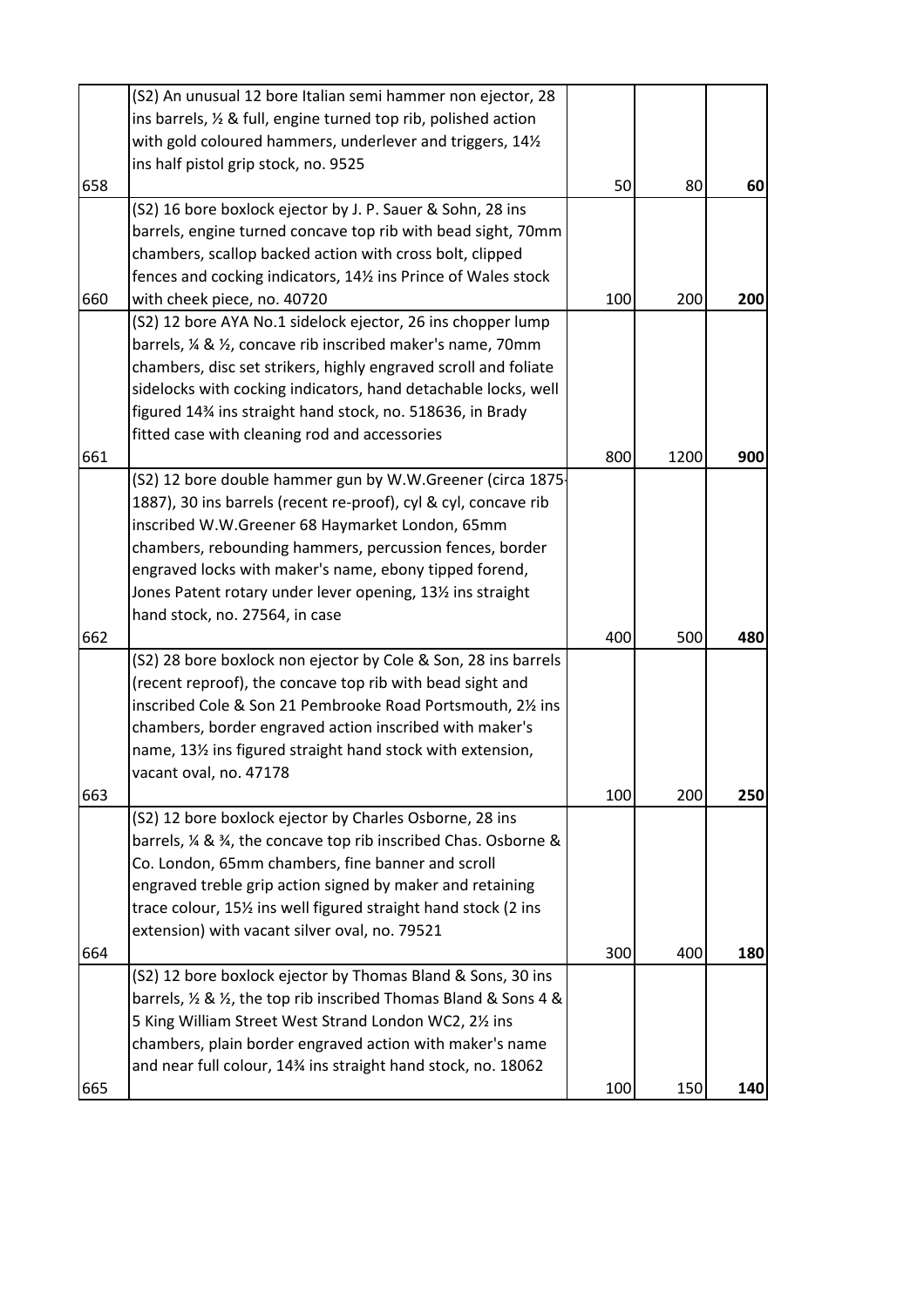| | | | | |
|---|---|---|---|---|
| 658 | (S2) An unusual 12 bore Italian semi hammer non ejector, 28 ins barrels, ½ & full, engine turned top rib, polished action with gold coloured hammers, underlever and triggers, 14½ ins half pistol grip stock, no. 9525 | 50 | 80 | **60** |
| 660 | (S2) 16 bore boxlock ejector by J. P. Sauer & Sohn, 28 ins barrels, engine turned concave top rib with bead sight, 70mm chambers, scallop backed action with cross bolt, clipped fences and cocking indicators, 14½ ins Prince of Wales stock with cheek piece, no. 40720 | 100 | 200 | **200** |
| 661 | (S2) 12 bore AYA No.1 sidelock ejector, 26 ins chopper lump barrels, ¼ & ½, concave rib inscribed maker's name, 70mm chambers, disc set strikers, highly engraved scroll and foliate sidelocks with cocking indicators, hand detachable locks, well figured 14¾ ins straight hand stock, no. 518636, in Brady fitted case with cleaning rod and accessories | 800 | 1200 | **900** |
| 662 | (S2) 12 bore double hammer gun by W.W.Greener (circa 1875-1887), 30 ins barrels (recent re-proof), cyl & cyl, concave rib inscribed W.W.Greener 68 Haymarket London, 65mm chambers, rebounding hammers, percussion fences, border engraved locks with maker's name, ebony tipped forend, Jones Patent rotary under lever opening, 13½ ins straight hand stock, no. 27564, in case | 400 | 500 | **480** |
| 663 | (S2) 28 bore boxlock non ejector by Cole & Son, 28 ins barrels (recent reproof), the concave top rib with bead sight and inscribed Cole & Son 21 Pembrooke Road Portsmouth, 2½ ins chambers, border engraved action inscribed with maker's name, 13½ ins figured straight hand stock with extension, vacant oval, no. 47178 | 100 | 200 | **250** |
| 664 | (S2) 12 bore boxlock ejector by Charles Osborne, 28 ins barrels, ¼ & ¾, the concave top rib inscribed Chas. Osborne & Co. London, 65mm chambers, fine banner and scroll engraved treble grip action signed by maker and retaining trace colour, 15½ ins well figured straight hand stock (2 ins extension) with vacant silver oval, no. 79521 | 300 | 400 | **180** |
| 665 | (S2) 12 bore boxlock ejector by Thomas Bland & Sons, 30 ins barrels, ½ & ½, the top rib inscribed Thomas Bland & Sons 4 & 5 King William Street West Strand London WC2, 2½ ins chambers, plain border engraved action with maker's name and near full colour, 14¾ ins straight hand stock, no. 18062 | 100 | 150 | **140** |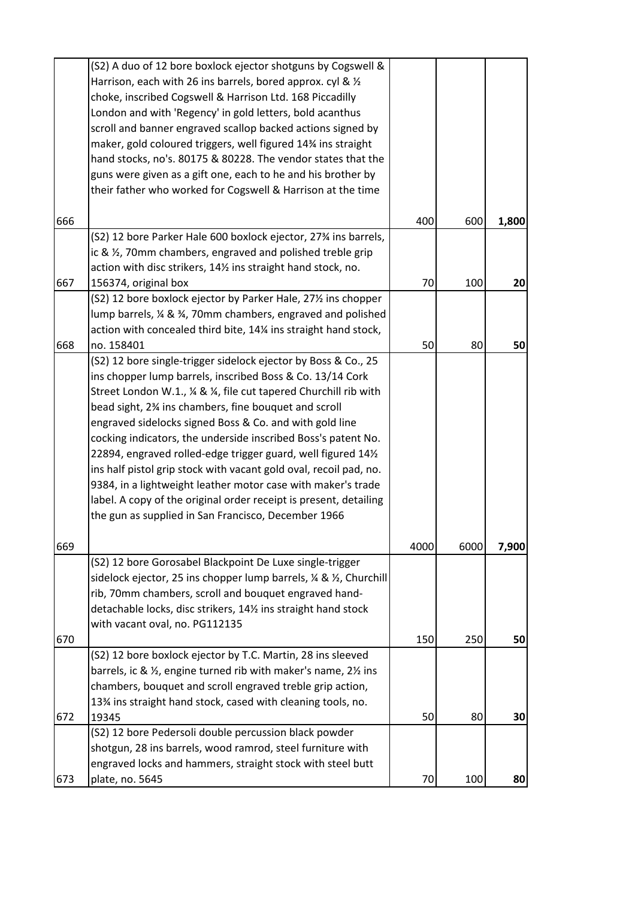| | | | | |
|---|---|---|---|---|
| 666 | (S2) A duo of 12 bore boxlock ejector shotguns by Cogswell & Harrison, each with 26 ins barrels, bored approx. cyl & ½ choke, inscribed Cogswell & Harrison Ltd. 168 Piccadilly London and with 'Regency' in gold letters, bold acanthus scroll and banner engraved scallop backed actions signed by maker, gold coloured triggers, well figured 14¾ ins straight hand stocks, no's. 80175 & 80228. The vendor states that the guns were given as a gift one, each to he and his brother by their father who worked for Cogswell & Harrison at the time | 400 | 600 | **1,800** |
| 667 | (S2) 12 bore Parker Hale 600 boxlock ejector, 27¾ ins barrels, ic & ½, 70mm chambers, engraved and polished treble grip action with disc strikers, 14½ ins straight hand stock, no. 156374, original box | 70 | 100 | **20** |
| 668 | (S2) 12 bore boxlock ejector by Parker Hale, 27½ ins chopper lump barrels, ¼ & ¾, 70mm chambers, engraved and polished action with concealed third bite, 14¼ ins straight hand stock, no. 158401 | 50 | 80 | **50** |
| 669 | (S2) 12 bore single-trigger sidelock ejector by Boss & Co., 25 ins chopper lump barrels, inscribed Boss & Co. 13/14 Cork Street London W.1., ¼ & ¼, file cut tapered Churchill rib with bead sight, 2¾ ins chambers, fine bouquet and scroll engraved sidelocks signed Boss & Co. and with gold line cocking indicators, the underside inscribed Boss's patent No. 22894, engraved rolled-edge trigger guard, well figured 14½ ins half pistol grip stock with vacant gold oval, recoil pad, no. 9384, in a lightweight leather motor case with maker's trade label. A copy of the original order receipt is present, detailing the gun as supplied in San Francisco, December 1966 | 4000 | 6000 | **7,900** |
| 670 | (S2) 12 bore Gorosabel Blackpoint De Luxe single-trigger sidelock ejector, 25 ins chopper lump barrels, ¼ & ½, Churchill rib, 70mm chambers, scroll and bouquet engraved hand-detachable locks, disc strikers, 14½ ins straight hand stock with vacant oval, no. PG112135 | 150 | 250 | **50** |
| 672 | (S2) 12 bore boxlock ejector by T.C. Martin, 28 ins sleeved barrels, ic & ½, engine turned rib with maker's name, 2½ ins chambers, bouquet and scroll engraved treble grip action, 13¾ ins straight hand stock, cased with cleaning tools, no. 19345 | 50 | 80 | **30** |
| 673 | (S2) 12 bore Pedersoli double percussion black powder shotgun, 28 ins barrels, wood ramrod, steel furniture with engraved locks and hammers, straight stock with steel butt plate, no. 5645 | 70 | 100 | **80** |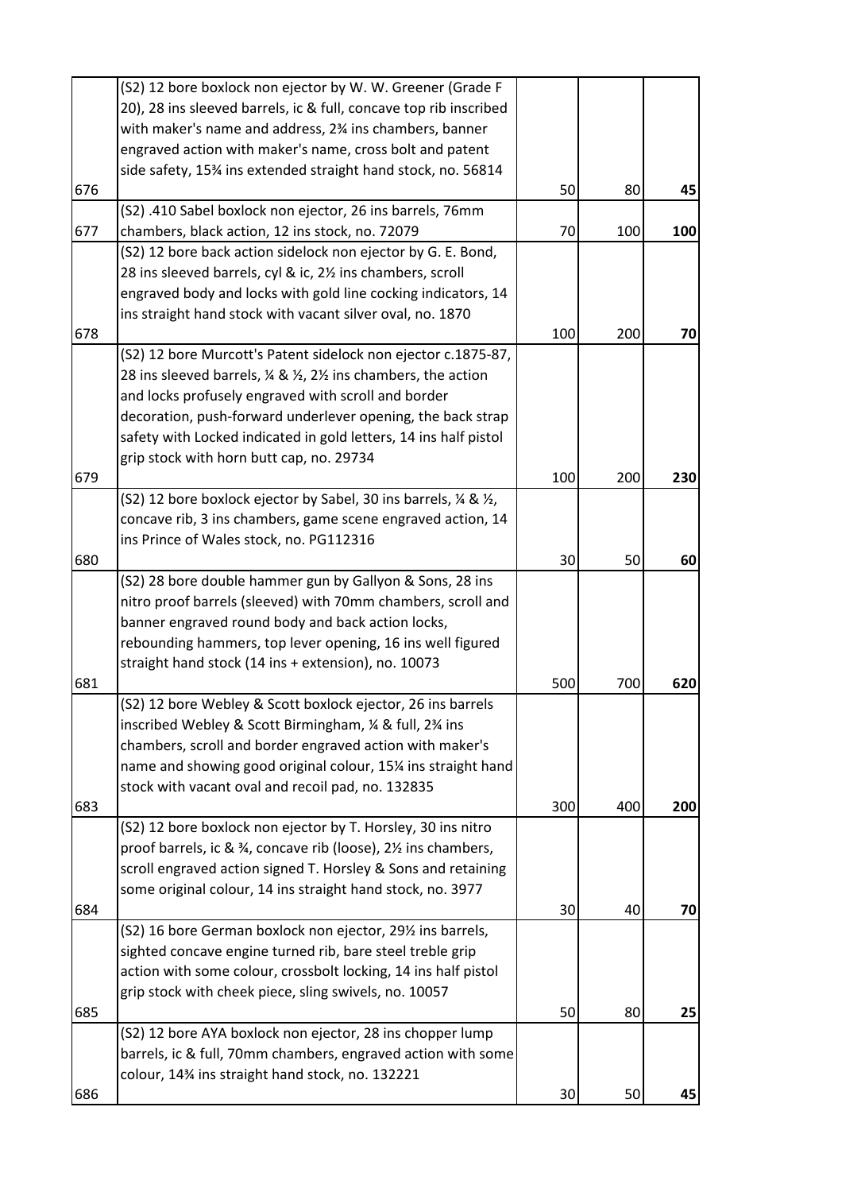| | | | | |
|---|---|---|---|---|
| 676 | (S2) 12 bore boxlock non ejector by W. W. Greener (Grade F 20), 28 ins sleeved barrels, ic & full, concave top rib inscribed with maker's name and address, 2¾ ins chambers, banner engraved action with maker's name, cross bolt and patent side safety, 15¾ ins extended straight hand stock, no. 56814 | 50 | 80 | **45** |
| 677 | (S2) .410 Sabel boxlock non ejector, 26 ins barrels, 76mm chambers, black action, 12 ins stock, no. 72079 | 70 | 100 | **100** |
| 678 | (S2) 12 bore back action sidelock non ejector by G. E. Bond, 28 ins sleeved barrels, cyl & ic, 2½ ins chambers, scroll engraved body and locks with gold line cocking indicators, 14 ins straight hand stock with vacant silver oval, no. 1870 | 100 | 200 | **70** |
| 679 | (S2) 12 bore Murcott's Patent sidelock non ejector c.1875-87, 28 ins sleeved barrels, ¼ & ½, 2½ ins chambers, the action and locks profusely engraved with scroll and border decoration, push-forward underlever opening, the back strap safety with Locked indicated in gold letters, 14 ins half pistol grip stock with horn butt cap, no. 29734 | 100 | 200 | **230** |
| 680 | (S2) 12 bore boxlock ejector by Sabel, 30 ins barrels, ¼ & ½, concave rib, 3 ins chambers, game scene engraved action, 14 ins Prince of Wales stock, no. PG112316 | 30 | 50 | **60** |
| 681 | (S2) 28 bore double hammer gun by Gallyon & Sons, 28 ins nitro proof barrels (sleeved) with 70mm chambers, scroll and banner engraved round body and back action locks, rebounding hammers, top lever opening, 16 ins well figured straight hand stock (14 ins + extension), no. 10073 | 500 | 700 | **620** |
| 683 | (S2) 12 bore Webley & Scott boxlock ejector, 26 ins barrels inscribed Webley & Scott Birmingham, ¼ & full, 2¾ ins chambers, scroll and border engraved action with maker's name and showing good original colour, 15¼ ins straight hand stock with vacant oval and recoil pad, no. 132835 | 300 | 400 | **200** |
| 684 | (S2) 12 bore boxlock non ejector by T. Horsley, 30 ins nitro proof barrels, ic & ¾, concave rib (loose), 2½ ins chambers, scroll engraved action signed T. Horsley & Sons and retaining some original colour, 14 ins straight hand stock, no. 3977 | 30 | 40 | **70** |
| 685 | (S2) 16 bore German boxlock non ejector, 29½ ins barrels, sighted concave engine turned rib, bare steel treble grip action with some colour, crossbolt locking, 14 ins half pistol grip stock with cheek piece, sling swivels, no. 10057 | 50 | 80 | **25** |
| 686 | (S2) 12 bore AYA boxlock non ejector, 28 ins chopper lump barrels, ic & full, 70mm chambers, engraved action with some colour, 14¾ ins straight hand stock, no. 132221 | 30 | 50 | **45** |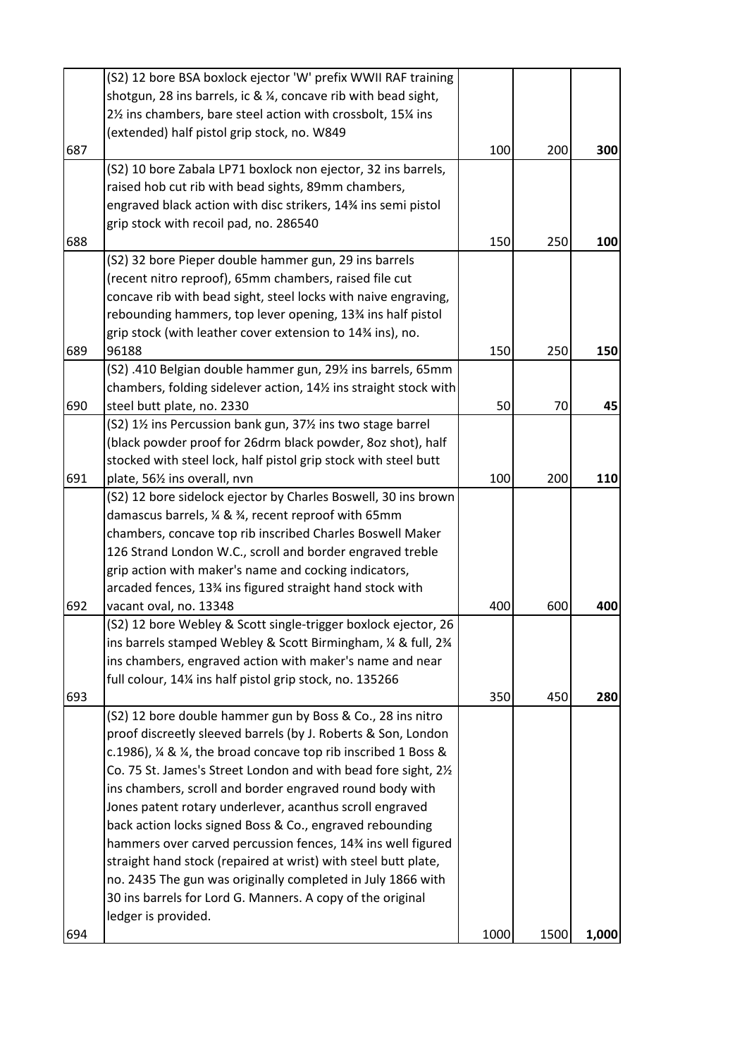| | | | | |
|---|---|---|---|---|
| 687 | (S2) 12 bore BSA boxlock ejector 'W' prefix WWII RAF training shotgun, 28 ins barrels, ic & ¼, concave rib with bead sight, 2½ ins chambers, bare steel action with crossbolt, 15¼ ins (extended) half pistol grip stock, no. W849 | 100 | 200 | **300** |
| 688 | (S2) 10 bore Zabala LP71 boxlock non ejector, 32 ins barrels, raised hob cut rib with bead sights, 89mm chambers, engraved black action with disc strikers, 14¾ ins semi pistol grip stock with recoil pad, no. 286540 | 150 | 250 | **100** |
| 689 | (S2) 32 bore Pieper double hammer gun, 29 ins barrels (recent nitro reproof), 65mm chambers, raised file cut concave rib with bead sight, steel locks with naive engraving, rebounding hammers, top lever opening, 13¾ ins half pistol grip stock (with leather cover extension to 14¾ ins), no. 96188 | 150 | 250 | **150** |
| 690 | (S2) .410 Belgian double hammer gun, 29½ ins barrels, 65mm chambers, folding sidelever action, 14½ ins straight stock with steel butt plate, no. 2330 | 50 | 70 | **45** |
| 691 | (S2) 1½ ins Percussion bank gun, 37½ ins two stage barrel (black powder proof for 26drm black powder, 8oz shot), half stocked with steel lock, half pistol grip stock with steel butt plate, 56½ ins overall, nvn | 100 | 200 | **110** |
| 692 | (S2) 12 bore sidelock ejector by Charles Boswell, 30 ins brown damascus barrels, ¼ & ¾, recent reproof with 65mm chambers, concave top rib inscribed Charles Boswell Maker 126 Strand London W.C., scroll and border engraved treble grip action with maker's name and cocking indicators, arcaded fences, 13¾ ins figured straight hand stock with vacant oval, no. 13348 | 400 | 600 | **400** |
| 693 | (S2) 12 bore Webley & Scott single-trigger boxlock ejector, 26 ins barrels stamped Webley & Scott Birmingham, ¼ & full, 2¾ ins chambers, engraved action with maker's name and near full colour, 14¼ ins half pistol grip stock, no. 135266 | 350 | 450 | **280** |
| 694 | (S2) 12 bore double hammer gun by Boss & Co., 28 ins nitro proof discreetly sleeved barrels (by J. Roberts & Son, London c.1986), ¼ & ¼, the broad concave top rib inscribed 1 Boss & Co. 75 St. James's Street London and with bead fore sight, 2½ ins chambers, scroll and border engraved round body with Jones patent rotary underlever, acanthus scroll engraved back action locks signed Boss & Co., engraved rebounding hammers over carved percussion fences, 14¾ ins well figured straight hand stock (repaired at wrist) with steel butt plate, no. 2435 The gun was originally completed in July 1866 with 30 ins barrels for Lord G. Manners. A copy of the original ledger is provided. | 1000 | 1500 | **1,000** |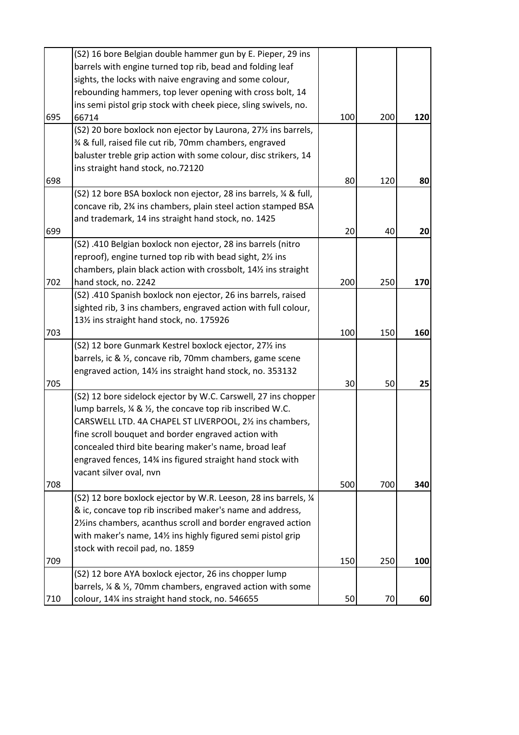| | | | | |
|---|---|---|---|---|
| 695 | (S2) 16 bore Belgian double hammer gun by E. Pieper, 29 ins barrels with engine turned top rib, bead and folding leaf sights, the locks with naive engraving and some colour, rebounding hammers, top lever opening with cross bolt, 14 ins semi pistol grip stock with cheek piece, sling swivels, no. 66714 | 100 | 200 | **120** |
| 698 | (S2) 20 bore boxlock non ejector by Laurona, 27½ ins barrels, ¾ & full, raised file cut rib, 70mm chambers, engraved baluster treble grip action with some colour, disc strikers, 14 ins straight hand stock, no.72120 | 80 | 120 | **80** |
| 699 | (S2) 12 bore BSA boxlock non ejector, 28 ins barrels, ¼ & full, concave rib, 2¾ ins chambers, plain steel action stamped BSA and trademark, 14 ins straight hand stock, no. 1425 | 20 | 40 | **20** |
| 702 | (S2) .410 Belgian boxlock non ejector, 28 ins barrels (nitro reproof), engine turned top rib with bead sight, 2½ ins chambers, plain black action with crossbolt, 14½ ins straight hand stock, no. 2242 | 200 | 250 | **170** |
| 703 | (S2) .410 Spanish boxlock non ejector, 26 ins barrels, raised sighted rib, 3 ins chambers, engraved action with full colour, 13½ ins straight hand stock, no. 175926 | 100 | 150 | **160** |
| 705 | (S2) 12 bore Gunmark Kestrel boxlock ejector, 27½ ins barrels, ic & ½, concave rib, 70mm chambers, game scene engraved action, 14½ ins straight hand stock, no. 353132 | 30 | 50 | **25** |
| 708 | (S2) 12 bore sidelock ejector by W.C. Carswell, 27 ins chopper lump barrels, ¼ & ½, the concave top rib inscribed W.C. CARSWELL LTD. 4A CHAPEL ST LIVERPOOL, 2½ ins chambers, fine scroll bouquet and border engraved action with concealed third bite bearing maker's name, broad leaf engraved fences, 14¾ ins figured straight hand stock with vacant silver oval, nvn | 500 | 700 | **340** |
| 709 | (S2) 12 bore boxlock ejector by W.R. Leeson, 28 ins barrels, ¼ & ic, concave top rib inscribed maker's name and address, 2½ins chambers, acanthus scroll and border engraved action with maker's name, 14½ ins highly figured semi pistol grip stock with recoil pad, no. 1859 | 150 | 250 | **100** |
| 710 | (S2) 12 bore AYA boxlock ejector, 26 ins chopper lump barrels, ¼ & ½, 70mm chambers, engraved action with some colour, 14¼ ins straight hand stock, no. 546655 | 50 | 70 | **60** |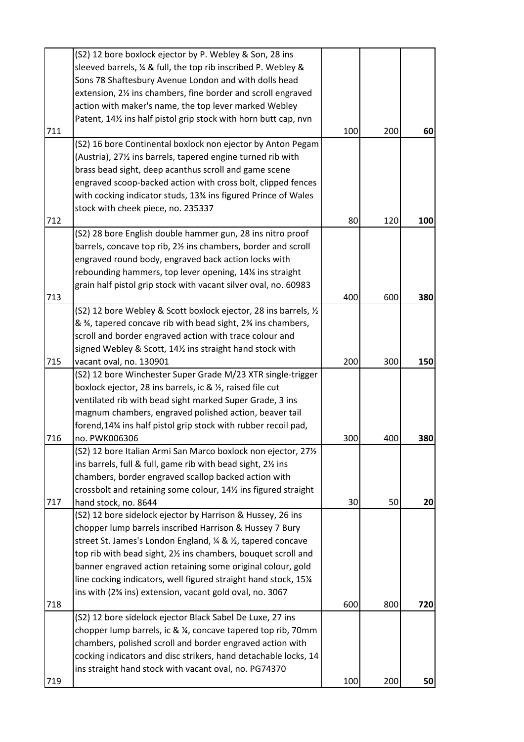| | | | | |
|---|---|---|---|---|
| 711 | (S2) 12 bore boxlock ejector by P. Webley & Son, 28 ins sleeved barrels, ¼ & full, the top rib inscribed P. Webley & Sons 78 Shaftesbury Avenue London and with dolls head extension, 2½ ins chambers, fine border and scroll engraved action with maker's name, the top lever marked Webley Patent, 14½ ins half pistol grip stock with horn butt cap, nvn | 100 | 200 | **60** |
| 712 | (S2) 16 bore Continental boxlock non ejector by Anton Pegam (Austria), 27½ ins barrels, tapered engine turned rib with brass bead sight, deep acanthus scroll and game scene engraved scoop-backed action with cross bolt, clipped fences with cocking indicator studs, 13¾ ins figured Prince of Wales stock with cheek piece, no. 235337 | 80 | 120 | **100** |
| 713 | (S2) 28 bore English double hammer gun, 28 ins nitro proof barrels, concave top rib, 2½ ins chambers, border and scroll engraved round body, engraved back action locks with rebounding hammers, top lever opening, 14¼ ins straight grain half pistol grip stock with vacant silver oval, no. 60983 | 400 | 600 | **380** |
| 715 | (S2) 12 bore Webley & Scott boxlock ejector, 28 ins barrels, ½ & ¾, tapered concave rib with bead sight, 2¾ ins chambers, scroll and border engraved action with trace colour and signed Webley & Scott, 14½ ins straight hand stock with vacant oval, no. 130901 | 200 | 300 | **150** |
| 716 | (S2) 12 bore Winchester Super Grade M/23 XTR single-trigger boxlock ejector, 28 ins barrels, ic & ½, raised file cut ventilated rib with bead sight marked Super Grade, 3 ins magnum chambers, engraved polished action, beaver tail forend,14¾ ins half pistol grip stock with rubber recoil pad, no. PWK006306 | 300 | 400 | **380** |
| 717 | (S2) 12 bore Italian Armi San Marco boxlock non ejector, 27½ ins barrels, full & full, game rib with bead sight, 2½ ins chambers, border engraved scallop backed action with crossbolt and retaining some colour, 14½ ins figured straight hand stock, no. 8644 | 30 | 50 | **20** |
| 718 | (S2) 12 bore sidelock ejector by Harrison & Hussey, 26 ins chopper lump barrels inscribed Harrison & Hussey 7 Bury street St. James's London England, ¼ & ½, tapered concave top rib with bead sight, 2½ ins chambers, bouquet scroll and banner engraved action retaining some original colour, gold line cocking indicators, well figured straight hand stock, 15¼ ins with (2¾ ins) extension, vacant gold oval, no. 3067 | 600 | 800 | **720** |
| 719 | (S2) 12 bore sidelock ejector Black Sabel De Luxe, 27 ins chopper lump barrels, ic & ¼, concave tapered top rib, 70mm chambers, polished scroll and border engraved action with cocking indicators and disc strikers, hand detachable locks, 14 ins straight hand stock with vacant oval, no. PG74370 | 100 | 200 | **50** |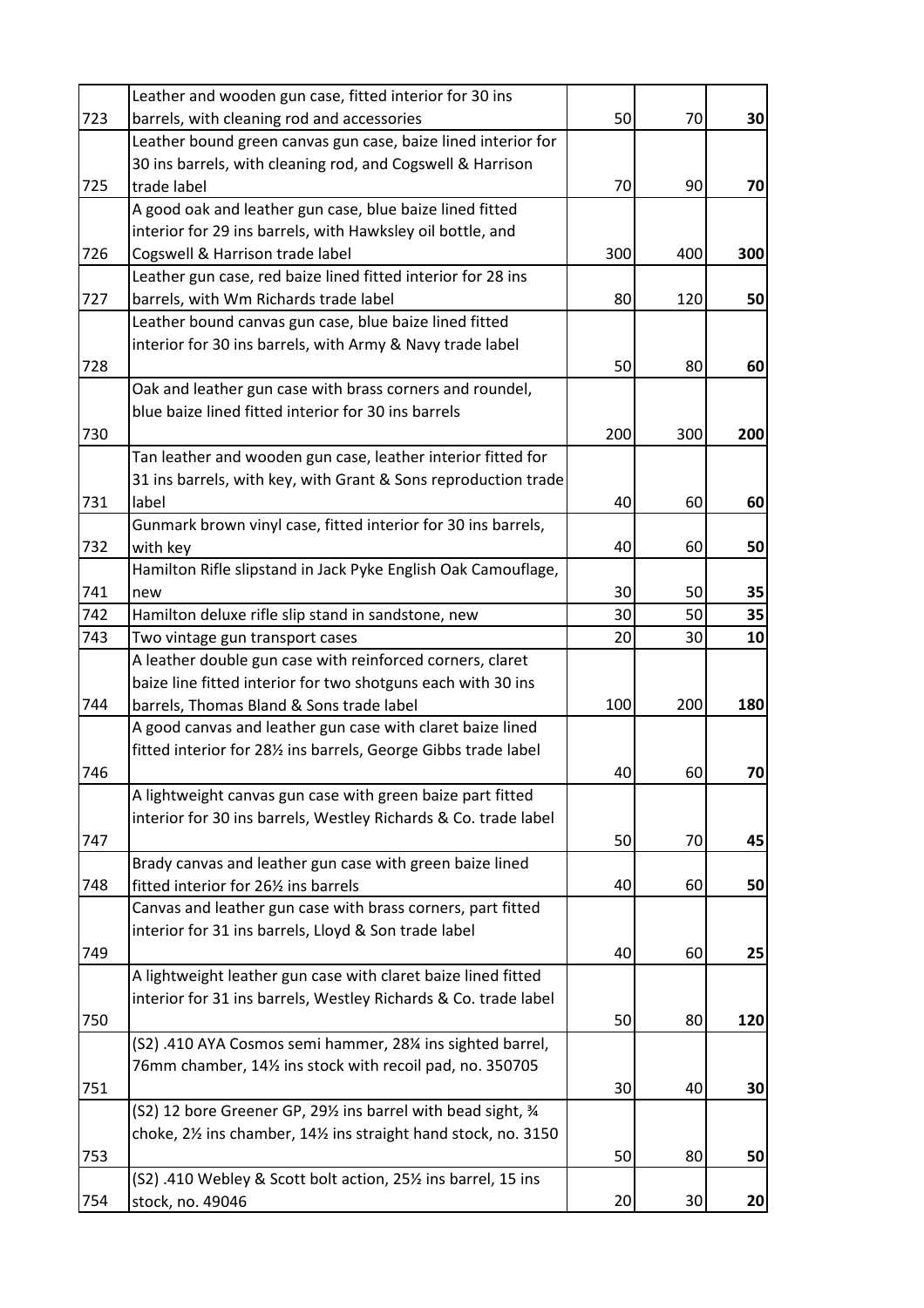| | | | | |
|---|---|---|---|---|
| 723 | Leather and wooden gun case, fitted interior for 30 ins barrels, with cleaning rod and accessories | 50 | 70 | **30** |
| 725 | Leather bound green canvas gun case, baize lined interior for 30 ins barrels, with cleaning rod, and Cogswell & Harrison trade label | 70 | 90 | **70** |
| 726 | A good oak and leather gun case, blue baize lined fitted interior for 29 ins barrels, with Hawksley oil bottle, and Cogswell & Harrison trade label | 300 | 400 | **300** |
| 727 | Leather gun case, red baize lined fitted interior for 28 ins barrels, with Wm Richards trade label | 80 | 120 | **50** |
| 728 | Leather bound canvas gun case, blue baize lined fitted interior for 30 ins barrels, with Army & Navy trade label | 50 | 80 | **60** |
| 730 | Oak and leather gun case with brass corners and roundel, blue baize lined fitted interior for 30 ins barrels | 200 | 300 | **200** |
| 731 | Tan leather and wooden gun case, leather interior fitted for 31 ins barrels, with key, with Grant & Sons reproduction trade label | 40 | 60 | **60** |
| 732 | Gunmark brown vinyl case, fitted interior for 30 ins barrels, with key | 40 | 60 | **50** |
| 741 | Hamilton Rifle slipstand in Jack Pyke English Oak Camouflage, new | 30 | 50 | **35** |
| 742 | Hamilton deluxe rifle slip stand in sandstone, new | 30 | 50 | **35** |
| 743 | Two vintage gun transport cases | 20 | 30 | **10** |
| 744 | A leather double gun case with reinforced corners, claret baize line fitted interior for two shotguns each with 30 ins barrels, Thomas Bland & Sons trade label | 100 | 200 | **180** |
| 746 | A good canvas and leather gun case with claret baize lined fitted interior for 28½ ins barrels, George Gibbs trade label | 40 | 60 | **70** |
| 747 | A lightweight canvas gun case with green baize part fitted interior for 30 ins barrels, Westley Richards & Co. trade label | 50 | 70 | **45** |
| 748 | Brady canvas and leather gun case with green baize lined fitted interior for 26½ ins barrels | 40 | 60 | **50** |
| 749 | Canvas and leather gun case with brass corners, part fitted interior for 31 ins barrels, Lloyd & Son trade label | 40 | 60 | **25** |
| 750 | A lightweight leather gun case with claret baize lined fitted interior for 31 ins barrels, Westley Richards & Co. trade label | 50 | 80 | **120** |
| 751 | (S2) .410 AYA Cosmos semi hammer, 28¼ ins sighted barrel, 76mm chamber, 14½ ins stock with recoil pad, no. 350705 | 30 | 40 | **30** |
| 753 | (S2) 12 bore Greener GP, 29½ ins barrel with bead sight, ¾ choke, 2½ ins chamber, 14½ ins straight hand stock, no. 3150 | 50 | 80 | **50** |
| 754 | (S2) .410 Webley & Scott bolt action, 25½ ins barrel, 15 ins stock, no. 49046 | 20 | 30 | **20** |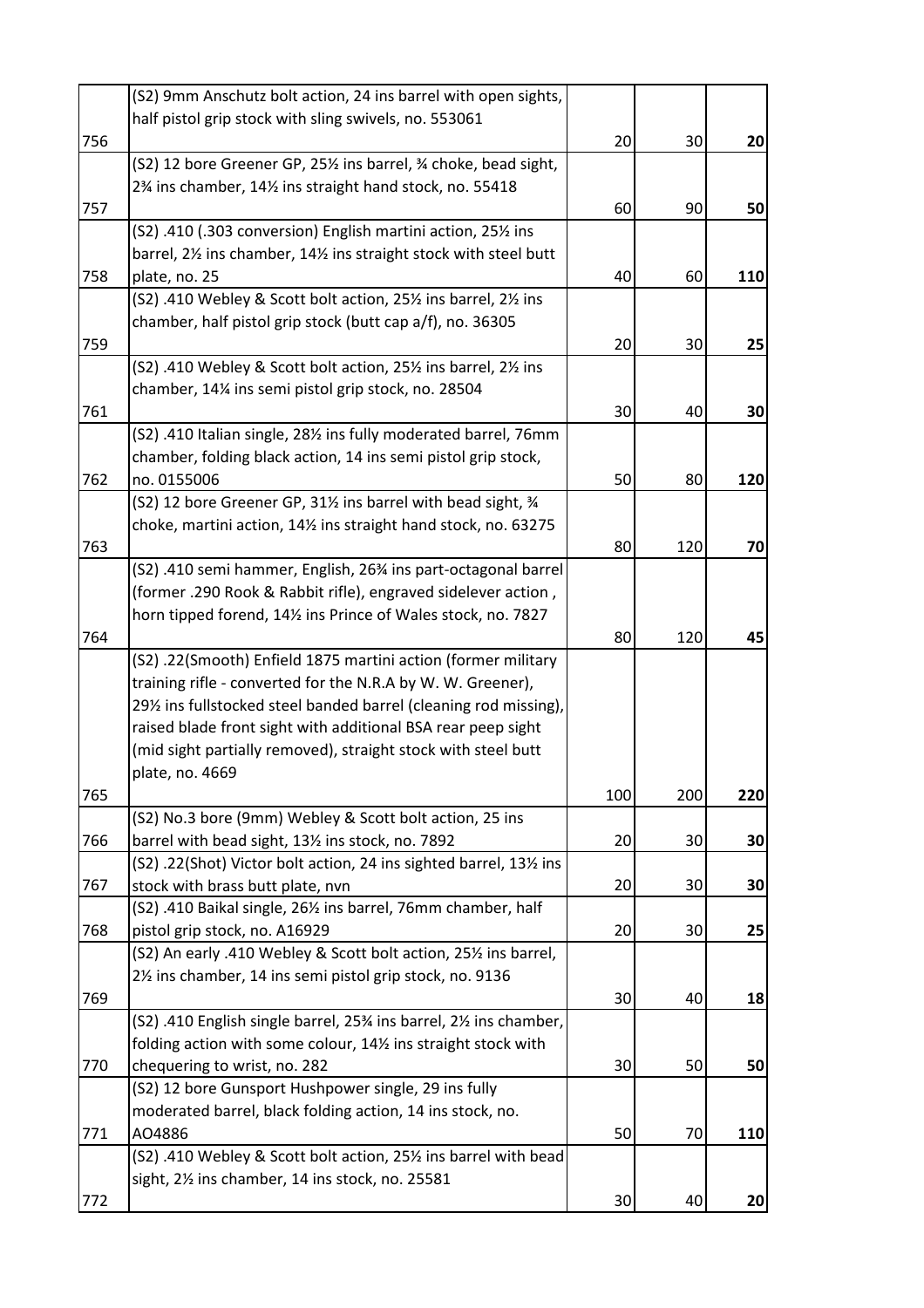| | | | | |
|---|---|---|---|---|
| 756 | (S2) 9mm Anschutz bolt action, 24 ins barrel with open sights, half pistol grip stock with sling swivels, no. 553061 | 20 | 30 | **20** |
| 757 | (S2) 12 bore Greener GP, 25½ ins barrel, ¾ choke, bead sight, 2¾ ins chamber, 14½ ins straight hand stock, no. 55418 | 60 | 90 | **50** |
| 758 | (S2) .410 (.303 conversion) English martini action, 25½ ins barrel, 2½ ins chamber, 14½ ins straight stock with steel butt plate, no. 25 | 40 | 60 | **110** |
| 759 | (S2) .410 Webley & Scott bolt action, 25½ ins barrel, 2½ ins chamber, half pistol grip stock (butt cap a/f), no. 36305 | 20 | 30 | **25** |
| 761 | (S2) .410 Webley & Scott bolt action, 25½ ins barrel, 2½ ins chamber, 14¼ ins semi pistol grip stock, no. 28504 | 30 | 40 | **30** |
| 762 | (S2) .410 Italian single, 28½ ins fully moderated barrel, 76mm chamber, folding black action, 14 ins semi pistol grip stock, no. 0155006 | 50 | 80 | **120** |
| 763 | (S2) 12 bore Greener GP, 31½ ins barrel with bead sight, ¾ choke, martini action, 14½ ins straight hand stock, no. 63275 | 80 | 120 | **70** |
| 764 | (S2) .410 semi hammer, English, 26¾ ins part-octagonal barrel (former .290 Rook & Rabbit rifle), engraved sidelever action , horn tipped forend, 14½ ins Prince of Wales stock, no. 7827 | 80 | 120 | **45** |
| 765 | (S2) .22(Smooth) Enfield 1875 martini action (former military training rifle - converted for the N.R.A by W. W. Greener), 29½ ins fullstocked steel banded barrel (cleaning rod missing), raised blade front sight with additional BSA rear peep sight (mid sight partially removed), straight stock with steel butt plate, no. 4669 | 100 | 200 | **220** |
| 766 | (S2) No.3 bore (9mm) Webley & Scott bolt action, 25 ins barrel with bead sight, 13½ ins stock, no. 7892 | 20 | 30 | **30** |
| 767 | (S2) .22(Shot) Victor bolt action, 24 ins sighted barrel, 13½ ins stock with brass butt plate, nvn | 20 | 30 | **30** |
| 768 | (S2) .410 Baikal single, 26½ ins barrel, 76mm chamber, half pistol grip stock, no. A16929 | 20 | 30 | **25** |
| 769 | (S2) An early .410 Webley & Scott bolt action, 25½ ins barrel, 2½ ins chamber, 14 ins semi pistol grip stock, no. 9136 | 30 | 40 | **18** |
| 770 | (S2) .410 English single barrel, 25¾ ins barrel, 2½ ins chamber, folding action with some colour, 14½ ins straight stock with chequering to wrist, no. 282 | 30 | 50 | **50** |
| 771 | (S2) 12 bore Gunsport Hushpower single, 29 ins fully moderated barrel, black folding action, 14 ins stock, no. AO4886 | 50 | 70 | **110** |
| 772 | (S2) .410 Webley & Scott bolt action, 25½ ins barrel with bead sight, 2½ ins chamber, 14 ins stock, no. 25581 | 30 | 40 | **20** |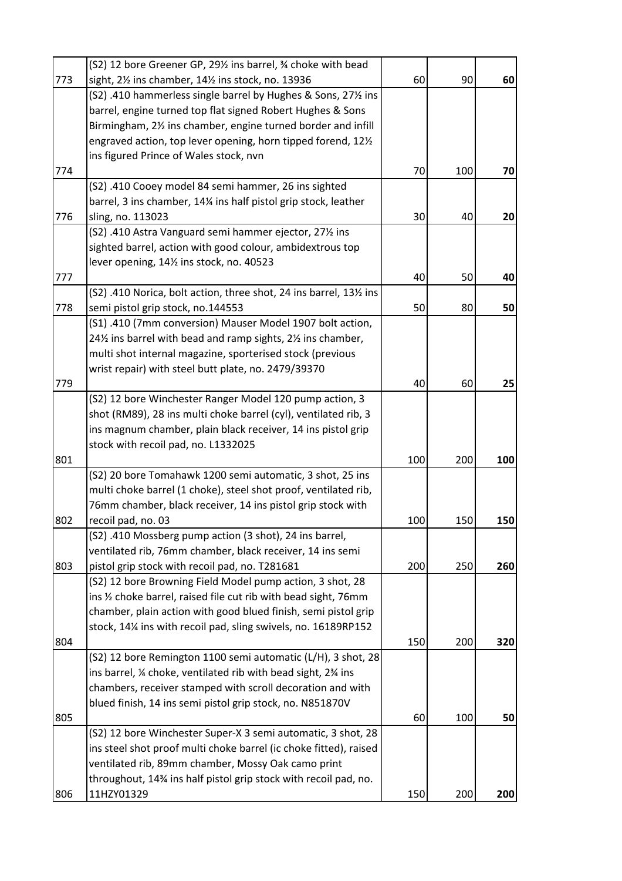| | | | | |
|---|---|---|---|---|
| 773 | (S2) 12 bore Greener GP, 29½ ins barrel, ¾ choke with bead sight, 2½ ins chamber, 14½ ins stock, no. 13936 | 60 | 90 | **60** |
| 774 | (S2) .410 hammerless single barrel by Hughes & Sons, 27½ ins barrel, engine turned top flat signed Robert Hughes & Sons Birmingham, 2½ ins chamber, engine turned border and infill engraved action, top lever opening, horn tipped forend, 12½ ins figured Prince of Wales stock, nvn | 70 | 100 | **70** |
| 776 | (S2) .410 Cooey model 84 semi hammer, 26 ins sighted barrel, 3 ins chamber, 14¼ ins half pistol grip stock, leather sling, no. 113023 | 30 | 40 | **20** |
| 777 | (S2) .410 Astra Vanguard semi hammer ejector, 27½ ins sighted barrel, action with good colour, ambidextrous top lever opening, 14½ ins stock, no. 40523 | 40 | 50 | **40** |
| 778 | (S2) .410 Norica, bolt action, three shot, 24 ins barrel, 13½ ins semi pistol grip stock, no.144553 | 50 | 80 | **50** |
| 779 | (S1) .410 (7mm conversion) Mauser Model 1907 bolt action, 24½ ins barrel with bead and ramp sights, 2½ ins chamber, multi shot internal magazine, sporterised stock (previous wrist repair) with steel butt plate, no. 2479/39370 | 40 | 60 | **25** |
| 801 | (S2) 12 bore Winchester Ranger Model 120 pump action, 3 shot (RM89), 28 ins multi choke barrel (cyl), ventilated rib, 3 ins magnum chamber, plain black receiver, 14 ins pistol grip stock with recoil pad, no. L1332025 | 100 | 200 | **100** |
| 802 | (S2) 20 bore Tomahawk 1200 semi automatic, 3 shot, 25 ins multi choke barrel (1 choke), steel shot proof, ventilated rib, 76mm chamber, black receiver, 14 ins pistol grip stock with recoil pad, no. 03 | 100 | 150 | **150** |
| 803 | (S2) .410 Mossberg pump action (3 shot), 24 ins barrel, ventilated rib, 76mm chamber, black receiver, 14 ins semi pistol grip stock with recoil pad, no. T281681 | 200 | 250 | **260** |
| 804 | (S2) 12 bore Browning Field Model pump action, 3 shot, 28 ins ½ choke barrel, raised file cut rib with bead sight, 76mm chamber, plain action with good blued finish, semi pistol grip stock, 14¼ ins with recoil pad, sling swivels, no. 16189RP152 | 150 | 200 | **320** |
| 805 | (S2) 12 bore Remington 1100 semi automatic (L/H), 3 shot, 28 ins barrel, ¼ choke, ventilated rib with bead sight, 2¾ ins chambers, receiver stamped with scroll decoration and with blued finish, 14 ins semi pistol grip stock, no. N851870V | 60 | 100 | **50** |
| 806 | (S2) 12 bore Winchester Super-X 3 semi automatic, 3 shot, 28 ins steel shot proof multi choke barrel (ic choke fitted), raised ventilated rib, 89mm chamber, Mossy Oak camo print throughout, 14¾ ins half pistol grip stock with recoil pad, no. 11HZY01329 | 150 | 200 | **200** |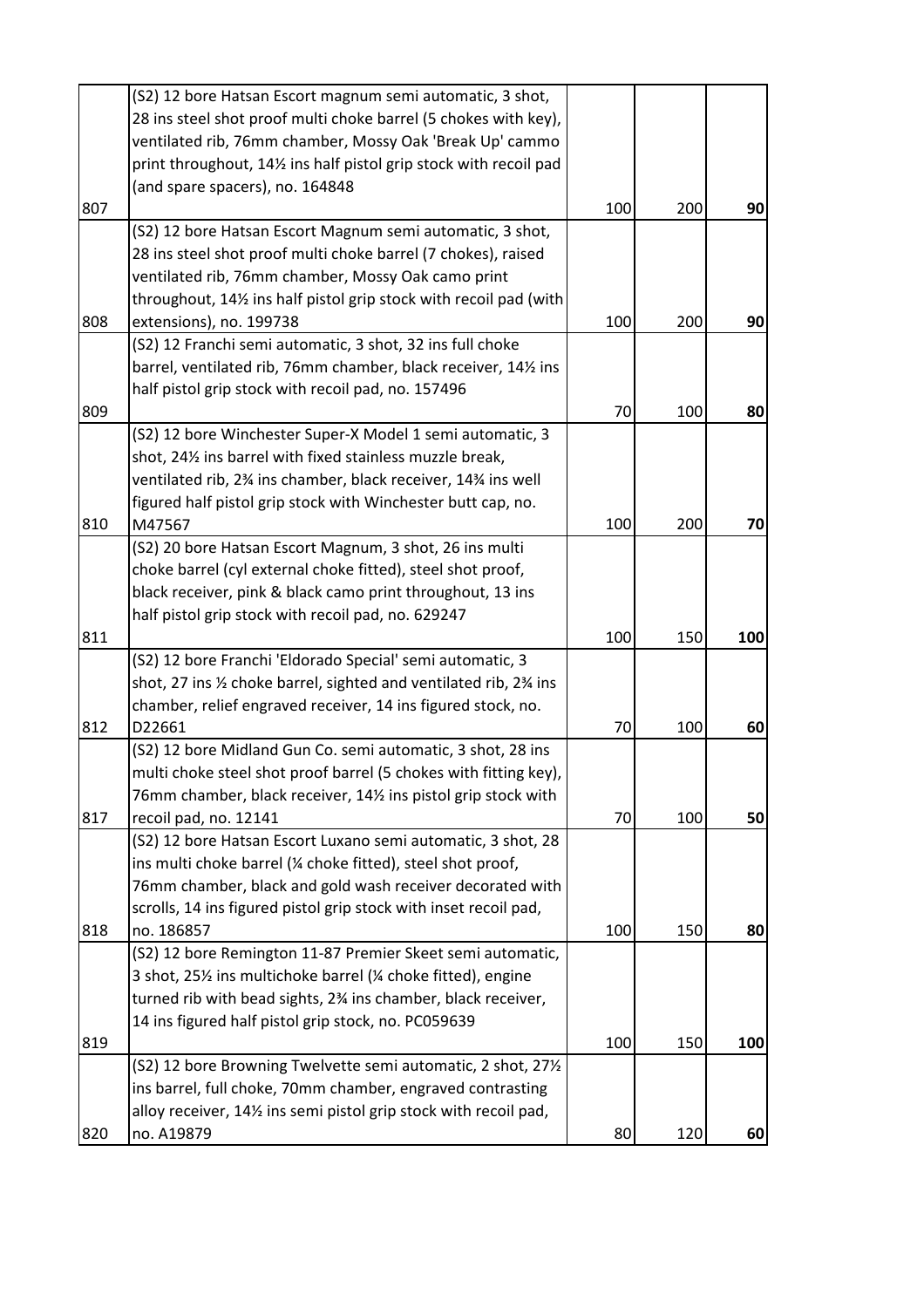| | | | | |
|---|---|---|---|---|
| 807 | (S2) 12 bore Hatsan Escort magnum semi automatic, 3 shot, 28 ins steel shot proof multi choke barrel (5 chokes with key), ventilated rib, 76mm chamber, Mossy Oak 'Break Up' cammo print throughout, 14½ ins half pistol grip stock with recoil pad (and spare spacers), no. 164848 | 100 | 200 | **90** |
| 808 | (S2) 12 bore Hatsan Escort Magnum semi automatic, 3 shot, 28 ins steel shot proof multi choke barrel (7 chokes), raised ventilated rib, 76mm chamber, Mossy Oak camo print throughout, 14½ ins half pistol grip stock with recoil pad (with extensions), no. 199738 | 100 | 200 | **90** |
| 809 | (S2) 12 Franchi semi automatic, 3 shot, 32 ins full choke barrel, ventilated rib, 76mm chamber, black receiver, 14½ ins half pistol grip stock with recoil pad, no. 157496 | 70 | 100 | **80** |
| 810 | (S2) 12 bore Winchester Super-X Model 1 semi automatic, 3 shot, 24½ ins barrel with fixed stainless muzzle break, ventilated rib, 2¾ ins chamber, black receiver, 14¾ ins well figured half pistol grip stock with Winchester butt cap, no. M47567 | 100 | 200 | **70** |
| 811 | (S2) 20 bore Hatsan Escort Magnum, 3 shot, 26 ins multi choke barrel (cyl external choke fitted), steel shot proof, black receiver, pink & black camo print throughout, 13 ins half pistol grip stock with recoil pad, no. 629247 | 100 | 150 | **100** |
| 812 | (S2) 12 bore Franchi 'Eldorado Special' semi automatic, 3 shot, 27 ins ½ choke barrel, sighted and ventilated rib, 2¾ ins chamber, relief engraved receiver, 14 ins figured stock, no. D22661 | 70 | 100 | **60** |
| 817 | (S2) 12 bore Midland Gun Co. semi automatic, 3 shot, 28 ins multi choke steel shot proof barrel (5 chokes with fitting key), 76mm chamber, black receiver, 14½ ins pistol grip stock with recoil pad, no. 12141 | 70 | 100 | **50** |
| 818 | (S2) 12 bore Hatsan Escort Luxano semi automatic, 3 shot, 28 ins multi choke barrel (¼ choke fitted), steel shot proof, 76mm chamber, black and gold wash receiver decorated with scrolls, 14 ins figured pistol grip stock with inset recoil pad, no. 186857 | 100 | 150 | **80** |
| 819 | (S2) 12 bore Remington 11-87 Premier Skeet semi automatic, 3 shot, 25½ ins multichoke barrel (¼ choke fitted), engine turned rib with bead sights, 2¾ ins chamber, black receiver, 14 ins figured half pistol grip stock, no. PC059639 | 100 | 150 | **100** |
| 820 | (S2) 12 bore Browning Twelvette semi automatic, 2 shot, 27½ ins barrel, full choke, 70mm chamber, engraved contrasting alloy receiver, 14½ ins semi pistol grip stock with recoil pad, no. A19879 | 80 | 120 | **60** |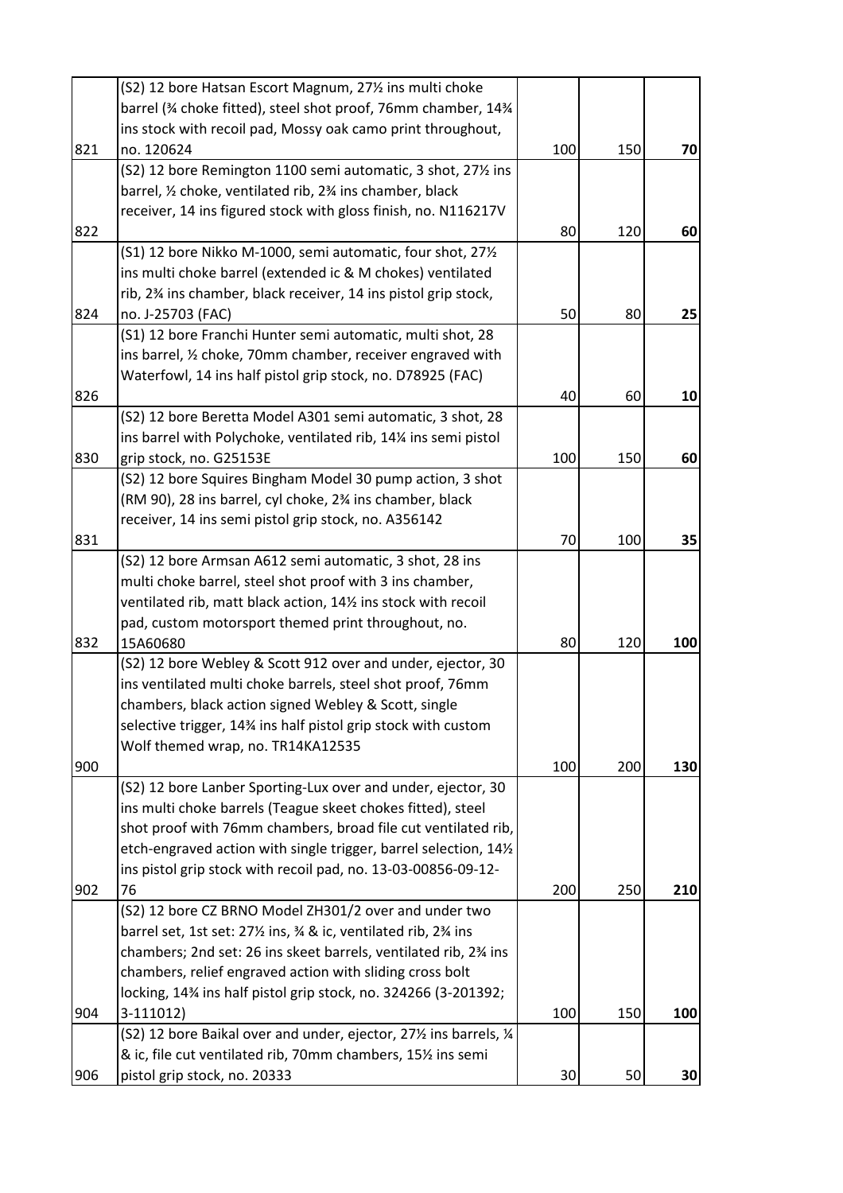| | | | | |
|---|---|---|---|---|
| 821 | (S2) 12 bore Hatsan Escort Magnum, 27½ ins multi choke barrel (¾ choke fitted), steel shot proof, 76mm chamber, 14¾ ins stock with recoil pad, Mossy oak camo print throughout, no. 120624 | 100 | 150 | **70** |
| 822 | (S2) 12 bore Remington 1100 semi automatic, 3 shot, 27½ ins barrel, ½ choke, ventilated rib, 2¾ ins chamber, black receiver, 14 ins figured stock with gloss finish, no. N116217V | 80 | 120 | **60** |
| 824 | (S1) 12 bore Nikko M-1000, semi automatic, four shot, 27½ ins multi choke barrel (extended ic & M chokes) ventilated rib, 2¾ ins chamber, black receiver, 14 ins pistol grip stock, no. J-25703 (FAC) | 50 | 80 | **25** |
| 826 | (S1) 12 bore Franchi Hunter semi automatic, multi shot, 28 ins barrel, ½ choke, 70mm chamber, receiver engraved with Waterfowl, 14 ins half pistol grip stock, no. D78925 (FAC) | 40 | 60 | **10** |
| 830 | (S2) 12 bore Beretta Model A301 semi automatic, 3 shot, 28 ins barrel with Polychoke, ventilated rib, 14¼ ins semi pistol grip stock, no. G25153E | 100 | 150 | **60** |
| 831 | (S2) 12 bore Squires Bingham Model 30 pump action, 3 shot (RM 90), 28 ins barrel, cyl choke, 2¾ ins chamber, black receiver, 14 ins semi pistol grip stock, no. A356142 | 70 | 100 | **35** |
| 832 | (S2) 12 bore Armsan A612 semi automatic, 3 shot, 28 ins multi choke barrel, steel shot proof with 3 ins chamber, ventilated rib, matt black action, 14½ ins stock with recoil pad, custom motorsport themed print throughout, no. 15A60680 | 80 | 120 | **100** |
| 900 | (S2) 12 bore Webley & Scott 912 over and under, ejector, 30 ins ventilated multi choke barrels, steel shot proof, 76mm chambers, black action signed Webley & Scott, single selective trigger, 14¾ ins half pistol grip stock with custom Wolf themed wrap, no. TR14KA12535 | 100 | 200 | **130** |
| 902 | (S2) 12 bore Lanber Sporting-Lux over and under, ejector, 30 ins multi choke barrels (Teague skeet chokes fitted), steel shot proof with 76mm chambers, broad file cut ventilated rib, etch-engraved action with single trigger, barrel selection, 14½ ins pistol grip stock with recoil pad, no. 13-03-00856-09-12-76 | 200 | 250 | **210** |
| 904 | (S2) 12 bore CZ BRNO Model ZH301/2 over and under two barrel set, 1st set: 27½ ins, ¾ & ic, ventilated rib, 2¾ ins chambers; 2nd set: 26 ins skeet barrels, ventilated rib, 2¾ ins chambers, relief engraved action with sliding cross bolt locking, 14¾ ins half pistol grip stock, no. 324266 (3-201392; 3-111012) | 100 | 150 | **100** |
| 906 | (S2) 12 bore Baikal over and under, ejector, 27½ ins barrels, ¼ & ic, file cut ventilated rib, 70mm chambers, 15½ ins semi pistol grip stock, no. 20333 | 30 | 50 | **30** |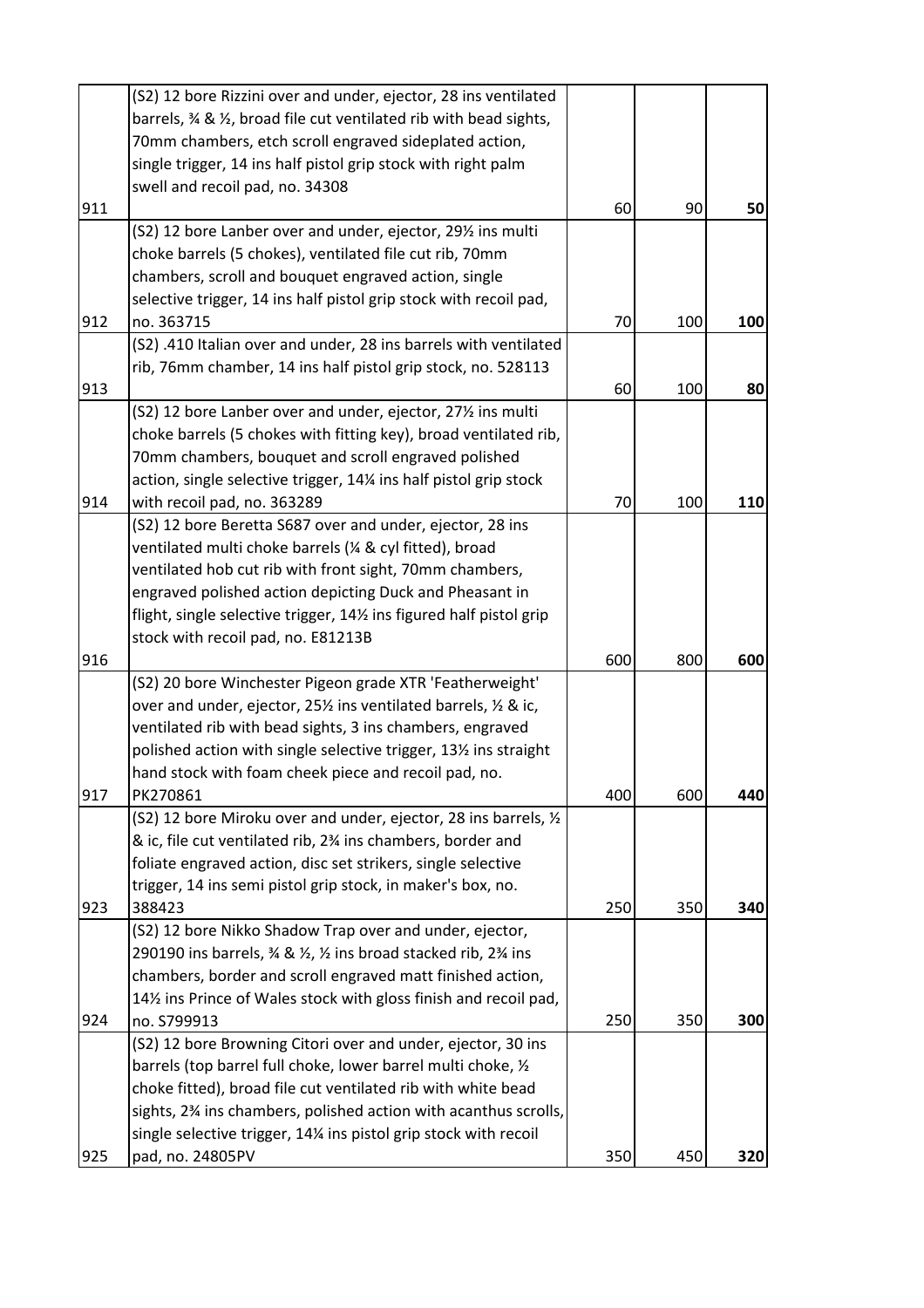| | | | | |
|---|---|---|---|---|
| 911 | (S2) 12 bore Rizzini over and under, ejector, 28 ins ventilated barrels, ¾ & ½, broad file cut ventilated rib with bead sights, 70mm chambers, etch scroll engraved sideplated action, single trigger, 14 ins half pistol grip stock with right palm swell and recoil pad, no. 34308 | 60 | 90 | **50** |
| 912 | (S2) 12 bore Lanber over and under, ejector, 29½ ins multi choke barrels (5 chokes), ventilated file cut rib, 70mm chambers, scroll and bouquet engraved action, single selective trigger, 14 ins half pistol grip stock with recoil pad, no. 363715 | 70 | 100 | **100** |
| 913 | (S2) .410 Italian over and under, 28 ins barrels with ventilated rib, 76mm chamber, 14 ins half pistol grip stock, no. 528113 | 60 | 100 | **80** |
| 914 | (S2) 12 bore Lanber over and under, ejector, 27½ ins multi choke barrels (5 chokes with fitting key), broad ventilated rib, 70mm chambers, bouquet and scroll engraved polished action, single selective trigger, 14¼ ins half pistol grip stock with recoil pad, no. 363289 | 70 | 100 | **110** |
| 916 | (S2) 12 bore Beretta S687 over and under, ejector, 28 ins ventilated multi choke barrels (¼ & cyl fitted), broad ventilated hob cut rib with front sight, 70mm chambers, engraved polished action depicting Duck and Pheasant in flight, single selective trigger, 14½ ins figured half pistol grip stock with recoil pad, no. E81213B | 600 | 800 | **600** |
| 917 | (S2) 20 bore Winchester Pigeon grade XTR 'Featherweight' over and under, ejector, 25½ ins ventilated barrels, ½ & ic, ventilated rib with bead sights, 3 ins chambers, engraved polished action with single selective trigger, 13½ ins straight hand stock with foam cheek piece and recoil pad, no. PK270861 | 400 | 600 | **440** |
| 923 | (S2) 12 bore Miroku over and under, ejector, 28 ins barrels, ½ & ic, file cut ventilated rib, 2¾ ins chambers, border and foliate engraved action, disc set strikers, single selective trigger, 14 ins semi pistol grip stock, in maker's box, no. 388423 | 250 | 350 | **340** |
| 924 | (S2) 12 bore Nikko Shadow Trap over and under, ejector, 290190 ins barrels, ¾ & ½, ½ ins broad stacked rib, 2¾ ins chambers, border and scroll engraved matt finished action, 14½ ins Prince of Wales stock with gloss finish and recoil pad, no. S799913 | 250 | 350 | **300** |
| 925 | (S2) 12 bore Browning Citori over and under, ejector, 30 ins barrels (top barrel full choke, lower barrel multi choke, ½ choke fitted), broad file cut ventilated rib with white bead sights, 2¾ ins chambers, polished action with acanthus scrolls, single selective trigger, 14¼ ins pistol grip stock with recoil pad, no. 24805PV | 350 | 450 | **320** |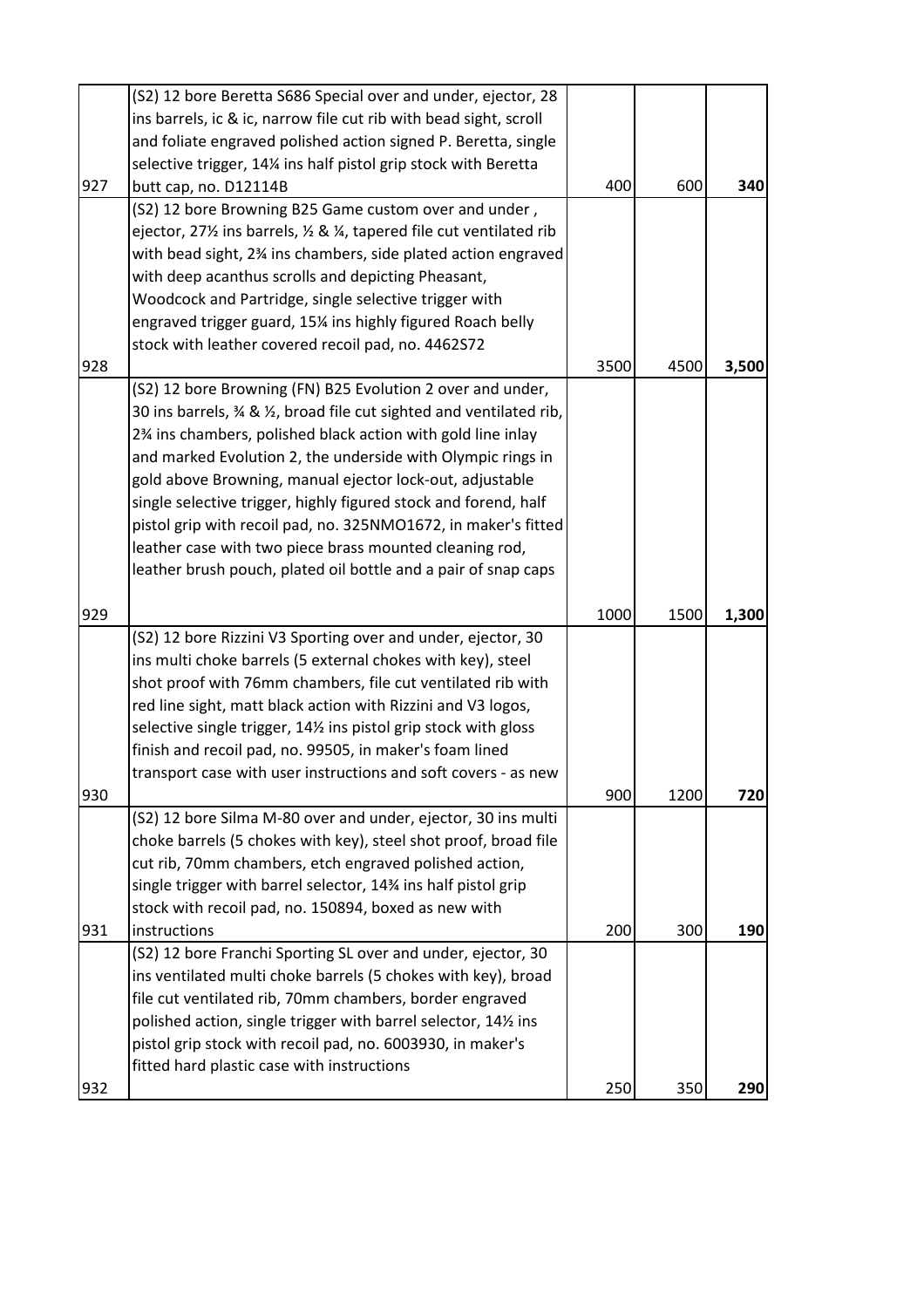| | | | | |
|---|---|---|---|---|
| 927 | (S2) 12 bore Beretta S686 Special over and under, ejector, 28 ins barrels, ic & ic, narrow file cut rib with bead sight, scroll and foliate engraved polished action signed P. Beretta, single selective trigger, 14¼ ins half pistol grip stock with Beretta butt cap, no. D12114B | 400 | 600 | **340** |
| 928 | (S2) 12 bore Browning B25 Game custom over and under , ejector, 27½ ins barrels, ½ & ¼, tapered file cut ventilated rib with bead sight, 2¾ ins chambers, side plated action engraved with deep acanthus scrolls and depicting Pheasant, Woodcock and Partridge, single selective trigger with engraved trigger guard, 15¼ ins highly figured Roach belly stock with leather covered recoil pad, no. 4462S72 | 3500 | 4500 | **3,500** |
| 929 | (S2) 12 bore Browning (FN) B25 Evolution 2 over and under, 30 ins barrels, ¾ & ½, broad file cut sighted and ventilated rib, 2¾ ins chambers, polished black action with gold line inlay and marked Evolution 2, the underside with Olympic rings in gold above Browning, manual ejector lock-out, adjustable single selective trigger, highly figured stock and forend, half pistol grip with recoil pad, no. 325NMO1672, in maker's fitted leather case with two piece brass mounted cleaning rod, leather brush pouch, plated oil bottle and a pair of snap caps | 1000 | 1500 | **1,300** |
| 930 | (S2) 12 bore Rizzini V3 Sporting over and under, ejector, 30 ins multi choke barrels (5 external chokes with key), steel shot proof with 76mm chambers, file cut ventilated rib with red line sight, matt black action with Rizzini and V3 logos, selective single trigger, 14½ ins pistol grip stock with gloss finish and recoil pad, no. 99505, in maker's foam lined transport case with user instructions and soft covers - as new | 900 | 1200 | **720** |
| 931 | (S2) 12 bore Silma M-80 over and under, ejector, 30 ins multi choke barrels (5 chokes with key), steel shot proof, broad file cut rib, 70mm chambers, etch engraved polished action, single trigger with barrel selector, 14¾ ins half pistol grip stock with recoil pad, no. 150894, boxed as new with instructions | 200 | 300 | **190** |
| 932 | (S2) 12 bore Franchi Sporting SL over and under, ejector, 30 ins ventilated multi choke barrels (5 chokes with key), broad file cut ventilated rib, 70mm chambers, border engraved polished action, single trigger with barrel selector, 14½ ins pistol grip stock with recoil pad, no. 6003930, in maker's fitted hard plastic case with instructions | 250 | 350 | **290** |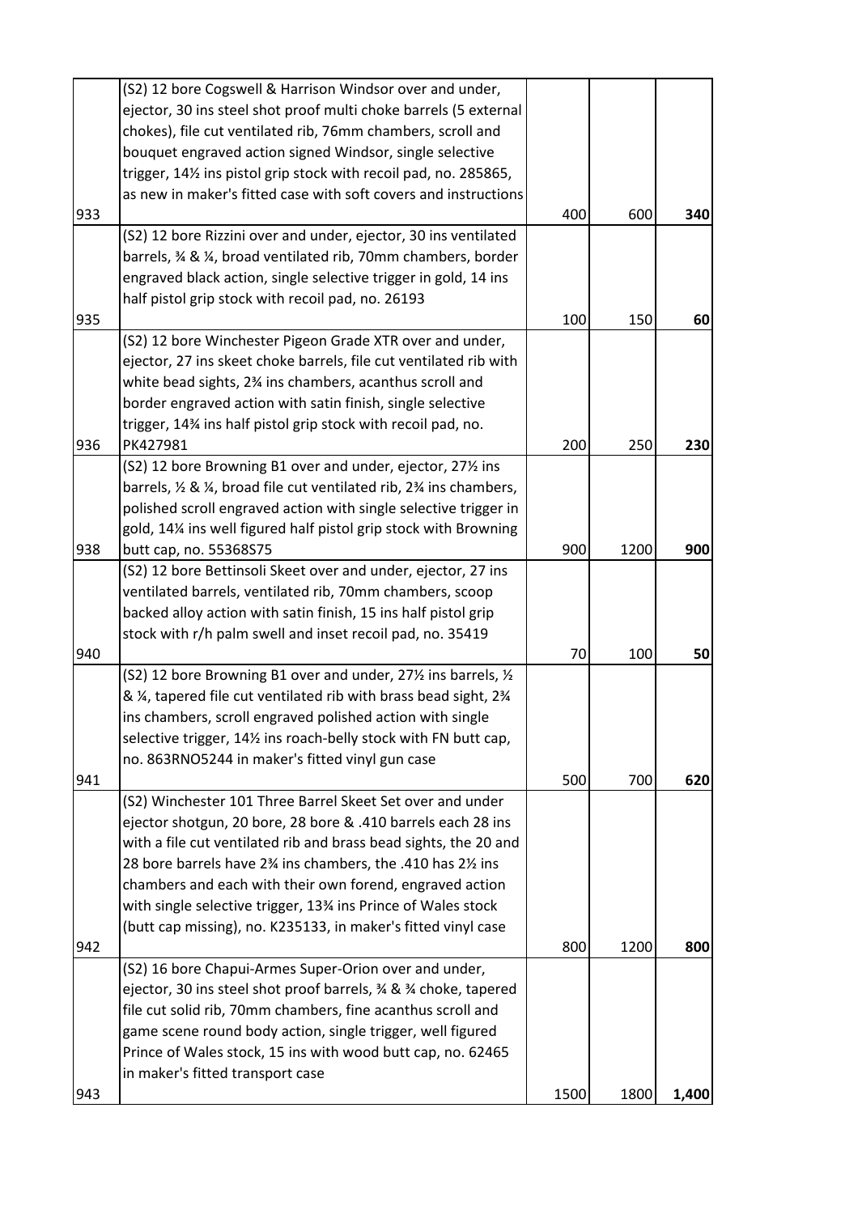| | | | | |
|---|---|---|---|---|
| 933 | (S2) 12 bore Cogswell & Harrison Windsor over and under, ejector, 30 ins steel shot proof multi choke barrels (5 external chokes), file cut ventilated rib, 76mm chambers, scroll and bouquet engraved action signed Windsor, single selective trigger, 14½ ins pistol grip stock with recoil pad, no. 285865, as new in maker's fitted case with soft covers and instructions | 400 | 600 | **340** |
| 935 | (S2) 12 bore Rizzini over and under, ejector, 30 ins ventilated barrels, ¾ & ¼, broad ventilated rib, 70mm chambers, border engraved black action, single selective trigger in gold, 14 ins half pistol grip stock with recoil pad, no. 26193 | 100 | 150 | **60** |
| 936 | (S2) 12 bore Winchester Pigeon Grade XTR over and under, ejector, 27 ins skeet choke barrels, file cut ventilated rib with white bead sights, 2¾ ins chambers, acanthus scroll and border engraved action with satin finish, single selective trigger, 14¾ ins half pistol grip stock with recoil pad, no. PK427981 | 200 | 250 | **230** |
| 938 | (S2) 12 bore Browning B1 over and under, ejector, 27½ ins barrels, ½ & ¼, broad file cut ventilated rib, 2¾ ins chambers, polished scroll engraved action with single selective trigger in gold, 14¼ ins well figured half pistol grip stock with Browning butt cap, no. 55368S75 | 900 | 1200 | **900** |
| 940 | (S2) 12 bore Bettinsoli Skeet over and under, ejector, 27 ins ventilated barrels, ventilated rib, 70mm chambers, scoop backed alloy action with satin finish, 15 ins half pistol grip stock with r/h palm swell and inset recoil pad, no. 35419 | 70 | 100 | **50** |
| 941 | (S2) 12 bore Browning B1 over and under, 27½ ins barrels, ½ & ¼, tapered file cut ventilated rib with brass bead sight, 2¾ ins chambers, scroll engraved polished action with single selective trigger, 14½ ins roach-belly stock with FN butt cap, no. 863RNO5244 in maker's fitted vinyl gun case | 500 | 700 | **620** |
| 942 | (S2) Winchester 101 Three Barrel Skeet Set over and under ejector shotgun, 20 bore, 28 bore & .410 barrels each 28 ins with a file cut ventilated rib and brass bead sights, the 20 and 28 bore barrels have 2¾ ins chambers, the .410 has 2½ ins chambers and each with their own forend, engraved action with single selective trigger, 13¾ ins Prince of Wales stock (butt cap missing), no. K235133, in maker's fitted vinyl case | 800 | 1200 | **800** |
| 943 | (S2) 16 bore Chapui-Armes Super-Orion over and under, ejector, 30 ins steel shot proof barrels, ¾ & ¾ choke, tapered file cut solid rib, 70mm chambers, fine acanthus scroll and game scene round body action, single trigger, well figured Prince of Wales stock, 15 ins with wood butt cap, no. 62465 in maker's fitted transport case | 1500 | 1800 | **1,400** |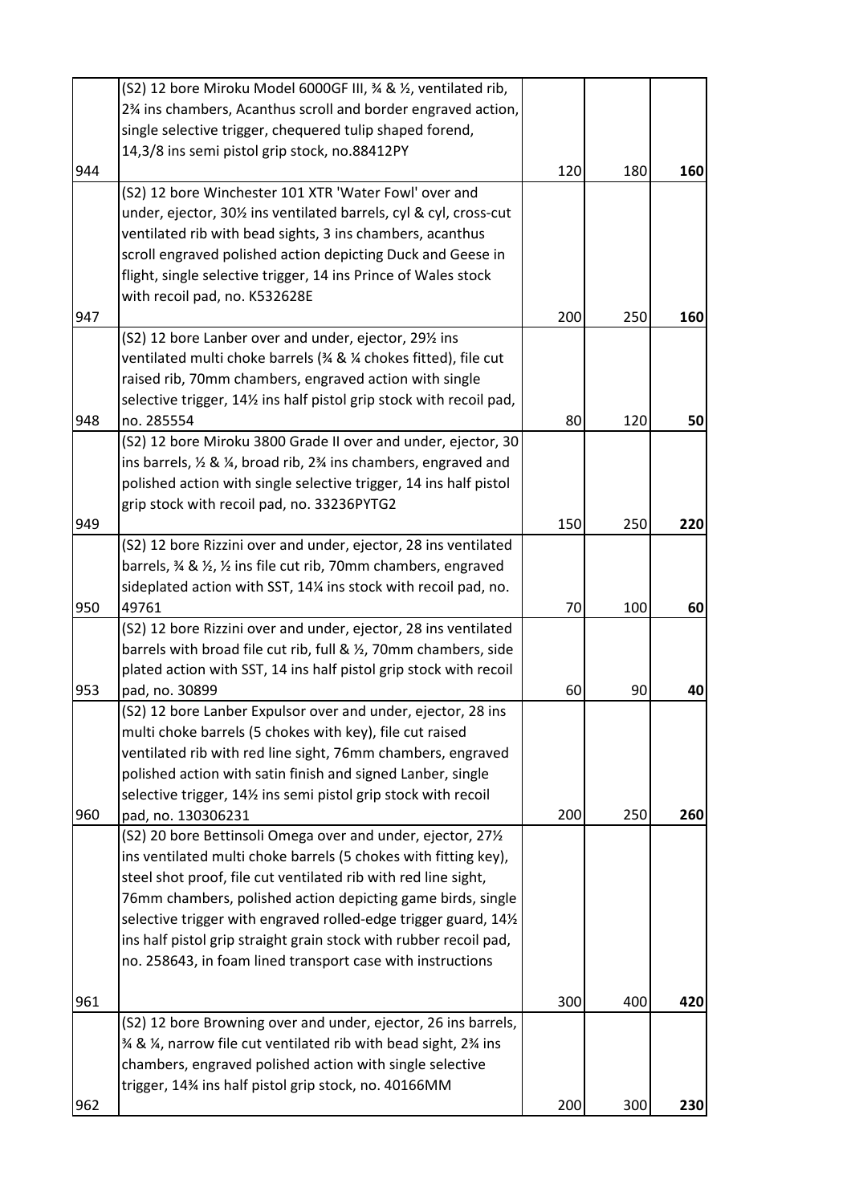| | | | | |
|---|---|---|---|---|
| 944 | (S2) 12 bore Miroku Model 6000GF III, ¾ & ½, ventilated rib, 2¾ ins chambers, Acanthus scroll and border engraved action, single selective trigger, chequered tulip shaped forend, 14,3/8 ins semi pistol grip stock, no.88412PY | 120 | 180 | **160** |
| 947 | (S2) 12 bore Winchester 101 XTR 'Water Fowl' over and under, ejector, 30½ ins ventilated barrels, cyl & cyl, cross-cut ventilated rib with bead sights, 3 ins chambers, acanthus scroll engraved polished action depicting Duck and Geese in flight, single selective trigger, 14 ins Prince of Wales stock with recoil pad, no. K532628E | 200 | 250 | **160** |
| 948 | (S2) 12 bore Lanber over and under, ejector, 29½ ins ventilated multi choke barrels (¾ & ¼ chokes fitted), file cut raised rib, 70mm chambers, engraved action with single selective trigger, 14½ ins half pistol grip stock with recoil pad, no. 285554 | 80 | 120 | **50** |
| 949 | (S2) 12 bore Miroku 3800 Grade II over and under, ejector, 30 ins barrels, ½ & ¼, broad rib, 2¾ ins chambers, engraved and polished action with single selective trigger, 14 ins half pistol grip stock with recoil pad, no. 33236PYTG2 | 150 | 250 | **220** |
| 950 | (S2) 12 bore Rizzini over and under, ejector, 28 ins ventilated barrels, ¾ & ½, ½ ins file cut rib, 70mm chambers, engraved sideplated action with SST, 14¼ ins stock with recoil pad, no. 49761 | 70 | 100 | **60** |
| 953 | (S2) 12 bore Rizzini over and under, ejector, 28 ins ventilated barrels with broad file cut rib, full & ½, 70mm chambers, side plated action with SST, 14 ins half pistol grip stock with recoil pad, no. 30899 | 60 | 90 | **40** |
| 960 | (S2) 12 bore Lanber Expulsor over and under, ejector, 28 ins multi choke barrels (5 chokes with key), file cut raised ventilated rib with red line sight, 76mm chambers, engraved polished action with satin finish and signed Lanber, single selective trigger, 14½ ins semi pistol grip stock with recoil pad, no. 130306231 | 200 | 250 | **260** |
| 961 | (S2) 20 bore Bettinsoli Omega over and under, ejector, 27½ ins ventilated multi choke barrels (5 chokes with fitting key), steel shot proof, file cut ventilated rib with red line sight, 76mm chambers, polished action depicting game birds, single selective trigger with engraved rolled-edge trigger guard, 14½ ins half pistol grip straight grain stock with rubber recoil pad, no. 258643, in foam lined transport case with instructions | 300 | 400 | **420** |
| 962 | (S2) 12 bore Browning over and under, ejector, 26 ins barrels, ¾ & ¼, narrow file cut ventilated rib with bead sight, 2¾ ins chambers, engraved polished action with single selective trigger, 14¾ ins half pistol grip stock, no. 40166MM | 200 | 300 | **230** |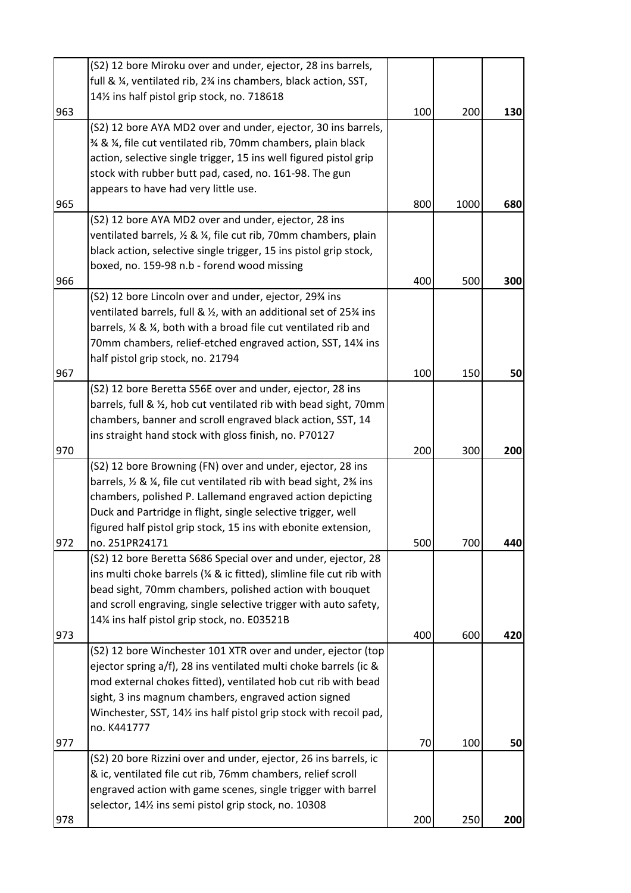| | | | | |
|---|---|---|---|---|
| 963 | (S2) 12 bore Miroku over and under, ejector, 28 ins barrels, full & ¼, ventilated rib, 2¾ ins chambers, black action, SST, 14½ ins half pistol grip stock, no. 718618 | 100 | 200 | **130** |
| 965 | (S2) 12 bore AYA MD2 over and under, ejector, 30 ins barrels, ¾ & ¼, file cut ventilated rib, 70mm chambers, plain black action, selective single trigger, 15 ins well figured pistol grip stock with rubber butt pad, cased, no. 161-98. The gun appears to have had very little use. | 800 | 1000 | **680** |
| 966 | (S2) 12 bore AYA MD2 over and under, ejector, 28 ins ventilated barrels, ½ & ¼, file cut rib, 70mm chambers, plain black action, selective single trigger, 15 ins pistol grip stock, boxed, no. 159-98 n.b - forend wood missing | 400 | 500 | **300** |
| 967 | (S2) 12 bore Lincoln over and under, ejector, 29¾ ins ventilated barrels, full & ½, with an additional set of 25¾ ins barrels, ¼ & ¼, both with a broad file cut ventilated rib and 70mm chambers, relief-etched engraved action, SST, 14¼ ins half pistol grip stock, no. 21794 | 100 | 150 | **50** |
| 970 | (S2) 12 bore Beretta S56E over and under, ejector, 28 ins barrels, full & ½, hob cut ventilated rib with bead sight, 70mm chambers, banner and scroll engraved black action, SST, 14 ins straight hand stock with gloss finish, no. P70127 | 200 | 300 | **200** |
| 972 | (S2) 12 bore Browning (FN) over and under, ejector, 28 ins barrels, ½ & ¼, file cut ventilated rib with bead sight, 2¾ ins chambers, polished P. Lallemand engraved action depicting Duck and Partridge in flight, single selective trigger, well figured half pistol grip stock, 15 ins with ebonite extension, no. 251PR24171 | 500 | 700 | **440** |
| 973 | (S2) 12 bore Beretta S686 Special over and under, ejector, 28 ins multi choke barrels (¼ & ic fitted), slimline file cut rib with bead sight, 70mm chambers, polished action with bouquet and scroll engraving, single selective trigger with auto safety, 14¼ ins half pistol grip stock, no. E03521B | 400 | 600 | **420** |
| 977 | (S2) 12 bore Winchester 101 XTR over and under, ejector (top ejector spring a/f), 28 ins ventilated multi choke barrels (ic & mod external chokes fitted), ventilated hob cut rib with bead sight, 3 ins magnum chambers, engraved action signed Winchester, SST, 14½ ins half pistol grip stock with recoil pad, no. K441777 | 70 | 100 | **50** |
| 978 | (S2) 20 bore Rizzini over and under, ejector, 26 ins barrels, ic & ic, ventilated file cut rib, 76mm chambers, relief scroll engraved action with game scenes, single trigger with barrel selector, 14½ ins semi pistol grip stock, no. 10308 | 200 | 250 | **200** |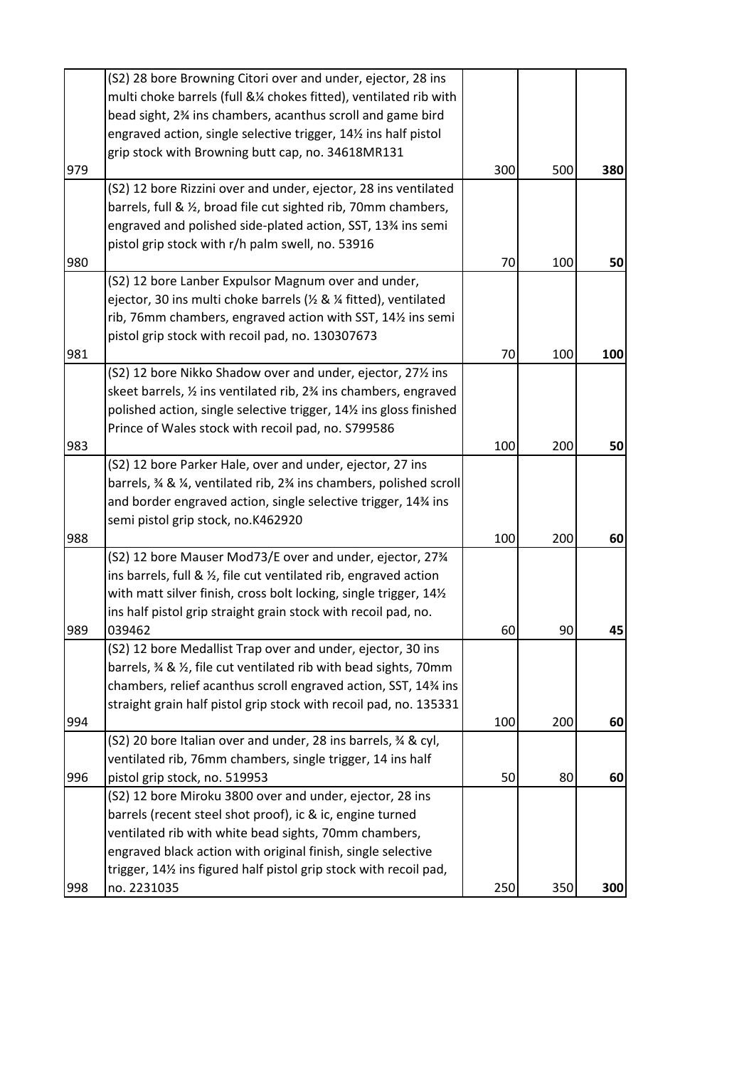| | | | | |
|---|---|---|---|---|
| 979 | (S2) 28 bore Browning Citori over and under, ejector, 28 ins multi choke barrels (full &¼ chokes fitted), ventilated rib with bead sight, 2¾ ins chambers, acanthus scroll and game bird engraved action, single selective trigger, 14½ ins half pistol grip stock with Browning butt cap, no. 34618MR131 | 300 | 500 | **380** |
| 980 | (S2) 12 bore Rizzini over and under, ejector, 28 ins ventilated barrels, full & ½, broad file cut sighted rib, 70mm chambers, engraved and polished side-plated action, SST, 13¾ ins semi pistol grip stock with r/h palm swell, no. 53916 | 70 | 100 | **50** |
| 981 | (S2) 12 bore Lanber Expulsor Magnum over and under, ejector, 30 ins multi choke barrels (½ & ¼ fitted), ventilated rib, 76mm chambers, engraved action with SST, 14½ ins semi pistol grip stock with recoil pad, no. 130307673 | 70 | 100 | **100** |
| 983 | (S2) 12 bore Nikko Shadow over and under, ejector, 27½ ins skeet barrels, ½ ins ventilated rib, 2¾ ins chambers, engraved polished action, single selective trigger, 14½ ins gloss finished Prince of Wales stock with recoil pad, no. S799586 | 100 | 200 | **50** |
| 988 | (S2) 12 bore Parker Hale, over and under, ejector, 27 ins barrels, ¾ & ¼, ventilated rib, 2¾ ins chambers, polished scroll and border engraved action, single selective trigger, 14¾ ins semi pistol grip stock, no.K462920 | 100 | 200 | **60** |
| 989 | (S2) 12 bore Mauser Mod73/E over and under, ejector, 27¾ ins barrels, full & ½, file cut ventilated rib, engraved action with matt silver finish, cross bolt locking, single trigger, 14½ ins half pistol grip straight grain stock with recoil pad, no. 039462 | 60 | 90 | **45** |
| 994 | (S2) 12 bore Medallist Trap over and under, ejector, 30 ins barrels, ¾ & ½, file cut ventilated rib with bead sights, 70mm chambers, relief acanthus scroll engraved action, SST, 14¾ ins straight grain half pistol grip stock with recoil pad, no. 135331 | 100 | 200 | **60** |
| 996 | (S2) 20 bore Italian over and under, 28 ins barrels, ¾ & cyl, ventilated rib, 76mm chambers, single trigger, 14 ins half pistol grip stock, no. 519953 | 50 | 80 | **60** |
| 998 | (S2) 12 bore Miroku 3800 over and under, ejector, 28 ins barrels (recent steel shot proof), ic & ic, engine turned ventilated rib with white bead sights, 70mm chambers, engraved black action with original finish, single selective trigger, 14½ ins figured half pistol grip stock with recoil pad, no. 2231035 | 250 | 350 | **300** |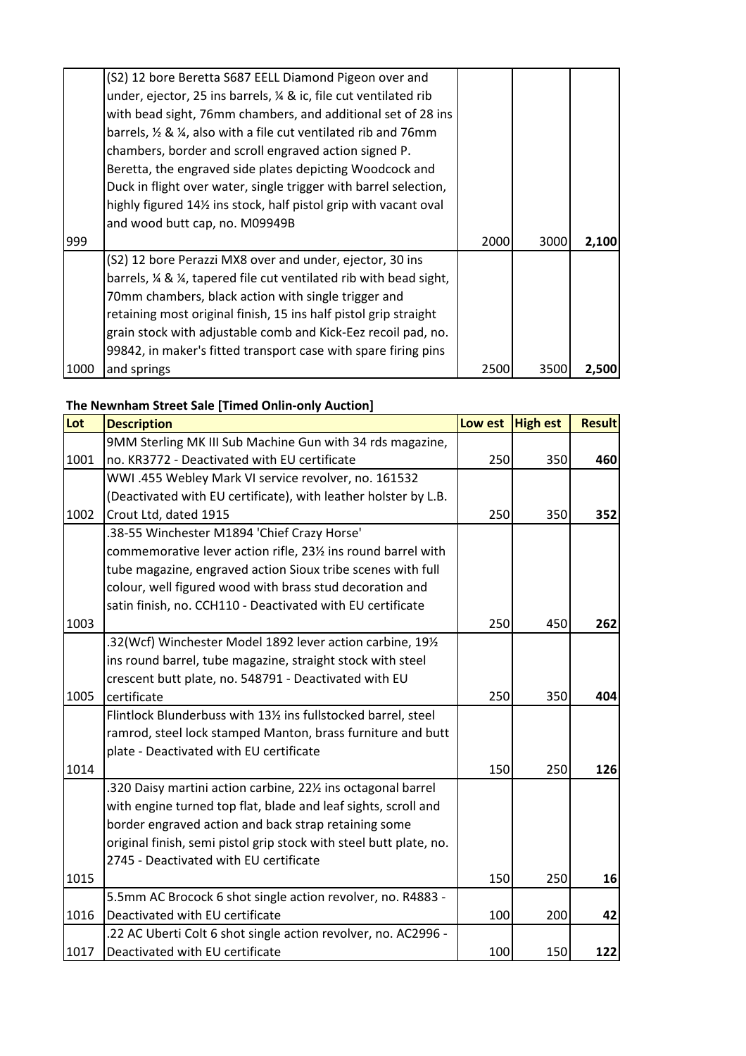| Lot | Description | Low est | High est | Result |
|---|---|---|---|---|
| 999 | (S2) 12 bore Beretta S687 EELL Diamond Pigeon over and under, ejector, 25 ins barrels, ¼ & ic, file cut ventilated rib with bead sight, 76mm chambers, and additional set of 28 ins barrels, ½ & ¼, also with a file cut ventilated rib and 76mm chambers, border and scroll engraved action signed P. Beretta, the engraved side plates depicting Woodcock and Duck in flight over water, single trigger with barrel selection, highly figured 14½ ins stock, half pistol grip with vacant oval and wood butt cap, no. M09949B | 2000 | 3000 | **2,100** |
| 1000 | (S2) 12 bore Perazzi MX8 over and under, ejector, 30 ins barrels, ¼ & ¼, tapered file cut ventilated rib with bead sight, 70mm chambers, black action with single trigger and retaining most original finish, 15 ins half pistol grip straight grain stock with adjustable comb and Kick-Eez recoil pad, no. 99842, in maker's fitted transport case with spare firing pins and springs | 2500 | 3500 | **2,500** |

**The Newnham Street Sale [Timed Onlin-only Auction]**

| Lot | Description | Low est | High est | Result |
|---|---|---|---|---|
| 1001 | 9MM Sterling MK III Sub Machine Gun with 34 rds magazine, no. KR3772 - Deactivated with EU certificate | 250 | 350 | **460** |
| 1002 | WWI .455 Webley Mark VI service revolver, no. 161532 (Deactivated with EU certificate), with leather holster by L.B. Crout Ltd, dated 1915 | 250 | 350 | **352** |
| 1003 | .38-55 Winchester M1894 'Chief Crazy Horse' commemorative lever action rifle, 23½ ins round barrel with tube magazine, engraved action Sioux tribe scenes with full colour, well figured wood with brass stud decoration and satin finish, no. CCH110 - Deactivated with EU certificate | 250 | 450 | **262** |
| 1005 | .32(Wcf) Winchester Model 1892 lever action carbine, 19½ ins round barrel, tube magazine, straight stock with steel crescent butt plate, no. 548791 - Deactivated with EU certificate | 250 | 350 | **404** |
| 1014 | Flintlock Blunderbuss with 13½ ins fullstocked barrel, steel ramrod, steel lock stamped Manton, brass furniture and butt plate - Deactivated with EU certificate | 150 | 250 | **126** |
| 1015 | .320 Daisy martini action carbine, 22½ ins octagonal barrel with engine turned top flat, blade and leaf sights, scroll and border engraved action and back strap retaining some original finish, semi pistol grip stock with steel butt plate, no. 2745 - Deactivated with EU certificate | 150 | 250 | **16** |
| 1016 | 5.5mm AC Brocock 6 shot single action revolver, no. R4883 - Deactivated with EU certificate | 100 | 200 | **42** |
| 1017 | .22 AC Uberti Colt 6 shot single action revolver, no. AC2996 - Deactivated with EU certificate | 100 | 150 | **122** |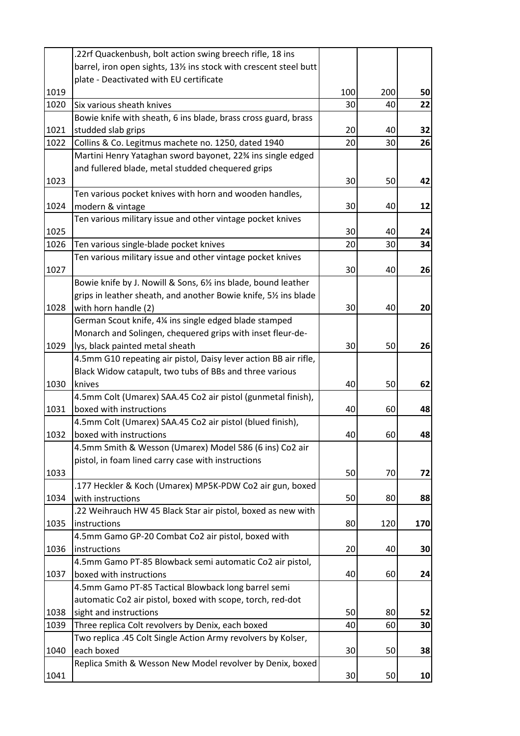| | | | | |
|---|---|---|---|---|
| 1019 | .22rf Quackenbush, bolt action swing breech rifle, 18 ins barrel, iron open sights, 13½ ins stock with crescent steel butt plate - Deactivated with EU certificate | 100 | 200 | **50** |
| 1020 | Six various sheath knives | 30 | 40 | **22** |
| 1021 | Bowie knife with sheath, 6 ins blade, brass cross guard, brass studded slab grips | 20 | 40 | **32** |
| 1022 | Collins & Co. Legitmus machete no. 1250, dated 1940 | 20 | 30 | **26** |
| 1023 | Martini Henry Yataghan sword bayonet, 22¾ ins single edged and fullered blade, metal studded chequered grips | 30 | 50 | **42** |
| 1024 | Ten various pocket knives with horn and wooden handles, modern & vintage | 30 | 40 | **12** |
| 1025 | Ten various military issue and other vintage pocket knives | 30 | 40 | **24** |
| 1026 | Ten various single-blade pocket knives | 20 | 30 | **34** |
| 1027 | Ten various military issue and other vintage pocket knives | 30 | 40 | **26** |
| 1028 | Bowie knife by J. Nowill & Sons, 6½ ins blade, bound leather grips in leather sheath, and another Bowie knife, 5½ ins blade with horn handle (2) | 30 | 40 | **20** |
| 1029 | German Scout knife, 4¼ ins single edged blade stamped Monarch and Solingen, chequered grips with inset fleur-de-lys, black painted metal sheath | 30 | 50 | **26** |
| 1030 | 4.5mm G10 repeating air pistol, Daisy lever action BB air rifle, Black Widow catapult, two tubs of BBs and three various knives | 40 | 50 | **62** |
| 1031 | 4.5mm Colt (Umarex) SAA.45 Co2 air pistol (gunmetal finish), boxed with instructions | 40 | 60 | **48** |
| 1032 | 4.5mm Colt (Umarex) SAA.45 Co2 air pistol (blued finish), boxed with instructions | 40 | 60 | **48** |
| 1033 | 4.5mm Smith & Wesson (Umarex) Model 586 (6 ins) Co2 air pistol, in foam lined carry case with instructions | 50 | 70 | **72** |
| 1034 | .177 Heckler & Koch (Umarex) MP5K-PDW Co2 air gun, boxed with instructions | 50 | 80 | **88** |
| 1035 | .22 Weihrauch HW 45 Black Star air pistol, boxed as new with instructions | 80 | 120 | **170** |
| 1036 | 4.5mm Gamo GP-20 Combat Co2 air pistol, boxed with instructions | 20 | 40 | **30** |
| 1037 | 4.5mm Gamo PT-85 Blowback semi automatic Co2 air pistol, boxed with instructions | 40 | 60 | **24** |
| 1038 | 4.5mm Gamo PT-85 Tactical Blowback long barrel semi automatic Co2 air pistol, boxed with scope, torch, red-dot sight and instructions | 50 | 80 | **52** |
| 1039 | Three replica Colt revolvers by Denix, each boxed | 40 | 60 | **30** |
| 1040 | Two replica .45 Colt Single Action Army revolvers by Kolser, each boxed | 30 | 50 | **38** |
| 1041 | Replica Smith & Wesson New Model revolver by Denix, boxed | 30 | 50 | **10** |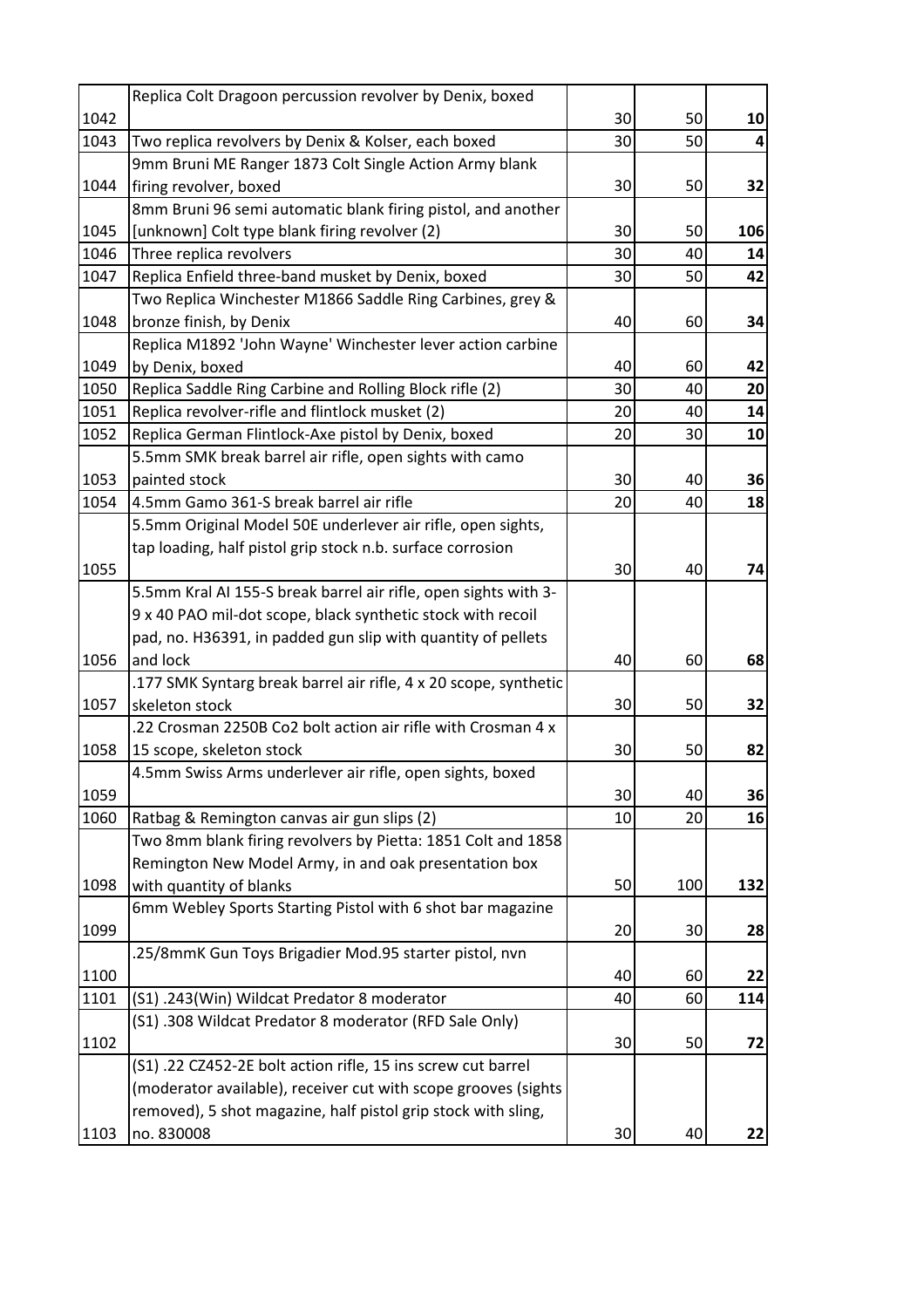| | | | | |
|---|---|---|---|---|
| 1042 | Replica Colt Dragoon percussion revolver by Denix, boxed | 30 | 50 | **10** |
| 1043 | Two replica revolvers by Denix & Kolser, each boxed | 30 | 50 | **4** |
| 1044 | 9mm Bruni ME Ranger 1873 Colt Single Action Army blank firing revolver, boxed | 30 | 50 | **32** |
| 1045 | 8mm Bruni 96 semi automatic blank firing pistol, and another [unknown] Colt type blank firing revolver (2) | 30 | 50 | **106** |
| 1046 | Three replica revolvers | 30 | 40 | **14** |
| 1047 | Replica Enfield three-band musket by Denix, boxed | 30 | 50 | **42** |
| 1048 | Two Replica Winchester M1866 Saddle Ring Carbines, grey & bronze finish, by Denix | 40 | 60 | **34** |
| 1049 | Replica M1892 'John Wayne' Winchester lever action carbine by Denix, boxed | 40 | 60 | **42** |
| 1050 | Replica Saddle Ring Carbine and Rolling Block rifle (2) | 30 | 40 | **20** |
| 1051 | Replica revolver-rifle and flintlock musket (2) | 20 | 40 | **14** |
| 1052 | Replica German Flintlock-Axe pistol by Denix, boxed | 20 | 30 | **10** |
| 1053 | 5.5mm SMK break barrel air rifle, open sights with camo painted stock | 30 | 40 | **36** |
| 1054 | 4.5mm Gamo 361-S break barrel air rifle | 20 | 40 | **18** |
| 1055 | 5.5mm Original Model 50E underlever air rifle, open sights, tap loading, half pistol grip stock n.b. surface corrosion | 30 | 40 | **74** |
| 1056 | 5.5mm Kral AI 155-S break barrel air rifle, open sights with 3-9 x 40 PAO mil-dot scope, black synthetic stock with recoil pad, no. H36391, in padded gun slip with quantity of pellets and lock | 40 | 60 | **68** |
| 1057 | .177 SMK Syntarg break barrel air rifle, 4 x 20 scope, synthetic skeleton stock | 30 | 50 | **32** |
| 1058 | .22 Crosman 2250B Co2 bolt action air rifle with Crosman 4 x 15 scope, skeleton stock | 30 | 50 | **82** |
| 1059 | 4.5mm Swiss Arms underlever air rifle, open sights, boxed | 30 | 40 | **36** |
| 1060 | Ratbag & Remington canvas air gun slips (2) | 10 | 20 | **16** |
| 1098 | Two 8mm blank firing revolvers by Pietta: 1851 Colt and 1858 Remington New Model Army, in and oak presentation box with quantity of blanks | 50 | 100 | **132** |
| 1099 | 6mm Webley Sports Starting Pistol with 6 shot bar magazine | 20 | 30 | **28** |
| 1100 | .25/8mmK Gun Toys Brigadier Mod.95 starter pistol, nvn | 40 | 60 | **22** |
| 1101 | (S1) .243(Win) Wildcat Predator 8 moderator | 40 | 60 | **114** |
| 1102 | (S1) .308 Wildcat Predator 8 moderator (RFD Sale Only) | 30 | 50 | **72** |
| 1103 | (S1) .22 CZ452-2E bolt action rifle, 15 ins screw cut barrel (moderator available), receiver cut with scope grooves (sights removed), 5 shot magazine, half pistol grip stock with sling, no. 830008 | 30 | 40 | **22** |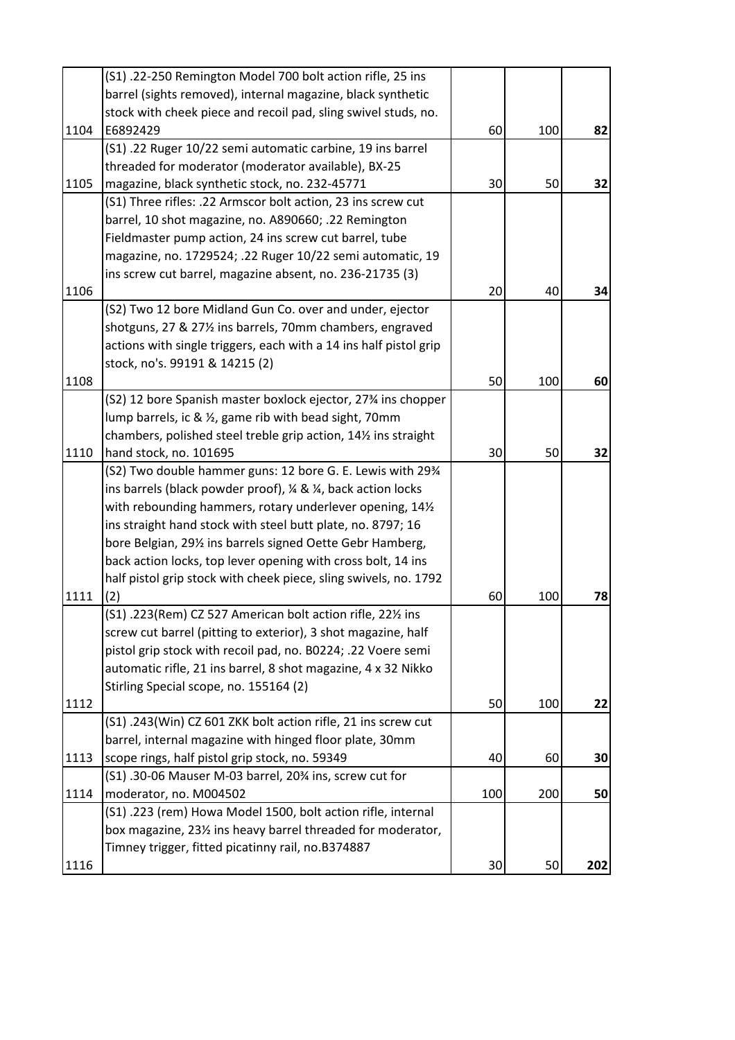| | | | | |
|---|---|---|---|---|
| 1104 | (S1) .22-250 Remington Model 700 bolt action rifle, 25 ins barrel (sights removed), internal magazine, black synthetic stock with cheek piece and recoil pad, sling swivel studs, no. E6892429 | 60 | 100 | **82** |
| 1105 | (S1) .22 Ruger 10/22 semi automatic carbine, 19 ins barrel threaded for moderator (moderator available), BX-25 magazine, black synthetic stock, no. 232-45771 | 30 | 50 | **32** |
| 1106 | (S1) Three rifles: .22 Armscor bolt action, 23 ins screw cut barrel, 10 shot magazine, no. A890660; .22 Remington Fieldmaster pump action, 24 ins screw cut barrel, tube magazine, no. 1729524; .22 Ruger 10/22 semi automatic, 19 ins screw cut barrel, magazine absent, no. 236-21735 (3) | 20 | 40 | **34** |
| 1108 | (S2) Two 12 bore Midland Gun Co. over and under, ejector shotguns, 27 & 27½ ins barrels, 70mm chambers, engraved actions with single triggers, each with a 14 ins half pistol grip stock, no's. 99191 & 14215 (2) | 50 | 100 | **60** |
| 1110 | (S2) 12 bore Spanish master boxlock ejector, 27¾ ins chopper lump barrels, ic & ½, game rib with bead sight, 70mm chambers, polished steel treble grip action, 14½ ins straight hand stock, no. 101695 | 30 | 50 | **32** |
| 1111 | (S2) Two double hammer guns: 12 bore G. E. Lewis with 29¾ ins barrels (black powder proof), ¼ & ¼, back action locks with rebounding hammers, rotary underlever opening, 14½ ins straight hand stock with steel butt plate, no. 8797; 16 bore Belgian, 29½ ins barrels signed Oette Gebr Hamberg, back action locks, top lever opening with cross bolt, 14 ins half pistol grip stock with cheek piece, sling swivels, no. 1792 (2) | 60 | 100 | **78** |
| 1112 | (S1) .223(Rem) CZ 527 American bolt action rifle, 22½ ins screw cut barrel (pitting to exterior), 3 shot magazine, half pistol grip stock with recoil pad, no. B0224; .22 Voere semi automatic rifle, 21 ins barrel, 8 shot magazine, 4 x 32 Nikko Stirling Special scope, no. 155164 (2) | 50 | 100 | **22** |
| 1113 | (S1) .243(Win) CZ 601 ZKK bolt action rifle, 21 ins screw cut barrel, internal magazine with hinged floor plate, 30mm scope rings, half pistol grip stock, no. 59349 | 40 | 60 | **30** |
| 1114 | (S1) .30-06 Mauser M-03 barrel, 20¾ ins, screw cut for moderator, no. M004502 | 100 | 200 | **50** |
| 1116 | (S1) .223 (rem) Howa Model 1500, bolt action rifle, internal box magazine, 23½ ins heavy barrel threaded for moderator, Timney trigger, fitted picatinny rail, no.B374887 | 30 | 50 | **202** |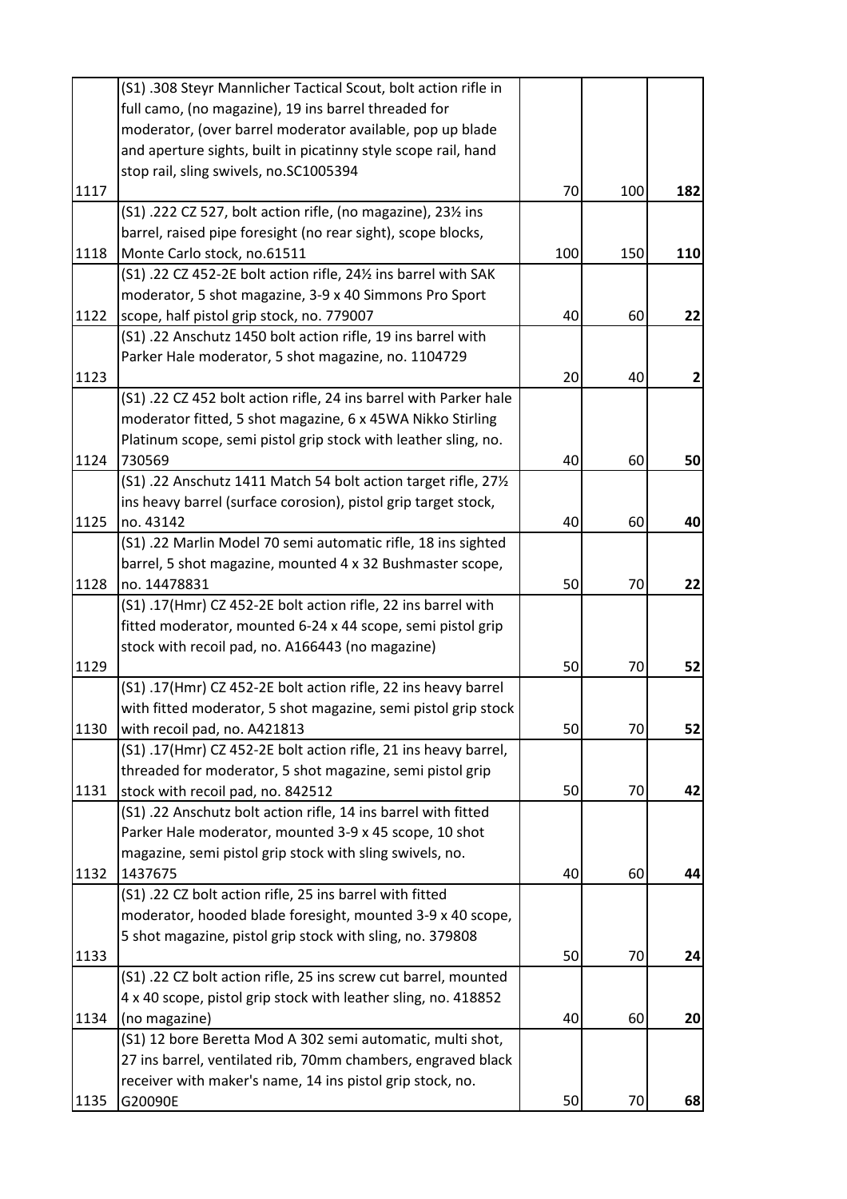| | | | | |
|---|---|---|---|---|
| 1117 | (S1) .308 Steyr Mannlicher Tactical Scout, bolt action rifle in full camo, (no magazine), 19 ins barrel threaded for moderator, (over barrel moderator available, pop up blade and aperture sights, built in picatinny style scope rail, hand stop rail, sling swivels, no.SC1005394 | 70 | 100 | **182** |
| 1118 | (S1) .222 CZ 527, bolt action rifle, (no magazine), 23½ ins barrel, raised pipe foresight (no rear sight), scope blocks, Monte Carlo stock, no.61511 | 100 | 150 | **110** |
| 1122 | (S1) .22 CZ 452-2E bolt action rifle, 24½ ins barrel with SAK moderator, 5 shot magazine, 3-9 x 40 Simmons Pro Sport scope, half pistol grip stock, no. 779007 | 40 | 60 | **22** |
| 1123 | (S1) .22 Anschutz 1450 bolt action rifle, 19 ins barrel with Parker Hale moderator, 5 shot magazine, no. 1104729 | 20 | 40 | **2** |
| 1124 | (S1) .22 CZ 452 bolt action rifle, 24 ins barrel with Parker hale moderator fitted, 5 shot magazine, 6 x 45WA Nikko Stirling Platinum scope, semi pistol grip stock with leather sling, no. 730569 | 40 | 60 | **50** |
| 1125 | (S1) .22 Anschutz 1411 Match 54 bolt action target rifle, 27½ ins heavy barrel (surface corosion), pistol grip target stock, no. 43142 | 40 | 60 | **40** |
| 1128 | (S1) .22 Marlin Model 70 semi automatic rifle, 18 ins sighted barrel, 5 shot magazine, mounted 4 x 32 Bushmaster scope, no. 14478831 | 50 | 70 | **22** |
| 1129 | (S1) .17(Hmr) CZ 452-2E bolt action rifle, 22 ins barrel with fitted moderator, mounted 6-24 x 44 scope, semi pistol grip stock with recoil pad, no. A166443 (no magazine) | 50 | 70 | **52** |
| 1130 | (S1) .17(Hmr) CZ 452-2E bolt action rifle, 22 ins heavy barrel with fitted moderator, 5 shot magazine, semi pistol grip stock with recoil pad, no. A421813 | 50 | 70 | **52** |
| 1131 | (S1) .17(Hmr) CZ 452-2E bolt action rifle, 21 ins heavy barrel, threaded for moderator, 5 shot magazine, semi pistol grip stock with recoil pad, no. 842512 | 50 | 70 | **42** |
| 1132 | (S1) .22 Anschutz bolt action rifle, 14 ins barrel with fitted Parker Hale moderator, mounted 3-9 x 45 scope, 10 shot magazine, semi pistol grip stock with sling swivels, no. 1437675 | 40 | 60 | **44** |
| 1133 | (S1) .22 CZ bolt action rifle, 25 ins barrel with fitted moderator, hooded blade foresight, mounted 3-9 x 40 scope, 5 shot magazine, pistol grip stock with sling, no. 379808 | 50 | 70 | **24** |
| 1134 | (S1) .22 CZ bolt action rifle, 25 ins screw cut barrel, mounted 4 x 40 scope, pistol grip stock with leather sling, no. 418852 (no magazine) | 40 | 60 | **20** |
| 1135 | (S1) 12 bore Beretta Mod A 302 semi automatic, multi shot, 27 ins barrel, ventilated rib, 70mm chambers, engraved black receiver with maker's name, 14 ins pistol grip stock, no. G20090E | 50 | 70 | **68** |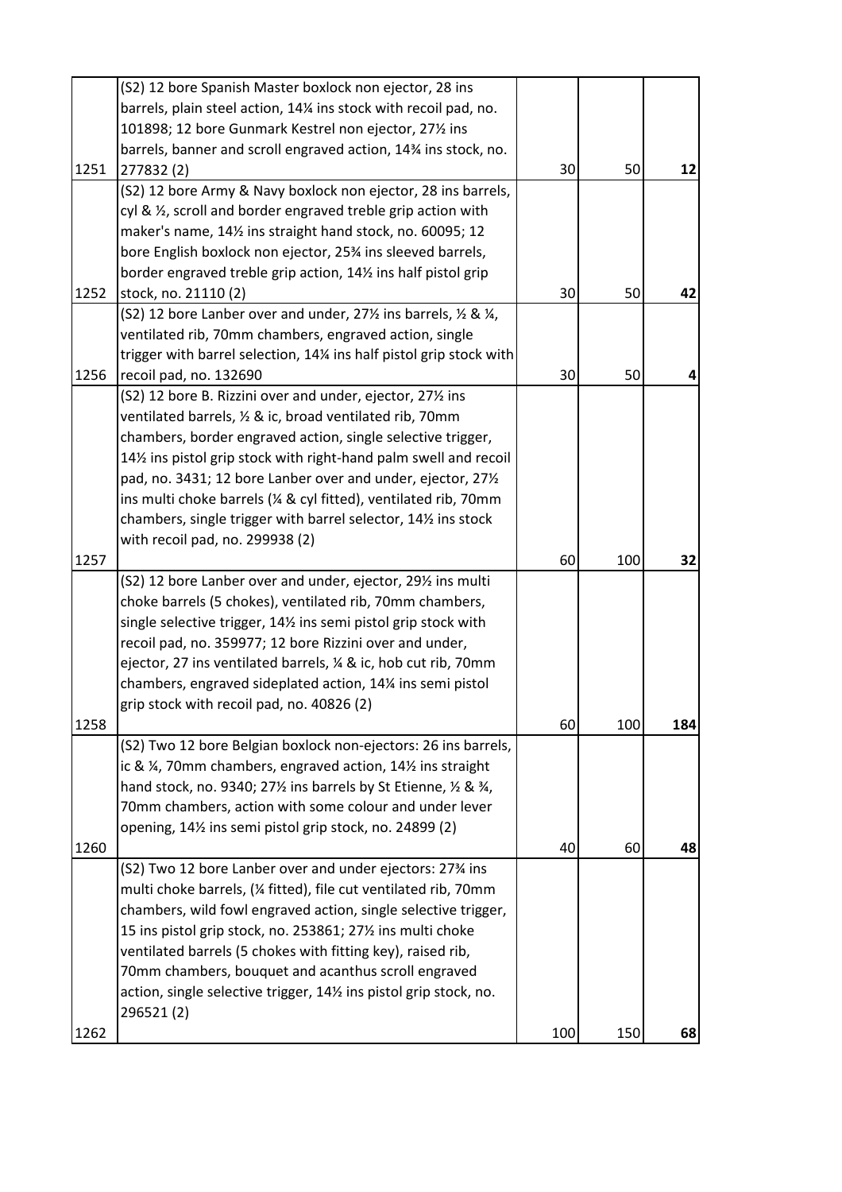| | | | | |
|---|---|---|---|---|
| 1251 | (S2) 12 bore Spanish Master boxlock non ejector, 28 ins barrels, plain steel action, 14¼ ins stock with recoil pad, no. 101898; 12 bore Gunmark Kestrel non ejector, 27½ ins barrels, banner and scroll engraved action, 14¾ ins stock, no. 277832 (2) | 30 | 50 | **12** |
| 1252 | (S2) 12 bore Army & Navy boxlock non ejector, 28 ins barrels, cyl & ½, scroll and border engraved treble grip action with maker's name, 14½ ins straight hand stock, no. 60095; 12 bore English boxlock non ejector, 25¾ ins sleeved barrels, border engraved treble grip action, 14½ ins half pistol grip stock, no. 21110 (2) | 30 | 50 | **42** |
| 1256 | (S2) 12 bore Lanber over and under, 27½ ins barrels, ½ & ¼, ventilated rib, 70mm chambers, engraved action, single trigger with barrel selection, 14¼ ins half pistol grip stock with recoil pad, no. 132690 | 30 | 50 | **4** |
| 1257 | (S2) 12 bore B. Rizzini over and under, ejector, 27½ ins ventilated barrels, ½ & ic, broad ventilated rib, 70mm chambers, border engraved action, single selective trigger, 14½ ins pistol grip stock with right-hand palm swell and recoil pad, no. 3431; 12 bore Lanber over and under, ejector, 27½ ins multi choke barrels (¼ & cyl fitted), ventilated rib, 70mm chambers, single trigger with barrel selector, 14½ ins stock with recoil pad, no. 299938 (2) | 60 | 100 | **32** |
| 1258 | (S2) 12 bore Lanber over and under, ejector, 29½ ins multi choke barrels (5 chokes), ventilated rib, 70mm chambers, single selective trigger, 14½ ins semi pistol grip stock with recoil pad, no. 359977; 12 bore Rizzini over and under, ejector, 27 ins ventilated barrels, ¼ & ic, hob cut rib, 70mm chambers, engraved sideplated action, 14¼ ins semi pistol grip stock with recoil pad, no. 40826 (2) | 60 | 100 | **184** |
| 1260 | (S2) Two 12 bore Belgian boxlock non-ejectors: 26 ins barrels, ic & ¼, 70mm chambers, engraved action, 14½ ins straight hand stock, no. 9340; 27½ ins barrels by St Etienne, ½ & ¾, 70mm chambers, action with some colour and under lever opening, 14½ ins semi pistol grip stock, no. 24899 (2) | 40 | 60 | **48** |
| 1262 | (S2) Two 12 bore Lanber over and under ejectors: 27¾ ins multi choke barrels, (¼ fitted), file cut ventilated rib, 70mm chambers, wild fowl engraved action, single selective trigger, 15 ins pistol grip stock, no. 253861; 27½ ins multi choke ventilated barrels (5 chokes with fitting key), raised rib, 70mm chambers, bouquet and acanthus scroll engraved action, single selective trigger, 14½ ins pistol grip stock, no. 296521 (2) | 100 | 150 | **68** |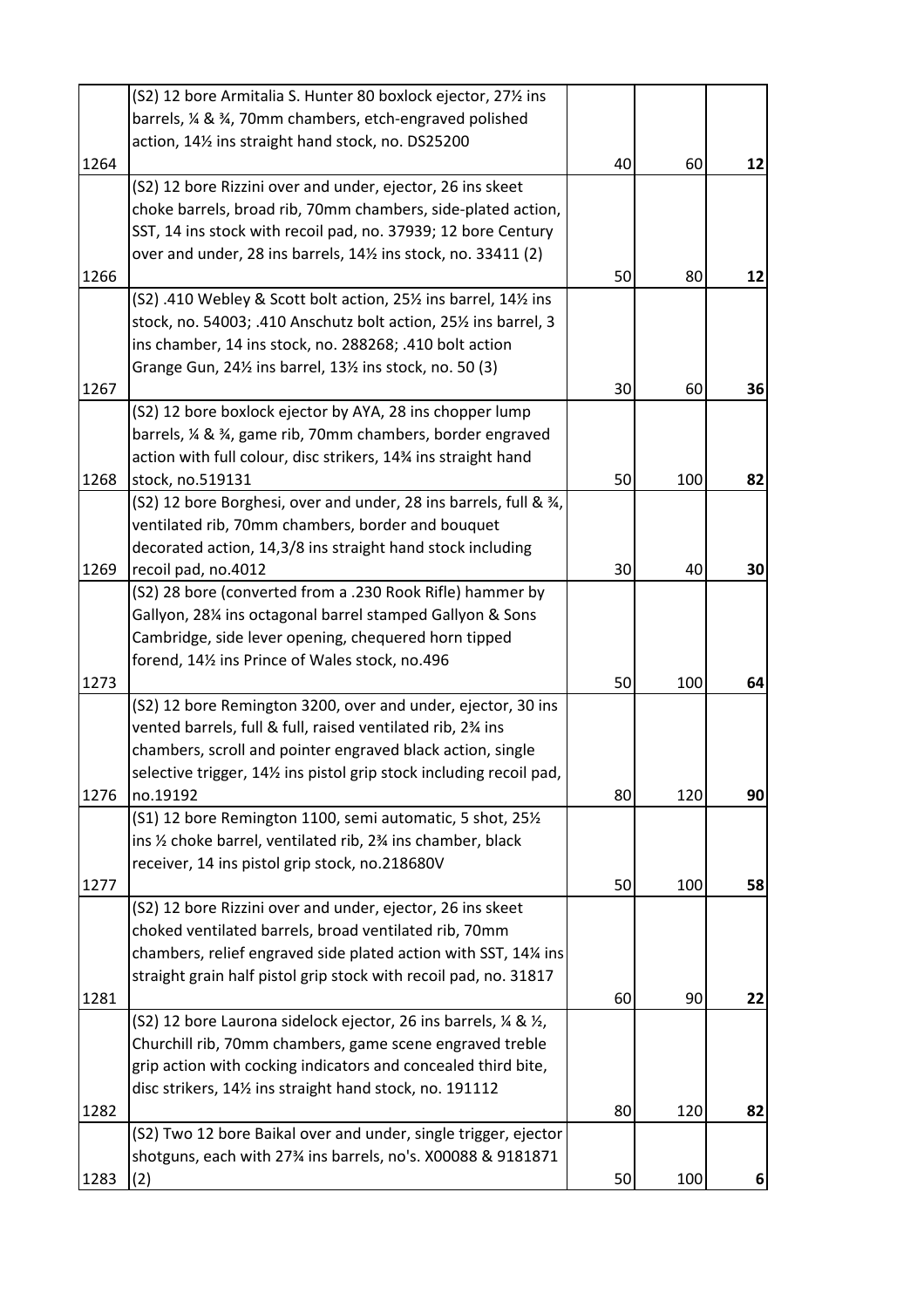| | | | | |
|---|---|---|---|---|
| 1264 | (S2) 12 bore Armitalia S. Hunter 80 boxlock ejector, 27½ ins barrels, ¼ & ¾, 70mm chambers, etch-engraved polished action, 14½ ins straight hand stock, no. DS25200 | 40 | 60 | 12 |
| 1266 | (S2) 12 bore Rizzini over and under, ejector, 26 ins skeet choke barrels, broad rib, 70mm chambers, side-plated action, SST, 14 ins stock with recoil pad, no. 37939; 12 bore Century over and under, 28 ins barrels, 14½ ins stock, no. 33411 (2) | 50 | 80 | 12 |
| 1267 | (S2) .410 Webley & Scott bolt action, 25½ ins barrel, 14½ ins stock, no. 54003; .410 Anschutz bolt action, 25½ ins barrel, 3 ins chamber, 14 ins stock, no. 288268; .410 bolt action Grange Gun, 24½ ins barrel, 13½ ins stock, no. 50 (3) | 30 | 60 | 36 |
| 1268 | (S2) 12 bore boxlock ejector by AYA, 28 ins chopper lump barrels, ¼ & ¾, game rib, 70mm chambers, border engraved action with full colour, disc strikers, 14¾ ins straight hand stock, no.519131 | 50 | 100 | 82 |
| 1269 | (S2) 12 bore Borghesi, over and under, 28 ins barrels, full & ¾, ventilated rib, 70mm chambers, border and bouquet decorated action, 14,3/8 ins straight hand stock including recoil pad, no.4012 | 30 | 40 | 30 |
| 1273 | (S2) 28 bore (converted from a .230 Rook Rifle) hammer by Gallyon, 28¼ ins octagonal barrel stamped Gallyon & Sons Cambridge, side lever opening, chequered horn tipped forend, 14½ ins Prince of Wales stock, no.496 | 50 | 100 | 64 |
| 1276 | (S2) 12 bore Remington 3200, over and under, ejector, 30 ins vented barrels, full & full, raised ventilated rib, 2¾ ins chambers, scroll and pointer engraved black action, single selective trigger, 14½ ins pistol grip stock including recoil pad, no.19192 | 80 | 120 | 90 |
| 1277 | (S1) 12 bore Remington 1100, semi automatic, 5 shot, 25½ ins ½ choke barrel, ventilated rib, 2¾ ins chamber, black receiver, 14 ins pistol grip stock, no.218680V | 50 | 100 | 58 |
| 1281 | (S2) 12 bore Rizzini over and under, ejector, 26 ins skeet choked ventilated barrels, broad ventilated rib, 70mm chambers, relief engraved side plated action with SST, 14¼ ins straight grain half pistol grip stock with recoil pad, no. 31817 | 60 | 90 | 22 |
| 1282 | (S2) 12 bore Laurona sidelock ejector, 26 ins barrels, ¼ & ½, Churchill rib, 70mm chambers, game scene engraved treble grip action with cocking indicators and concealed third bite, disc strikers, 14½ ins straight hand stock, no. 191112 | 80 | 120 | 82 |
| 1283 | (S2) Two 12 bore Baikal over and under, single trigger, ejector shotguns, each with 27¾ ins barrels, no's. X00088 & 9181871 (2) | 50 | 100 | 6 |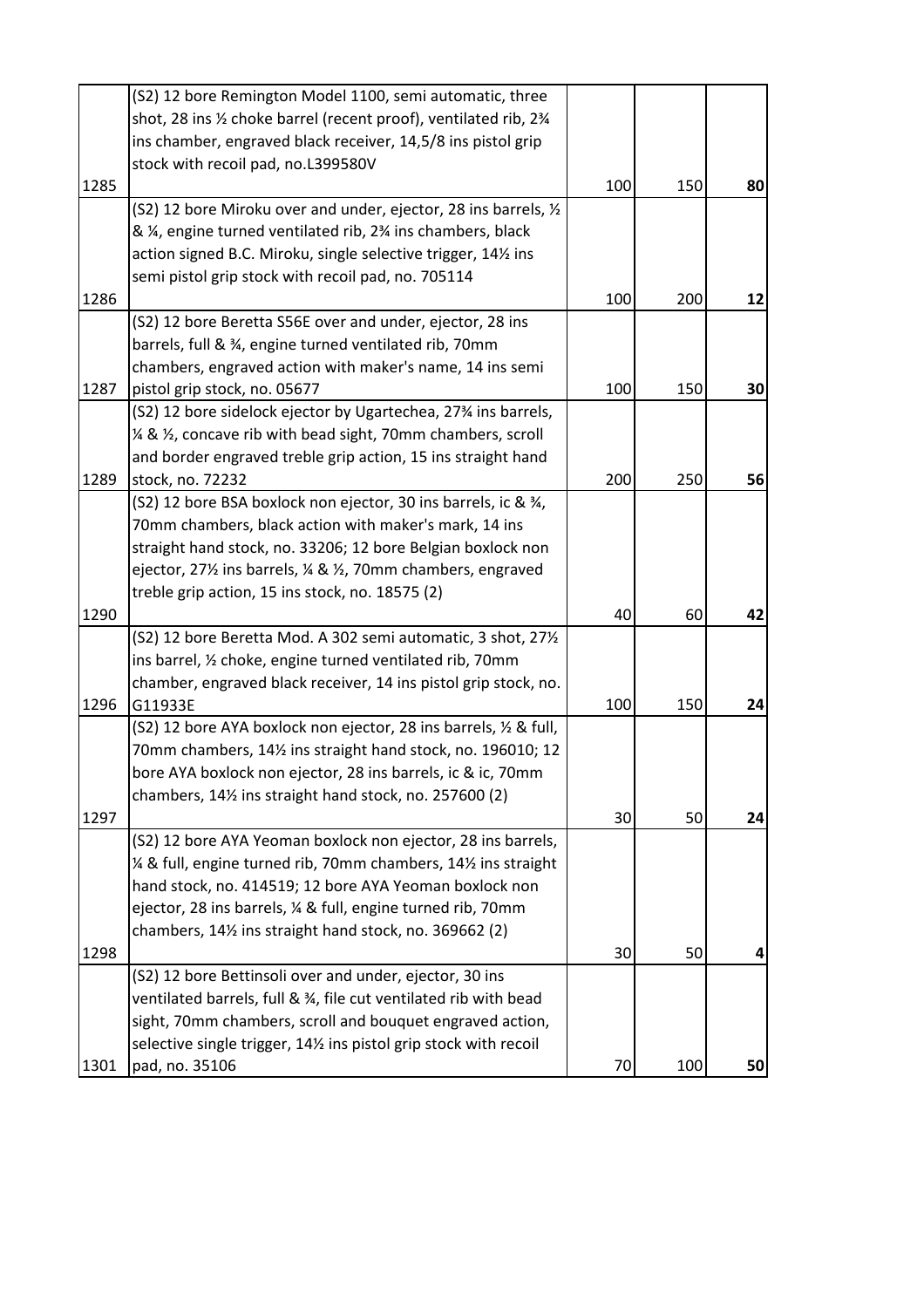| | | | | |
|---|---|---|---|---|
| 1285 | (S2) 12 bore Remington Model 1100, semi automatic, three shot, 28 ins ½ choke barrel (recent proof), ventilated rib, 2¾ ins chamber, engraved black receiver, 14,5/8 ins pistol grip stock with recoil pad, no.L399580V | 100 | 150 | 80 |
| 1286 | (S2) 12 bore Miroku over and under, ejector, 28 ins barrels, ½ & ¼, engine turned ventilated rib, 2¾ ins chambers, black action signed B.C. Miroku, single selective trigger, 14½ ins semi pistol grip stock with recoil pad, no. 705114 | 100 | 200 | 12 |
| 1287 | (S2) 12 bore Beretta S56E over and under, ejector, 28 ins barrels, full & ¾, engine turned ventilated rib, 70mm chambers, engraved action with maker's name, 14 ins semi pistol grip stock, no. 05677 | 100 | 150 | 30 |
| 1289 | (S2) 12 bore sidelock ejector by Ugartechea, 27¾ ins barrels, ¼ & ½, concave rib with bead sight, 70mm chambers, scroll and border engraved treble grip action, 15 ins straight hand stock, no. 72232 | 200 | 250 | 56 |
| 1290 | (S2) 12 bore BSA boxlock non ejector, 30 ins barrels, ic & ¾, 70mm chambers, black action with maker's mark, 14 ins straight hand stock, no. 33206; 12 bore Belgian boxlock non ejector, 27½ ins barrels, ¼ & ½, 70mm chambers, engraved treble grip action, 15 ins stock, no. 18575 (2) | 40 | 60 | 42 |
| 1296 | (S2) 12 bore Beretta Mod. A 302 semi automatic, 3 shot, 27½ ins barrel, ½ choke, engine turned ventilated rib, 70mm chamber, engraved black receiver, 14 ins pistol grip stock, no. G11933E | 100 | 150 | 24 |
| 1297 | (S2) 12 bore AYA boxlock non ejector, 28 ins barrels, ½ & full, 70mm chambers, 14½ ins straight hand stock, no. 196010; 12 bore AYA boxlock non ejector, 28 ins barrels, ic & ic, 70mm chambers, 14½ ins straight hand stock, no. 257600 (2) | 30 | 50 | 24 |
| 1298 | (S2) 12 bore AYA Yeoman boxlock non ejector, 28 ins barrels, ¼ & full, engine turned rib, 70mm chambers, 14½ ins straight hand stock, no. 414519; 12 bore AYA Yeoman boxlock non ejector, 28 ins barrels, ¼ & full, engine turned rib, 70mm chambers, 14½ ins straight hand stock, no. 369662 (2) | 30 | 50 | 4 |
| 1301 | (S2) 12 bore Bettinsoli over and under, ejector, 30 ins ventilated barrels, full & ¾, file cut ventilated rib with bead sight, 70mm chambers, scroll and bouquet engraved action, selective single trigger, 14½ ins pistol grip stock with recoil pad, no. 35106 | 70 | 100 | 50 |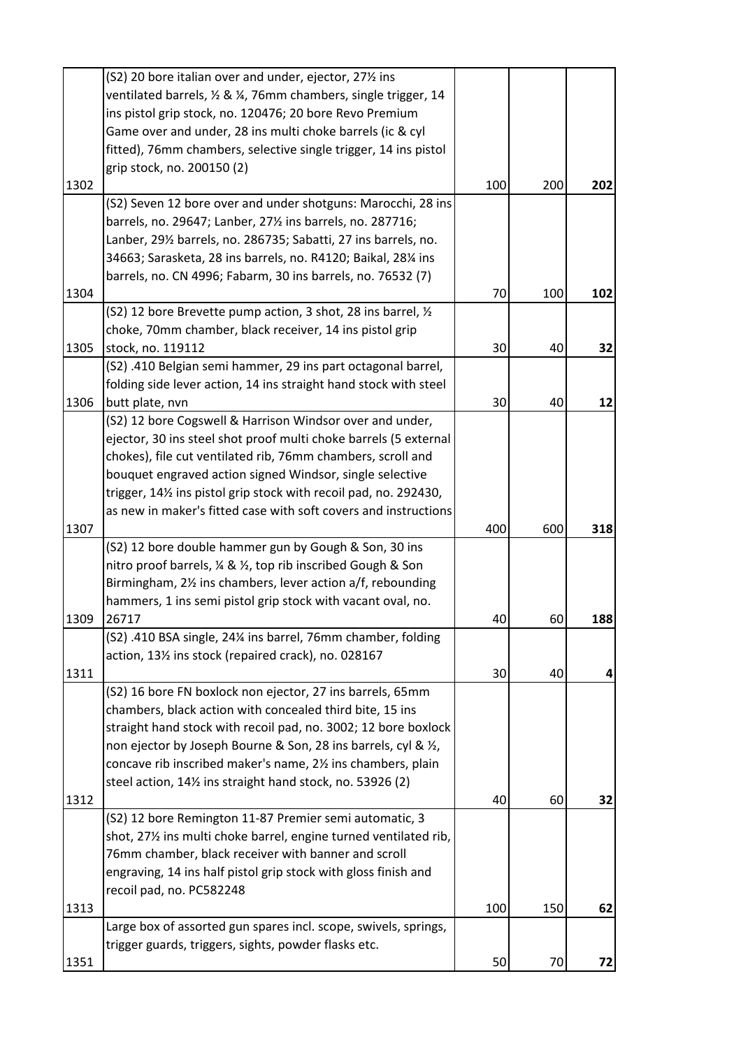| | | | | |
|---|---|---|---|---|
| 1302 | (S2) 20 bore italian over and under, ejector, 27½ ins ventilated barrels, ½ & ¼, 76mm chambers, single trigger, 14 ins pistol grip stock, no. 120476; 20 bore Revo Premium Game over and under, 28 ins multi choke barrels (ic & cyl fitted), 76mm chambers, selective single trigger, 14 ins pistol grip stock, no. 200150 (2) | 100 | 200 | **202** |
| 1304 | (S2) Seven 12 bore over and under shotguns: Marocchi, 28 ins barrels, no. 29647; Lanber, 27½ ins barrels, no. 287716; Lanber, 29½ barrels, no. 286735; Sabatti, 27 ins barrels, no. 34663; Sarasketa, 28 ins barrels, no. R4120; Baikal, 28¼ ins barrels, no. CN 4996; Fabarm, 30 ins barrels, no. 76532 (7) | 70 | 100 | **102** |
| 1305 | (S2) 12 bore Brevette pump action, 3 shot, 28 ins barrel, ½ choke, 70mm chamber, black receiver, 14 ins pistol grip stock, no. 119112 | 30 | 40 | **32** |
| 1306 | (S2) .410 Belgian semi hammer, 29 ins part octagonal barrel, folding side lever action, 14 ins straight hand stock with steel butt plate, nvn | 30 | 40 | **12** |
| 1307 | (S2) 12 bore Cogswell & Harrison Windsor over and under, ejector, 30 ins steel shot proof multi choke barrels (5 external chokes), file cut ventilated rib, 76mm chambers, scroll and bouquet engraved action signed Windsor, single selective trigger, 14½ ins pistol grip stock with recoil pad, no. 292430, as new in maker's fitted case with soft covers and instructions | 400 | 600 | **318** |
| 1309 | (S2) 12 bore double hammer gun by Gough & Son, 30 ins nitro proof barrels, ¼ & ½, top rib inscribed Gough & Son Birmingham, 2½ ins chambers, lever action a/f, rebounding hammers, 1 ins semi pistol grip stock with vacant oval, no. 26717 | 40 | 60 | **188** |
| 1311 | (S2) .410 BSA single, 24¼ ins barrel, 76mm chamber, folding action, 13½ ins stock (repaired crack), no. 028167 | 30 | 40 | **4** |
| 1312 | (S2) 16 bore FN boxlock non ejector, 27 ins barrels, 65mm chambers, black action with concealed third bite, 15 ins straight hand stock with recoil pad, no. 3002; 12 bore boxlock non ejector by Joseph Bourne & Son, 28 ins barrels, cyl & ½, concave rib inscribed maker's name, 2½ ins chambers, plain steel action, 14½ ins straight hand stock, no. 53926 (2) | 40 | 60 | **32** |
| 1313 | (S2) 12 bore Remington 11-87 Premier semi automatic, 3 shot, 27½ ins multi choke barrel, engine turned ventilated rib, 76mm chamber, black receiver with banner and scroll engraving, 14 ins half pistol grip stock with gloss finish and recoil pad, no. PC582248 | 100 | 150 | **62** |
| 1351 | Large box of assorted gun spares incl. scope, swivels, springs, trigger guards, triggers, sights, powder flasks etc. | 50 | 70 | **72** |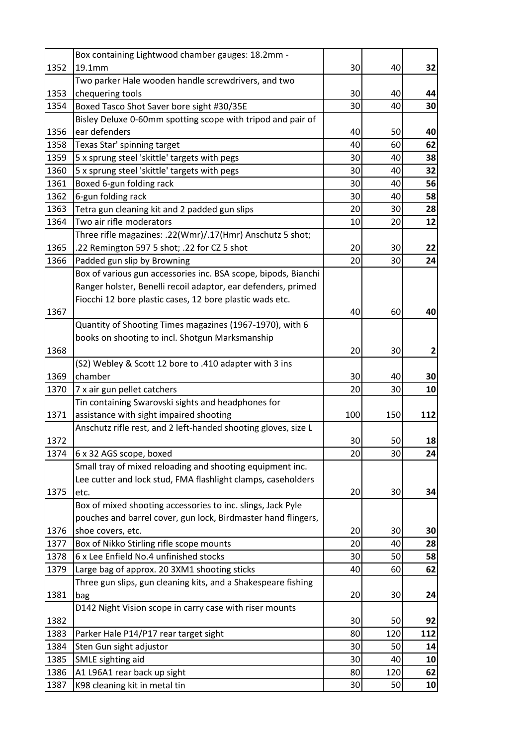| | | | | |
|---|---|---|---|---|
| 1352 | Box containing Lightwood chamber gauges: 18.2mm - 19.1mm | 30 | 40 | **32** |
| 1353 | Two parker Hale wooden handle screwdrivers, and two chequering tools | 30 | 40 | **44** |
| 1354 | Boxed Tasco Shot Saver bore sight #30/35E | 30 | 40 | **30** |
| 1356 | Bisley Deluxe 0-60mm spotting scope with tripod and pair of ear defenders | 40 | 50 | **40** |
| 1358 | Texas Star' spinning target | 40 | 60 | **62** |
| 1359 | 5 x sprung steel 'skittle' targets with pegs | 30 | 40 | **38** |
| 1360 | 5 x sprung steel 'skittle' targets with pegs | 30 | 40 | **32** |
| 1361 | Boxed 6-gun folding rack | 30 | 40 | **56** |
| 1362 | 6-gun folding rack | 30 | 40 | **58** |
| 1363 | Tetra gun cleaning kit and 2 padded gun slips | 20 | 30 | **28** |
| 1364 | Two air rifle moderators | 10 | 20 | **12** |
| 1365 | Three rifle magazines: .22(Wmr)/.17(Hmr) Anschutz 5 shot; .22 Remington 597 5 shot; .22 for CZ 5 shot | 20 | 30 | **22** |
| 1366 | Padded gun slip by Browning | 20 | 30 | **24** |
| 1367 | Box of various gun accessories inc. BSA scope, bipods, Bianchi Ranger holster, Benelli recoil adaptor, ear defenders, primed Fiocchi 12 bore plastic cases, 12 bore plastic wads etc. | 40 | 60 | **40** |
| 1368 | Quantity of Shooting Times magazines (1967-1970), with 6 books on shooting to incl. Shotgun Marksmanship | 20 | 30 | **2** |
| 1369 | (S2) Webley & Scott 12 bore to .410 adapter with 3 ins chamber | 30 | 40 | **30** |
| 1370 | 7 x air gun pellet catchers | 20 | 30 | **10** |
| 1371 | Tin containing Swarovski sights and headphones for assistance with sight impaired shooting | 100 | 150 | **112** |
| 1372 | Anschutz rifle rest, and 2 left-handed shooting gloves, size L | 30 | 50 | **18** |
| 1374 | 6 x 32 AGS scope, boxed | 20 | 30 | **24** |
| 1375 | Small tray of mixed reloading and shooting equipment inc. Lee cutter and lock stud, FMA flashlight clamps, caseholders etc. | 20 | 30 | **34** |
| 1376 | Box of mixed shooting accessories to inc. slings, Jack Pyle pouches and barrel cover, gun lock, Birdmaster hand flingers, shoe covers, etc. | 20 | 30 | **30** |
| 1377 | Box of Nikko Stirling rifle scope mounts | 20 | 40 | **28** |
| 1378 | 6 x Lee Enfield No.4 unfinished stocks | 30 | 50 | **58** |
| 1379 | Large bag of approx. 20 3XM1 shooting sticks | 40 | 60 | **62** |
| 1381 | Three gun slips, gun cleaning kits, and a Shakespeare fishing bag | 20 | 30 | **24** |
| 1382 | D142 Night Vision scope in carry case with riser mounts | 30 | 50 | **92** |
| 1383 | Parker Hale P14/P17 rear target sight | 80 | 120 | **112** |
| 1384 | Sten Gun sight adjustor | 30 | 50 | **14** |
| 1385 | SMLE sighting aid | 30 | 40 | **10** |
| 1386 | A1 L96A1 rear back up sight | 80 | 120 | **62** |
| 1387 | K98 cleaning kit in metal tin | 30 | 50 | **10** |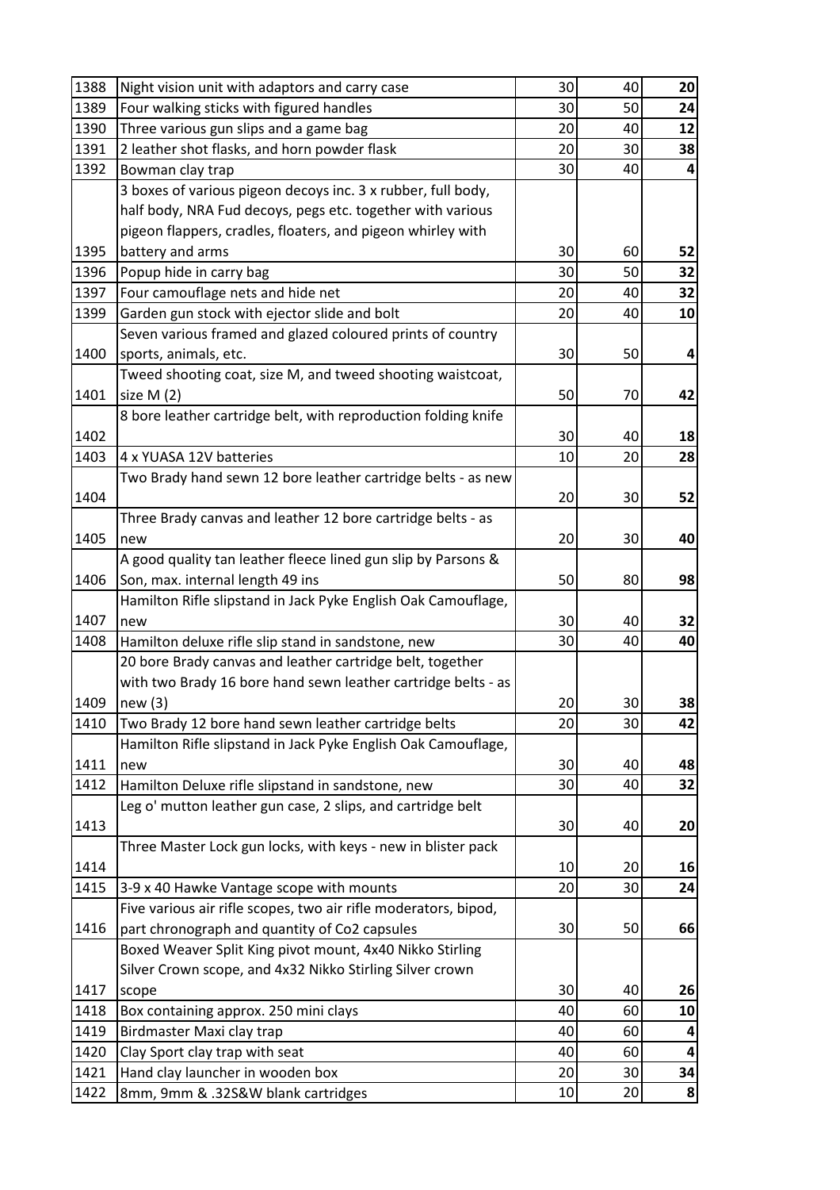| 1388 | Night vision unit with adaptors and carry case | 30 | 40 | **20** |
|---|---|---|---|---|
| 1389 | Four walking sticks with figured handles | 30 | 50 | **24** |
| 1390 | Three various gun slips and a game bag | 20 | 40 | **12** |
| 1391 | 2 leather shot flasks, and horn powder flask | 20 | 30 | **38** |
| 1392 | Bowman clay trap | 30 | 40 | **4** |
| 1395 | 3 boxes of various pigeon decoys inc. 3 x rubber, full body, half body, NRA Fud decoys, pegs etc. together with various pigeon flappers, cradles, floaters, and pigeon whirley with battery and arms | 30 | 60 | **52** |
| 1396 | Popup hide in carry bag | 30 | 50 | **32** |
| 1397 | Four camouflage nets and hide net | 20 | 40 | **32** |
| 1399 | Garden gun stock with ejector slide and bolt | 20 | 40 | **10** |
| 1400 | Seven various framed and glazed coloured prints of country sports, animals, etc. | 30 | 50 | **4** |
| 1401 | Tweed shooting coat, size M, and tweed shooting waistcoat, size M (2) | 50 | 70 | **42** |
| 1402 | 8 bore leather cartridge belt, with reproduction folding knife | 30 | 40 | **18** |
| 1403 | 4 x YUASA 12V batteries | 10 | 20 | **28** |
| 1404 | Two Brady hand sewn 12 bore leather cartridge belts - as new | 20 | 30 | **52** |
| 1405 | Three Brady canvas and leather 12 bore cartridge belts - as new | 20 | 30 | **40** |
| 1406 | A good quality tan leather fleece lined gun slip by Parsons & Son, max. internal length 49 ins | 50 | 80 | **98** |
| 1407 | Hamilton Rifle slipstand in Jack Pyke English Oak Camouflage, new | 30 | 40 | **32** |
| 1408 | Hamilton deluxe rifle slip stand in sandstone, new | 30 | 40 | **40** |
| 1409 | 20 bore Brady canvas and leather cartridge belt, together with two Brady 16 bore hand sewn leather cartridge belts - as new (3) | 20 | 30 | **38** |
| 1410 | Two Brady 12 bore hand sewn leather cartridge belts | 20 | 30 | **42** |
| 1411 | Hamilton Rifle slipstand in Jack Pyke English Oak Camouflage, new | 30 | 40 | **48** |
| 1412 | Hamilton Deluxe rifle slipstand in sandstone, new | 30 | 40 | **32** |
| 1413 | Leg o' mutton leather gun case, 2 slips, and cartridge belt | 30 | 40 | **20** |
| 1414 | Three Master Lock gun locks, with keys - new in blister pack | 10 | 20 | **16** |
| 1415 | 3-9 x 40 Hawke Vantage scope with mounts | 20 | 30 | **24** |
| 1416 | Five various air rifle scopes, two air rifle moderators, bipod, part chronograph and quantity of Co2 capsules | 30 | 50 | **66** |
| 1417 | Boxed Weaver Split King pivot mount, 4x40 Nikko Stirling Silver Crown scope, and 4x32 Nikko Stirling Silver crown scope | 30 | 40 | **26** |
| 1418 | Box containing approx. 250 mini clays | 40 | 60 | **10** |
| 1419 | Birdmaster Maxi clay trap | 40 | 60 | **4** |
| 1420 | Clay Sport clay trap with seat | 40 | 60 | **4** |
| 1421 | Hand clay launcher in wooden box | 20 | 30 | **34** |
| 1422 | 8mm, 9mm & .32S&W blank cartridges | 10 | 20 | **8** |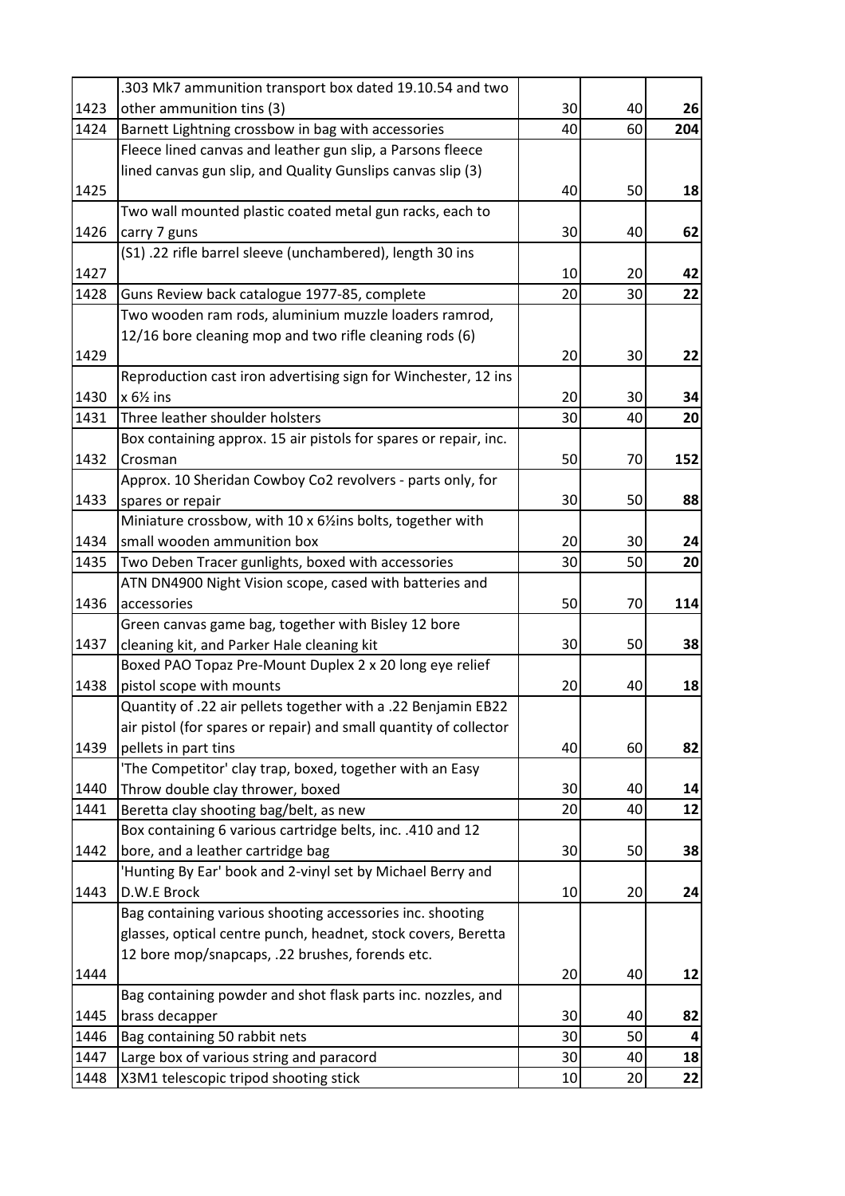| | | | | |
|---|---|---|---|---|
| 1423 | .303 Mk7 ammunition transport box dated 19.10.54 and two other ammunition tins (3) | 30 | 40 | **26** |
| 1424 | Barnett Lightning crossbow in bag with accessories | 40 | 60 | **204** |
| 1425 | Fleece lined canvas and leather gun slip, a Parsons fleece lined canvas gun slip, and Quality Gunslips canvas slip (3) | 40 | 50 | **18** |
| 1426 | Two wall mounted plastic coated metal gun racks, each to carry 7 guns | 30 | 40 | **62** |
| 1427 | (S1) .22 rifle barrel sleeve (unchambered), length 30 ins | 10 | 20 | **42** |
| 1428 | Guns Review back catalogue 1977-85, complete | 20 | 30 | **22** |
| 1429 | Two wooden ram rods, aluminium muzzle loaders ramrod, 12/16 bore cleaning mop and two rifle cleaning rods (6) | 20 | 30 | **22** |
| 1430 | Reproduction cast iron advertising sign for Winchester, 12 ins x 6½ ins | 20 | 30 | **34** |
| 1431 | Three leather shoulder holsters | 30 | 40 | **20** |
| 1432 | Box containing approx. 15 air pistols for spares or repair, inc. Crosman | 50 | 70 | **152** |
| 1433 | Approx. 10 Sheridan Cowboy Co2 revolvers - parts only, for spares or repair | 30 | 50 | **88** |
| 1434 | Miniature crossbow, with 10 x 6½ins bolts, together with small wooden ammunition box | 20 | 30 | **24** |
| 1435 | Two Deben Tracer gunlights, boxed with accessories | 30 | 50 | **20** |
| 1436 | ATN DN4900 Night Vision scope, cased with batteries and accessories | 50 | 70 | **114** |
| 1437 | Green canvas game bag, together with Bisley 12 bore cleaning kit, and Parker Hale cleaning kit | 30 | 50 | **38** |
| 1438 | Boxed PAO Topaz Pre-Mount Duplex 2 x 20 long eye relief pistol scope with mounts | 20 | 40 | **18** |
| 1439 | Quantity of .22 air pellets together with a .22 Benjamin EB22 air pistol (for spares or repair) and small quantity of collector pellets in part tins | 40 | 60 | **82** |
| 1440 | 'The Competitor' clay trap, boxed, together with an Easy Throw double clay thrower, boxed | 30 | 40 | **14** |
| 1441 | Beretta clay shooting bag/belt, as new | 20 | 40 | **12** |
| 1442 | Box containing 6 various cartridge belts, inc. .410 and 12 bore, and a leather cartridge bag | 30 | 50 | **38** |
| 1443 | 'Hunting By Ear' book and 2-vinyl set by Michael Berry and D.W.E Brock | 10 | 20 | **24** |
| 1444 | Bag containing various shooting accessories inc. shooting glasses, optical centre punch, headnet, stock covers, Beretta 12 bore mop/snapcaps, .22 brushes, forends etc. | 20 | 40 | **12** |
| 1445 | Bag containing powder and shot flask parts inc. nozzles, and brass decapper | 30 | 40 | **82** |
| 1446 | Bag containing 50 rabbit nets | 30 | 50 | **4** |
| 1447 | Large box of various string and paracord | 30 | 40 | **18** |
| 1448 | X3M1 telescopic tripod shooting stick | 10 | 20 | **22** |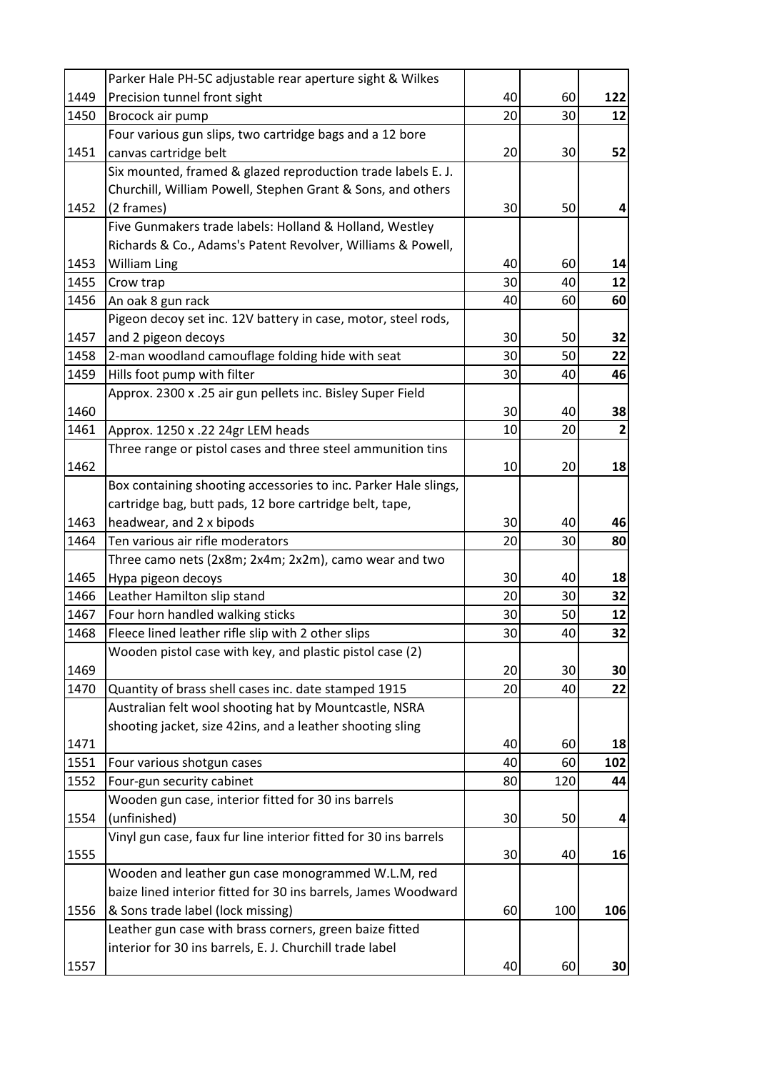| | | | | |
|---|---|---|---|---|
| 1449 | Parker Hale PH-5C adjustable rear aperture sight & Wilkes Precision tunnel front sight | 40 | 60 | **122** |
| 1450 | Brocock air pump | 20 | 30 | **12** |
| 1451 | Four various gun slips, two cartridge bags and a 12 bore canvas cartridge belt | 20 | 30 | **52** |
| 1452 | Six mounted, framed & glazed reproduction trade labels E. J. Churchill, William Powell, Stephen Grant & Sons, and others (2 frames) | 30 | 50 | **4** |
| 1453 | Five Gunmakers trade labels: Holland & Holland, Westley Richards & Co., Adams's Patent Revolver, Williams & Powell, William Ling | 40 | 60 | **14** |
| 1455 | Crow trap | 30 | 40 | **12** |
| 1456 | An oak 8 gun rack | 40 | 60 | **60** |
| 1457 | Pigeon decoy set inc. 12V battery in case, motor, steel rods, and 2 pigeon decoys | 30 | 50 | **32** |
| 1458 | 2-man woodland camouflage folding hide with seat | 30 | 50 | **22** |
| 1459 | Hills foot pump with filter | 30 | 40 | **46** |
| 1460 | Approx. 2300 x .25 air gun pellets inc. Bisley Super Field | 30 | 40 | **38** |
| 1461 | Approx. 1250 x .22 24gr LEM heads | 10 | 20 | **2** |
| 1462 | Three range or pistol cases and three steel ammunition tins | 10 | 20 | **18** |
| 1463 | Box containing shooting accessories to inc. Parker Hale slings, cartridge bag, butt pads, 12 bore cartridge belt, tape, headwear, and 2 x bipods | 30 | 40 | **46** |
| 1464 | Ten various air rifle moderators | 20 | 30 | **80** |
| 1465 | Three camo nets (2x8m; 2x4m; 2x2m), camo wear and two Hypa pigeon decoys | 30 | 40 | **18** |
| 1466 | Leather Hamilton slip stand | 20 | 30 | **32** |
| 1467 | Four horn handled walking sticks | 30 | 50 | **12** |
| 1468 | Fleece lined leather rifle slip with 2 other slips | 30 | 40 | **32** |
| 1469 | Wooden pistol case with key, and plastic pistol case (2) | 20 | 30 | **30** |
| 1470 | Quantity of brass shell cases inc. date stamped 1915 | 20 | 40 | **22** |
| 1471 | Australian felt wool shooting hat by Mountcastle, NSRA shooting jacket, size 42ins, and a leather shooting sling | 40 | 60 | **18** |
| 1551 | Four various shotgun cases | 40 | 60 | **102** |
| 1552 | Four-gun security cabinet | 80 | 120 | **44** |
| 1554 | Wooden gun case, interior fitted for 30 ins barrels (unfinished) | 30 | 50 | **4** |
| 1555 | Vinyl gun case, faux fur line interior fitted for 30 ins barrels | 30 | 40 | **16** |
| 1556 | Wooden and leather gun case monogrammed W.L.M, red baize lined interior fitted for 30 ins barrels, James Woodward & Sons trade label (lock missing) | 60 | 100 | **106** |
| 1557 | Leather gun case with brass corners, green baize fitted interior for 30 ins barrels, E. J. Churchill trade label | 40 | 60 | **30** |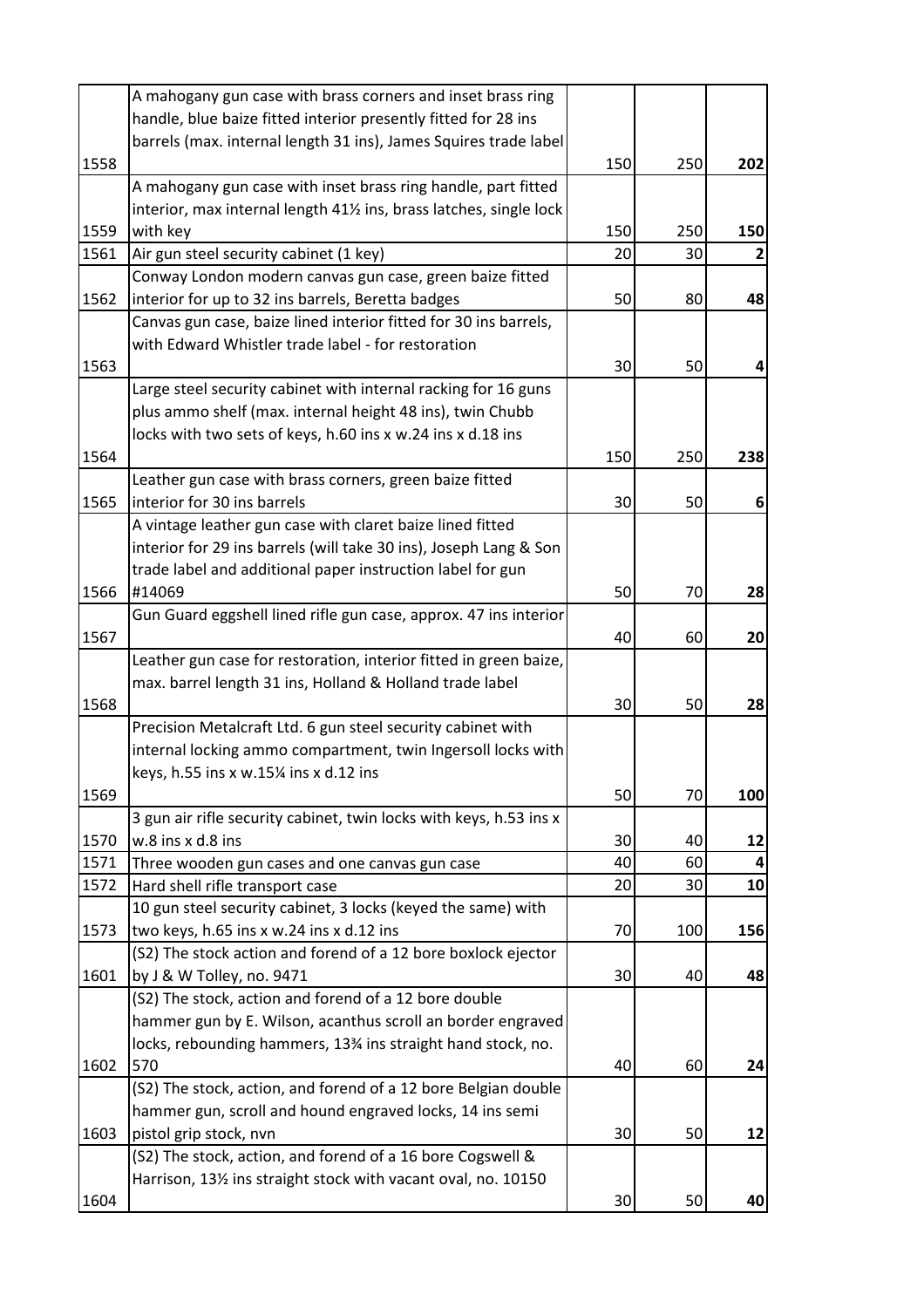| | | | | |
|---|---|---|---|---|
| 1558 | A mahogany gun case with brass corners and inset brass ring handle, blue baize fitted interior presently fitted for 28 ins barrels (max. internal length 31 ins), James Squires trade label | 150 | 250 | **202** |
| 1559 | A mahogany gun case with inset brass ring handle, part fitted interior, max internal length 41½ ins, brass latches, single lock with key | 150 | 250 | **150** |
| 1561 | Air gun steel security cabinet (1 key) | 20 | 30 | **2** |
| 1562 | Conway London modern canvas gun case, green baize fitted interior for up to 32 ins barrels, Beretta badges | 50 | 80 | **48** |
| 1563 | Canvas gun case, baize lined interior fitted for 30 ins barrels, with Edward Whistler trade label - for restoration | 30 | 50 | **4** |
| 1564 | Large steel security cabinet with internal racking for 16 guns plus ammo shelf (max. internal height 48 ins), twin Chubb locks with two sets of keys, h.60 ins x w.24 ins x d.18 ins | 150 | 250 | **238** |
| 1565 | Leather gun case with brass corners, green baize fitted interior for 30 ins barrels | 30 | 50 | **6** |
| 1566 | A vintage leather gun case with claret baize lined fitted interior for 29 ins barrels (will take 30 ins), Joseph Lang & Son trade label and additional paper instruction label for gun #14069 | 50 | 70 | **28** |
| 1567 | Gun Guard eggshell lined rifle gun case, approx. 47 ins interior | 40 | 60 | **20** |
| 1568 | Leather gun case for restoration, interior fitted in green baize, max. barrel length 31 ins, Holland & Holland trade label | 30 | 50 | **28** |
| 1569 | Precision Metalcraft Ltd. 6 gun steel security cabinet with internal locking ammo compartment, twin Ingersoll locks with keys, h.55 ins x w.15¼ ins x d.12 ins | 50 | 70 | **100** |
| 1570 | 3 gun air rifle security cabinet, twin locks with keys, h.53 ins x w.8 ins x d.8 ins | 30 | 40 | **12** |
| 1571 | Three wooden gun cases and one canvas gun case | 40 | 60 | **4** |
| 1572 | Hard shell rifle transport case | 20 | 30 | **10** |
| 1573 | 10 gun steel security cabinet, 3 locks (keyed the same) with two keys, h.65 ins x w.24 ins x d.12 ins | 70 | 100 | **156** |
| 1601 | (S2) The stock action and forend of a 12 bore boxlock ejector by J & W Tolley, no. 9471 | 30 | 40 | **48** |
| 1602 | (S2) The stock, action and forend of a 12 bore double hammer gun by E. Wilson, acanthus scroll an border engraved locks, rebounding hammers, 13¾ ins straight hand stock, no. 570 | 40 | 60 | **24** |
| 1603 | (S2) The stock, action, and forend of a 12 bore Belgian double hammer gun, scroll and hound engraved locks, 14 ins semi pistol grip stock, nvn | 30 | 50 | **12** |
| 1604 | (S2) The stock, action, and forend of a 16 bore Cogswell & Harrison, 13½ ins straight stock with vacant oval, no. 10150 | 30 | 50 | **40** |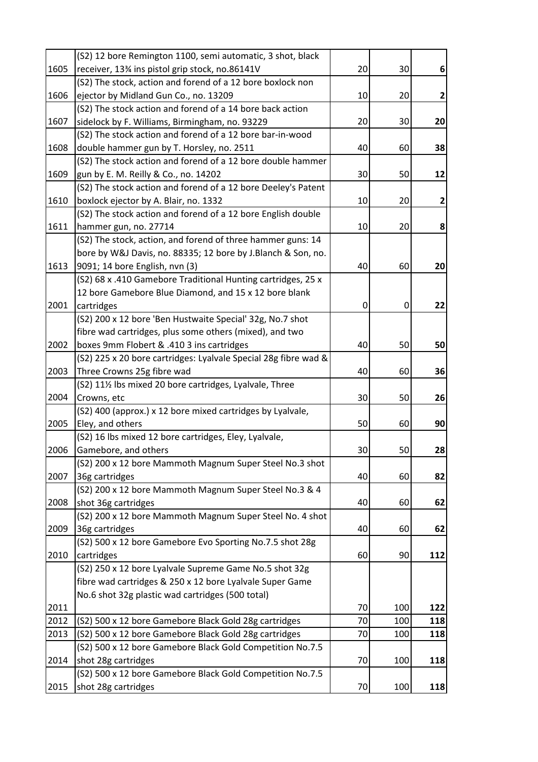| | | | | |
|---|---|---|---|---|
| 1605 | (S2) 12 bore Remington 1100, semi automatic, 3 shot, black receiver, 13¾ ins pistol grip stock, no.86141V | 20 | 30 | **6** |
| 1606 | (S2) The stock, action and forend of a 12 bore boxlock non ejector by Midland Gun Co., no. 13209 | 10 | 20 | **2** |
| 1607 | (S2) The stock action and forend of a 14 bore back action sidelock by F. Williams, Birmingham, no. 93229 | 20 | 30 | **20** |
| 1608 | (S2) The stock action and forend of a 12 bore bar-in-wood double hammer gun by T. Horsley, no. 2511 | 40 | 60 | **38** |
| 1609 | (S2) The stock action and forend of a 12 bore double hammer gun by E. M. Reilly & Co., no. 14202 | 30 | 50 | **12** |
| 1610 | (S2) The stock action and forend of a 12 bore Deeley's Patent boxlock ejector by A. Blair, no. 1332 | 10 | 20 | **2** |
| 1611 | (S2) The stock action and forend of a 12 bore English double hammer gun, no. 27714 | 10 | 20 | **8** |
| 1613 | (S2) The stock, action, and forend of three hammer guns: 14 bore by W&J Davis, no. 88335; 12 bore by J.Blanch & Son, no. 9091; 14 bore English, nvn (3) | 40 | 60 | **20** |
| 2001 | (S2) 68 x .410 Gamebore Traditional Hunting cartridges, 25 x 12 bore Gamebore Blue Diamond, and 15 x 12 bore blank cartridges | 0 | 0 | **22** |
| 2002 | (S2) 200 x 12 bore 'Ben Hustwaite Special' 32g, No.7 shot fibre wad cartridges, plus some others (mixed), and two boxes 9mm Flobert & .410 3 ins cartridges | 40 | 50 | **50** |
| 2003 | (S2) 225 x 20 bore cartridges: Lyalvale Special 28g fibre wad & Three Crowns 25g fibre wad | 40 | 60 | **36** |
| 2004 | (S2) 11½ lbs mixed 20 bore cartridges, Lyalvale, Three Crowns, etc | 30 | 50 | **26** |
| 2005 | (S2) 400 (approx.) x 12 bore mixed cartridges by Lyalvale, Eley, and others | 50 | 60 | **90** |
| 2006 | (S2) 16 lbs mixed 12 bore cartridges, Eley, Lyalvale, Gamebore, and others | 30 | 50 | **28** |
| 2007 | (S2) 200 x 12 bore Mammoth Magnum Super Steel No.3 shot 36g cartridges | 40 | 60 | **82** |
| 2008 | (S2) 200 x 12 bore Mammoth Magnum Super Steel No.3 & 4 shot 36g cartridges | 40 | 60 | **62** |
| 2009 | (S2) 200 x 12 bore Mammoth Magnum Super Steel No. 4 shot 36g cartridges | 40 | 60 | **62** |
| 2010 | (S2) 500 x 12 bore Gamebore Evo Sporting No.7.5 shot 28g cartridges | 60 | 90 | **112** |
| 2011 | (S2) 250 x 12 bore Lyalvale Supreme Game No.5 shot 32g fibre wad cartridges & 250 x 12 bore Lyalvale Super Game No.6 shot 32g plastic wad cartridges (500 total) | 70 | 100 | **122** |
| 2012 | (S2) 500 x 12 bore Gamebore Black Gold 28g cartridges | 70 | 100 | **118** |
| 2013 | (S2) 500 x 12 bore Gamebore Black Gold 28g cartridges | 70 | 100 | **118** |
| 2014 | (S2) 500 x 12 bore Gamebore Black Gold Competition No.7.5 shot 28g cartridges | 70 | 100 | **118** |
| 2015 | (S2) 500 x 12 bore Gamebore Black Gold Competition No.7.5 shot 28g cartridges | 70 | 100 | **118** |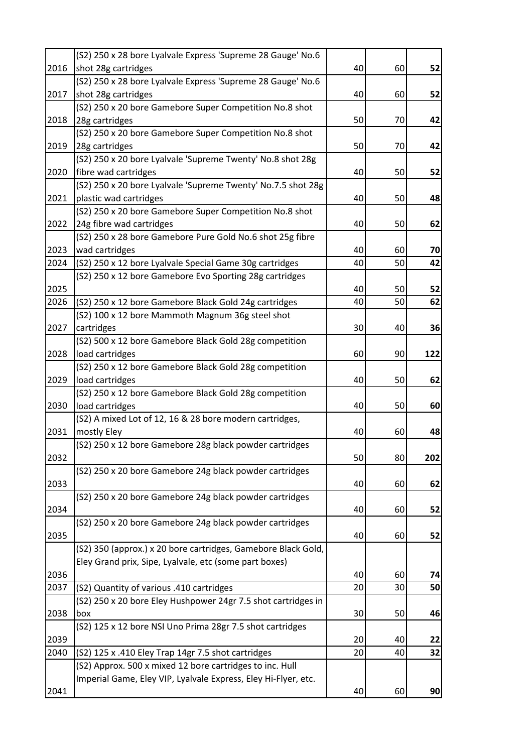| | | | | |
|---|---|---|---|---|
| 2016 | (S2) 250 x 28 bore Lyalvale Express 'Supreme 28 Gauge' No.6 shot 28g cartridges | 40 | 60 | **52** |
| 2017 | (S2) 250 x 28 bore Lyalvale Express 'Supreme 28 Gauge' No.6 shot 28g cartridges | 40 | 60 | **52** |
| 2018 | (S2) 250 x 20 bore Gamebore Super Competition No.8 shot 28g cartridges | 50 | 70 | **42** |
| 2019 | (S2) 250 x 20 bore Gamebore Super Competition No.8 shot 28g cartridges | 50 | 70 | **42** |
| 2020 | (S2) 250 x 20 bore Lyalvale 'Supreme Twenty' No.8 shot 28g fibre wad cartridges | 40 | 50 | **52** |
| 2021 | (S2) 250 x 20 bore Lyalvale 'Supreme Twenty' No.7.5 shot 28g plastic wad cartridges | 40 | 50 | **48** |
| 2022 | (S2) 250 x 20 bore Gamebore Super Competition No.8 shot 24g fibre wad cartridges | 40 | 50 | **62** |
| 2023 | (S2) 250 x 28 bore Gamebore Pure Gold No.6 shot 25g fibre wad cartridges | 40 | 60 | **70** |
| 2024 | (S2) 250 x 12 bore Lyalvale Special Game 30g cartridges | 40 | 50 | **42** |
| 2025 | (S2) 250 x 12 bore Gamebore Evo Sporting 28g cartridges | 40 | 50 | **52** |
| 2026 | (S2) 250 x 12 bore Gamebore Black Gold 24g cartridges | 40 | 50 | **62** |
| 2027 | (S2) 100 x 12 bore Mammoth Magnum 36g steel shot cartridges | 30 | 40 | **36** |
| 2028 | (S2) 500 x 12 bore Gamebore Black Gold 28g competition load cartridges | 60 | 90 | **122** |
| 2029 | (S2) 250 x 12 bore Gamebore Black Gold 28g competition load cartridges | 40 | 50 | **62** |
| 2030 | (S2) 250 x 12 bore Gamebore Black Gold 28g competition load cartridges | 40 | 50 | **60** |
| 2031 | (S2) A mixed Lot of 12, 16 & 28 bore modern cartridges, mostly Eley | 40 | 60 | **48** |
| 2032 | (S2) 250 x 12 bore Gamebore 28g black powder cartridges | 50 | 80 | **202** |
| 2033 | (S2) 250 x 20 bore Gamebore 24g black powder cartridges | 40 | 60 | **62** |
| 2034 | (S2) 250 x 20 bore Gamebore 24g black powder cartridges | 40 | 60 | **52** |
| 2035 | (S2) 250 x 20 bore Gamebore 24g black powder cartridges | 40 | 60 | **52** |
| 2036 | (S2) 350 (approx.) x 20 bore cartridges, Gamebore Black Gold, Eley Grand prix, Sipe, Lyalvale, etc (some part boxes) | 40 | 60 | **74** |
| 2037 | (S2) Quantity of various .410 cartridges | 20 | 30 | **50** |
| 2038 | (S2) 250 x 20 bore Eley Hushpower 24gr 7.5 shot cartridges in box | 30 | 50 | **46** |
| 2039 | (S2) 125 x 12 bore NSI Uno Prima 28gr 7.5 shot cartridges | 20 | 40 | **22** |
| 2040 | (S2) 125 x .410 Eley Trap 14gr 7.5 shot cartridges | 20 | 40 | **32** |
| 2041 | (S2) Approx. 500 x mixed 12 bore cartridges to inc. Hull Imperial Game, Eley VIP, Lyalvale Express, Eley Hi-Flyer, etc. | 40 | 60 | **90** |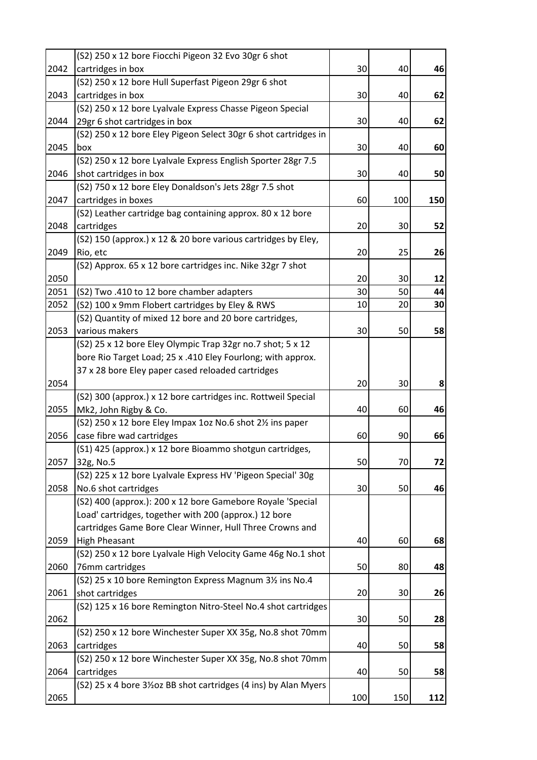| | | | | |
|---|---|---|---|---|
| 2042 | (S2) 250 x 12 bore Fiocchi Pigeon 32 Evo 30gr 6 shot cartridges in box | 30 | 40 | **46** |
| 2043 | (S2) 250 x 12 bore Hull Superfast Pigeon 29gr 6 shot cartridges in box | 30 | 40 | **62** |
| 2044 | (S2) 250 x 12 bore Lyalvale Express Chasse Pigeon Special 29gr 6 shot cartridges in box | 30 | 40 | **62** |
| 2045 | (S2) 250 x 12 bore Eley Pigeon Select 30gr 6 shot cartridges in box | 30 | 40 | **60** |
| 2046 | (S2) 250 x 12 bore Lyalvale Express English Sporter 28gr 7.5 shot cartridges in box | 30 | 40 | **50** |
| 2047 | (S2) 750 x 12 bore Eley Donaldson's Jets 28gr 7.5 shot cartridges in boxes | 60 | 100 | **150** |
| 2048 | (S2) Leather cartridge bag containing approx. 80 x 12 bore cartridges | 20 | 30 | **52** |
| 2049 | (S2) 150 (approx.) x 12 & 20 bore various cartridges by Eley, Rio, etc | 20 | 25 | **26** |
| 2050 | (S2) Approx. 65 x 12 bore cartridges inc. Nike 32gr 7 shot | 20 | 30 | **12** |
| 2051 | (S2) Two .410 to 12 bore chamber adapters | 30 | 50 | **44** |
| 2052 | (S2) 100 x 9mm Flobert cartridges by Eley & RWS | 10 | 20 | **30** |
| 2053 | (S2) Quantity of mixed 12 bore and 20 bore cartridges, various makers | 30 | 50 | **58** |
| 2054 | (S2) 25 x 12 bore Eley Olympic Trap 32gr no.7 shot; 5 x 12 bore Rio Target Load; 25 x .410 Eley Fourlong; with approx. 37 x 28 bore Eley paper cased reloaded cartridges | 20 | 30 | **8** |
| 2055 | (S2) 300 (approx.) x 12 bore cartridges inc. Rottweil Special Mk2, John Rigby & Co. | 40 | 60 | **46** |
| 2056 | (S2) 250 x 12 bore Eley Impax 1oz No.6 shot 2½ ins paper case fibre wad cartridges | 60 | 90 | **66** |
| 2057 | (S1) 425 (approx.) x 12 bore Bioammo shotgun cartridges, 32g, No.5 | 50 | 70 | **72** |
| 2058 | (S2) 225 x 12 bore Lyalvale Express HV 'Pigeon Special' 30g No.6 shot cartridges | 30 | 50 | **46** |
| 2059 | (S2) 400 (approx.): 200 x 12 bore Gamebore Royale 'Special Load' cartridges, together with 200 (approx.) 12 bore cartridges Game Bore Clear Winner, Hull Three Crowns and High Pheasant | 40 | 60 | **68** |
| 2060 | (S2) 250 x 12 bore Lyalvale High Velocity Game 46g No.1 shot 76mm cartridges | 50 | 80 | **48** |
| 2061 | (S2) 25 x 10 bore Remington Express Magnum 3½ ins No.4 shot cartridges | 20 | 30 | **26** |
| 2062 | (S2) 125 x 16 bore Remington Nitro-Steel No.4 shot cartridges | 30 | 50 | **28** |
| 2063 | (S2) 250 x 12 bore Winchester Super XX 35g, No.8 shot 70mm cartridges | 40 | 50 | **58** |
| 2064 | (S2) 250 x 12 bore Winchester Super XX 35g, No.8 shot 70mm cartridges | 40 | 50 | **58** |
| 2065 | (S2) 25 x 4 bore 3½oz BB shot cartridges (4 ins) by Alan Myers | 100 | 150 | **112** |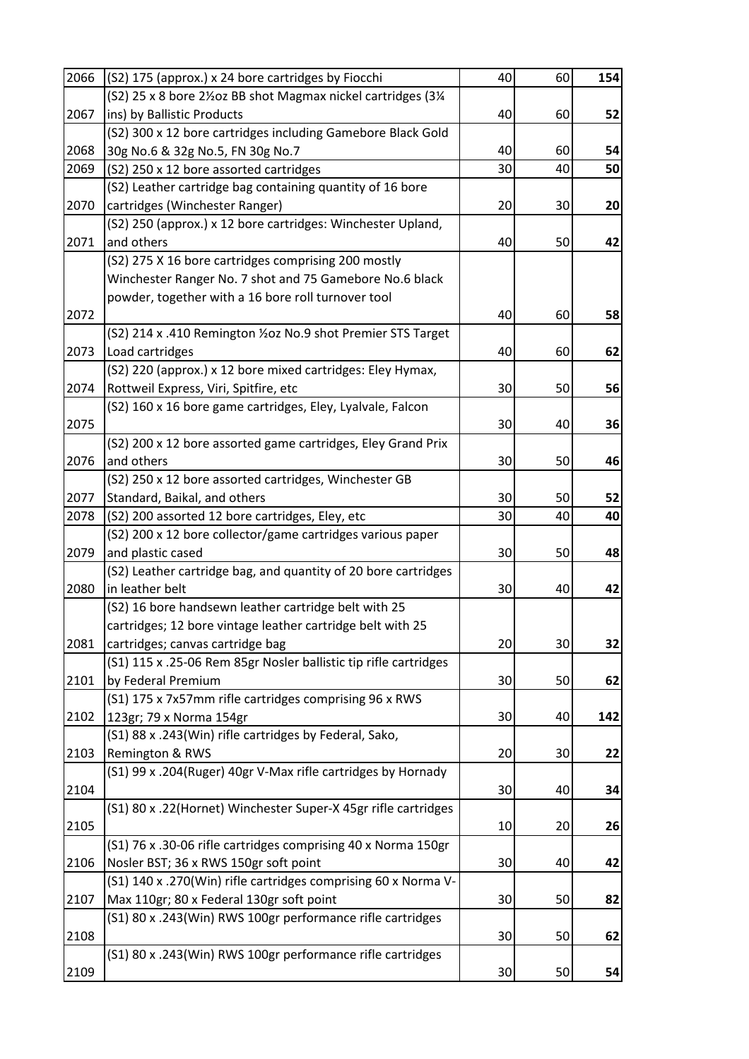| | | | | |
|---|---|---|---|---|
| 2066 | (S2) 175 (approx.) x 24 bore cartridges by Fiocchi | 40 | 60 | **154** |
| 2067 | (S2) 25 x 8 bore 2½oz BB shot Magmax nickel cartridges (3¼ ins) by Ballistic Products | 40 | 60 | **52** |
| 2068 | (S2) 300 x 12 bore cartridges including Gamebore Black Gold 30g No.6 & 32g No.5, FN 30g No.7 | 40 | 60 | **54** |
| 2069 | (S2) 250 x 12 bore assorted cartridges | 30 | 40 | **50** |
| 2070 | (S2) Leather cartridge bag containing quantity of 16 bore cartridges (Winchester Ranger) | 20 | 30 | **20** |
| 2071 | (S2) 250 (approx.) x 12 bore cartridges: Winchester Upland, and others | 40 | 50 | **42** |
| 2072 | (S2) 275 X 16 bore cartridges comprising 200 mostly Winchester Ranger No. 7 shot and 75 Gamebore No.6 black powder, together with a 16 bore roll turnover tool | 40 | 60 | **58** |
| 2073 | (S2) 214 x .410 Remington ½oz No.9 shot Premier STS Target Load cartridges | 40 | 60 | **62** |
| 2074 | (S2) 220 (approx.) x 12 bore mixed cartridges: Eley Hymax, Rottweil Express, Viri, Spitfire, etc | 30 | 50 | **56** |
| 2075 | (S2) 160 x 16 bore game cartridges, Eley, Lyalvale, Falcon | 30 | 40 | **36** |
| 2076 | (S2) 200 x 12 bore assorted game cartridges, Eley Grand Prix and others | 30 | 50 | **46** |
| 2077 | (S2) 250 x 12 bore assorted cartridges, Winchester GB Standard, Baikal, and others | 30 | 50 | **52** |
| 2078 | (S2) 200 assorted 12 bore cartridges, Eley, etc | 30 | 40 | **40** |
| 2079 | (S2) 200 x 12 bore collector/game cartridges various paper and plastic cased | 30 | 50 | **48** |
| 2080 | (S2) Leather cartridge bag, and quantity of 20 bore cartridges in leather belt | 30 | 40 | **42** |
| 2081 | (S2) 16 bore handsewn leather cartridge belt with 25 cartridges; 12 bore vintage leather cartridge belt with 25 cartridges; canvas cartridge bag | 20 | 30 | **32** |
| 2101 | (S1) 115 x .25-06 Rem 85gr Nosler ballistic tip rifle cartridges by Federal Premium | 30 | 50 | **62** |
| 2102 | (S1) 175 x 7x57mm rifle cartridges comprising 96 x RWS 123gr; 79 x Norma 154gr | 30 | 40 | **142** |
| 2103 | (S1) 88 x .243(Win) rifle cartridges by Federal, Sako, Remington & RWS | 20 | 30 | **22** |
| 2104 | (S1) 99 x .204(Ruger) 40gr V-Max rifle cartridges by Hornady | 30 | 40 | **34** |
| 2105 | (S1) 80 x .22(Hornet) Winchester Super-X 45gr rifle cartridges | 10 | 20 | **26** |
| 2106 | (S1) 76 x .30-06 rifle cartridges comprising 40 x Norma 150gr Nosler BST; 36 x RWS 150gr soft point | 30 | 40 | **42** |
| 2107 | (S1) 140 x .270(Win) rifle cartridges comprising 60 x Norma V-Max 110gr; 80 x Federal 130gr soft point | 30 | 50 | **82** |
| 2108 | (S1) 80 x .243(Win) RWS 100gr performance rifle cartridges | 30 | 50 | **62** |
| 2109 | (S1) 80 x .243(Win) RWS 100gr performance rifle cartridges | 30 | 50 | **54** |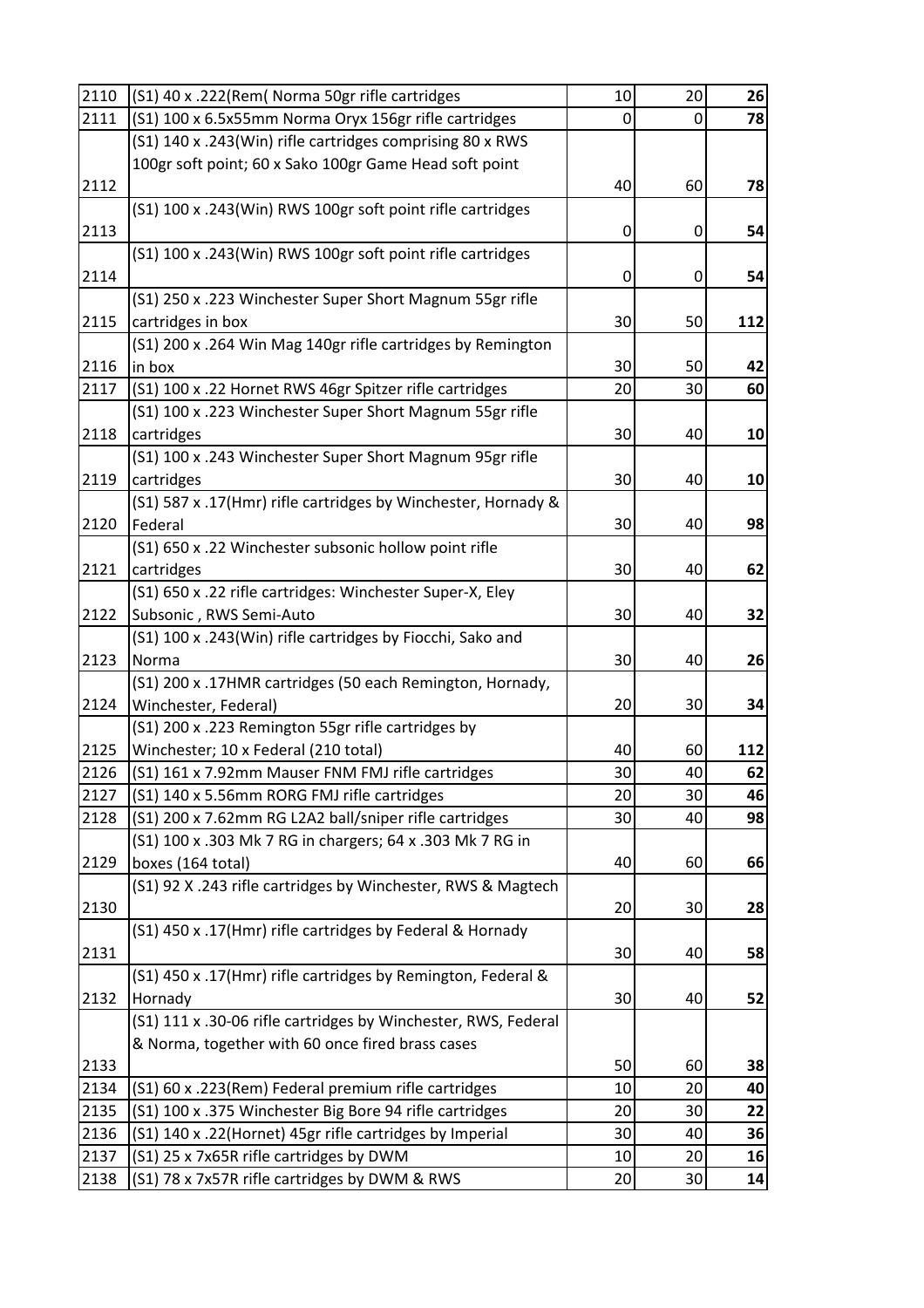| | | | | |
|---|---|---|---|---|
| 2110 | (S1) 40 x .222(Rem( Norma 50gr rifle cartridges | 10 | 20 | **26** |
| 2111 | (S1) 100 x 6.5x55mm Norma Oryx 156gr rifle cartridges | 0 | 0 | **78** |
| 2112 | (S1) 140 x .243(Win) rifle cartridges comprising 80 x RWS 100gr soft point; 60 x Sako 100gr Game Head soft point | 40 | 60 | **78** |
| 2113 | (S1) 100 x .243(Win) RWS 100gr soft point rifle cartridges | 0 | 0 | **54** |
| 2114 | (S1) 100 x .243(Win) RWS 100gr soft point rifle cartridges | 0 | 0 | **54** |
| 2115 | (S1) 250 x .223 Winchester Super Short Magnum 55gr rifle cartridges in box | 30 | 50 | **112** |
| 2116 | (S1) 200 x .264 Win Mag 140gr rifle cartridges by Remington in box | 30 | 50 | **42** |
| 2117 | (S1) 100 x .22 Hornet RWS 46gr Spitzer rifle cartridges | 20 | 30 | **60** |
| 2118 | (S1) 100 x .223 Winchester Super Short Magnum 55gr rifle cartridges | 30 | 40 | **10** |
| 2119 | (S1) 100 x .243 Winchester Super Short Magnum 95gr rifle cartridges | 30 | 40 | **10** |
| 2120 | (S1) 587 x .17(Hmr) rifle cartridges by Winchester, Hornady & Federal | 30 | 40 | **98** |
| 2121 | (S1) 650 x .22 Winchester subsonic hollow point rifle cartridges | 30 | 40 | **62** |
| 2122 | (S1) 650 x .22 rifle cartridges: Winchester Super-X, Eley Subsonic , RWS Semi-Auto | 30 | 40 | **32** |
| 2123 | (S1) 100 x .243(Win) rifle cartridges by Fiocchi, Sako and Norma | 30 | 40 | **26** |
| 2124 | (S1) 200 x .17HMR cartridges (50 each Remington, Hornady, Winchester, Federal) | 20 | 30 | **34** |
| 2125 | (S1) 200 x .223 Remington 55gr rifle cartridges by Winchester; 10 x Federal (210 total) | 40 | 60 | **112** |
| 2126 | (S1) 161 x 7.92mm Mauser FNM FMJ rifle cartridges | 30 | 40 | **62** |
| 2127 | (S1) 140 x 5.56mm RORG FMJ rifle cartridges | 20 | 30 | **46** |
| 2128 | (S1) 200 x 7.62mm RG L2A2 ball/sniper rifle cartridges | 30 | 40 | **98** |
| 2129 | (S1) 100 x .303 Mk 7 RG in chargers; 64 x .303 Mk 7 RG in boxes (164 total) | 40 | 60 | **66** |
| 2130 | (S1) 92 X .243 rifle cartridges by Winchester, RWS & Magtech | 20 | 30 | **28** |
| 2131 | (S1) 450 x .17(Hmr) rifle cartridges by Federal & Hornady | 30 | 40 | **58** |
| 2132 | (S1) 450 x .17(Hmr) rifle cartridges by Remington, Federal & Hornady | 30 | 40 | **52** |
| 2133 | (S1) 111 x .30-06 rifle cartridges by Winchester, RWS, Federal & Norma, together with 60 once fired brass cases | 50 | 60 | **38** |
| 2134 | (S1) 60 x .223(Rem) Federal premium rifle cartridges | 10 | 20 | **40** |
| 2135 | (S1) 100 x .375 Winchester Big Bore 94 rifle cartridges | 20 | 30 | **22** |
| 2136 | (S1) 140 x .22(Hornet) 45gr rifle cartridges by Imperial | 30 | 40 | **36** |
| 2137 | (S1) 25 x 7x65R rifle cartridges by DWM | 10 | 20 | **16** |
| 2138 | (S1) 78 x 7x57R rifle cartridges by DWM & RWS | 20 | 30 | **14** |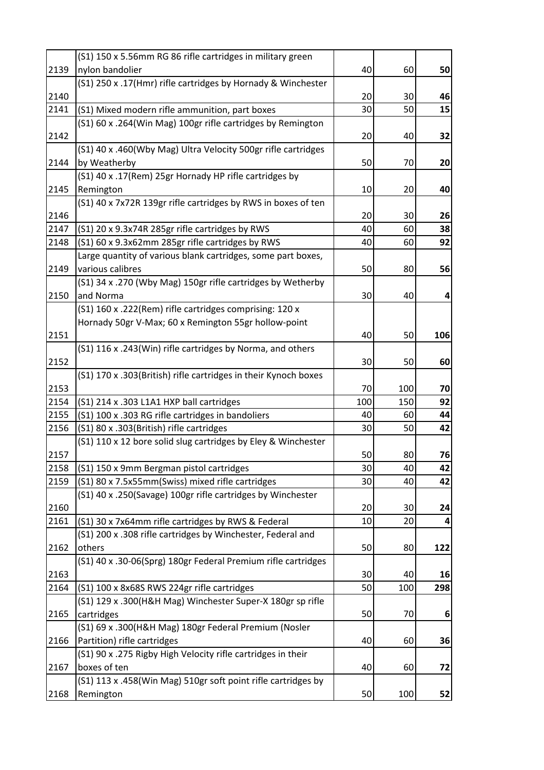| | | | | |
|---|---|---|---|---|
| 2139 | (S1) 150 x 5.56mm RG 86 rifle cartridges in military green nylon bandolier | 40 | 60 | **50** |
| 2140 | (S1) 250 x .17(Hmr) rifle cartridges by Hornady & Winchester | 20 | 30 | **46** |
| 2141 | (S1) Mixed modern rifle ammunition, part boxes | 30 | 50 | **15** |
| 2142 | (S1) 60 x .264(Win Mag) 100gr rifle cartridges by Remington | 20 | 40 | **32** |
| 2144 | (S1) 40 x .460(Wby Mag) Ultra Velocity 500gr rifle cartridges by Weatherby | 50 | 70 | **20** |
| 2145 | (S1) 40 x .17(Rem) 25gr Hornady HP rifle cartridges by Remington | 10 | 20 | **40** |
| 2146 | (S1) 40 x 7x72R 139gr rifle cartridges by RWS in boxes of ten | 20 | 30 | **26** |
| 2147 | (S1) 20 x 9.3x74R 285gr rifle cartridges by RWS | 40 | 60 | **38** |
| 2148 | (S1) 60 x 9.3x62mm 285gr rifle cartridges by RWS | 40 | 60 | **92** |
| 2149 | Large quantity of various blank cartridges, some part boxes, various calibres | 50 | 80 | **56** |
| 2150 | (S1) 34 x .270 (Wby Mag) 150gr rifle cartridges by Wetherby and Norma | 30 | 40 | **4** |
| 2151 | (S1) 160 x .222(Rem) rifle cartridges comprising: 120 x Hornady 50gr V-Max; 60 x Remington 55gr hollow-point | 40 | 50 | **106** |
| 2152 | (S1) 116 x .243(Win) rifle cartridges by Norma, and others | 30 | 50 | **60** |
| 2153 | (S1) 170 x .303(British) rifle cartridges in their Kynoch boxes | 70 | 100 | **70** |
| 2154 | (S1) 214 x .303 L1A1 HXP ball cartridges | 100 | 150 | **92** |
| 2155 | (S1) 100 x .303 RG rifle cartridges in bandoliers | 40 | 60 | **44** |
| 2156 | (S1) 80 x .303(British) rifle cartridges | 30 | 50 | **42** |
| 2157 | (S1) 110 x 12 bore solid slug cartridges by Eley & Winchester | 50 | 80 | **76** |
| 2158 | (S1) 150 x 9mm Bergman pistol cartridges | 30 | 40 | **42** |
| 2159 | (S1) 80 x 7.5x55mm(Swiss) mixed rifle cartridges | 30 | 40 | **42** |
| 2160 | (S1) 40 x .250(Savage) 100gr rifle cartridges by Winchester | 20 | 30 | **24** |
| 2161 | (S1) 30 x 7x64mm rifle cartridges by RWS & Federal | 10 | 20 | **4** |
| 2162 | (S1) 200 x .308 rifle cartridges by Winchester, Federal and others | 50 | 80 | **122** |
| 2163 | (S1) 40 x .30-06(Sprg) 180gr Federal Premium rifle cartridges | 30 | 40 | **16** |
| 2164 | (S1) 100 x 8x68S RWS 224gr rifle cartridges | 50 | 100 | **298** |
| 2165 | (S1) 129 x .300(H&H Mag) Winchester Super-X 180gr sp rifle cartridges | 50 | 70 | **6** |
| 2166 | (S1) 69 x .300(H&H Mag) 180gr Federal Premium (Nosler Partition) rifle cartridges | 40 | 60 | **36** |
| 2167 | (S1) 90 x .275 Rigby High Velocity rifle cartridges in their boxes of ten | 40 | 60 | **72** |
| 2168 | (S1) 113 x .458(Win Mag) 510gr soft point rifle cartridges by Remington | 50 | 100 | **52** |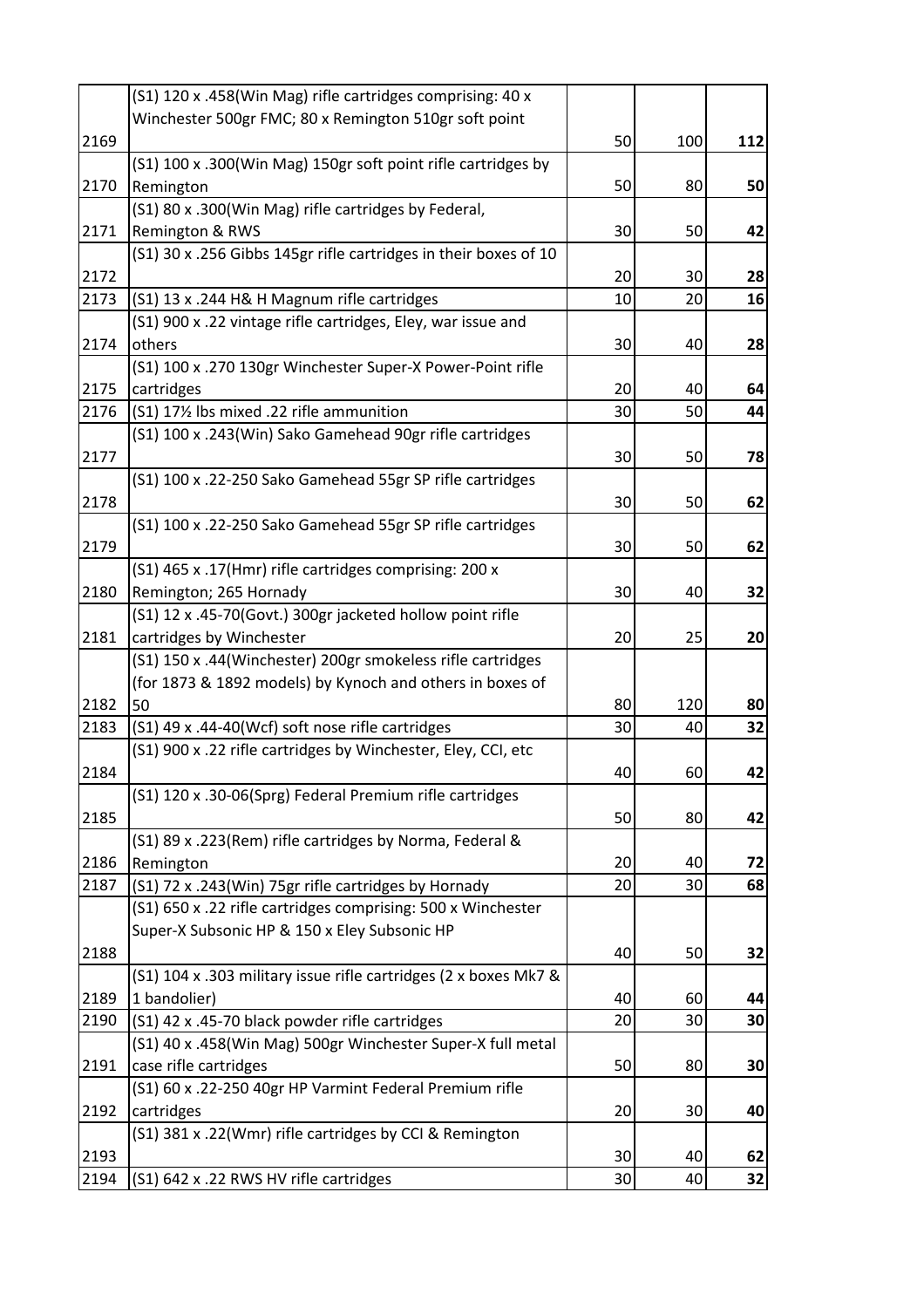| | | | | |
|---|---|---|---|---|
| 2169 | (S1) 120 x .458(Win Mag) rifle cartridges comprising: 40 x Winchester 500gr FMC; 80 x Remington 510gr soft point | 50 | 100 | **112** |
| 2170 | (S1) 100 x .300(Win Mag) 150gr soft point rifle cartridges by Remington | 50 | 80 | **50** |
| 2171 | (S1) 80 x .300(Win Mag) rifle cartridges by Federal, Remington & RWS | 30 | 50 | **42** |
| 2172 | (S1) 30 x .256 Gibbs 145gr rifle cartridges in their boxes of 10 | 20 | 30 | **28** |
| 2173 | (S1) 13 x .244 H& H Magnum rifle cartridges | 10 | 20 | **16** |
| 2174 | (S1) 900 x .22 vintage rifle cartridges, Eley, war issue and others | 30 | 40 | **28** |
| 2175 | (S1) 100 x .270 130gr Winchester Super-X Power-Point rifle cartridges | 20 | 40 | **64** |
| 2176 | (S1) 17½ lbs mixed .22 rifle ammunition | 30 | 50 | **44** |
| 2177 | (S1) 100 x .243(Win) Sako Gamehead 90gr rifle cartridges | 30 | 50 | **78** |
| 2178 | (S1) 100 x .22-250 Sako Gamehead 55gr SP rifle cartridges | 30 | 50 | **62** |
| 2179 | (S1) 100 x .22-250 Sako Gamehead 55gr SP rifle cartridges | 30 | 50 | **62** |
| 2180 | (S1) 465 x .17(Hmr) rifle cartridges comprising: 200 x Remington; 265 Hornady | 30 | 40 | **32** |
| 2181 | (S1) 12 x .45-70(Govt.) 300gr jacketed hollow point rifle cartridges by Winchester | 20 | 25 | **20** |
| 2182 | (S1) 150 x .44(Winchester) 200gr smokeless rifle cartridges (for 1873 & 1892 models) by Kynoch and others in boxes of 50 | 80 | 120 | **80** |
| 2183 | (S1) 49 x .44-40(Wcf) soft nose rifle cartridges | 30 | 40 | **32** |
| 2184 | (S1) 900 x .22 rifle cartridges by Winchester, Eley, CCI, etc | 40 | 60 | **42** |
| 2185 | (S1) 120 x .30-06(Sprg) Federal Premium rifle cartridges | 50 | 80 | **42** |
| 2186 | (S1) 89 x .223(Rem) rifle cartridges by Norma, Federal & Remington | 20 | 40 | **72** |
| 2187 | (S1) 72 x .243(Win) 75gr rifle cartridges by Hornady | 20 | 30 | **68** |
| 2188 | (S1) 650 x .22 rifle cartridges comprising: 500 x Winchester Super-X Subsonic HP & 150 x Eley Subsonic HP | 40 | 50 | **32** |
| 2189 | (S1) 104 x .303 military issue rifle cartridges (2 x boxes Mk7 & 1 bandolier) | 40 | 60 | **44** |
| 2190 | (S1) 42 x .45-70 black powder rifle cartridges | 20 | 30 | **30** |
| 2191 | (S1) 40 x .458(Win Mag) 500gr Winchester Super-X full metal case rifle cartridges | 50 | 80 | **30** |
| 2192 | (S1) 60 x .22-250 40gr HP Varmint Federal Premium rifle cartridges | 20 | 30 | **40** |
| 2193 | (S1) 381 x .22(Wmr) rifle cartridges by CCI & Remington | 30 | 40 | **62** |
| 2194 | (S1) 642 x .22 RWS HV rifle cartridges | 30 | 40 | **32** |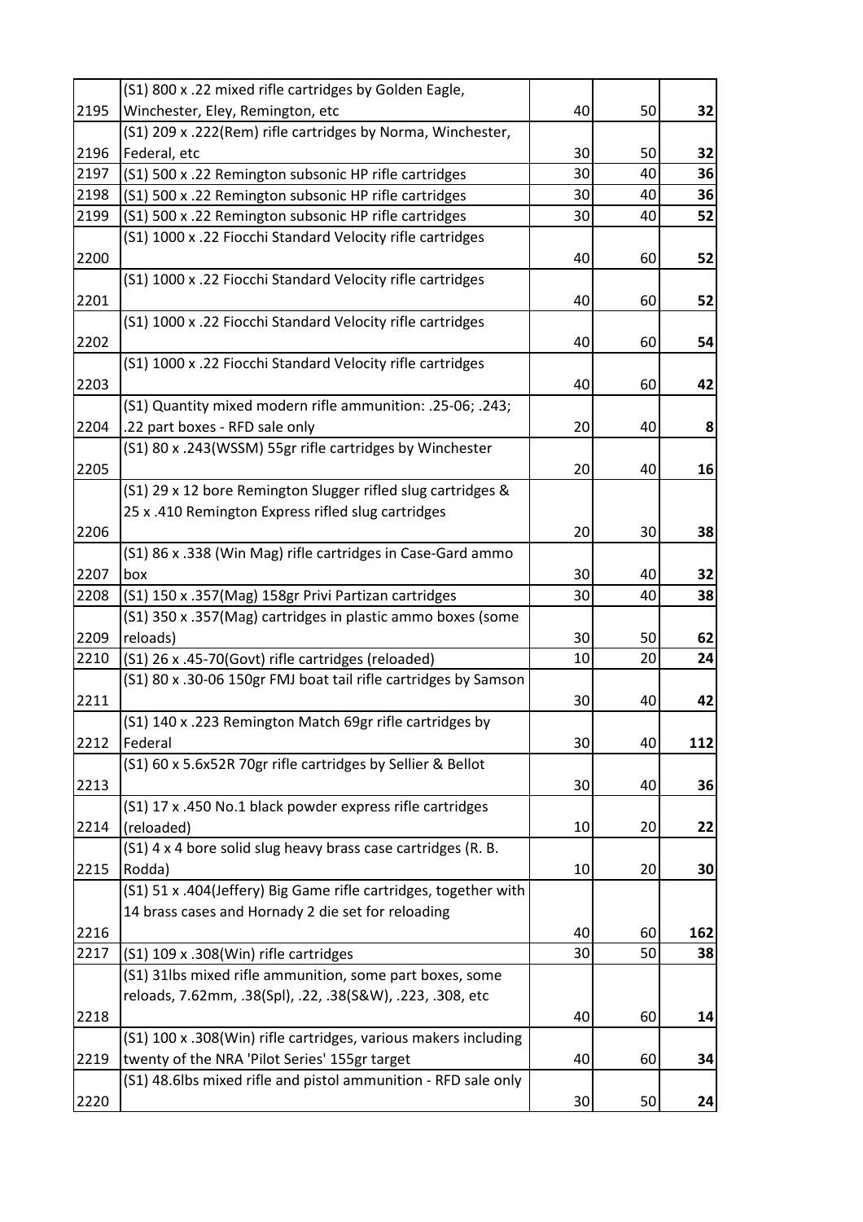| | | | | |
|---|---|---|---|---|
| 2195 | (S1) 800 x .22 mixed rifle cartridges by Golden Eagle, Winchester, Eley, Remington, etc | 40 | 50 | **32** |
| 2196 | (S1) 209 x .222(Rem) rifle cartridges by Norma, Winchester, Federal, etc | 30 | 50 | **32** |
| 2197 | (S1) 500 x .22 Remington subsonic HP rifle cartridges | 30 | 40 | **36** |
| 2198 | (S1) 500 x .22 Remington subsonic HP rifle cartridges | 30 | 40 | **36** |
| 2199 | (S1) 500 x .22 Remington subsonic HP rifle cartridges | 30 | 40 | **52** |
| 2200 | (S1) 1000 x .22 Fiocchi Standard Velocity rifle cartridges | 40 | 60 | **52** |
| 2201 | (S1) 1000 x .22 Fiocchi Standard Velocity rifle cartridges | 40 | 60 | **52** |
| 2202 | (S1) 1000 x .22 Fiocchi Standard Velocity rifle cartridges | 40 | 60 | **54** |
| 2203 | (S1) 1000 x .22 Fiocchi Standard Velocity rifle cartridges | 40 | 60 | **42** |
| 2204 | (S1) Quantity mixed modern rifle ammunition: .25-06; .243; .22 part boxes - RFD sale only | 20 | 40 | **8** |
| 2205 | (S1) 80 x .243(WSSM) 55gr rifle cartridges by Winchester | 20 | 40 | **16** |
| 2206 | (S1) 29 x 12 bore Remington Slugger rifled slug cartridges & 25 x .410 Remington Express rifled slug cartridges | 20 | 30 | **38** |
| 2207 | (S1) 86 x .338 (Win Mag) rifle cartridges in Case-Gard ammo box | 30 | 40 | **32** |
| 2208 | (S1) 150 x .357(Mag) 158gr Privi Partizan cartridges | 30 | 40 | **38** |
| 2209 | (S1) 350 x .357(Mag) cartridges in plastic ammo boxes (some reloads) | 30 | 50 | **62** |
| 2210 | (S1) 26 x .45-70(Govt) rifle cartridges (reloaded) | 10 | 20 | **24** |
| 2211 | (S1) 80 x .30-06 150gr FMJ boat tail rifle cartridges by Samson | 30 | 40 | **42** |
| 2212 | (S1) 140 x .223 Remington Match 69gr rifle cartridges by Federal | 30 | 40 | **112** |
| 2213 | (S1) 60 x 5.6x52R 70gr rifle cartridges by Sellier & Bellot | 30 | 40 | **36** |
| 2214 | (S1) 17 x .450 No.1 black powder express rifle cartridges (reloaded) | 10 | 20 | **22** |
| 2215 | (S1) 4 x 4 bore solid slug heavy brass case cartridges (R. B. Rodda) | 10 | 20 | **30** |
| 2216 | (S1) 51 x .404(Jeffery) Big Game rifle cartridges, together with 14 brass cases and Hornady 2 die set for reloading | 40 | 60 | **162** |
| 2217 | (S1) 109 x .308(Win) rifle cartridges | 30 | 50 | **38** |
| 2218 | (S1) 31lbs mixed rifle ammunition, some part boxes, some reloads, 7.62mm, .38(Spl), .22, .38(S&W), .223, .308, etc | 40 | 60 | **14** |
| 2219 | (S1) 100 x .308(Win) rifle cartridges, various makers including twenty of the NRA 'Pilot Series' 155gr target | 40 | 60 | **34** |
| 2220 | (S1) 48.6lbs mixed rifle and pistol ammunition - RFD sale only | 30 | 50 | **24** |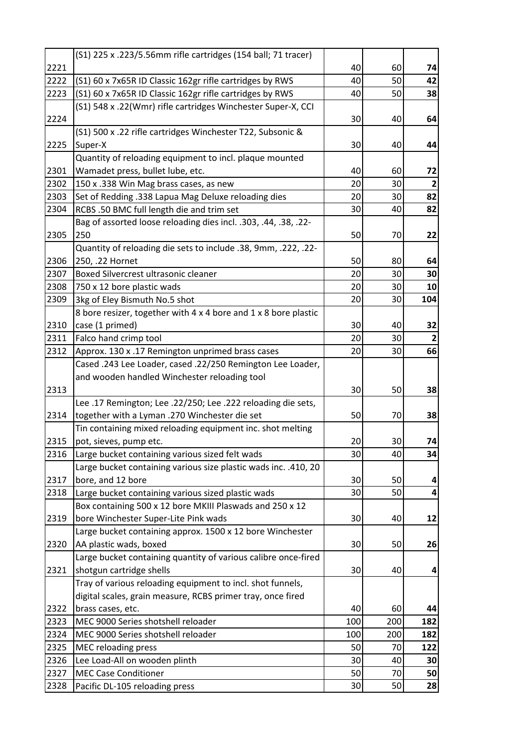| | | | | |
|---|---|---|---|---|
| 2221 | (S1) 225 x .223/5.56mm rifle cartridges (154 ball; 71 tracer) | 40 | 60 | **74** |
| 2222 | (S1) 60 x 7x65R ID Classic 162gr rifle cartridges by RWS | 40 | 50 | **42** |
| 2223 | (S1) 60 x 7x65R ID Classic 162gr rifle cartridges by RWS | 40 | 50 | **38** |
| 2224 | (S1) 548 x .22(Wmr) rifle cartridges Winchester Super-X, CCI | 30 | 40 | **64** |
| 2225 | (S1) 500 x .22 rifle cartridges Winchester T22, Subsonic & Super-X | 30 | 40 | **44** |
| 2301 | Quantity of reloading equipment to incl. plaque mounted Wamadet press, bullet lube, etc. | 40 | 60 | **72** |
| 2302 | 150 x .338 Win Mag brass cases, as new | 20 | 30 | **2** |
| 2303 | Set of Redding .338 Lapua Mag Deluxe reloading dies | 20 | 30 | **82** |
| 2304 | RCBS .50 BMC full length die and trim set | 30 | 40 | **82** |
| 2305 | Bag of assorted loose reloading dies incl. .303, .44, .38, .22-250 | 50 | 70 | **22** |
| 2306 | Quantity of reloading die sets to include .38, 9mm, .222, .22-250, .22 Hornet | 50 | 80 | **64** |
| 2307 | Boxed Silvercrest ultrasonic cleaner | 20 | 30 | **30** |
| 2308 | 750 x 12 bore plastic wads | 20 | 30 | **10** |
| 2309 | 3kg of Eley Bismuth No.5 shot | 20 | 30 | **104** |
| 2310 | 8 bore resizer, together with 4 x 4 bore and 1 x 8 bore plastic case (1 primed) | 30 | 40 | **32** |
| 2311 | Falco hand crimp tool | 20 | 30 | **2** |
| 2312 | Approx. 130 x .17 Remington unprimed brass cases | 20 | 30 | **66** |
| 2313 | Cased .243 Lee Loader, cased .22/250 Remington Lee Loader, and wooden handled Winchester reloading tool | 30 | 50 | **38** |
| 2314 | Lee .17 Remington; Lee .22/250; Lee .222 reloading die sets, together with a Lyman .270 Winchester die set | 50 | 70 | **38** |
| 2315 | Tin containing mixed reloading equipment inc. shot melting pot, sieves, pump etc. | 20 | 30 | **74** |
| 2316 | Large bucket containing various sized felt wads | 30 | 40 | **34** |
| 2317 | Large bucket containing various size plastic wads inc. .410, 20 bore, and 12 bore | 30 | 50 | **4** |
| 2318 | Large bucket containing various sized plastic wads | 30 | 50 | **4** |
| 2319 | Box containing 500 x 12 bore MKIII Plaswads and 250 x 12 bore Winchester Super-Lite Pink wads | 30 | 40 | **12** |
| 2320 | Large bucket containing approx. 1500 x 12 bore Winchester AA plastic wads, boxed | 30 | 50 | **26** |
| 2321 | Large bucket containing quantity of various calibre once-fired shotgun cartridge shells | 30 | 40 | **4** |
| 2322 | Tray of various reloading equipment to incl. shot funnels, digital scales, grain measure, RCBS primer tray, once fired brass cases, etc. | 40 | 60 | **44** |
| 2323 | MEC 9000 Series shotshell reloader | 100 | 200 | **182** |
| 2324 | MEC 9000 Series shotshell reloader | 100 | 200 | **182** |
| 2325 | MEC reloading press | 50 | 70 | **122** |
| 2326 | Lee Load-All on wooden plinth | 30 | 40 | **30** |
| 2327 | MEC Case Conditioner | 50 | 70 | **50** |
| 2328 | Pacific DL-105 reloading press | 30 | 50 | **28** |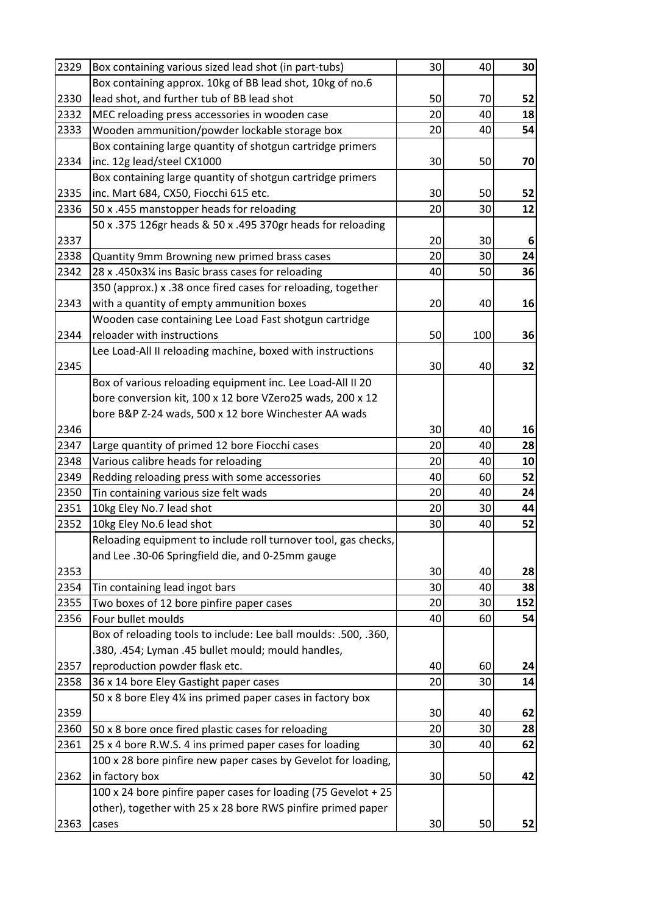| | | | | |
|---|---|---|---|---|
| 2329 | Box containing various sized lead shot (in part-tubs) | 30 | 40 | **30** |
| 2330 | Box containing approx. 10kg of BB lead shot, 10kg of no.6 lead shot, and further tub of BB lead shot | 50 | 70 | **52** |
| 2332 | MEC reloading press accessories in wooden case | 20 | 40 | **18** |
| 2333 | Wooden ammunition/powder lockable storage box | 20 | 40 | **54** |
| 2334 | Box containing large quantity of shotgun cartridge primers inc. 12g lead/steel CX1000 | 30 | 50 | **70** |
| 2335 | Box containing large quantity of shotgun cartridge primers inc. Mart 684, CX50, Fiocchi 615 etc. | 30 | 50 | **52** |
| 2336 | 50 x .455 manstopper heads for reloading | 20 | 30 | **12** |
| 2337 | 50 x .375 126gr heads & 50 x .495 370gr heads for reloading | 20 | 30 | **6** |
| 2338 | Quantity 9mm Browning new primed brass cases | 20 | 30 | **24** |
| 2342 | 28 x .450x3¼ ins Basic brass cases for reloading | 40 | 50 | **36** |
| 2343 | 350 (approx.) x .38 once fired cases for reloading, together with a quantity of empty ammunition boxes | 20 | 40 | **16** |
| 2344 | Wooden case containing Lee Load Fast shotgun cartridge reloader with instructions | 50 | 100 | **36** |
| 2345 | Lee Load-All II reloading machine, boxed with instructions | 30 | 40 | **32** |
| 2346 | Box of various reloading equipment inc. Lee Load-All II 20 bore conversion kit, 100 x 12 bore VZero25 wads, 200 x 12 bore B&P Z-24 wads, 500 x 12 bore Winchester AA wads | 30 | 40 | **16** |
| 2347 | Large quantity of primed 12 bore Fiocchi cases | 20 | 40 | **28** |
| 2348 | Various calibre heads for reloading | 20 | 40 | **10** |
| 2349 | Redding reloading press with some accessories | 40 | 60 | **52** |
| 2350 | Tin containing various size felt wads | 20 | 40 | **24** |
| 2351 | 10kg Eley No.7 lead shot | 20 | 30 | **44** |
| 2352 | 10kg Eley No.6 lead shot | 30 | 40 | **52** |
| 2353 | Reloading equipment to include roll turnover tool, gas checks, and Lee .30-06 Springfield die, and 0-25mm gauge | 30 | 40 | **28** |
| 2354 | Tin containing lead ingot bars | 30 | 40 | **38** |
| 2355 | Two boxes of 12 bore pinfire paper cases | 20 | 30 | **152** |
| 2356 | Four bullet moulds | 40 | 60 | **54** |
| 2357 | Box of reloading tools to include: Lee ball moulds: .500, .360, .380, .454; Lyman .45 bullet mould; mould handles, reproduction powder flask etc. | 40 | 60 | **24** |
| 2358 | 36 x 14 bore Eley Gastight paper cases | 20 | 30 | **14** |
| 2359 | 50 x 8 bore Eley 4¼ ins primed paper cases in factory box | 30 | 40 | **62** |
| 2360 | 50 x 8 bore once fired plastic cases for reloading | 20 | 30 | **28** |
| 2361 | 25 x 4 bore R.W.S. 4 ins primed paper cases for loading | 30 | 40 | **62** |
| 2362 | 100 x 28 bore pinfire new paper cases by Gevelot for loading, in factory box | 30 | 50 | **42** |
| 2363 | 100 x 24 bore pinfire paper cases for loading (75 Gevelot + 25 other), together with 25 x 28 bore RWS pinfire primed paper cases | 30 | 50 | **52** |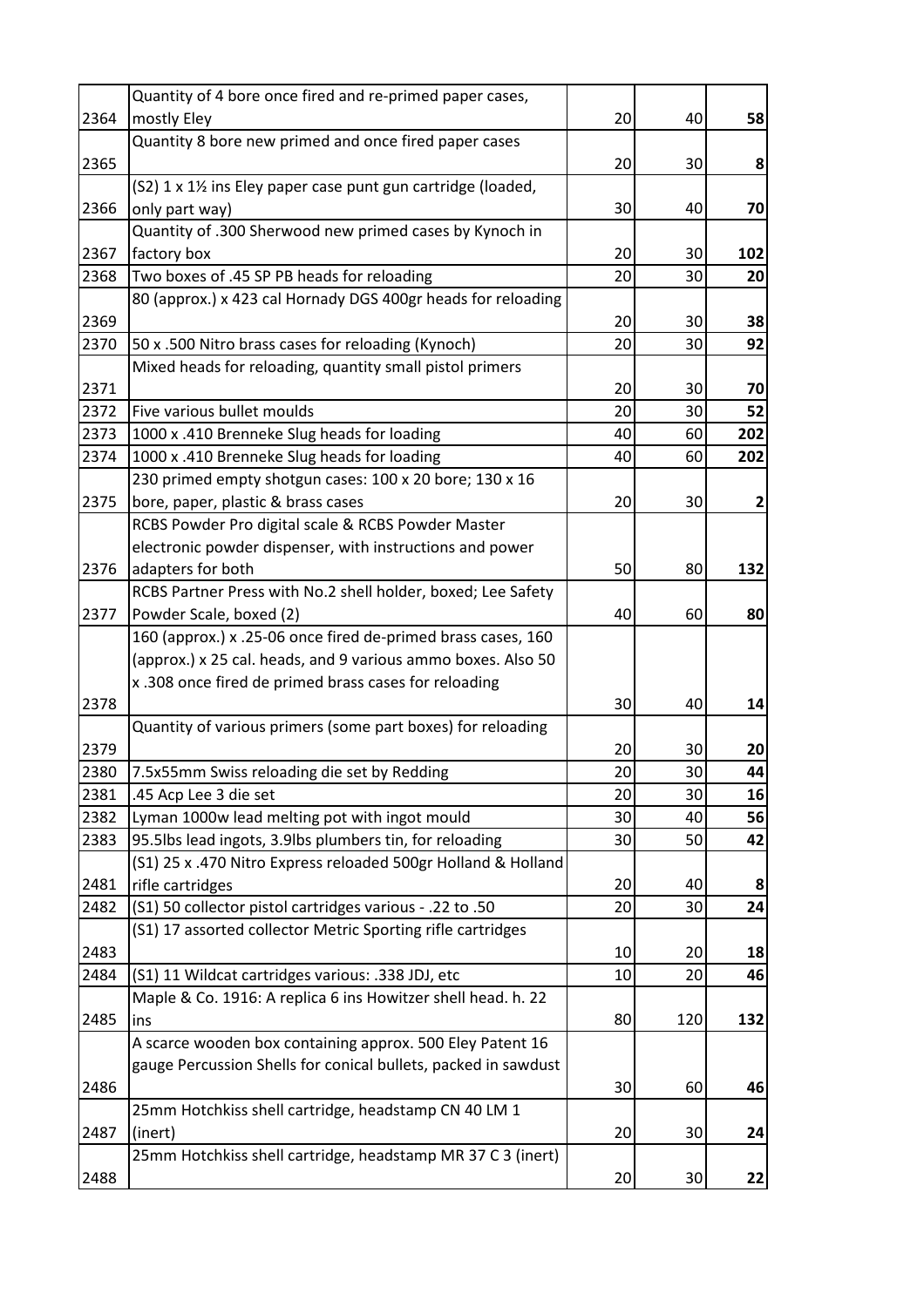| | | | | |
|---|---|---|---|---|
| 2364 | Quantity of 4 bore once fired and re-primed paper cases, mostly Eley | 20 | 40 | **58** |
| 2365 | Quantity 8 bore new primed and once fired paper cases | 20 | 30 | **8** |
| 2366 | (S2) 1 x 1½ ins Eley paper case punt gun cartridge (loaded, only part way) | 30 | 40 | **70** |
| 2367 | Quantity of .300 Sherwood new primed cases by Kynoch in factory box | 20 | 30 | **102** |
| 2368 | Two boxes of .45 SP PB heads for reloading | 20 | 30 | **20** |
| 2369 | 80 (approx.) x 423 cal Hornady DGS 400gr heads for reloading | 20 | 30 | **38** |
| 2370 | 50 x .500 Nitro brass cases for reloading (Kynoch) | 20 | 30 | **92** |
| 2371 | Mixed heads for reloading, quantity small pistol primers | 20 | 30 | **70** |
| 2372 | Five various bullet moulds | 20 | 30 | **52** |
| 2373 | 1000 x .410 Brenneke Slug heads for loading | 40 | 60 | **202** |
| 2374 | 1000 x .410 Brenneke Slug heads for loading | 40 | 60 | **202** |
| 2375 | 230 primed empty shotgun cases: 100 x 20 bore; 130 x 16 bore, paper, plastic & brass cases | 20 | 30 | **2** |
| 2376 | RCBS Powder Pro digital scale & RCBS Powder Master electronic powder dispenser, with instructions and power adapters for both | 50 | 80 | **132** |
| 2377 | RCBS Partner Press with No.2 shell holder, boxed; Lee Safety Powder Scale, boxed (2) | 40 | 60 | **80** |
| 2378 | 160 (approx.) x .25-06 once fired de-primed brass cases, 160 (approx.) x 25 cal. heads, and 9 various ammo boxes. Also 50 x .308 once fired de primed brass cases for reloading | 30 | 40 | **14** |
| 2379 | Quantity of various primers (some part boxes) for reloading | 20 | 30 | **20** |
| 2380 | 7.5x55mm Swiss reloading die set by Redding | 20 | 30 | **44** |
| 2381 | .45 Acp Lee 3 die set | 20 | 30 | **16** |
| 2382 | Lyman 1000w lead melting pot with ingot mould | 30 | 40 | **56** |
| 2383 | 95.5lbs lead ingots, 3.9lbs plumbers tin, for reloading | 30 | 50 | **42** |
| 2481 | (S1) 25 x .470 Nitro Express reloaded 500gr Holland & Holland rifle cartridges | 20 | 40 | **8** |
| 2482 | (S1) 50 collector pistol cartridges various - .22 to .50 | 20 | 30 | **24** |
| 2483 | (S1) 17 assorted collector Metric Sporting rifle cartridges | 10 | 20 | **18** |
| 2484 | (S1) 11 Wildcat cartridges various: .338 JDJ, etc | 10 | 20 | **46** |
| 2485 | Maple & Co. 1916: A replica 6 ins Howitzer shell head. h. 22 ins | 80 | 120 | **132** |
| 2486 | A scarce wooden box containing approx. 500 Eley Patent 16 gauge Percussion Shells for conical bullets, packed in sawdust | 30 | 60 | **46** |
| 2487 | 25mm Hotchkiss shell cartridge, headstamp CN 40 LM 1 (inert) | 20 | 30 | **24** |
| 2488 | 25mm Hotchkiss shell cartridge, headstamp MR 37 C 3 (inert) | 20 | 30 | **22** |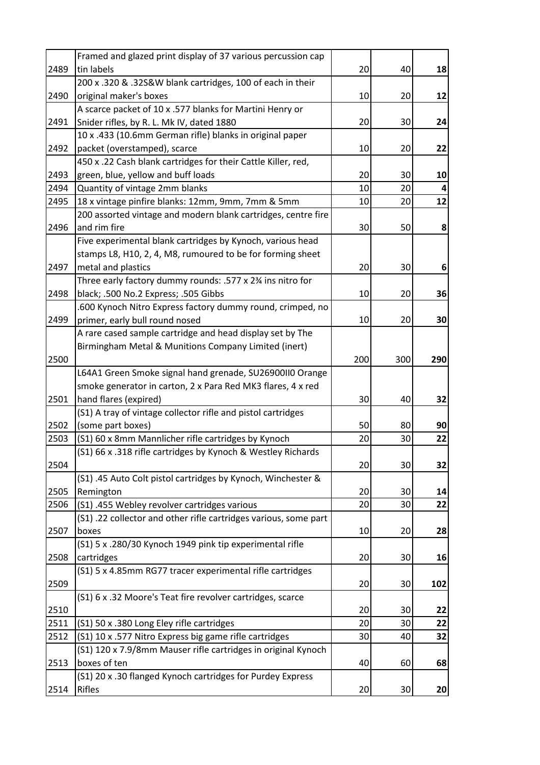| | | | | |
|---|---|---|---|---|
| 2489 | Framed and glazed print display of 37 various percussion cap tin labels | 20 | 40 | **18** |
| 2490 | 200 x .320 & .32S&W blank cartridges, 100 of each in their original maker's boxes | 10 | 20 | **12** |
| 2491 | A scarce packet of 10 x .577 blanks for Martini Henry or Snider rifles, by R. L. Mk IV, dated 1880 | 20 | 30 | **24** |
| 2492 | 10 x .433 (10.6mm German rifle) blanks in original paper packet (overstamped), scarce | 10 | 20 | **22** |
| 2493 | 450 x .22 Cash blank cartridges for their Cattle Killer, red, green, blue, yellow and buff loads | 20 | 30 | **10** |
| 2494 | Quantity of vintage 2mm blanks | 10 | 20 | **4** |
| 2495 | 18 x vintage pinfire blanks: 12mm, 9mm, 7mm & 5mm | 10 | 20 | **12** |
| 2496 | 200 assorted vintage and modern blank cartridges, centre fire and rim fire | 30 | 50 | **8** |
| 2497 | Five experimental blank cartridges by Kynoch, various head stamps L8, H10, 2, 4, M8, rumoured to be for forming sheet metal and plastics | 20 | 30 | **6** |
| 2498 | Three early factory dummy rounds: .577 x 2¾ ins nitro for black; .500 No.2 Express; .505 Gibbs | 10 | 20 | **36** |
| 2499 | .600 Kynoch Nitro Express factory dummy round, crimped, no primer, early bull round nosed | 10 | 20 | **30** |
| 2500 | A rare cased sample cartridge and head display set by The Birmingham Metal & Munitions Company Limited (inert) | 200 | 300 | **290** |
| 2501 | L64A1 Green Smoke signal hand grenade, SU26900II0 Orange smoke generator in carton, 2 x Para Red MK3 flares, 4 x red hand flares (expired) | 30 | 40 | **32** |
| 2502 | (S1) A tray of vintage collector rifle and pistol cartridges (some part boxes) | 50 | 80 | **90** |
| 2503 | (S1) 60 x 8mm Mannlicher rifle cartridges by Kynoch | 20 | 30 | **22** |
| 2504 | (S1) 66 x .318 rifle cartridges by Kynoch & Westley Richards | 20 | 30 | **32** |
| 2505 | (S1) .45 Auto Colt pistol cartridges by Kynoch, Winchester & Remington | 20 | 30 | **14** |
| 2506 | (S1) .455 Webley revolver cartridges various | 20 | 30 | **22** |
| 2507 | (S1) .22 collector and other rifle cartridges various, some part boxes | 10 | 20 | **28** |
| 2508 | (S1) 5 x .280/30 Kynoch 1949 pink tip experimental rifle cartridges | 20 | 30 | **16** |
| 2509 | (S1) 5 x 4.85mm RG77 tracer experimental rifle cartridges | 20 | 30 | **102** |
| 2510 | (S1) 6 x .32 Moore's Teat fire revolver cartridges, scarce | 20 | 30 | **22** |
| 2511 | (S1) 50 x .380 Long Eley rifle cartridges | 20 | 30 | **22** |
| 2512 | (S1) 10 x .577 Nitro Express big game rifle cartridges | 30 | 40 | **32** |
| 2513 | (S1) 120 x 7.9/8mm Mauser rifle cartridges in original Kynoch boxes of ten | 40 | 60 | **68** |
| 2514 | (S1) 20 x .30 flanged Kynoch cartridges for Purdey Express Rifles | 20 | 30 | **20** |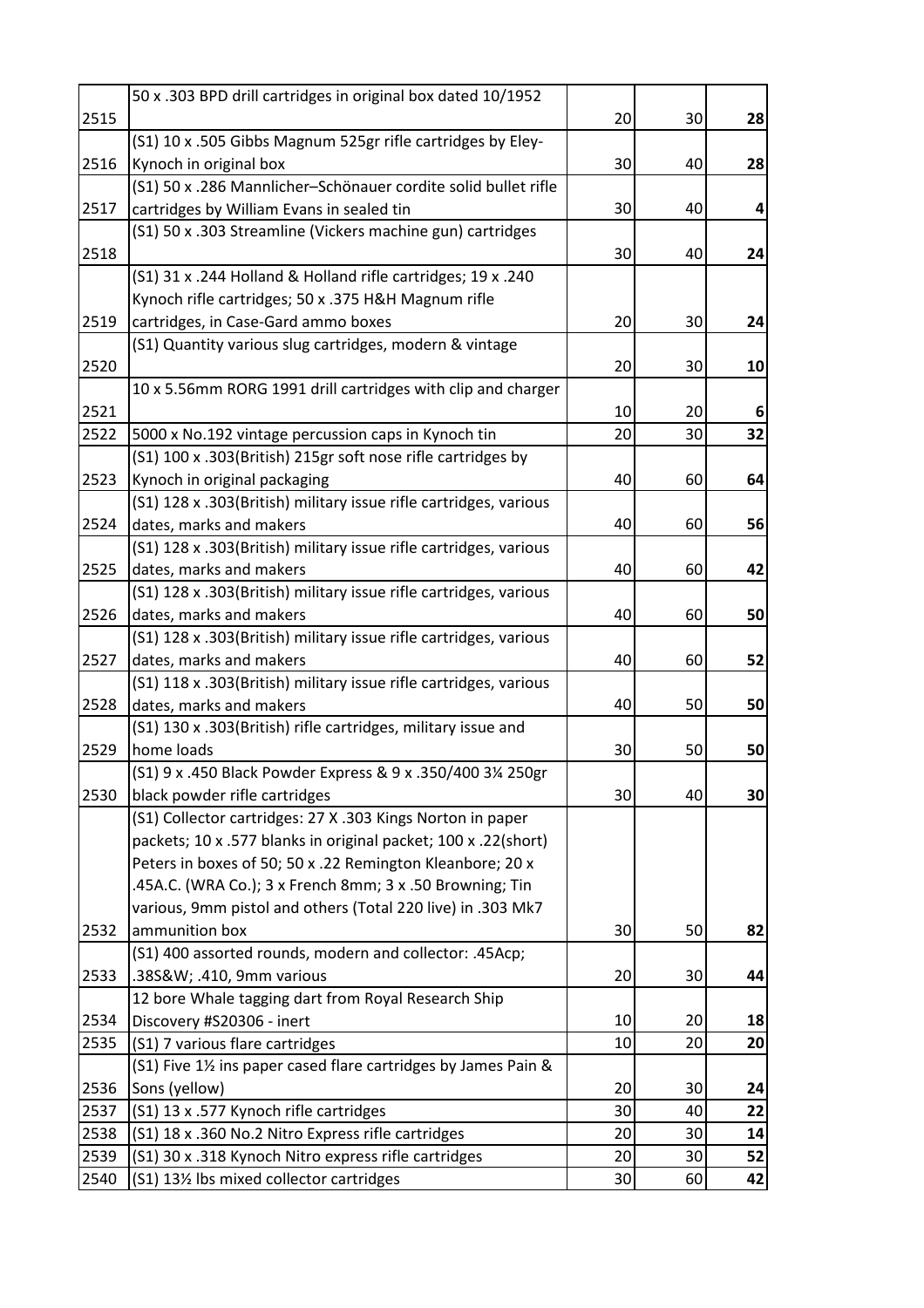| | | | | |
|---|---|---|---|---|
| 2515 | 50 x .303 BPD drill cartridges in original box dated 10/1952 | 20 | 30 | **28** |
| 2516 | (S1) 10 x .505 Gibbs Magnum 525gr rifle cartridges by Eley-Kynoch in original box | 30 | 40 | **28** |
| 2517 | (S1) 50 x .286 Mannlicher–Schönauer cordite solid bullet rifle cartridges by William Evans in sealed tin | 30 | 40 | **4** |
| 2518 | (S1) 50 x .303 Streamline (Vickers machine gun) cartridges | 30 | 40 | **24** |
| 2519 | (S1) 31 x .244 Holland & Holland rifle cartridges; 19 x .240 Kynoch rifle cartridges; 50 x .375 H&H Magnum rifle cartridges, in Case-Gard ammo boxes | 20 | 30 | **24** |
| 2520 | (S1) Quantity various slug cartridges, modern & vintage | 20 | 30 | **10** |
| 2521 | 10 x 5.56mm RORG 1991 drill cartridges with clip and charger | 10 | 20 | **6** |
| 2522 | 5000 x No.192 vintage percussion caps in Kynoch tin | 20 | 30 | **32** |
| 2523 | (S1) 100 x .303(British) 215gr soft nose rifle cartridges by Kynoch in original packaging | 40 | 60 | **64** |
| 2524 | (S1) 128 x .303(British) military issue rifle cartridges, various dates, marks and makers | 40 | 60 | **56** |
| 2525 | (S1) 128 x .303(British) military issue rifle cartridges, various dates, marks and makers | 40 | 60 | **42** |
| 2526 | (S1) 128 x .303(British) military issue rifle cartridges, various dates, marks and makers | 40 | 60 | **50** |
| 2527 | (S1) 128 x .303(British) military issue rifle cartridges, various dates, marks and makers | 40 | 60 | **52** |
| 2528 | (S1) 118 x .303(British) military issue rifle cartridges, various dates, marks and makers | 40 | 50 | **50** |
| 2529 | (S1) 130 x .303(British) rifle cartridges, military issue and home loads | 30 | 50 | **50** |
| 2530 | (S1) 9 x .450 Black Powder Express & 9 x .350/400 3¼ 250gr black powder rifle cartridges | 30 | 40 | **30** |
| 2532 | (S1) Collector cartridges: 27 X .303 Kings Norton in paper packets; 10 x .577 blanks in original packet; 100 x .22(short) Peters in boxes of 50; 50 x .22 Remington Kleanbore; 20 x .45A.C. (WRA Co.); 3 x French 8mm; 3 x .50 Browning; Tin various, 9mm pistol and others (Total 220 live) in .303 Mk7 ammunition box | 30 | 50 | **82** |
| 2533 | (S1) 400 assorted rounds, modern and collector: .45Acp; .38S&W; .410, 9mm various | 20 | 30 | **44** |
| 2534 | 12 bore Whale tagging dart from Royal Research Ship Discovery #S20306 - inert | 10 | 20 | **18** |
| 2535 | (S1) 7 various flare cartridges | 10 | 20 | **20** |
| 2536 | (S1) Five 1½ ins paper cased flare cartridges by James Pain & Sons (yellow) | 20 | 30 | **24** |
| 2537 | (S1) 13 x .577 Kynoch rifle cartridges | 30 | 40 | **22** |
| 2538 | (S1) 18 x .360 No.2 Nitro Express rifle cartridges | 20 | 30 | **14** |
| 2539 | (S1) 30 x .318 Kynoch Nitro express rifle cartridges | 20 | 30 | **52** |
| 2540 | (S1) 13½ lbs mixed collector cartridges | 30 | 60 | **42** |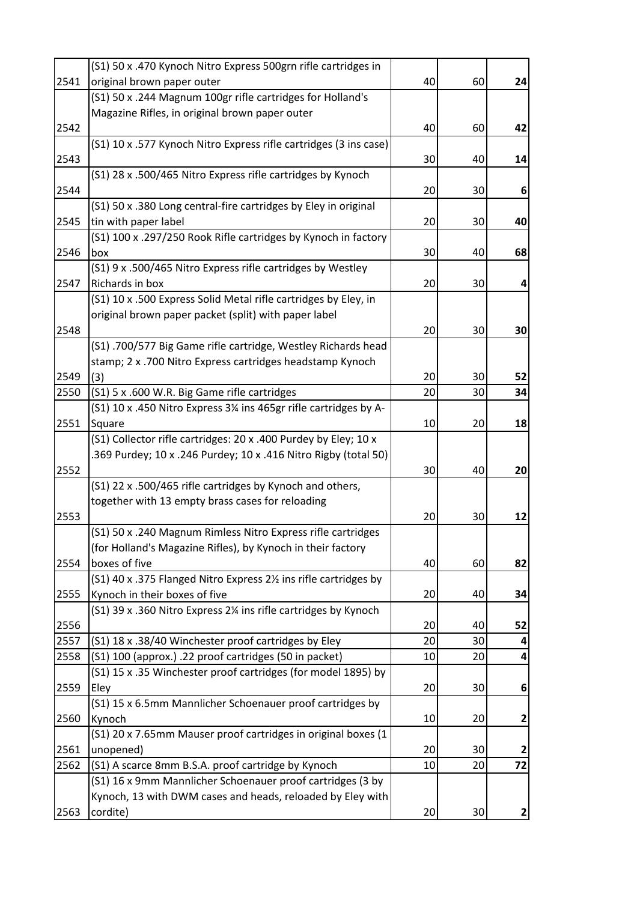| | | | | |
|---|---|---|---|---|
| 2541 | (S1) 50 x .470 Kynoch Nitro Express 500grn rifle cartridges in original brown paper outer | 40 | 60 | **24** |
| 2542 | (S1) 50 x .244 Magnum 100gr rifle cartridges for Holland's Magazine Rifles, in original brown paper outer | 40 | 60 | **42** |
| 2543 | (S1) 10 x .577 Kynoch Nitro Express rifle cartridges (3 ins case) | 30 | 40 | **14** |
| 2544 | (S1) 28 x .500/465 Nitro Express rifle cartridges by Kynoch | 20 | 30 | **6** |
| 2545 | (S1) 50 x .380 Long central-fire cartridges by Eley in original tin with paper label | 20 | 30 | **40** |
| 2546 | (S1) 100 x .297/250 Rook Rifle cartridges by Kynoch in factory box | 30 | 40 | **68** |
| 2547 | (S1) 9 x .500/465 Nitro Express rifle cartridges by Westley Richards in box | 20 | 30 | **4** |
| 2548 | (S1) 10 x .500 Express Solid Metal rifle cartridges by Eley, in original brown paper packet (split) with paper label | 20 | 30 | **30** |
| 2549 | (S1) .700/577 Big Game rifle cartridge, Westley Richards head stamp; 2 x .700 Nitro Express cartridges headstamp Kynoch (3) | 20 | 30 | **52** |
| 2550 | (S1) 5 x .600 W.R. Big Game rifle cartridges | 20 | 30 | **34** |
| 2551 | (S1) 10 x .450 Nitro Express 3¼ ins 465gr rifle cartridges by A-Square | 10 | 20 | **18** |
| 2552 | (S1) Collector rifle cartridges: 20 x .400 Purdey by Eley; 10 x .369 Purdey; 10 x .246 Purdey; 10 x .416 Nitro Rigby (total 50) | 30 | 40 | **20** |
| 2553 | (S1) 22 x .500/465 rifle cartridges by Kynoch and others, together with 13 empty brass cases for reloading | 20 | 30 | **12** |
| 2554 | (S1) 50 x .240 Magnum Rimless Nitro Express rifle cartridges (for Holland's Magazine Rifles), by Kynoch in their factory boxes of five | 40 | 60 | **82** |
| 2555 | (S1) 40 x .375 Flanged Nitro Express 2½ ins rifle cartridges by Kynoch in their boxes of five | 20 | 40 | **34** |
| 2556 | (S1) 39 x .360 Nitro Express 2¼ ins rifle cartridges by Kynoch | 20 | 40 | **52** |
| 2557 | (S1) 18 x .38/40 Winchester proof cartridges by Eley | 20 | 30 | **4** |
| 2558 | (S1) 100 (approx.) .22 proof cartridges (50 in packet) | 10 | 20 | **4** |
| 2559 | (S1) 15 x .35 Winchester proof cartridges (for model 1895) by Eley | 20 | 30 | **6** |
| 2560 | (S1) 15 x 6.5mm Mannlicher Schoenauer proof cartridges by Kynoch | 10 | 20 | **2** |
| 2561 | (S1) 20 x 7.65mm Mauser proof cartridges in original boxes (1 unopened) | 20 | 30 | **2** |
| 2562 | (S1) A scarce 8mm B.S.A. proof cartridge by Kynoch | 10 | 20 | **72** |
| 2563 | (S1) 16 x 9mm Mannlicher Schoenauer proof cartridges (3 by Kynoch, 13 with DWM cases and heads, reloaded by Eley with cordite) | 20 | 30 | **2** |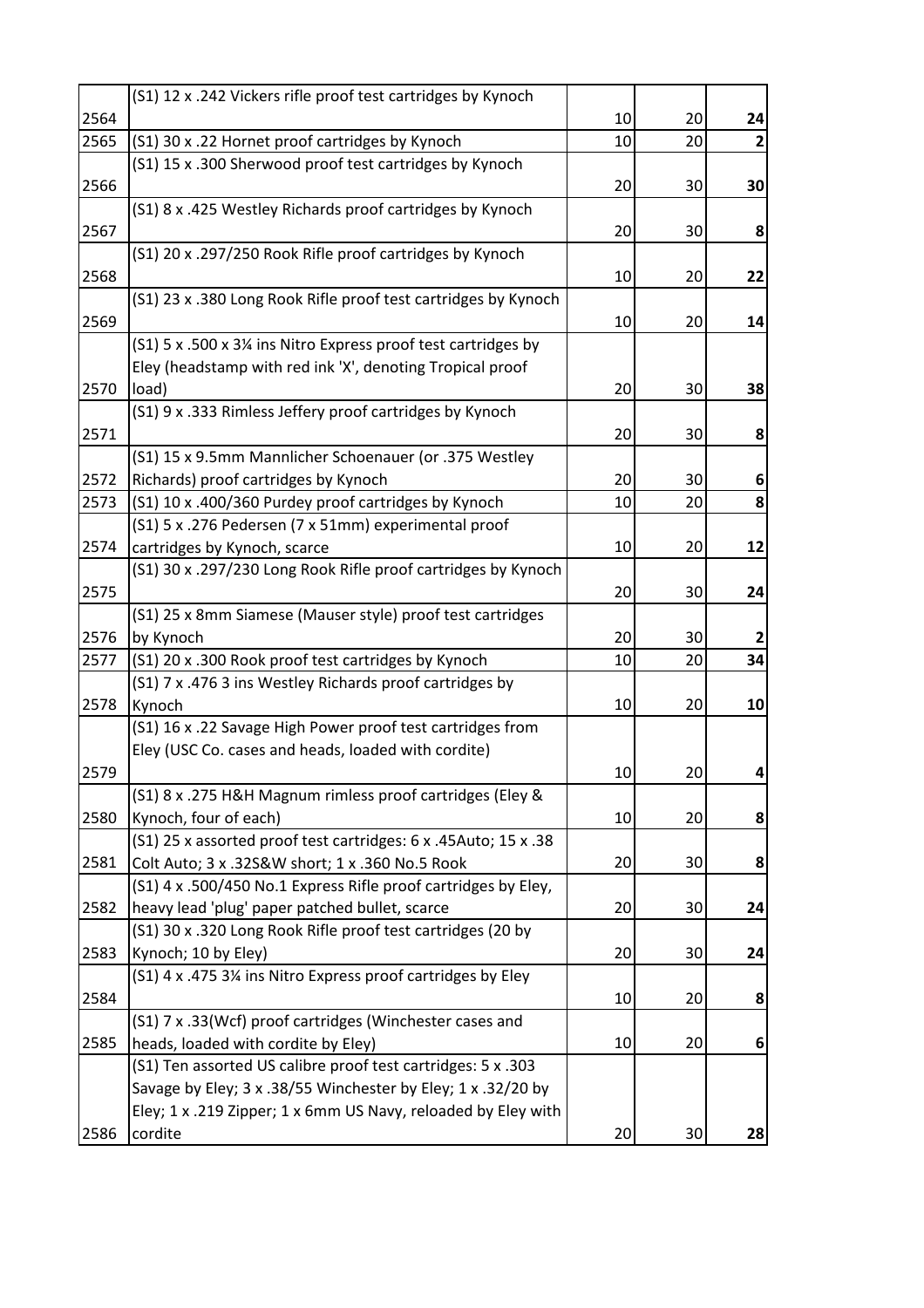| | | | | |
|---|---|---|---|---|
| 2564 | (S1) 12 x .242 Vickers rifle proof test cartridges by Kynoch | 10 | 20 | **24** |
| 2565 | (S1) 30 x .22 Hornet proof cartridges by Kynoch | 10 | 20 | **2** |
| 2566 | (S1) 15 x .300 Sherwood proof test cartridges by Kynoch | 20 | 30 | **30** |
| 2567 | (S1) 8 x .425 Westley Richards proof cartridges by Kynoch | 20 | 30 | **8** |
| 2568 | (S1) 20 x .297/250 Rook Rifle proof cartridges by Kynoch | 10 | 20 | **22** |
| 2569 | (S1) 23 x .380 Long Rook Rifle proof test cartridges by Kynoch | 10 | 20 | **14** |
| 2570 | (S1) 5 x .500 x 3¼ ins Nitro Express proof test cartridges by Eley (headstamp with red ink 'X', denoting Tropical proof load) | 20 | 30 | **38** |
| 2571 | (S1) 9 x .333 Rimless Jeffery proof cartridges by Kynoch | 20 | 30 | **8** |
| 2572 | (S1) 15 x 9.5mm Mannlicher Schoenauer (or .375 Westley Richards) proof cartridges by Kynoch | 20 | 30 | **6** |
| 2573 | (S1) 10 x .400/360 Purdey proof cartridges by Kynoch | 10 | 20 | **8** |
| 2574 | (S1) 5 x .276 Pedersen (7 x 51mm) experimental proof cartridges by Kynoch, scarce | 10 | 20 | **12** |
| 2575 | (S1) 30 x .297/230 Long Rook Rifle proof cartridges by Kynoch | 20 | 30 | **24** |
| 2576 | (S1) 25 x 8mm Siamese (Mauser style) proof test cartridges by Kynoch | 20 | 30 | **2** |
| 2577 | (S1) 20 x .300 Rook proof test cartridges by Kynoch | 10 | 20 | **34** |
| 2578 | (S1) 7 x .476 3 ins Westley Richards proof cartridges by Kynoch | 10 | 20 | **10** |
| 2579 | (S1) 16 x .22 Savage High Power proof test cartridges from Eley (USC Co. cases and heads, loaded with cordite) | 10 | 20 | **4** |
| 2580 | (S1) 8 x .275 H&H Magnum rimless proof cartridges (Eley & Kynoch, four of each) | 10 | 20 | **8** |
| 2581 | (S1) 25 x assorted proof test cartridges: 6 x .45Auto; 15 x .38 Colt Auto; 3 x .32S&W short; 1 x .360 No.5 Rook | 20 | 30 | **8** |
| 2582 | (S1) 4 x .500/450 No.1 Express Rifle proof cartridges by Eley, heavy lead 'plug' paper patched bullet, scarce | 20 | 30 | **24** |
| 2583 | (S1) 30 x .320 Long Rook Rifle proof test cartridges (20 by Kynoch; 10 by Eley) | 20 | 30 | **24** |
| 2584 | (S1) 4 x .475 3¼ ins Nitro Express proof cartridges by Eley | 10 | 20 | **8** |
| 2585 | (S1) 7 x .33(Wcf) proof cartridges (Winchester cases and heads, loaded with cordite by Eley) | 10 | 20 | **6** |
| 2586 | (S1) Ten assorted US calibre proof test cartridges: 5 x .303 Savage by Eley; 3 x .38/55 Winchester by Eley; 1 x .32/20 by Eley; 1 x .219 Zipper; 1 x 6mm US Navy, reloaded by Eley with cordite | 20 | 30 | **28** |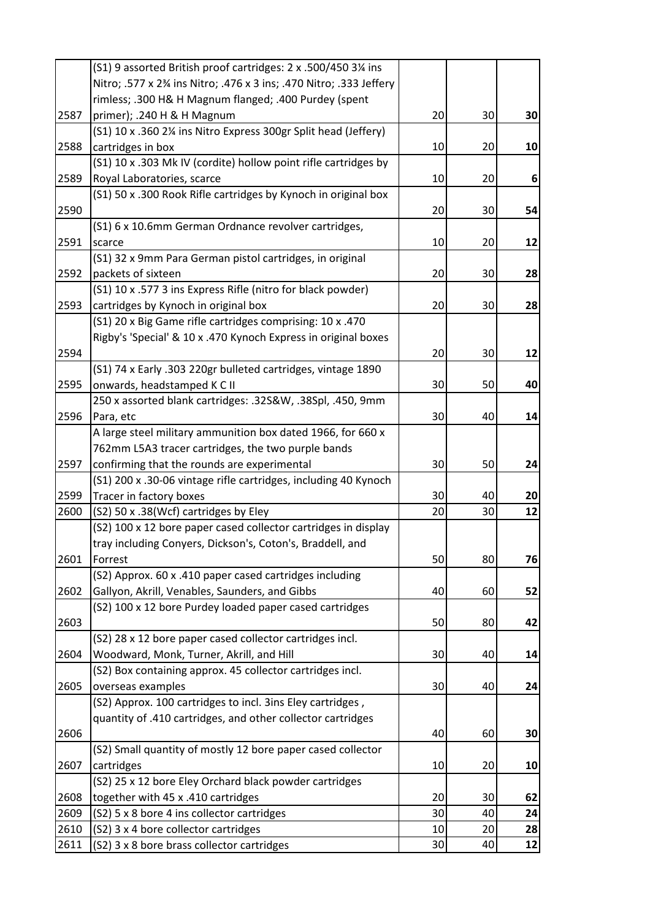| | | | | |
|---|---|---|---|---|
| 2587 | (S1) 9 assorted British proof cartridges: 2 x .500/450 3¼ ins Nitro; .577 x 2¾ ins Nitro; .476 x 3 ins; .470 Nitro; .333 Jeffery rimless; .300 H& H Magnum flanged; .400 Purdey (spent primer); .240 H & H Magnum | 20 | 30 | **30** |
| 2588 | (S1) 10 x .360 2¼ ins Nitro Express 300gr Split head (Jeffery) cartridges in box | 10 | 20 | **10** |
| 2589 | (S1) 10 x .303 Mk IV (cordite) hollow point rifle cartridges by Royal Laboratories, scarce | 10 | 20 | **6** |
| 2590 | (S1) 50 x .300 Rook Rifle cartridges by Kynoch in original box | 20 | 30 | **54** |
| 2591 | (S1) 6 x 10.6mm German Ordnance revolver cartridges, scarce | 10 | 20 | **12** |
| 2592 | (S1) 32 x 9mm Para German pistol cartridges, in original packets of sixteen | 20 | 30 | **28** |
| 2593 | (S1) 10 x .577 3 ins Express Rifle (nitro for black powder) cartridges by Kynoch in original box | 20 | 30 | **28** |
| 2594 | (S1) 20 x Big Game rifle cartridges comprising: 10 x .470 Rigby's 'Special' & 10 x .470 Kynoch Express in original boxes | 20 | 30 | **12** |
| 2595 | (S1) 74 x Early .303 220gr bulleted cartridges, vintage 1890 onwards, headstamped K C II | 30 | 50 | **40** |
| 2596 | 250 x assorted blank cartridges: .32S&W, .38Spl, .450, 9mm Para, etc | 30 | 40 | **14** |
| 2597 | A large steel military ammunition box dated 1966, for 660 x 762mm L5A3 tracer cartridges, the two purple bands confirming that the rounds are experimental | 30 | 50 | **24** |
| 2599 | (S1) 200 x .30-06 vintage rifle cartridges, including 40 Kynoch Tracer in factory boxes | 30 | 40 | **20** |
| 2600 | (S2) 50 x .38(Wcf) cartridges by Eley | 20 | 30 | **12** |
| 2601 | (S2) 100 x 12 bore paper cased collector cartridges in display tray including Conyers, Dickson's, Coton's, Braddell, and Forrest | 50 | 80 | **76** |
| 2602 | (S2) Approx. 60 x .410 paper cased cartridges including Gallyon, Akrill, Venables, Saunders, and Gibbs | 40 | 60 | **52** |
| 2603 | (S2) 100 x 12 bore Purdey loaded paper cased cartridges | 50 | 80 | **42** |
| 2604 | (S2) 28 x 12 bore paper cased collector cartridges incl. Woodward, Monk, Turner, Akrill, and Hill | 30 | 40 | **14** |
| 2605 | (S2) Box containing approx. 45 collector cartridges incl. overseas examples | 30 | 40 | **24** |
| 2606 | (S2) Approx. 100 cartridges to incl. 3ins Eley cartridges , quantity of .410 cartridges, and other collector cartridges | 40 | 60 | **30** |
| 2607 | (S2) Small quantity of mostly 12 bore paper cased collector cartridges | 10 | 20 | **10** |
| 2608 | (S2) 25 x 12 bore Eley Orchard black powder cartridges together with 45 x .410 cartridges | 20 | 30 | **62** |
| 2609 | (S2) 5 x 8 bore 4 ins collector cartridges | 30 | 40 | **24** |
| 2610 | (S2) 3 x 4 bore collector cartridges | 10 | 20 | **28** |
| 2611 | (S2) 3 x 8 bore brass collector cartridges | 30 | 40 | **12** |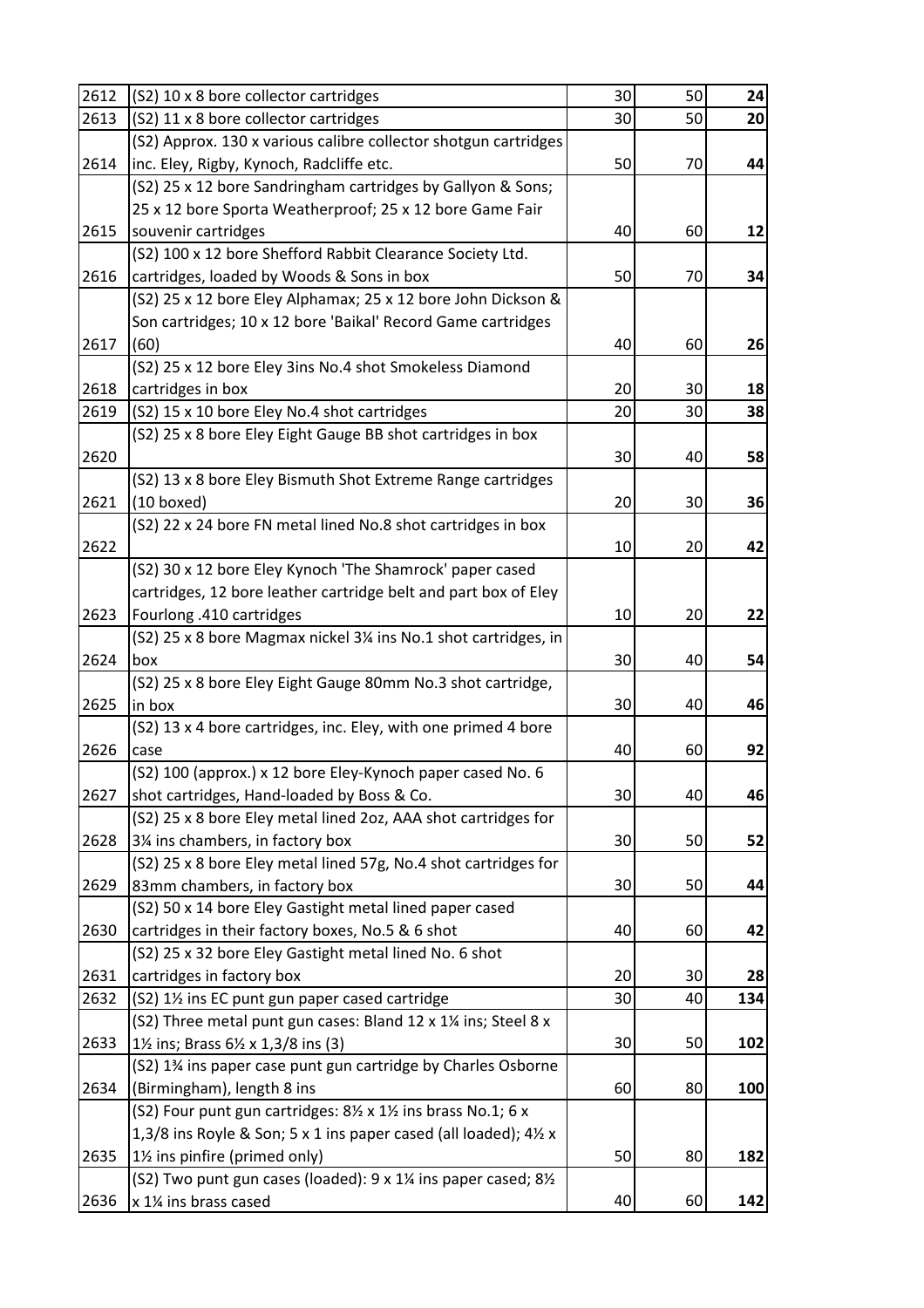| | | | | |
|---|---|---|---|---|
| 2612 | (S2) 10 x 8 bore collector cartridges | 30 | 50 | **24** |
| 2613 | (S2) 11 x 8 bore collector cartridges | 30 | 50 | **20** |
| 2614 | (S2) Approx. 130 x various calibre collector shotgun cartridges inc. Eley, Rigby, Kynoch, Radcliffe etc. | 50 | 70 | **44** |
| 2615 | (S2) 25 x 12 bore Sandringham cartridges by Gallyon & Sons; 25 x 12 bore Sporta Weatherproof; 25 x 12 bore Game Fair souvenir cartridges | 40 | 60 | **12** |
| 2616 | (S2) 100 x 12 bore Shefford Rabbit Clearance Society Ltd. cartridges, loaded by Woods & Sons in box | 50 | 70 | **34** |
| 2617 | (S2) 25 x 12 bore Eley Alphamax; 25 x 12 bore John Dickson & Son cartridges; 10 x 12 bore 'Baikal' Record Game cartridges (60) | 40 | 60 | **26** |
| 2618 | (S2) 25 x 12 bore Eley 3ins No.4 shot Smokeless Diamond cartridges in box | 20 | 30 | **18** |
| 2619 | (S2) 15 x 10 bore Eley No.4 shot cartridges | 20 | 30 | **38** |
| 2620 | (S2) 25 x 8 bore Eley Eight Gauge BB shot cartridges in box | 30 | 40 | **58** |
| 2621 | (S2) 13 x 8 bore Eley Bismuth Shot Extreme Range cartridges (10 boxed) | 20 | 30 | **36** |
| 2622 | (S2) 22 x 24 bore FN metal lined No.8 shot cartridges in box | 10 | 20 | **42** |
| 2623 | (S2) 30 x 12 bore Eley Kynoch 'The Shamrock' paper cased cartridges, 12 bore leather cartridge belt and part box of Eley Fourlong .410 cartridges | 10 | 20 | **22** |
| 2624 | (S2) 25 x 8 bore Magmax nickel 3¼ ins No.1 shot cartridges, in box | 30 | 40 | **54** |
| 2625 | (S2) 25 x 8 bore Eley Eight Gauge 80mm No.3 shot cartridge, in box | 30 | 40 | **46** |
| 2626 | (S2) 13 x 4 bore cartridges, inc. Eley, with one primed 4 bore case | 40 | 60 | **92** |
| 2627 | (S2) 100 (approx.) x 12 bore Eley-Kynoch paper cased No. 6 shot cartridges, Hand-loaded by Boss & Co. | 30 | 40 | **46** |
| 2628 | (S2) 25 x 8 bore Eley metal lined 2oz, AAA shot cartridges for 3¼ ins chambers, in factory box | 30 | 50 | **52** |
| 2629 | (S2) 25 x 8 bore Eley metal lined 57g, No.4 shot cartridges for 83mm chambers, in factory box | 30 | 50 | **44** |
| 2630 | (S2) 50 x 14 bore Eley Gastight metal lined paper cased cartridges in their factory boxes, No.5 & 6 shot | 40 | 60 | **42** |
| 2631 | (S2) 25 x 32 bore Eley Gastight metal lined No. 6 shot cartridges in factory box | 20 | 30 | **28** |
| 2632 | (S2) 1½ ins EC punt gun paper cased cartridge | 30 | 40 | **134** |
| 2633 | (S2) Three metal punt gun cases: Bland 12 x 1¼ ins; Steel 8 x 1½ ins; Brass 6½ x 1,3/8 ins (3) | 30 | 50 | **102** |
| 2634 | (S2) 1¾ ins paper case punt gun cartridge by Charles Osborne (Birmingham), length 8 ins | 60 | 80 | **100** |
| 2635 | (S2) Four punt gun cartridges: 8½ x 1½ ins brass No.1; 6 x 1,3/8 ins Royle & Son; 5 x 1 ins paper cased (all loaded); 4½ x 1½ ins pinfire (primed only) | 50 | 80 | **182** |
| 2636 | (S2) Two punt gun cases (loaded): 9 x 1¼ ins paper cased; 8½ x 1¼ ins brass cased | 40 | 60 | **142** |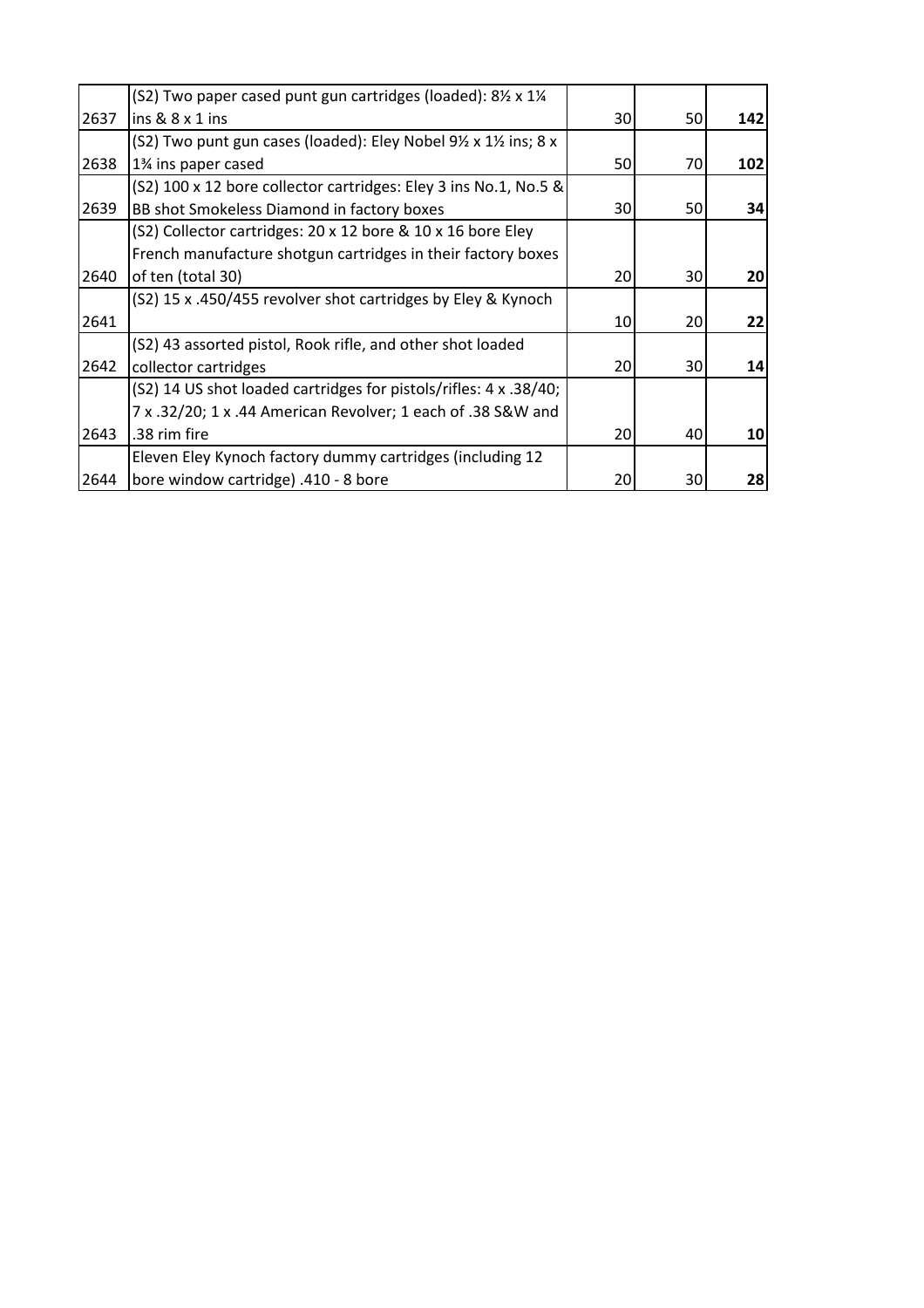| | | | | |
|---|---|---|---|---|
| 2637 | (S2) Two paper cased punt gun cartridges (loaded): 8½ x 1¼ ins & 8 x 1 ins | 30 | 50 | **142** |
| 2638 | (S2) Two punt gun cases (loaded): Eley Nobel 9½ x 1½ ins; 8 x 1¾ ins paper cased | 50 | 70 | **102** |
| 2639 | (S2) 100 x 12 bore collector cartridges: Eley 3 ins No.1, No.5 & BB shot Smokeless Diamond in factory boxes | 30 | 50 | **34** |
| 2640 | (S2) Collector cartridges: 20 x 12 bore & 10 x 16 bore Eley French manufacture shotgun cartridges in their factory boxes of ten (total 30) | 20 | 30 | **20** |
| 2641 | (S2) 15 x .450/455 revolver shot cartridges by Eley & Kynoch | 10 | 20 | **22** |
| 2642 | (S2) 43 assorted pistol, Rook rifle, and other shot loaded collector cartridges | 20 | 30 | **14** |
| 2643 | (S2) 14 US shot loaded cartridges for pistols/rifles: 4 x .38/40; 7 x .32/20; 1 x .44 American Revolver; 1 each of .38 S&W and .38 rim fire | 20 | 40 | **10** |
| 2644 | Eleven Eley Kynoch factory dummy cartridges (including 12 bore window cartridge) .410 - 8 bore | 20 | 30 | **28** |